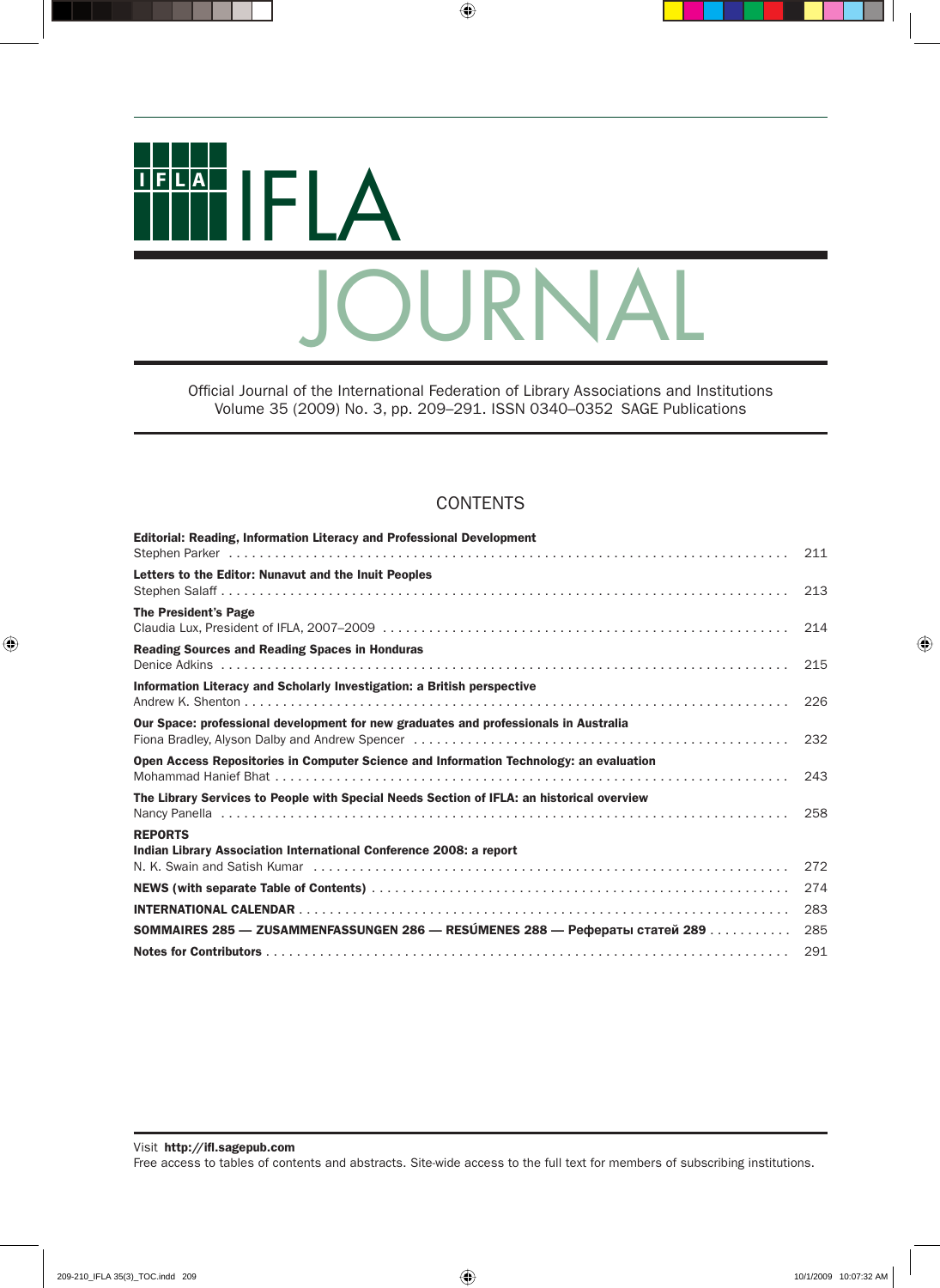# IFLA JOURNAL

Official Journal of the International Federation of Library Associations and Institutions
Volume 35 (2009) No. 3, pp. 209–291. ISSN 0340–0352 SAGE Publications

## CONTENTS

**Editorial: Reading, Information Literacy and Professional Development**
Stephen Parker . . . . . . . . . . 211

**Letters to the Editor: Nunavut and the Inuit Peoples**
Stephen Salaff . . . . . . . . . . 213

**The President's Page**
Claudia Lux, President of IFLA, 2007–2009 . . . . . . . . . . 214

**Reading Sources and Reading Spaces in Honduras**
Denice Adkins . . . . . . . . . . 215

**Information Literacy and Scholarly Investigation: a British perspective**
Andrew K. Shenton . . . . . . . . . . 226

**Our Space: professional development for new graduates and professionals in Australia**
Fiona Bradley, Alyson Dalby and Andrew Spencer . . . . . . . . . . 232

**Open Access Repositories in Computer Science and Information Technology: an evaluation**
Mohammad Hanief Bhat . . . . . . . . . . 243

**The Library Services to People with Special Needs Section of IFLA: an historical overview**
Nancy Panella . . . . . . . . . . 258

**REPORTS**
**Indian Library Association International Conference 2008: a report**
N. K. Swain and Satish Kumar . . . . . . . . . . 272

**NEWS (with separate Table of Contents)** . . . . . . . . . . 274

**INTERNATIONAL CALENDAR** . . . . . . . . . . 283

**SOMMAIRES 285 — ZUSAMMENFASSUNGEN 286 — RESÚMENES 288 — Рефераты статей 289** . . . . . . . . . . 285

**Notes for Contributors** . . . . . . . . . . 291

Visit **http://ifl.sagepub.com**
Free access to tables of contents and abstracts. Site-wide access to the full text for members of subscribing institutions.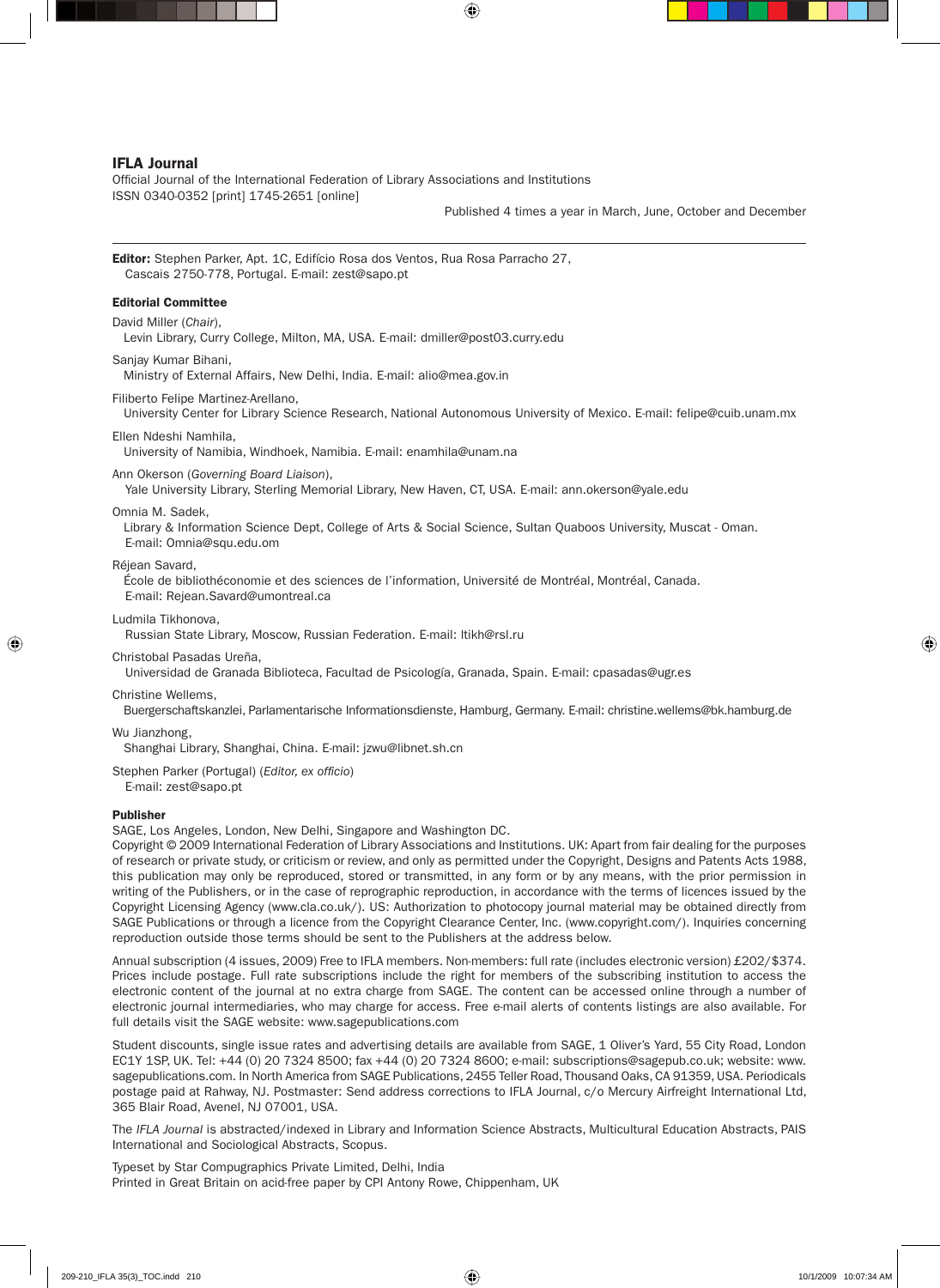## IFLA Journal

Official Journal of the International Federation of Library Associations and Institutions
ISSN 0340-0352 [print] 1745-2651 [online]

Published 4 times a year in March, June, October and December

---

**Editor:** Stephen Parker, Apt. 1C, Edifício Rosa dos Ventos, Rua Rosa Parracho 27, Cascais 2750-778, Portugal. E-mail: zest@sapo.pt

### Editorial Committee

David Miller (*Chair*),
Levin Library, Curry College, Milton, MA, USA. E-mail: dmiller@post03.curry.edu

Sanjay Kumar Bihani,
Ministry of External Affairs, New Delhi, India. E-mail: alio@mea.gov.in

Filiberto Felipe Martinez-Arellano,
University Center for Library Science Research, National Autonomous University of Mexico. E-mail: felipe@cuib.unam.mx

Ellen Ndeshi Namhila,
University of Namibia, Windhoek, Namibia. E-mail: enamhila@unam.na

Ann Okerson (*Governing Board Liaison*),
Yale University Library, Sterling Memorial Library, New Haven, CT, USA. E-mail: ann.okerson@yale.edu

Omnia M. Sadek,
Library & Information Science Dept, College of Arts & Social Science, Sultan Quaboos University, Muscat - Oman.
E-mail: Omnia@squ.edu.om

Réjean Savard,
École de bibliothéconomie et des sciences de l'information, Université de Montréal, Montréal, Canada.
E-mail: Rejean.Savard@umontreal.ca

Ludmila Tikhonova,
Russian State Library, Moscow, Russian Federation. E-mail: ltikh@rsl.ru

Christobal Pasadas Ureña,
Universidad de Granada Biblioteca, Facultad de Psicología, Granada, Spain. E-mail: cpasadas@ugr.es

Christine Wellems,
Buergerschaftskanzlei, Parlamentarische Informationsdienste, Hamburg, Germany. E-mail: christine.wellems@bk.hamburg.de

Wu Jianzhong,
Shanghai Library, Shanghai, China. E-mail: jzwu@libnet.sh.cn

Stephen Parker (Portugal) (*Editor, ex officio*)
E-mail: zest@sapo.pt

### Publisher

SAGE, Los Angeles, London, New Delhi, Singapore and Washington DC.
Copyright © 2009 International Federation of Library Associations and Institutions. UK: Apart from fair dealing for the purposes of research or private study, or criticism or review, and only as permitted under the Copyright, Designs and Patents Acts 1988, this publication may only be reproduced, stored or transmitted, in any form or by any means, with the prior permission in writing of the Publishers, or in the case of reprographic reproduction, in accordance with the terms of licences issued by the Copyright Licensing Agency (www.cla.co.uk/). US: Authorization to photocopy journal material may be obtained directly from SAGE Publications or through a licence from the Copyright Clearance Center, Inc. (www.copyright.com/). Inquiries concerning reproduction outside those terms should be sent to the Publishers at the address below.

Annual subscription (4 issues, 2009) Free to IFLA members. Non-members: full rate (includes electronic version) £202/$374. Prices include postage. Full rate subscriptions include the right for members of the subscribing institution to access the electronic content of the journal at no extra charge from SAGE. The content can be accessed online through a number of electronic journal intermediaries, who may charge for access. Free e-mail alerts of contents listings are also available. For full details visit the SAGE website: www.sagepublications.com

Student discounts, single issue rates and advertising details are available from SAGE, 1 Oliver's Yard, 55 City Road, London EC1Y 1SP, UK. Tel: +44 (0) 20 7324 8500; fax +44 (0) 20 7324 8600; e-mail: subscriptions@sagepub.co.uk; website: www.sagepublications.com. In North America from SAGE Publications, 2455 Teller Road, Thousand Oaks, CA 91359, USA. Periodicals postage paid at Rahway, NJ. Postmaster: Send address corrections to IFLA Journal, c/o Mercury Airfreight International Ltd, 365 Blair Road, Avenel, NJ 07001, USA.

The *IFLA Journal* is abstracted/indexed in Library and Information Science Abstracts, Multicultural Education Abstracts, PAIS International and Sociological Abstracts, Scopus.

Typeset by Star Compugraphics Private Limited, Delhi, India
Printed in Great Britain on acid-free paper by CPI Antony Rowe, Chippenham, UK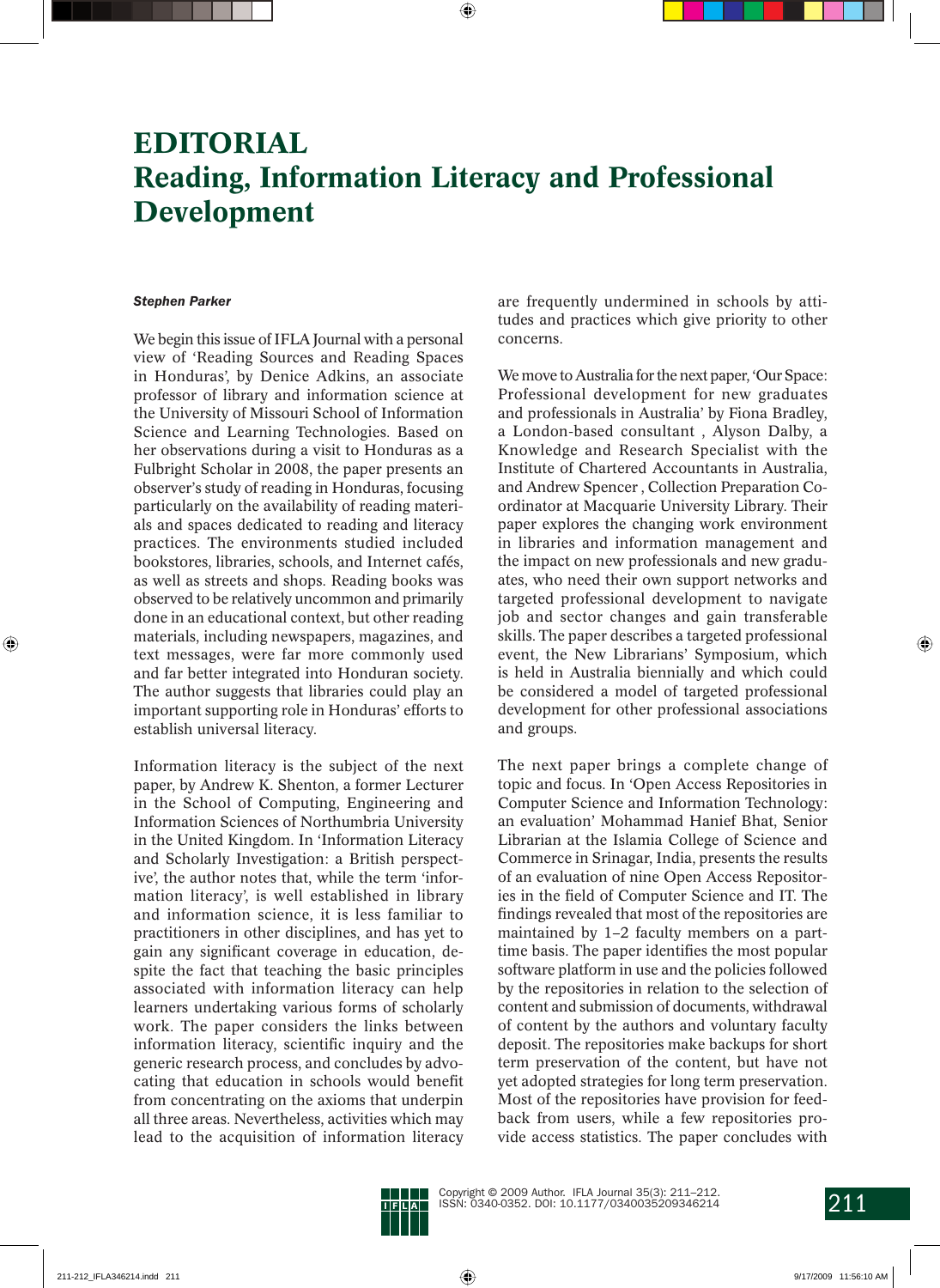# EDITORIAL
# Reading, Information Literacy and Professional Development

***Stephen Parker***

We begin this issue of IFLA Journal with a personal view of 'Reading Sources and Reading Spaces in Honduras', by Denice Adkins, an associate professor of library and information science at the University of Missouri School of Information Science and Learning Technologies. Based on her observations during a visit to Honduras as a Fulbright Scholar in 2008, the paper presents an observer's study of reading in Honduras, focusing particularly on the availability of reading materials and spaces dedicated to reading and literacy practices. The environments studied included bookstores, libraries, schools, and Internet cafés, as well as streets and shops. Reading books was observed to be relatively uncommon and primarily done in an educational context, but other reading materials, including newspapers, magazines, and text messages, were far more commonly used and far better integrated into Honduran society. The author suggests that libraries could play an important supporting role in Honduras' efforts to establish universal literacy.

Information literacy is the subject of the next paper, by Andrew K. Shenton, a former Lecturer in the School of Computing, Engineering and Information Sciences of Northumbria University in the United Kingdom. In 'Information Literacy and Scholarly Investigation: a British perspective', the author notes that, while the term 'information literacy', is well established in library and information science, it is less familiar to practitioners in other disciplines, and has yet to gain any significant coverage in education, despite the fact that teaching the basic principles associated with information literacy can help learners undertaking various forms of scholarly work. The paper considers the links between information literacy, scientific inquiry and the generic research process, and concludes by advocating that education in schools would benefit from concentrating on the axioms that underpin all three areas. Nevertheless, activities which may lead to the acquisition of information literacy are frequently undermined in schools by attitudes and practices which give priority to other concerns.

We move to Australia for the next paper, 'Our Space: Professional development for new graduates and professionals in Australia' by Fiona Bradley, a London-based consultant , Alyson Dalby, a Knowledge and Research Specialist with the Institute of Chartered Accountants in Australia, and Andrew Spencer , Collection Preparation Co-ordinator at Macquarie University Library. Their paper explores the changing work environment in libraries and information management and the impact on new professionals and new graduates, who need their own support networks and targeted professional development to navigate job and sector changes and gain transferable skills. The paper describes a targeted professional event, the New Librarians' Symposium, which is held in Australia biennially and which could be considered a model of targeted professional development for other professional associations and groups.

The next paper brings a complete change of topic and focus. In 'Open Access Repositories in Computer Science and Information Technology: an evaluation' Mohammad Hanief Bhat, Senior Librarian at the Islamia College of Science and Commerce in Srinagar, India, presents the results of an evaluation of nine Open Access Repositories in the field of Computer Science and IT. The findings revealed that most of the repositories are maintained by 1–2 faculty members on a part-time basis. The paper identifies the most popular software platform in use and the policies followed by the repositories in relation to the selection of content and submission of documents, withdrawal of content by the authors and voluntary faculty deposit. The repositories make backups for short term preservation of the content, but have not yet adopted strategies for long term preservation. Most of the repositories have provision for feedback from users, while a few repositories provide access statistics. The paper concludes with

Copyright © 2009 Author. IFLA Journal 35(3): 211–212.
ISSN: 0340-0352. DOI: 10.1177/0340035209346214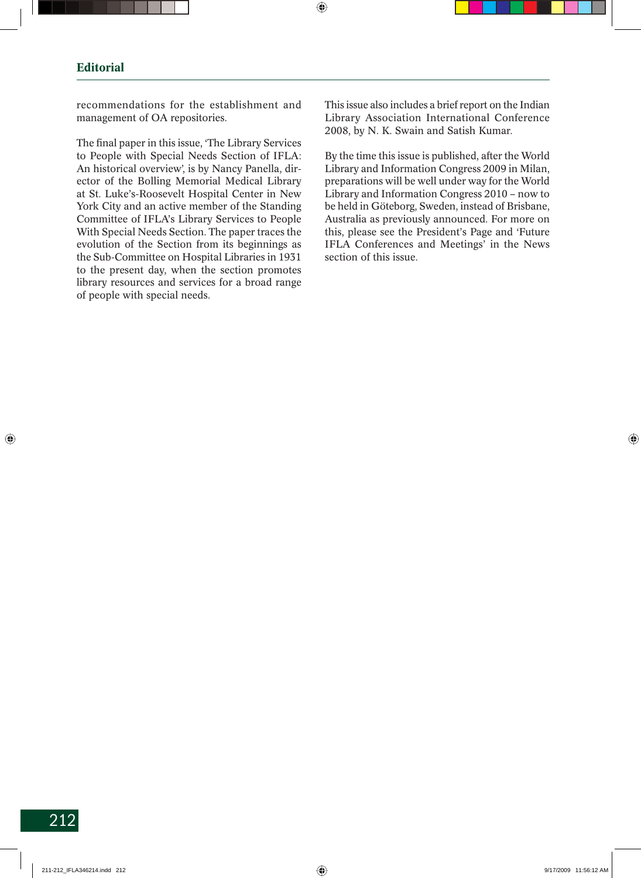recommendations for the establishment and management of OA repositories.

The final paper in this issue, 'The Library Services to People with Special Needs Section of IFLA: An historical overview', is by Nancy Panella, director of the Bolling Memorial Medical Library at St. Luke's-Roosevelt Hospital Center in New York City and an active member of the Standing Committee of IFLA's Library Services to People With Special Needs Section. The paper traces the evolution of the Section from its beginnings as the Sub-Committee on Hospital Libraries in 1931 to the present day, when the section promotes library resources and services for a broad range of people with special needs.

This issue also includes a brief report on the Indian Library Association International Conference 2008, by N. K. Swain and Satish Kumar.

By the time this issue is published, after the World Library and Information Congress 2009 in Milan, preparations will be well under way for the World Library and Information Congress 2010 – now to be held in Göteborg, Sweden, instead of Brisbane, Australia as previously announced. For more on this, please see the President's Page and 'Future IFLA Conferences and Meetings' in the News section of this issue.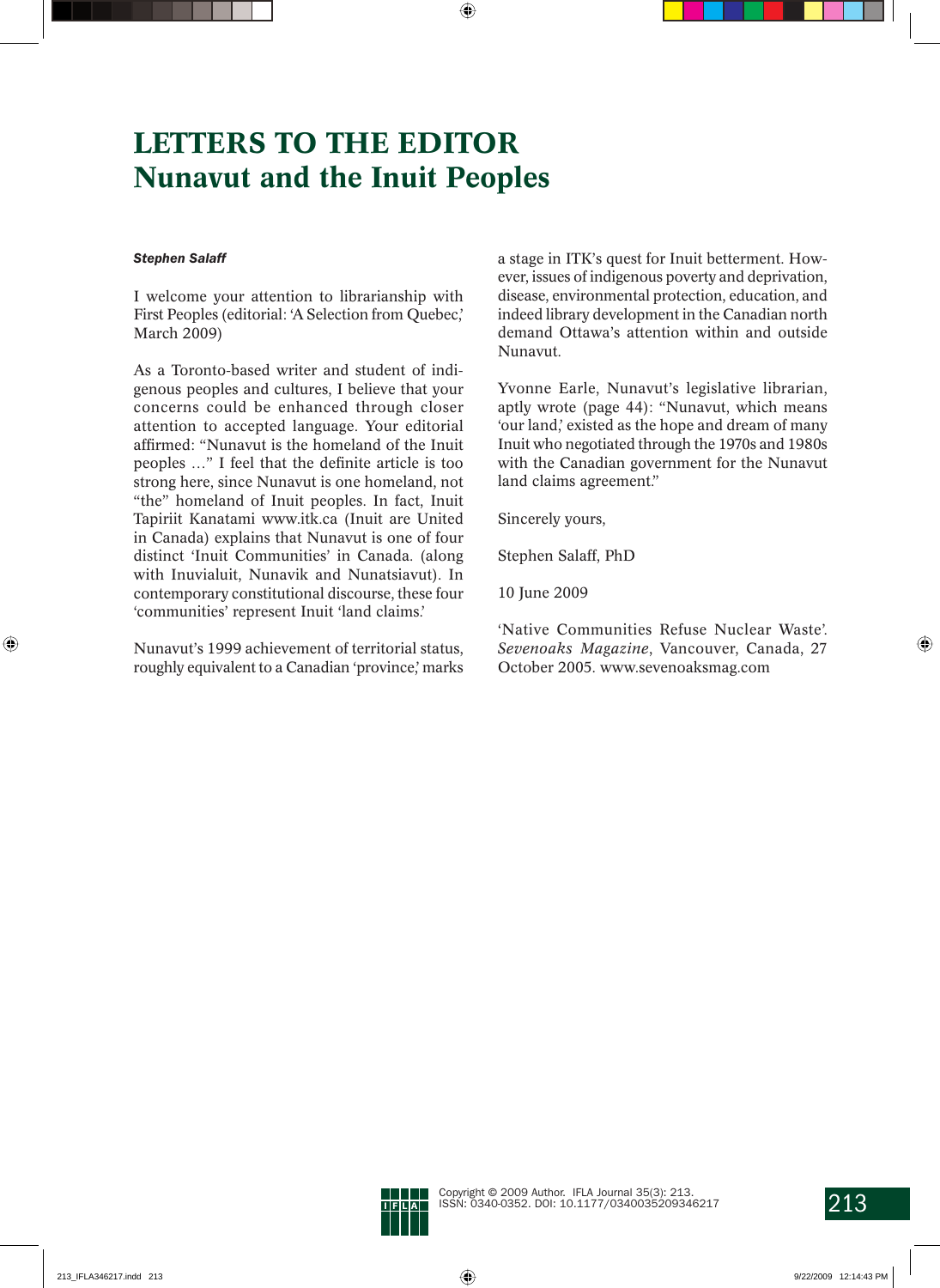# LETTERS TO THE EDITOR
# Nunavut and the Inuit Peoples

***Stephen Salaff***

I welcome your attention to librarianship with First Peoples (editorial: 'A Selection from Quebec,' March 2009)

As a Toronto-based writer and student of indigenous peoples and cultures, I believe that your concerns could be enhanced through closer attention to accepted language. Your editorial affirmed: "Nunavut is the homeland of the Inuit peoples …" I feel that the definite article is too strong here, since Nunavut is one homeland, not "the" homeland of Inuit peoples. In fact, Inuit Tapiriit Kanatami www.itk.ca (Inuit are United in Canada) explains that Nunavut is one of four distinct 'Inuit Communities' in Canada. (along with Inuvialuit, Nunavik and Nunatsiavut). In contemporary constitutional discourse, these four 'communities' represent Inuit 'land claims.'

Nunavut's 1999 achievement of territorial status, roughly equivalent to a Canadian 'province,' marks a stage in ITK's quest for Inuit betterment. However, issues of indigenous poverty and deprivation, disease, environmental protection, education, and indeed library development in the Canadian north demand Ottawa's attention within and outside Nunavut.

Yvonne Earle, Nunavut's legislative librarian, aptly wrote (page 44): "Nunavut, which means 'our land,' existed as the hope and dream of many Inuit who negotiated through the 1970s and 1980s with the Canadian government for the Nunavut land claims agreement."

Sincerely yours,

Stephen Salaff, PhD

10 June 2009

'Native Communities Refuse Nuclear Waste'. *Sevenoaks Magazine*, Vancouver, Canada, 27 October 2005. www.sevenoaksmag.com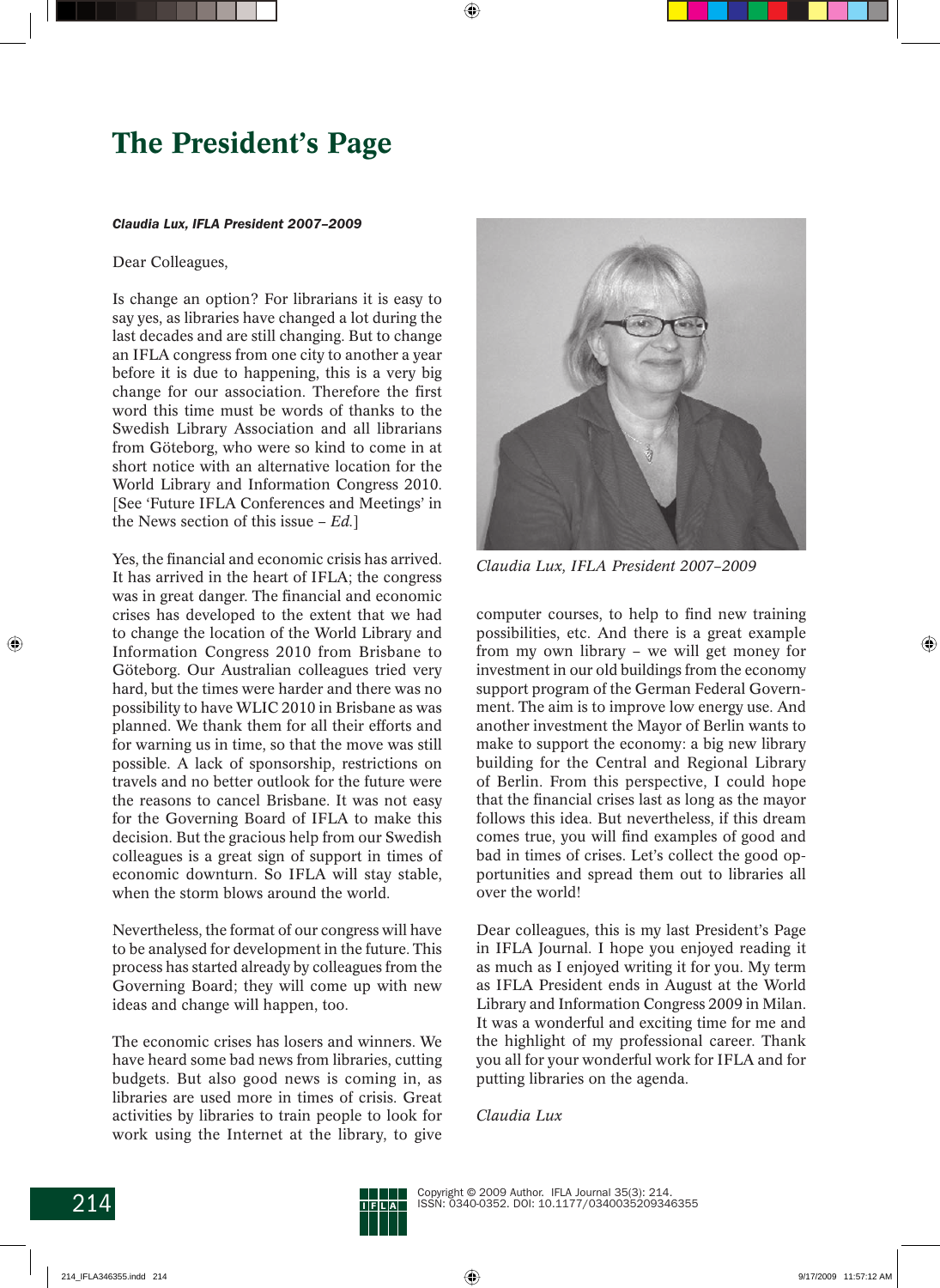# The President's Page

***Claudia Lux, IFLA President 2007–2009***

Dear Colleagues,

Is change an option? For librarians it is easy to say yes, as libraries have changed a lot during the last decades and are still changing. But to change an IFLA congress from one city to another a year before it is due to happening, this is a very big change for our association. Therefore the first word this time must be words of thanks to the Swedish Library Association and all librarians from Göteborg, who were so kind to come in at short notice with an alternative location for the World Library and Information Congress 2010. [See 'Future IFLA Conferences and Meetings' in the News section of this issue – *Ed.*]

Yes, the financial and economic crisis has arrived. It has arrived in the heart of IFLA; the congress was in great danger. The financial and economic crises has developed to the extent that we had to change the location of the World Library and Information Congress 2010 from Brisbane to Göteborg. Our Australian colleagues tried very hard, but the times were harder and there was no possibility to have WLIC 2010 in Brisbane as was planned. We thank them for all their efforts and for warning us in time, so that the move was still possible. A lack of sponsorship, restrictions on travels and no better outlook for the future were the reasons to cancel Brisbane. It was not easy for the Governing Board of IFLA to make this decision. But the gracious help from our Swedish colleagues is a great sign of support in times of economic downturn. So IFLA will stay stable, when the storm blows around the world.

Nevertheless, the format of our congress will have to be analysed for development in the future. This process has started already by colleagues from the Governing Board; they will come up with new ideas and change will happen, too.

The economic crises has losers and winners. We have heard some bad news from libraries, cutting budgets. But also good news is coming in, as libraries are used more in times of crisis. Great activities by libraries to train people to look for work using the Internet at the library, to give computer courses, to help to find new training possibilities, etc. And there is a great example from my own library – we will get money for investment in our old buildings from the economy support program of the German Federal Government. The aim is to improve low energy use. And another investment the Mayor of Berlin wants to make to support the economy: a big new library building for the Central and Regional Library of Berlin. From this perspective, I could hope that the financial crises last as long as the mayor follows this idea. But nevertheless, if this dream comes true, you will find examples of good and bad in times of crises. Let's collect the good opportunities and spread them out to libraries all over the world!

*Claudia Lux, IFLA President 2007–2009*

Dear colleagues, this is my last President's Page in IFLA Journal. I hope you enjoyed reading it as much as I enjoyed writing it for you. My term as IFLA President ends in August at the World Library and Information Congress 2009 in Milan. It was a wonderful and exciting time for me and the highlight of my professional career. Thank you all for your wonderful work for IFLA and for putting libraries on the agenda.

*Claudia Lux*

Copyright © 2009 Author. IFLA Journal 35(3): 214. ISSN: 0340-0352. DOI: 10.1177/0340035209346355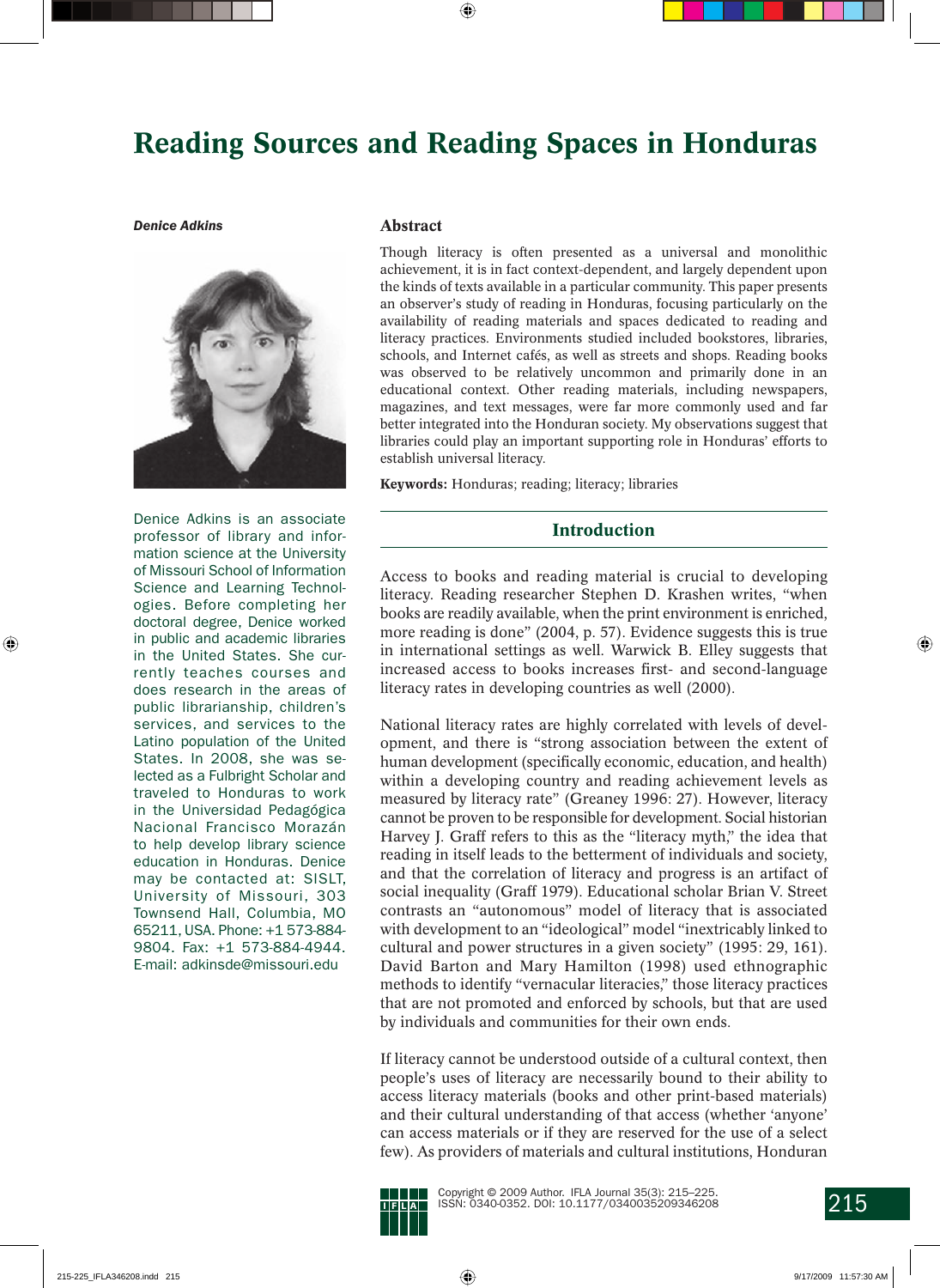# Reading Sources and Reading Spaces in Honduras

***Denice Adkins***

Denice Adkins is an associate professor of library and information science at the University of Missouri School of Information Science and Learning Technologies. Before completing her doctoral degree, Denice worked in public and academic libraries in the United States. She currently teaches courses and does research in the areas of public librarianship, children's services, and services to the Latino population of the United States. In 2008, she was selected as a Fulbright Scholar and traveled to Honduras to work in the Universidad Pedagógica Nacional Francisco Morazán to help develop library science education in Honduras. Denice may be contacted at: SISLT, University of Missouri, 303 Townsend Hall, Columbia, MO 65211, USA. Phone: +1 573-884-9804. Fax: +1 573-884-4944. E-mail: adkinsde@missouri.edu

## Abstract

Though literacy is often presented as a universal and monolithic achievement, it is in fact context-dependent, and largely dependent upon the kinds of texts available in a particular community. This paper presents an observer's study of reading in Honduras, focusing particularly on the availability of reading materials and spaces dedicated to reading and literacy practices. Environments studied included bookstores, libraries, schools, and Internet cafés, as well as streets and shops. Reading books was observed to be relatively uncommon and primarily done in an educational context. Other reading materials, including newspapers, magazines, and text messages, were far more commonly used and far better integrated into the Honduran society. My observations suggest that libraries could play an important supporting role in Honduras' efforts to establish universal literacy.

**Keywords:** Honduras; reading; literacy; libraries

## Introduction

Access to books and reading material is crucial to developing literacy. Reading researcher Stephen D. Krashen writes, "when books are readily available, when the print environment is enriched, more reading is done" (2004, p. 57). Evidence suggests this is true in international settings as well. Warwick B. Elley suggests that increased access to books increases first- and second-language literacy rates in developing countries as well (2000).

National literacy rates are highly correlated with levels of development, and there is "strong association between the extent of human development (specifically economic, education, and health) within a developing country and reading achievement levels as measured by literacy rate" (Greaney 1996: 27). However, literacy cannot be proven to be responsible for development. Social historian Harvey J. Graff refers to this as the "literacy myth," the idea that reading in itself leads to the betterment of individuals and society, and that the correlation of literacy and progress is an artifact of social inequality (Graff 1979). Educational scholar Brian V. Street contrasts an "autonomous" model of literacy that is associated with development to an "ideological" model "inextricably linked to cultural and power structures in a given society" (1995: 29, 161). David Barton and Mary Hamilton (1998) used ethnographic methods to identify "vernacular literacies," those literacy practices that are not promoted and enforced by schools, but that are used by individuals and communities for their own ends.

If literacy cannot be understood outside of a cultural context, then people's uses of literacy are necessarily bound to their ability to access literacy materials (books and other print-based materials) and their cultural understanding of that access (whether 'anyone' can access materials or if they are reserved for the use of a select few). As providers of materials and cultural institutions, Honduran

Copyright © 2009 Author. IFLA Journal 35(3): 215–225. ISSN: 0340-0352. DOI: 10.1177/0340035209346208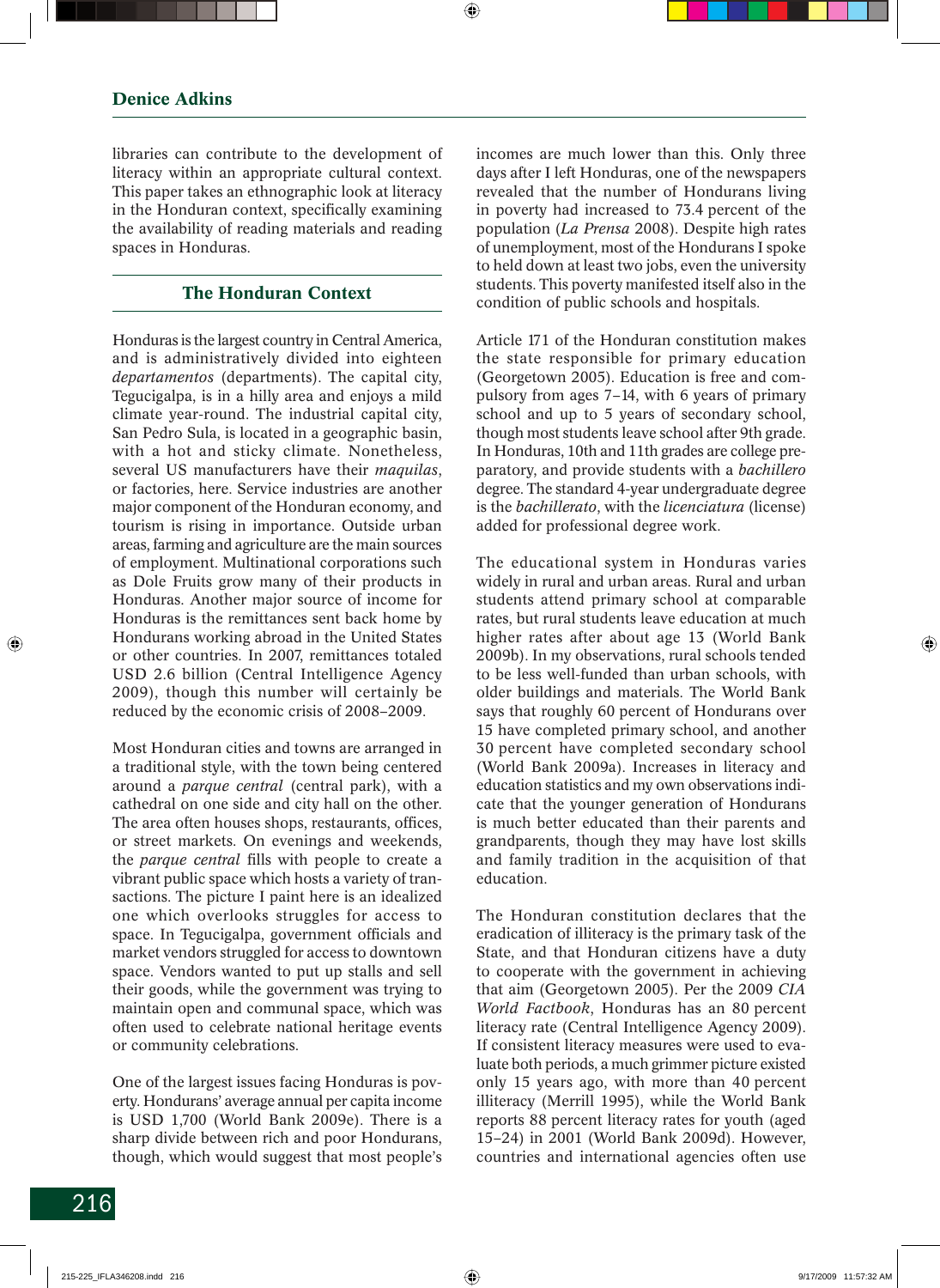libraries can contribute to the development of literacy within an appropriate cultural context. This paper takes an ethnographic look at literacy in the Honduran context, specifically examining the availability of reading materials and reading spaces in Honduras.

## The Honduran Context

Honduras is the largest country in Central America, and is administratively divided into eighteen *departamentos* (departments). The capital city, Tegucigalpa, is in a hilly area and enjoys a mild climate year-round. The industrial capital city, San Pedro Sula, is located in a geographic basin, with a hot and sticky climate. Nonetheless, several US manufacturers have their *maquilas*, or factories, here. Service industries are another major component of the Honduran economy, and tourism is rising in importance. Outside urban areas, farming and agriculture are the main sources of employment. Multinational corporations such as Dole Fruits grow many of their products in Honduras. Another major source of income for Honduras is the remittances sent back home by Hondurans working abroad in the United States or other countries. In 2007, remittances totaled USD 2.6 billion (Central Intelligence Agency 2009), though this number will certainly be reduced by the economic crisis of 2008–2009.

Most Honduran cities and towns are arranged in a traditional style, with the town being centered around a *parque central* (central park), with a cathedral on one side and city hall on the other. The area often houses shops, restaurants, offices, or street markets. On evenings and weekends, the *parque central* fills with people to create a vibrant public space which hosts a variety of transactions. The picture I paint here is an idealized one which overlooks struggles for access to space. In Tegucigalpa, government officials and market vendors struggled for access to downtown space. Vendors wanted to put up stalls and sell their goods, while the government was trying to maintain open and communal space, which was often used to celebrate national heritage events or community celebrations.

One of the largest issues facing Honduras is poverty. Hondurans' average annual per capita income is USD 1,700 (World Bank 2009e). There is a sharp divide between rich and poor Hondurans, though, which would suggest that most people's incomes are much lower than this. Only three days after I left Honduras, one of the newspapers revealed that the number of Hondurans living in poverty had increased to 73.4 percent of the population (*La Prensa* 2008). Despite high rates of unemployment, most of the Hondurans I spoke to held down at least two jobs, even the university students. This poverty manifested itself also in the condition of public schools and hospitals.

Article 171 of the Honduran constitution makes the state responsible for primary education (Georgetown 2005). Education is free and compulsory from ages 7–14, with 6 years of primary school and up to 5 years of secondary school, though most students leave school after 9th grade. In Honduras, 10th and 11th grades are college preparatory, and provide students with a *bachillero* degree. The standard 4-year undergraduate degree is the *bachillerato*, with the *licenciatura* (license) added for professional degree work.

The educational system in Honduras varies widely in rural and urban areas. Rural and urban students attend primary school at comparable rates, but rural students leave education at much higher rates after about age 13 (World Bank 2009b). In my observations, rural schools tended to be less well-funded than urban schools, with older buildings and materials. The World Bank says that roughly 60 percent of Hondurans over 15 have completed primary school, and another 30 percent have completed secondary school (World Bank 2009a). Increases in literacy and education statistics and my own observations indicate that the younger generation of Hondurans is much better educated than their parents and grandparents, though they may have lost skills and family tradition in the acquisition of that education.

The Honduran constitution declares that the eradication of illiteracy is the primary task of the State, and that Honduran citizens have a duty to cooperate with the government in achieving that aim (Georgetown 2005). Per the 2009 *CIA World Factbook*, Honduras has an 80 percent literacy rate (Central Intelligence Agency 2009). If consistent literacy measures were used to evaluate both periods, a much grimmer picture existed only 15 years ago, with more than 40 percent illiteracy (Merrill 1995), while the World Bank reports 88 percent literacy rates for youth (aged 15–24) in 2001 (World Bank 2009d). However, countries and international agencies often use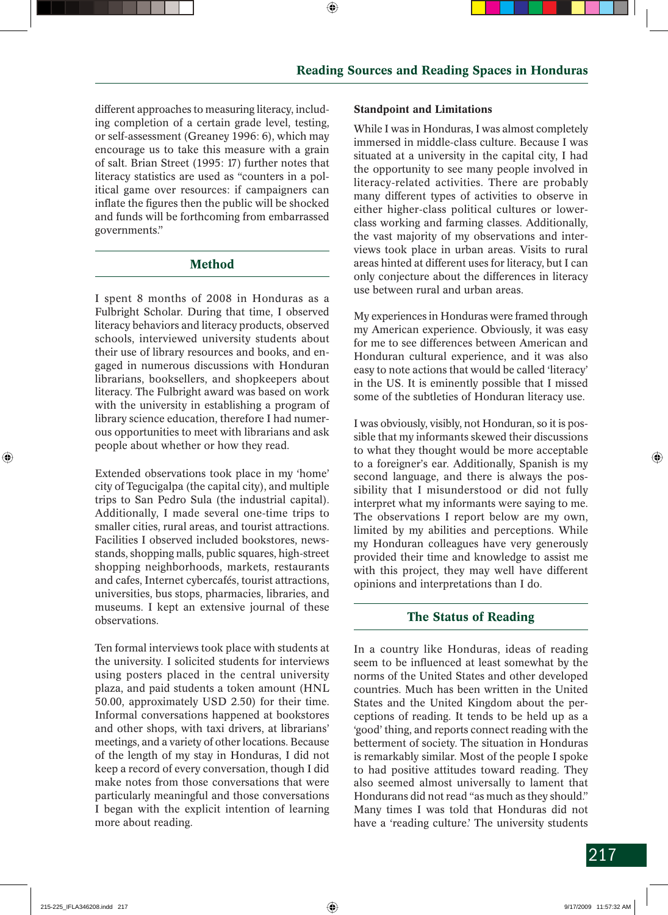different approaches to measuring literacy, including completion of a certain grade level, testing, or self-assessment (Greaney 1996: 6), which may encourage us to take this measure with a grain of salt. Brian Street (1995: 17) further notes that literacy statistics are used as "counters in a political game over resources: if campaigners can inflate the figures then the public will be shocked and funds will be forthcoming from embarrassed governments."

## Method

I spent 8 months of 2008 in Honduras as a Fulbright Scholar. During that time, I observed literacy behaviors and literacy products, observed schools, interviewed university students about their use of library resources and books, and engaged in numerous discussions with Honduran librarians, booksellers, and shopkeepers about literacy. The Fulbright award was based on work with the university in establishing a program of library science education, therefore I had numerous opportunities to meet with librarians and ask people about whether or how they read.

Extended observations took place in my 'home' city of Tegucigalpa (the capital city), and multiple trips to San Pedro Sula (the industrial capital). Additionally, I made several one-time trips to smaller cities, rural areas, and tourist attractions. Facilities I observed included bookstores, newsstands, shopping malls, public squares, high-street shopping neighborhoods, markets, restaurants and cafes, Internet cybercafés, tourist attractions, universities, bus stops, pharmacies, libraries, and museums. I kept an extensive journal of these observations.

Ten formal interviews took place with students at the university. I solicited students for interviews using posters placed in the central university plaza, and paid students a token amount (HNL 50.00, approximately USD 2.50) for their time. Informal conversations happened at bookstores and other shops, with taxi drivers, at librarians' meetings, and a variety of other locations. Because of the length of my stay in Honduras, I did not keep a record of every conversation, though I did make notes from those conversations that were particularly meaningful and those conversations I began with the explicit intention of learning more about reading.

### Standpoint and Limitations

While I was in Honduras, I was almost completely immersed in middle-class culture. Because I was situated at a university in the capital city, I had the opportunity to see many people involved in literacy-related activities. There are probably many different types of activities to observe in either higher-class political cultures or lower-class working and farming classes. Additionally, the vast majority of my observations and interviews took place in urban areas. Visits to rural areas hinted at different uses for literacy, but I can only conjecture about the differences in literacy use between rural and urban areas.

My experiences in Honduras were framed through my American experience. Obviously, it was easy for me to see differences between American and Honduran cultural experience, and it was also easy to note actions that would be called 'literacy' in the US. It is eminently possible that I missed some of the subtleties of Honduran literacy use.

I was obviously, visibly, not Honduran, so it is possible that my informants skewed their discussions to what they thought would be more acceptable to a foreigner's ear. Additionally, Spanish is my second language, and there is always the possibility that I misunderstood or did not fully interpret what my informants were saying to me. The observations I report below are my own, limited by my abilities and perceptions. While my Honduran colleagues have very generously provided their time and knowledge to assist me with this project, they may well have different opinions and interpretations than I do.

## The Status of Reading

In a country like Honduras, ideas of reading seem to be influenced at least somewhat by the norms of the United States and other developed countries. Much has been written in the United States and the United Kingdom about the perceptions of reading. It tends to be held up as a 'good' thing, and reports connect reading with the betterment of society. The situation in Honduras is remarkably similar. Most of the people I spoke to had positive attitudes toward reading. They also seemed almost universally to lament that Hondurans did not read "as much as they should." Many times I was told that Honduras did not have a 'reading culture.' The university students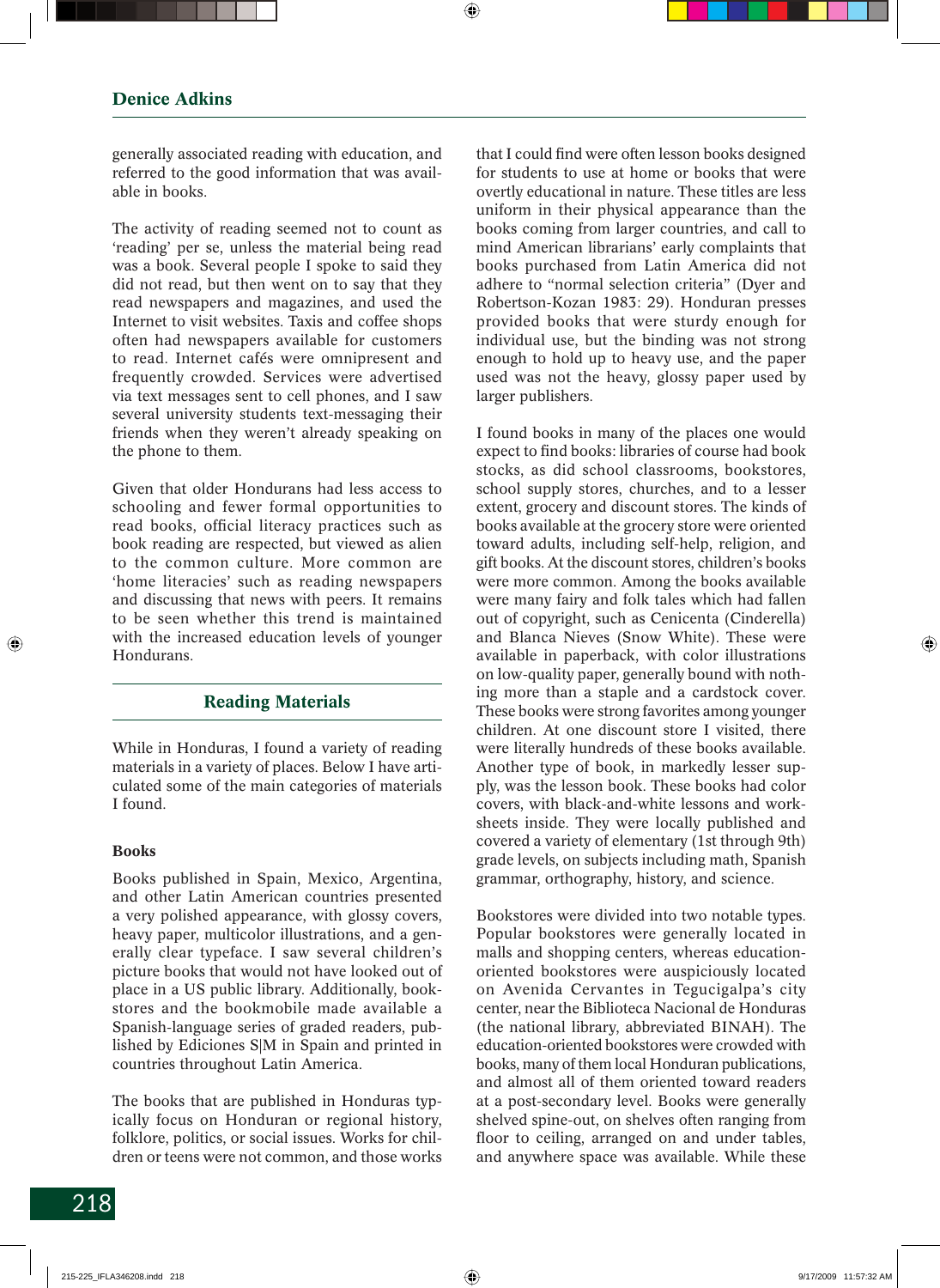generally associated reading with education, and referred to the good information that was available in books.

The activity of reading seemed not to count as 'reading' per se, unless the material being read was a book. Several people I spoke to said they did not read, but then went on to say that they read newspapers and magazines, and used the Internet to visit websites. Taxis and coffee shops often had newspapers available for customers to read. Internet cafés were omnipresent and frequently crowded. Services were advertised via text messages sent to cell phones, and I saw several university students text-messaging their friends when they weren't already speaking on the phone to them.

Given that older Hondurans had less access to schooling and fewer formal opportunities to read books, official literacy practices such as book reading are respected, but viewed as alien to the common culture. More common are 'home literacies' such as reading newspapers and discussing that news with peers. It remains to be seen whether this trend is maintained with the increased education levels of younger Hondurans.

## Reading Materials

While in Honduras, I found a variety of reading materials in a variety of places. Below I have articulated some of the main categories of materials I found.

### Books

Books published in Spain, Mexico, Argentina, and other Latin American countries presented a very polished appearance, with glossy covers, heavy paper, multicolor illustrations, and a generally clear typeface. I saw several children's picture books that would not have looked out of place in a US public library. Additionally, bookstores and the bookmobile made available a Spanish-language series of graded readers, published by Ediciones S|M in Spain and printed in countries throughout Latin America.

The books that are published in Honduras typically focus on Honduran or regional history, folklore, politics, or social issues. Works for children or teens were not common, and those works that I could find were often lesson books designed for students to use at home or books that were overtly educational in nature. These titles are less uniform in their physical appearance than the books coming from larger countries, and call to mind American librarians' early complaints that books purchased from Latin America did not adhere to "normal selection criteria" (Dyer and Robertson-Kozan 1983: 29). Honduran presses provided books that were sturdy enough for individual use, but the binding was not strong enough to hold up to heavy use, and the paper used was not the heavy, glossy paper used by larger publishers.

I found books in many of the places one would expect to find books: libraries of course had book stocks, as did school classrooms, bookstores, school supply stores, churches, and to a lesser extent, grocery and discount stores. The kinds of books available at the grocery store were oriented toward adults, including self-help, religion, and gift books. At the discount stores, children's books were more common. Among the books available were many fairy and folk tales which had fallen out of copyright, such as Cenicenta (Cinderella) and Blanca Nieves (Snow White). These were available in paperback, with color illustrations on low-quality paper, generally bound with nothing more than a staple and a cardstock cover. These books were strong favorites among younger children. At one discount store I visited, there were literally hundreds of these books available. Another type of book, in markedly lesser supply, was the lesson book. These books had color covers, with black-and-white lessons and worksheets inside. They were locally published and covered a variety of elementary (1st through 9th) grade levels, on subjects including math, Spanish grammar, orthography, history, and science.

Bookstores were divided into two notable types. Popular bookstores were generally located in malls and shopping centers, whereas education-oriented bookstores were auspiciously located on Avenida Cervantes in Tegucigalpa's city center, near the Biblioteca Nacional de Honduras (the national library, abbreviated BINAH). The education-oriented bookstores were crowded with books, many of them local Honduran publications, and almost all of them oriented toward readers at a post-secondary level. Books were generally shelved spine-out, on shelves often ranging from floor to ceiling, arranged on and under tables, and anywhere space was available. While these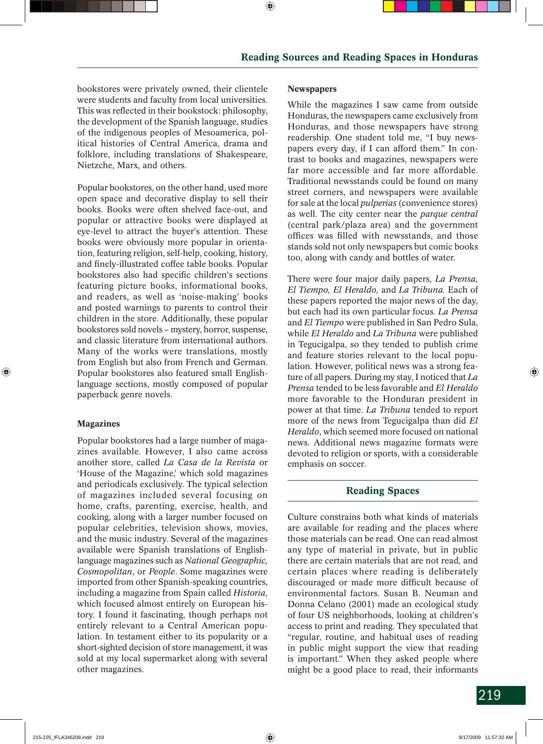bookstores were privately owned, their clientele were students and faculty from local universities. This was reflected in their bookstock: philosophy, the development of the Spanish language, studies of the indigenous peoples of Mesoamerica, political histories of Central America, drama and folklore, including translations of Shakespeare, Nietzche, Marx, and others.

Popular bookstores, on the other hand, used more open space and decorative display to sell their books. Books were often shelved face-out, and popular or attractive books were displayed at eye-level to attract the buyer's attention. These books were obviously more popular in orientation, featuring religion, self-help, cooking, history, and finely-illustrated coffee table books. Popular bookstores also had specific children's sections featuring picture books, informational books, and readers, as well as 'noise-making' books and posted warnings to parents to control their children in the store. Additionally, these popular bookstores sold novels – mystery, horror, suspense, and classic literature from international authors. Many of the works were translations, mostly from English but also from French and German. Popular bookstores also featured small English-language sections, mostly composed of popular paperback genre novels.

### Magazines

Popular bookstores had a large number of magazines available. However, I also came across another store, called *La Casa de la Revista* or 'House of the Magazine,' which sold magazines and periodicals exclusively. The typical selection of magazines included several focusing on home, crafts, parenting, exercise, health, and cooking, along with a larger number focused on popular celebrities, television shows, movies, and the music industry. Several of the magazines available were Spanish translations of English-language magazines such as *National Geographic, Cosmopolitan*, or *People*. Some magazines were imported from other Spanish-speaking countries, including a magazine from Spain called *Historia,* which focused almost entirely on European history. I found it fascinating, though perhaps not entirely relevant to a Central American population. In testament either to its popularity or a short-sighted decision of store management, it was sold at my local supermarket along with several other magazines.

### Newspapers

While the magazines I saw came from outside Honduras, the newspapers came exclusively from Honduras, and those newspapers have strong readership. One student told me, "I buy newspapers every day, if I can afford them." In contrast to books and magazines, newspapers were far more accessible and far more affordable. Traditional newsstands could be found on many street corners, and newspapers were available for sale at the local *pulperias* (convenience stores) as well. The city center near the *parque central* (central park/plaza area) and the government offices was filled with newsstands, and those stands sold not only newspapers but comic books too, along with candy and bottles of water.

There were four major daily papers, *La Prensa, El Tiempo, El Heraldo,* and *La Tribuna*. Each of these papers reported the major news of the day, but each had its own particular focus. *La Prensa* and *El Tiempo* were published in San Pedro Sula, while *El Heraldo* and *La Tribuna* were published in Tegucigalpa, so they tended to publish crime and feature stories relevant to the local population. However, political news was a strong feature of all papers. During my stay, I noticed that *La Prensa* tended to be less favorable and *El Heraldo* more favorable to the Honduran president in power at that time. *La Tribuna* tended to report more of the news from Tegucigalpa than did *El Heraldo*, which seemed more focused on national news. Additional news magazine formats were devoted to religion or sports, with a considerable emphasis on soccer.

## Reading Spaces

Culture constrains both what kinds of materials are available for reading and the places where those materials can be read. One can read almost any type of material in private, but in public there are certain materials that are not read, and certain places where reading is deliberately discouraged or made more difficult because of environmental factors. Susan B. Neuman and Donna Celano (2001) made an ecological study of four US neighborhoods, looking at children's access to print and reading. They speculated that "regular, routine, and habitual uses of reading in public might support the view that reading is important." When they asked people where might be a good place to read, their informants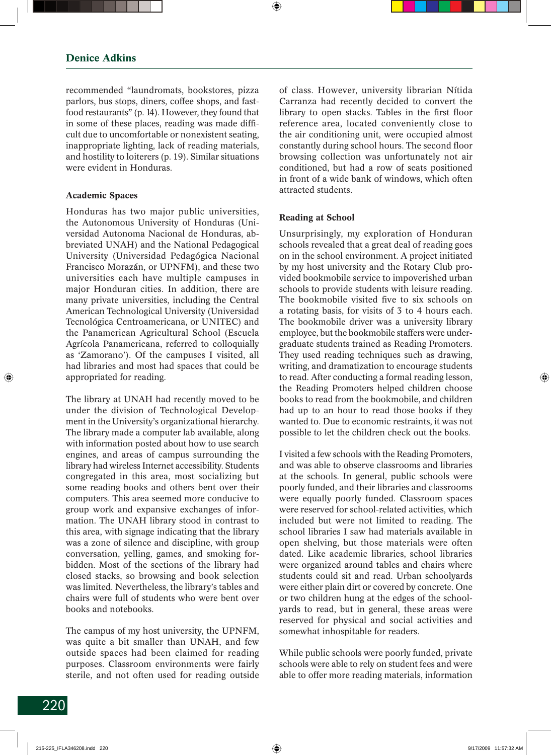recommended "laundromats, bookstores, pizza parlors, bus stops, diners, coffee shops, and fast-food restaurants" (p. 14). However, they found that in some of these places, reading was made difficult due to uncomfortable or nonexistent seating, inappropriate lighting, lack of reading materials, and hostility to loiterers (p. 19). Similar situations were evident in Honduras.

### Academic Spaces

Honduras has two major public universities, the Autonomous University of Honduras (Universidad Autonoma Nacional de Honduras, abbreviated UNAH) and the National Pedagogical University (Universidad Pedagógica Nacional Francisco Morazán, or UPNFM), and these two universities each have multiple campuses in major Honduran cities. In addition, there are many private universities, including the Central American Technological University (Universidad Tecnológica Centroamericana, or UNITEC) and the Panamerican Agricultural School (Escuela Agrícola Panamericana, referred to colloquially as 'Zamorano'). Of the campuses I visited, all had libraries and most had spaces that could be appropriated for reading.

The library at UNAH had recently moved to be under the division of Technological Development in the University's organizational hierarchy. The library made a computer lab available, along with information posted about how to use search engines, and areas of campus surrounding the library had wireless Internet accessibility. Students congregated in this area, most socializing but some reading books and others bent over their computers. This area seemed more conducive to group work and expansive exchanges of information. The UNAH library stood in contrast to this area, with signage indicating that the library was a zone of silence and discipline, with group conversation, yelling, games, and smoking forbidden. Most of the sections of the library had closed stacks, so browsing and book selection was limited. Nevertheless, the library's tables and chairs were full of students who were bent over books and notebooks.

The campus of my host university, the UPNFM, was quite a bit smaller than UNAH, and few outside spaces had been claimed for reading purposes. Classroom environments were fairly sterile, and not often used for reading outside of class. However, university librarian Nítida Carranza had recently decided to convert the library to open stacks. Tables in the first floor reference area, located conveniently close to the air conditioning unit, were occupied almost constantly during school hours. The second floor browsing collection was unfortunately not air conditioned, but had a row of seats positioned in front of a wide bank of windows, which often attracted students.

### Reading at School

Unsurprisingly, my exploration of Honduran schools revealed that a great deal of reading goes on in the school environment. A project initiated by my host university and the Rotary Club provided bookmobile service to impoverished urban schools to provide students with leisure reading. The bookmobile visited five to six schools on a rotating basis, for visits of 3 to 4 hours each. The bookmobile driver was a university library employee, but the bookmobile staffers were undergraduate students trained as Reading Promoters. They used reading techniques such as drawing, writing, and dramatization to encourage students to read. After conducting a formal reading lesson, the Reading Promoters helped children choose books to read from the bookmobile, and children had up to an hour to read those books if they wanted to. Due to economic restraints, it was not possible to let the children check out the books.

I visited a few schools with the Reading Promoters, and was able to observe classrooms and libraries at the schools. In general, public schools were poorly funded, and their libraries and classrooms were equally poorly funded. Classroom spaces were reserved for school-related activities, which included but were not limited to reading. The school libraries I saw had materials available in open shelving, but those materials were often dated. Like academic libraries, school libraries were organized around tables and chairs where students could sit and read. Urban schoolyards were either plain dirt or covered by concrete. One or two children hung at the edges of the schoolyards to read, but in general, these areas were reserved for physical and social activities and somewhat inhospitable for readers.

While public schools were poorly funded, private schools were able to rely on student fees and were able to offer more reading materials, information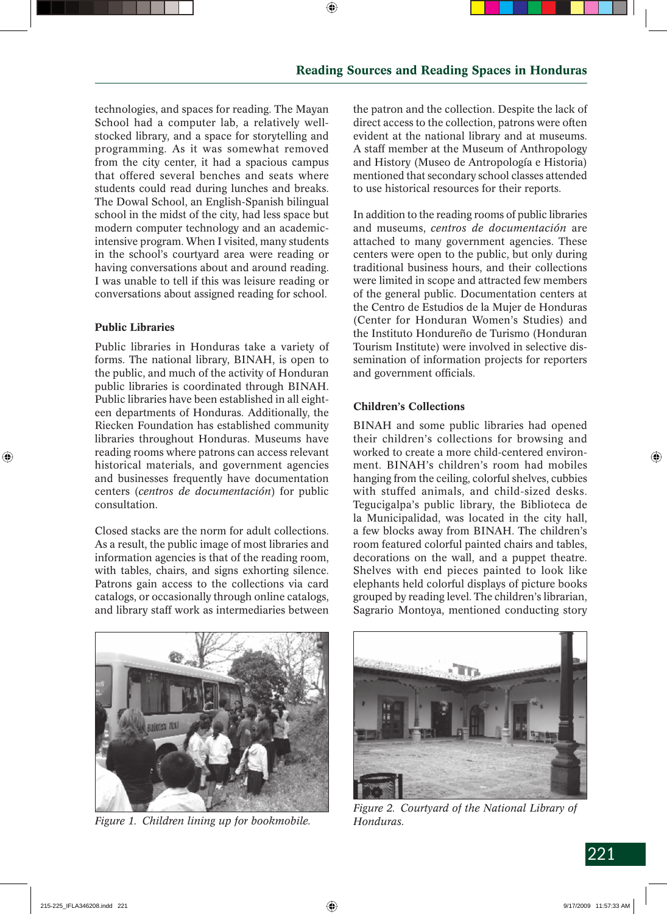technologies, and spaces for reading. The Mayan School had a computer lab, a relatively well-stocked library, and a space for storytelling and programming. As it was somewhat removed from the city center, it had a spacious campus that offered several benches and seats where students could read during lunches and breaks. The Dowal School, an English-Spanish bilingual school in the midst of the city, had less space but modern computer technology and an academic-intensive program. When I visited, many students in the school's courtyard area were reading or having conversations about and around reading. I was unable to tell if this was leisure reading or conversations about assigned reading for school.

### Public Libraries

Public libraries in Honduras take a variety of forms. The national library, BINAH, is open to the public, and much of the activity of Honduran public libraries is coordinated through BINAH. Public libraries have been established in all eighteen departments of Honduras. Additionally, the Riecken Foundation has established community libraries throughout Honduras. Museums have reading rooms where patrons can access relevant historical materials, and government agencies and businesses frequently have documentation centers (*centros de documentación*) for public consultation.

Closed stacks are the norm for adult collections. As a result, the public image of most libraries and information agencies is that of the reading room, with tables, chairs, and signs exhorting silence. Patrons gain access to the collections via card catalogs, or occasionally through online catalogs, and library staff work as intermediaries between the patron and the collection. Despite the lack of direct access to the collection, patrons were often evident at the national library and at museums. A staff member at the Museum of Anthropology and History (Museo de Antropología e Historia) mentioned that secondary school classes attended to use historical resources for their reports.

In addition to the reading rooms of public libraries and museums, *centros de documentación* are attached to many government agencies. These centers were open to the public, but only during traditional business hours, and their collections were limited in scope and attracted few members of the general public. Documentation centers at the Centro de Estudios de la Mujer de Honduras (Center for Honduran Women's Studies) and the Instituto Hondureño de Turismo (Honduran Tourism Institute) were involved in selective dissemination of information projects for reporters and government officials.

### Children's Collections

BINAH and some public libraries had opened their children's collections for browsing and worked to create a more child-centered environment. BINAH's children's room had mobiles hanging from the ceiling, colorful shelves, cubbies with stuffed animals, and child-sized desks. Tegucigalpa's public library, the Biblioteca de la Municipalidad, was located in the city hall, a few blocks away from BINAH. The children's room featured colorful painted chairs and tables, decorations on the wall, and a puppet theatre. Shelves with end pieces painted to look like elephants held colorful displays of picture books grouped by reading level. The children's librarian, Sagrario Montoya, mentioned conducting story

*Figure 1. Children lining up for bookmobile.*

*Figure 2. Courtyard of the National Library of Honduras.*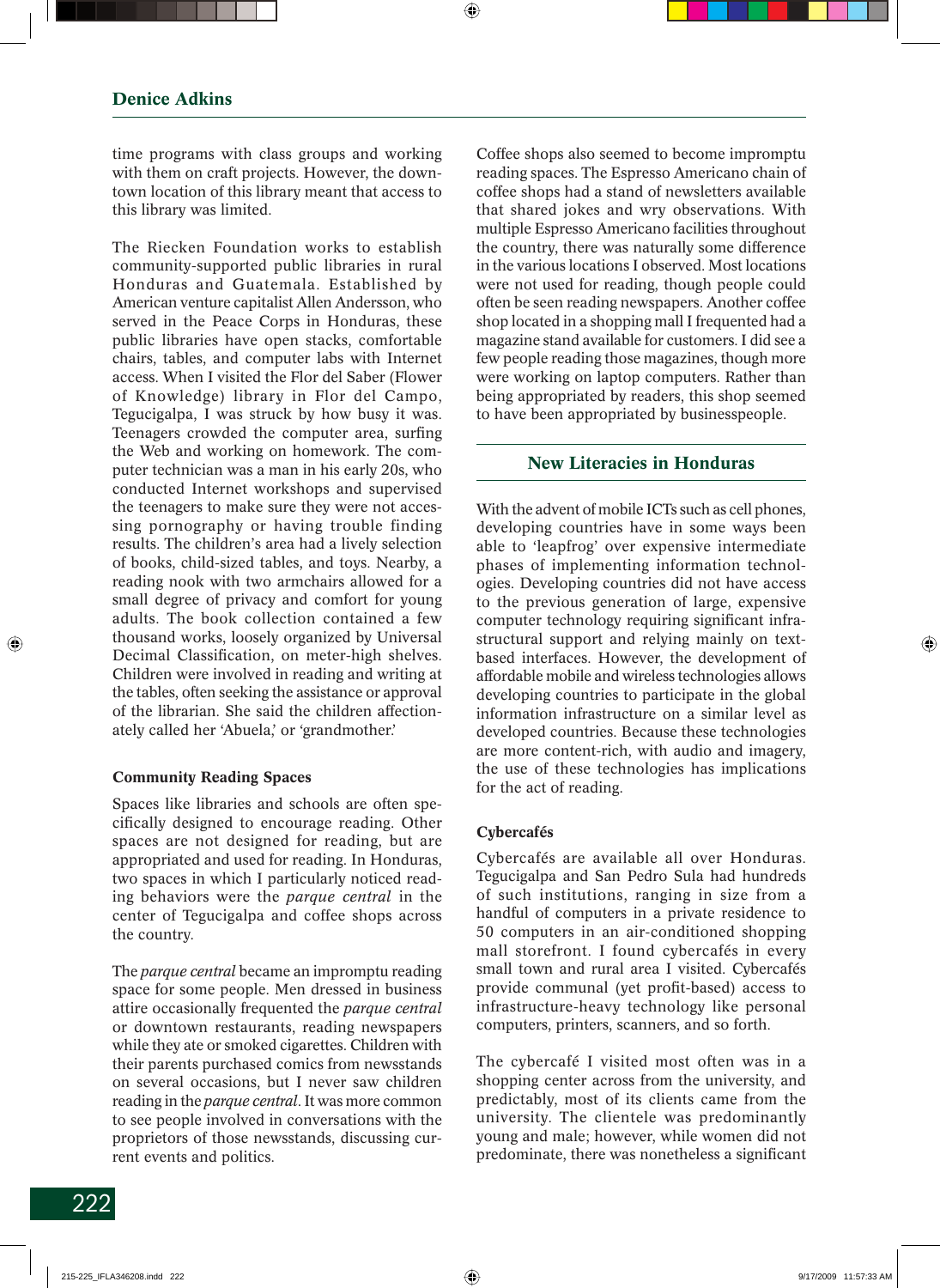time programs with class groups and working with them on craft projects. However, the downtown location of this library meant that access to this library was limited.

The Riecken Foundation works to establish community-supported public libraries in rural Honduras and Guatemala. Established by American venture capitalist Allen Andersson, who served in the Peace Corps in Honduras, these public libraries have open stacks, comfortable chairs, tables, and computer labs with Internet access. When I visited the Flor del Saber (Flower of Knowledge) library in Flor del Campo, Tegucigalpa, I was struck by how busy it was. Teenagers crowded the computer area, surfing the Web and working on homework. The computer technician was a man in his early 20s, who conducted Internet workshops and supervised the teenagers to make sure they were not accessing pornography or having trouble finding results. The children's area had a lively selection of books, child-sized tables, and toys. Nearby, a reading nook with two armchairs allowed for a small degree of privacy and comfort for young adults. The book collection contained a few thousand works, loosely organized by Universal Decimal Classification, on meter-high shelves. Children were involved in reading and writing at the tables, often seeking the assistance or approval of the librarian. She said the children affectionately called her 'Abuela,' or 'grandmother.'

### Community Reading Spaces

Spaces like libraries and schools are often specifically designed to encourage reading. Other spaces are not designed for reading, but are appropriated and used for reading. In Honduras, two spaces in which I particularly noticed reading behaviors were the *parque central* in the center of Tegucigalpa and coffee shops across the country.

The *parque central* became an impromptu reading space for some people. Men dressed in business attire occasionally frequented the *parque central* or downtown restaurants, reading newspapers while they ate or smoked cigarettes. Children with their parents purchased comics from newsstands on several occasions, but I never saw children reading in the *parque central*. It was more common to see people involved in conversations with the proprietors of those newsstands, discussing current events and politics.

Coffee shops also seemed to become impromptu reading spaces. The Espresso Americano chain of coffee shops had a stand of newsletters available that shared jokes and wry observations. With multiple Espresso Americano facilities throughout the country, there was naturally some difference in the various locations I observed. Most locations were not used for reading, though people could often be seen reading newspapers. Another coffee shop located in a shopping mall I frequented had a magazine stand available for customers. I did see a few people reading those magazines, though more were working on laptop computers. Rather than being appropriated by readers, this shop seemed to have been appropriated by businesspeople.

## New Literacies in Honduras

With the advent of mobile ICTs such as cell phones, developing countries have in some ways been able to 'leapfrog' over expensive intermediate phases of implementing information technologies. Developing countries did not have access to the previous generation of large, expensive computer technology requiring significant infrastructural support and relying mainly on text-based interfaces. However, the development of affordable mobile and wireless technologies allows developing countries to participate in the global information infrastructure on a similar level as developed countries. Because these technologies are more content-rich, with audio and imagery, the use of these technologies has implications for the act of reading.

### Cybercafés

Cybercafés are available all over Honduras. Tegucigalpa and San Pedro Sula had hundreds of such institutions, ranging in size from a handful of computers in a private residence to 50 computers in an air-conditioned shopping mall storefront. I found cybercafés in every small town and rural area I visited. Cybercafés provide communal (yet profit-based) access to infrastructure-heavy technology like personal computers, printers, scanners, and so forth.

The cybercafé I visited most often was in a shopping center across from the university, and predictably, most of its clients came from the university. The clientele was predominantly young and male; however, while women did not predominate, there was nonetheless a significant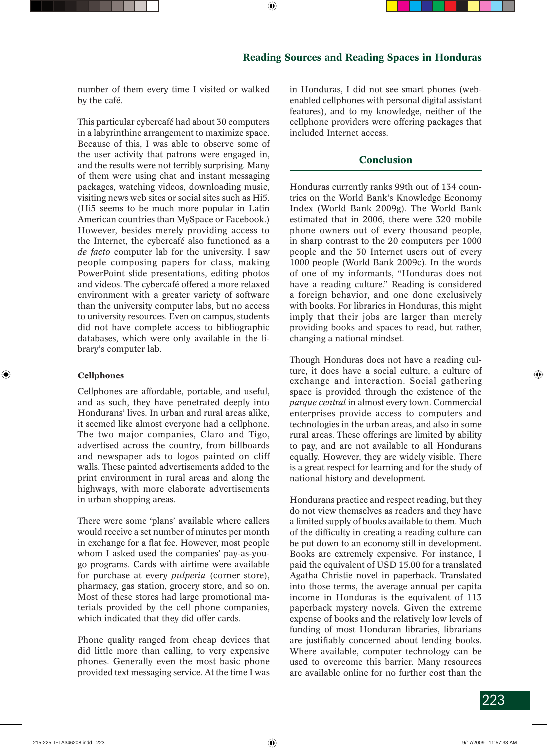number of them every time I visited or walked by the café.

This particular cybercafé had about 30 computers in a labyrinthine arrangement to maximize space. Because of this, I was able to observe some of the user activity that patrons were engaged in, and the results were not terribly surprising. Many of them were using chat and instant messaging packages, watching videos, downloading music, visiting news web sites or social sites such as Hi5. (Hi5 seems to be much more popular in Latin American countries than MySpace or Facebook.) However, besides merely providing access to the Internet, the cybercafé also functioned as a *de facto* computer lab for the university. I saw people composing papers for class, making PowerPoint slide presentations, editing photos and videos. The cybercafé offered a more relaxed environment with a greater variety of software than the university computer labs, but no access to university resources. Even on campus, students did not have complete access to bibliographic databases, which were only available in the library's computer lab.

### Cellphones

Cellphones are affordable, portable, and useful, and as such, they have penetrated deeply into Hondurans' lives. In urban and rural areas alike, it seemed like almost everyone had a cellphone. The two major companies, Claro and Tigo, advertised across the country, from billboards and newspaper ads to logos painted on cliff walls. These painted advertisements added to the print environment in rural areas and along the highways, with more elaborate advertisements in urban shopping areas.

There were some 'plans' available where callers would receive a set number of minutes per month in exchange for a flat fee. However, most people whom I asked used the companies' pay-as-you-go programs. Cards with airtime were available for purchase at every *pulperia* (corner store), pharmacy, gas station, grocery store, and so on. Most of these stores had large promotional materials provided by the cell phone companies, which indicated that they did offer cards.

Phone quality ranged from cheap devices that did little more than calling, to very expensive phones. Generally even the most basic phone provided text messaging service. At the time I was in Honduras, I did not see smart phones (web-enabled cellphones with personal digital assistant features), and to my knowledge, neither of the cellphone providers were offering packages that included Internet access.

## Conclusion

Honduras currently ranks 99th out of 134 countries on the World Bank's Knowledge Economy Index (World Bank 2009g). The World Bank estimated that in 2006, there were 320 mobile phone owners out of every thousand people, in sharp contrast to the 20 computers per 1000 people and the 50 Internet users out of every 1000 people (World Bank 2009c). In the words of one of my informants, "Honduras does not have a reading culture." Reading is considered a foreign behavior, and one done exclusively with books. For libraries in Honduras, this might imply that their jobs are larger than merely providing books and spaces to read, but rather, changing a national mindset.

Though Honduras does not have a reading culture, it does have a social culture, a culture of exchange and interaction. Social gathering space is provided through the existence of the *parque central* in almost every town. Commercial enterprises provide access to computers and technologies in the urban areas, and also in some rural areas. These offerings are limited by ability to pay, and are not available to all Hondurans equally. However, they are widely visible. There is a great respect for learning and for the study of national history and development.

Hondurans practice and respect reading, but they do not view themselves as readers and they have a limited supply of books available to them. Much of the difficulty in creating a reading culture can be put down to an economy still in development. Books are extremely expensive. For instance, I paid the equivalent of USD 15.00 for a translated Agatha Christie novel in paperback. Translated into those terms, the average annual per capita income in Honduras is the equivalent of 113 paperback mystery novels. Given the extreme expense of books and the relatively low levels of funding of most Honduran libraries, librarians are justifiably concerned about lending books. Where available, computer technology can be used to overcome this barrier. Many resources are available online for no further cost than the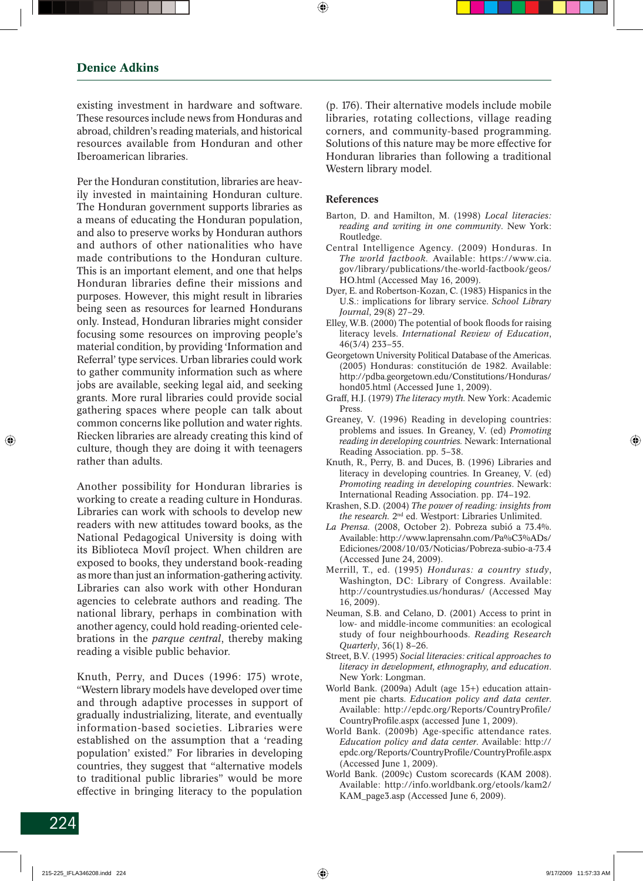existing investment in hardware and software. These resources include news from Honduras and abroad, children's reading materials, and historical resources available from Honduran and other Iberoamerican libraries.

Per the Honduran constitution, libraries are heavily invested in maintaining Honduran culture. The Honduran government supports libraries as a means of educating the Honduran population, and also to preserve works by Honduran authors and authors of other nationalities who have made contributions to the Honduran culture. This is an important element, and one that helps Honduran libraries define their missions and purposes. However, this might result in libraries being seen as resources for learned Hondurans only. Instead, Honduran libraries might consider focusing some resources on improving people's material condition, by providing 'Information and Referral' type services. Urban libraries could work to gather community information such as where jobs are available, seeking legal aid, and seeking grants. More rural libraries could provide social gathering spaces where people can talk about common concerns like pollution and water rights. Riecken libraries are already creating this kind of culture, though they are doing it with teenagers rather than adults.

Another possibility for Honduran libraries is working to create a reading culture in Honduras. Libraries can work with schools to develop new readers with new attitudes toward books, as the National Pedagogical University is doing with its Biblioteca Movíl project. When children are exposed to books, they understand book-reading as more than just an information-gathering activity. Libraries can also work with other Honduran agencies to celebrate authors and reading. The national library, perhaps in combination with another agency, could hold reading-oriented celebrations in the *parque central*, thereby making reading a visible public behavior.

Knuth, Perry, and Duces (1996: 175) wrote, "Western library models have developed over time and through adaptive processes in support of gradually industrializing, literate, and eventually information-based societies. Libraries were established on the assumption that a 'reading population' existed." For libraries in developing countries, they suggest that "alternative models to traditional public libraries" would be more effective in bringing literacy to the population (p. 176). Their alternative models include mobile libraries, rotating collections, village reading corners, and community-based programming. Solutions of this nature may be more effective for Honduran libraries than following a traditional Western library model.

## References

Barton, D. and Hamilton, M. (1998) *Local literacies: reading and writing in one community*. New York: Routledge.

Central Intelligence Agency. (2009) Honduras. In *The world factbook*. Available: https://www.cia.gov/library/publications/the-world-factbook/geos/HO.html (Accessed May 16, 2009).

Dyer, E. and Robertson-Kozan, C. (1983) Hispanics in the U.S.: implications for library service. *School Library Journal*, 29(8) 27–29.

Elley, W.B. (2000) The potential of book floods for raising literacy levels. *International Review of Education*, 46(3/4) 233–55.

Georgetown University Political Database of the Americas. (2005) Honduras: constitución de 1982. Available: http://pdba.georgetown.edu/Constitutions/Honduras/hond05.html (Accessed June 1, 2009).

Graff, H.J. (1979) *The literacy myth.* New York: Academic Press.

Greaney, V. (1996) Reading in developing countries: problems and issues. In Greaney, V. (ed) *Promoting reading in developing countries.* Newark: International Reading Association. pp. 5–38.

Knuth, R., Perry, B. and Duces, B. (1996) Libraries and literacy in developing countries. In Greaney, V. (ed) *Promoting reading in developing countries*. Newark: International Reading Association. pp. 174–192.

Krashen, S.D. (2004) *The power of reading: insights from the research.* 2nd ed. Westport: Libraries Unlimited.

*La Prensa.* (2008, October 2). Pobreza subió a 73.4%. Available: http://www.laprensahn.com/Pa%C3%ADs/Ediciones/2008/10/03/Noticias/Pobreza-subio-a-73.4 (Accessed June 24, 2009).

Merrill, T., ed. (1995) *Honduras: a country study*, Washington, DC: Library of Congress. Available: http://countrystudies.us/honduras/ (Accessed May 16, 2009).

Neuman, S.B. and Celano, D. (2001) Access to print in low- and middle-income communities: an ecological study of four neighbourhoods. *Reading Research Quarterly*, 36(1) 8–26.

Street, B.V. (1995) *Social literacies: critical approaches to literacy in development, ethnography, and education.* New York: Longman.

World Bank. (2009a) Adult (age 15+) education attainment pie charts. *Education policy and data center*. Available: http://epdc.org/Reports/CountryProfile/CountryProfile.aspx (accessed June 1, 2009).

World Bank. (2009b) Age-specific attendance rates. *Education policy and data center*. Available: http://epdc.org/Reports/CountryProfile/CountryProfile.aspx (Accessed June 1, 2009).

World Bank. (2009c) Custom scorecards (KAM 2008). Available: http://info.worldbank.org/etools/kam2/KAM_page3.asp (Accessed June 6, 2009).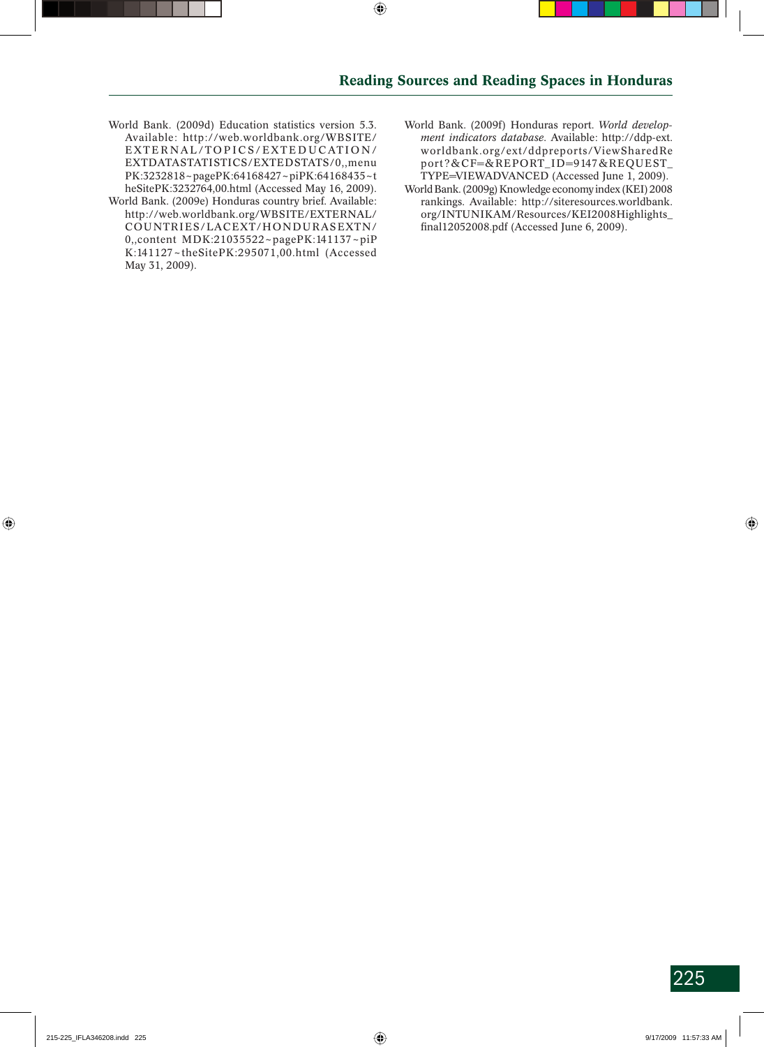World Bank. (2009d) Education statistics version 5.3. Available: http://web.worldbank.org/WBSITE/EXTERNAL/TOPICS/EXTEDUCATION/EXTDATASTATISTICS/EXTEDSTATS/0,,menuPK:3232818~pagePK:64168427~piPK:64168435~theSitePK:3232764,00.html (Accessed May 16, 2009).

World Bank. (2009e) Honduras country brief. Available: http://web.worldbank.org/WBSITE/EXTERNAL/COUNTRIES/LACEXT/HONDURASEXTN/0,,content MDK:21035522~pagePK:141137~piPK:141127~theSitePK:295071,00.html (Accessed May 31, 2009).

World Bank. (2009f) Honduras report. *World development indicators database*. Available: http://ddp-ext.worldbank.org/ext/ddpreports/ViewSharedReport?&CF=&REPORT_ID=9147&REQUEST_TYPE=VIEWADVANCED (Accessed June 1, 2009).

World Bank. (2009g) Knowledge economy index (KEI) 2008 rankings. Available: http://siteresources.worldbank.org/INTUNIKAM/Resources/KEI2008Highlights_final12052008.pdf (Accessed June 6, 2009).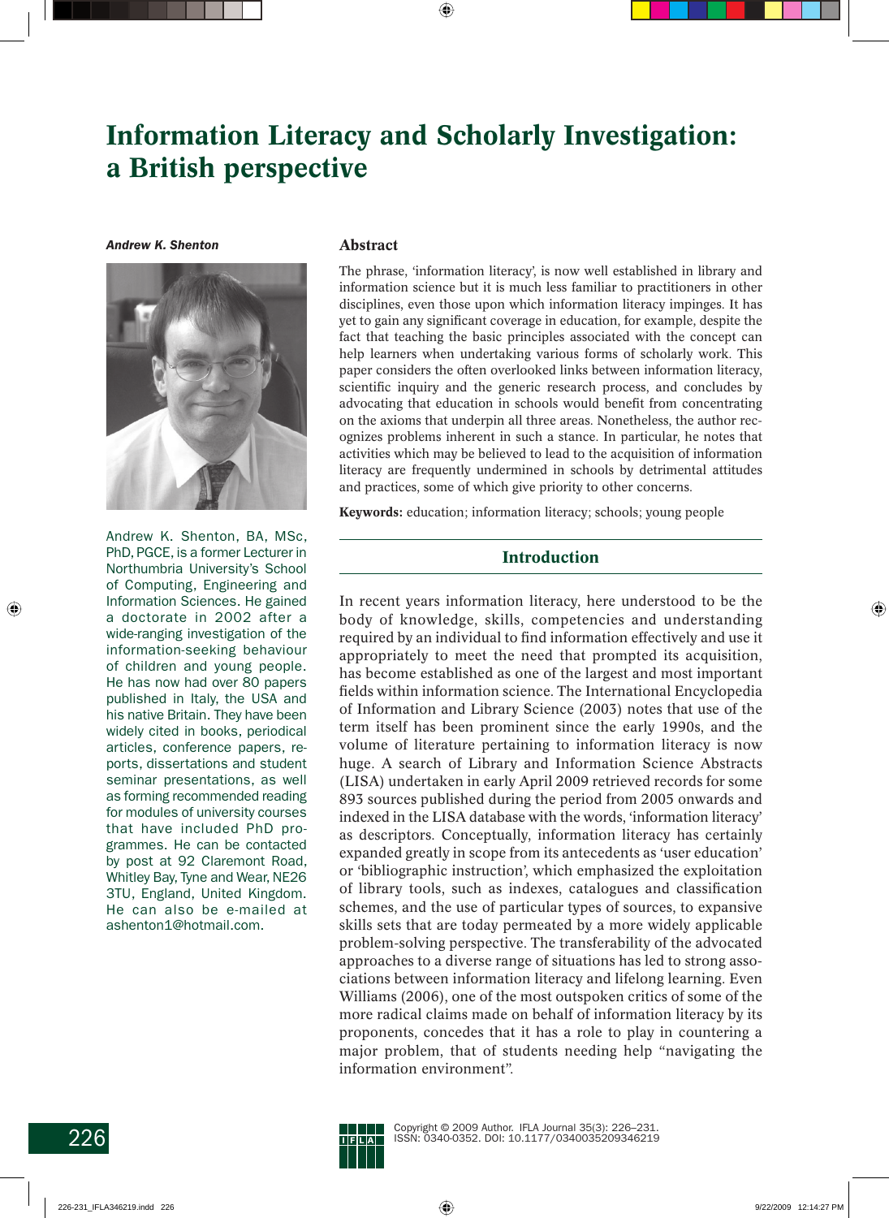# Information Literacy and Scholarly Investigation: a British perspective

***Andrew K. Shenton***

Andrew K. Shenton, BA, MSc, PhD, PGCE, is a former Lecturer in Northumbria University's School of Computing, Engineering and Information Sciences. He gained a doctorate in 2002 after a wide-ranging investigation of the information-seeking behaviour of children and young people. He has now had over 80 papers published in Italy, the USA and his native Britain. They have been widely cited in books, periodical articles, conference papers, reports, dissertations and student seminar presentations, as well as forming recommended reading for modules of university courses that have included PhD programmes. He can be contacted by post at 92 Claremont Road, Whitley Bay, Tyne and Wear, NE26 3TU, England, United Kingdom. He can also be e-mailed at ashenton1@hotmail.com.

## Abstract

The phrase, 'information literacy', is now well established in library and information science but it is much less familiar to practitioners in other disciplines, even those upon which information literacy impinges. It has yet to gain any significant coverage in education, for example, despite the fact that teaching the basic principles associated with the concept can help learners when undertaking various forms of scholarly work. This paper considers the often overlooked links between information literacy, scientific inquiry and the generic research process, and concludes by advocating that education in schools would benefit from concentrating on the axioms that underpin all three areas. Nonetheless, the author recognizes problems inherent in such a stance. In particular, he notes that activities which may be believed to lead to the acquisition of information literacy are frequently undermined in schools by detrimental attitudes and practices, some of which give priority to other concerns.

**Keywords:** education; information literacy; schools; young people

## Introduction

In recent years information literacy, here understood to be the body of knowledge, skills, competencies and understanding required by an individual to find information effectively and use it appropriately to meet the need that prompted its acquisition, has become established as one of the largest and most important fields within information science. The International Encyclopedia of Information and Library Science (2003) notes that use of the term itself has been prominent since the early 1990s, and the volume of literature pertaining to information literacy is now huge. A search of Library and Information Science Abstracts (LISA) undertaken in early April 2009 retrieved records for some 893 sources published during the period from 2005 onwards and indexed in the LISA database with the words, 'information literacy' as descriptors. Conceptually, information literacy has certainly expanded greatly in scope from its antecedents as 'user education' or 'bibliographic instruction', which emphasized the exploitation of library tools, such as indexes, catalogues and classification schemes, and the use of particular types of sources, to expansive skills sets that are today permeated by a more widely applicable problem-solving perspective. The transferability of the advocated approaches to a diverse range of situations has led to strong associations between information literacy and lifelong learning. Even Williams (2006), one of the most outspoken critics of some of the more radical claims made on behalf of information literacy by its proponents, concedes that it has a role to play in countering a major problem, that of students needing help "navigating the information environment".

Copyright © 2009 Author. IFLA Journal 35(3): 226–231. ISSN: 0340-0352. DOI: 10.1177/0340035209346219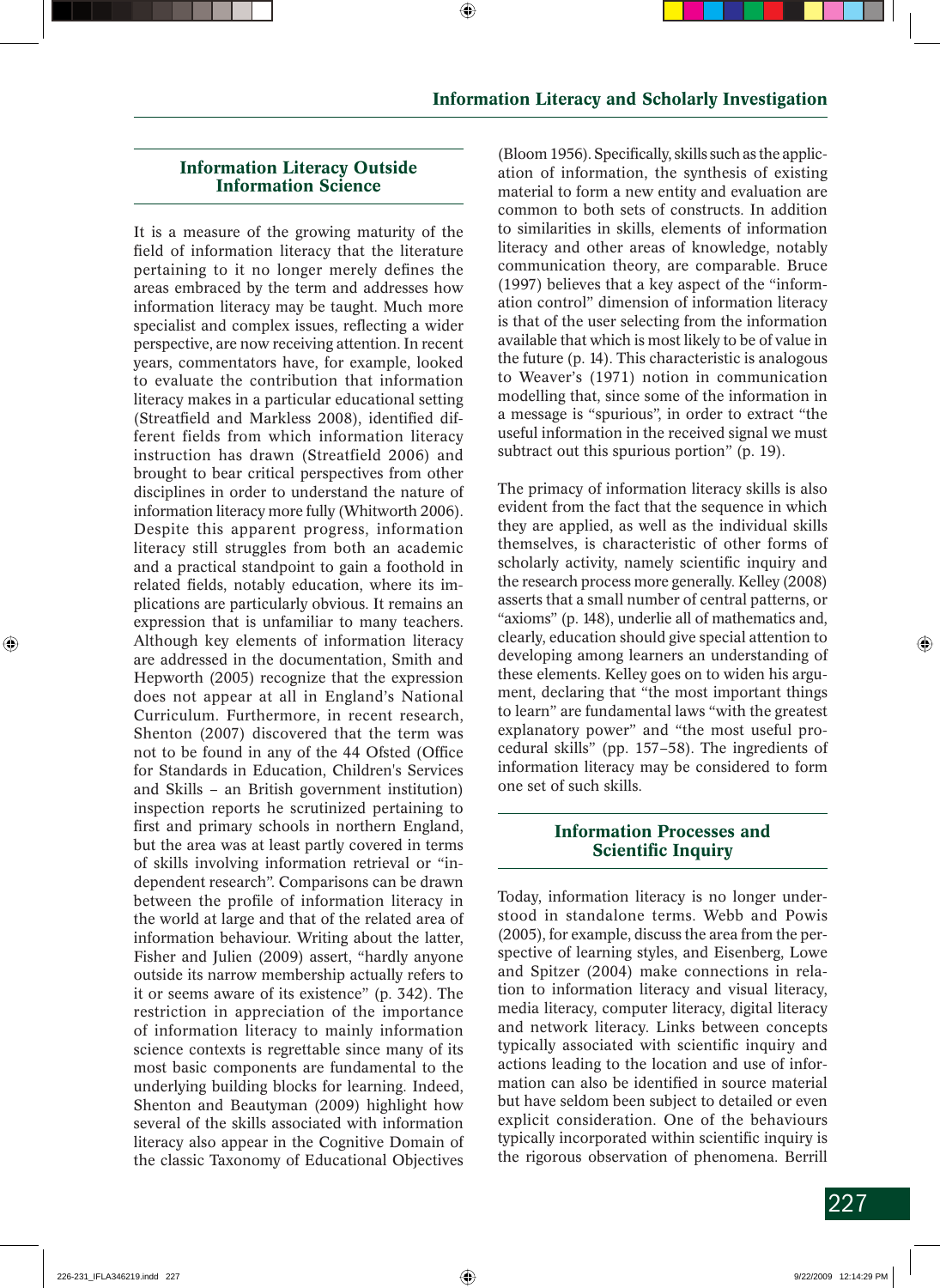## Information Literacy Outside Information Science

It is a measure of the growing maturity of the field of information literacy that the literature pertaining to it no longer merely defines the areas embraced by the term and addresses how information literacy may be taught. Much more specialist and complex issues, reflecting a wider perspective, are now receiving attention. In recent years, commentators have, for example, looked to evaluate the contribution that information literacy makes in a particular educational setting (Streatfield and Markless 2008), identified different fields from which information literacy instruction has drawn (Streatfield 2006) and brought to bear critical perspectives from other disciplines in order to understand the nature of information literacy more fully (Whitworth 2006). Despite this apparent progress, information literacy still struggles from both an academic and a practical standpoint to gain a foothold in related fields, notably education, where its implications are particularly obvious. It remains an expression that is unfamiliar to many teachers. Although key elements of information literacy are addressed in the documentation, Smith and Hepworth (2005) recognize that the expression does not appear at all in England's National Curriculum. Furthermore, in recent research, Shenton (2007) discovered that the term was not to be found in any of the 44 Ofsted (Office for Standards in Education, Children's Services and Skills – an British government institution) inspection reports he scrutinized pertaining to first and primary schools in northern England, but the area was at least partly covered in terms of skills involving information retrieval or "independent research". Comparisons can be drawn between the profile of information literacy in the world at large and that of the related area of information behaviour. Writing about the latter, Fisher and Julien (2009) assert, "hardly anyone outside its narrow membership actually refers to it or seems aware of its existence" (p. 342). The restriction in appreciation of the importance of information literacy to mainly information science contexts is regrettable since many of its most basic components are fundamental to the underlying building blocks for learning. Indeed, Shenton and Beautyman (2009) highlight how several of the skills associated with information literacy also appear in the Cognitive Domain of the classic Taxonomy of Educational Objectives (Bloom 1956). Specifically, skills such as the application of information, the synthesis of existing material to form a new entity and evaluation are common to both sets of constructs. In addition to similarities in skills, elements of information literacy and other areas of knowledge, notably communication theory, are comparable. Bruce (1997) believes that a key aspect of the "information control" dimension of information literacy is that of the user selecting from the information available that which is most likely to be of value in the future (p. 14). This characteristic is analogous to Weaver's (1971) notion in communication modelling that, since some of the information in a message is "spurious", in order to extract "the useful information in the received signal we must subtract out this spurious portion" (p. 19).

The primacy of information literacy skills is also evident from the fact that the sequence in which they are applied, as well as the individual skills themselves, is characteristic of other forms of scholarly activity, namely scientific inquiry and the research process more generally. Kelley (2008) asserts that a small number of central patterns, or "axioms" (p. 148), underlie all of mathematics and, clearly, education should give special attention to developing among learners an understanding of these elements. Kelley goes on to widen his argument, declaring that "the most important things to learn" are fundamental laws "with the greatest explanatory power" and "the most useful procedural skills" (pp. 157–58). The ingredients of information literacy may be considered to form one set of such skills.

## Information Processes and Scientific Inquiry

Today, information literacy is no longer understood in standalone terms. Webb and Powis (2005), for example, discuss the area from the perspective of learning styles, and Eisenberg, Lowe and Spitzer (2004) make connections in relation to information literacy and visual literacy, media literacy, computer literacy, digital literacy and network literacy. Links between concepts typically associated with scientific inquiry and actions leading to the location and use of information can also be identified in source material but have seldom been subject to detailed or even explicit consideration. One of the behaviours typically incorporated within scientific inquiry is the rigorous observation of phenomena. Berrill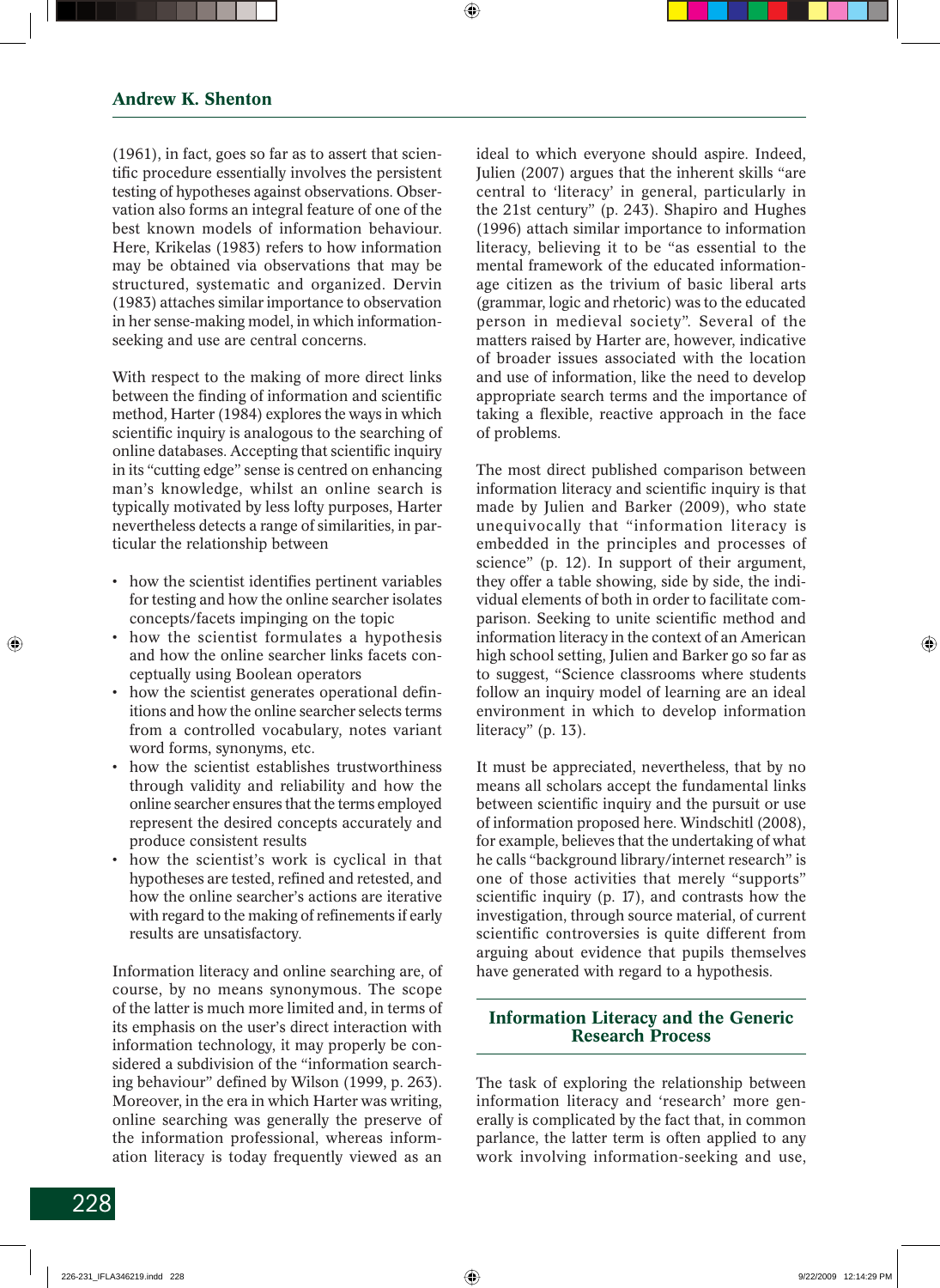(1961), in fact, goes so far as to assert that scientific procedure essentially involves the persistent testing of hypotheses against observations. Observation also forms an integral feature of one of the best known models of information behaviour. Here, Krikelas (1983) refers to how information may be obtained via observations that may be structured, systematic and organized. Dervin (1983) attaches similar importance to observation in her sense-making model, in which information-seeking and use are central concerns.

With respect to the making of more direct links between the finding of information and scientific method, Harter (1984) explores the ways in which scientific inquiry is analogous to the searching of online databases. Accepting that scientific inquiry in its "cutting edge" sense is centred on enhancing man's knowledge, whilst an online search is typically motivated by less lofty purposes, Harter nevertheless detects a range of similarities, in particular the relationship between

- how the scientist identifies pertinent variables for testing and how the online searcher isolates concepts/facets impinging on the topic
- how the scientist formulates a hypothesis and how the online searcher links facets conceptually using Boolean operators
- how the scientist generates operational definitions and how the online searcher selects terms from a controlled vocabulary, notes variant word forms, synonyms, etc.
- how the scientist establishes trustworthiness through validity and reliability and how the online searcher ensures that the terms employed represent the desired concepts accurately and produce consistent results
- how the scientist's work is cyclical in that hypotheses are tested, refined and retested, and how the online searcher's actions are iterative with regard to the making of refinements if early results are unsatisfactory.

Information literacy and online searching are, of course, by no means synonymous. The scope of the latter is much more limited and, in terms of its emphasis on the user's direct interaction with information technology, it may properly be considered a subdivision of the "information searching behaviour" defined by Wilson (1999, p. 263). Moreover, in the era in which Harter was writing, online searching was generally the preserve of the information professional, whereas information literacy is today frequently viewed as an ideal to which everyone should aspire. Indeed, Julien (2007) argues that the inherent skills "are central to 'literacy' in general, particularly in the 21st century" (p. 243). Shapiro and Hughes (1996) attach similar importance to information literacy, believing it to be "as essential to the mental framework of the educated information-age citizen as the trivium of basic liberal arts (grammar, logic and rhetoric) was to the educated person in medieval society". Several of the matters raised by Harter are, however, indicative of broader issues associated with the location and use of information, like the need to develop appropriate search terms and the importance of taking a flexible, reactive approach in the face of problems.

The most direct published comparison between information literacy and scientific inquiry is that made by Julien and Barker (2009), who state unequivocally that "information literacy is embedded in the principles and processes of science" (p. 12). In support of their argument, they offer a table showing, side by side, the individual elements of both in order to facilitate comparison. Seeking to unite scientific method and information literacy in the context of an American high school setting, Julien and Barker go so far as to suggest, "Science classrooms where students follow an inquiry model of learning are an ideal environment in which to develop information literacy" (p. 13).

It must be appreciated, nevertheless, that by no means all scholars accept the fundamental links between scientific inquiry and the pursuit or use of information proposed here. Windschitl (2008), for example, believes that the undertaking of what he calls "background library/internet research" is one of those activities that merely "supports" scientific inquiry (p. 17), and contrasts how the investigation, through source material, of current scientific controversies is quite different from arguing about evidence that pupils themselves have generated with regard to a hypothesis.

## Information Literacy and the Generic Research Process

The task of exploring the relationship between information literacy and 'research' more generally is complicated by the fact that, in common parlance, the latter term is often applied to any work involving information-seeking and use,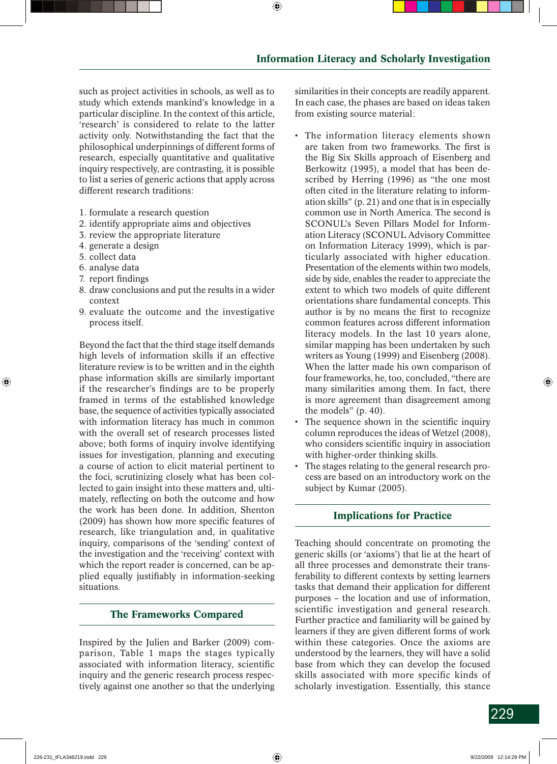such as project activities in schools, as well as to study which extends mankind's knowledge in a particular discipline. In the context of this article, 'research' is considered to relate to the latter activity only. Notwithstanding the fact that the philosophical underpinnings of different forms of research, especially quantitative and qualitative inquiry respectively, are contrasting, it is possible to list a series of generic actions that apply across different research traditions:

1. formulate a research question
2. identify appropriate aims and objectives
3. review the appropriate literature
4. generate a design
5. collect data
6. analyse data
7. report findings
8. draw conclusions and put the results in a wider context
9. evaluate the outcome and the investigative process itself.

Beyond the fact that the third stage itself demands high levels of information skills if an effective literature review is to be written and in the eighth phase information skills are similarly important if the researcher's findings are to be properly framed in terms of the established knowledge base, the sequence of activities typically associated with information literacy has much in common with the overall set of research processes listed above; both forms of inquiry involve identifying issues for investigation, planning and executing a course of action to elicit material pertinent to the foci, scrutinizing closely what has been collected to gain insight into these matters and, ultimately, reflecting on both the outcome and how the work has been done. In addition, Shenton (2009) has shown how more specific features of research, like triangulation and, in qualitative inquiry, comparisons of the 'sending' context of the investigation and the 'receiving' context with which the report reader is concerned, can be applied equally justifiably in information-seeking situations.

## The Frameworks Compared

Inspired by the Julien and Barker (2009) comparison, Table 1 maps the stages typically associated with information literacy, scientific inquiry and the generic research process respectively against one another so that the underlying similarities in their concepts are readily apparent. In each case, the phases are based on ideas taken from existing source material:

- The information literacy elements shown are taken from two frameworks. The first is the Big Six Skills approach of Eisenberg and Berkowitz (1995), a model that has been described by Herring (1996) as "the one most often cited in the literature relating to information skills" (p. 21) and one that is in especially common use in North America. The second is SCONUL's Seven Pillars Model for Information Literacy (SCONUL Advisory Committee on Information Literacy 1999), which is particularly associated with higher education. Presentation of the elements within two models, side by side, enables the reader to appreciate the extent to which two models of quite different orientations share fundamental concepts. This author is by no means the first to recognize common features across different information literacy models. In the last 10 years alone, similar mapping has been undertaken by such writers as Young (1999) and Eisenberg (2008). When the latter made his own comparison of four frameworks, he, too, concluded, "there are many similarities among them. In fact, there is more agreement than disagreement among the models" (p. 40).
- The sequence shown in the scientific inquiry column reproduces the ideas of Wetzel (2008), who considers scientific inquiry in association with higher-order thinking skills.
- The stages relating to the general research process are based on an introductory work on the subject by Kumar (2005).

## Implications for Practice

Teaching should concentrate on promoting the generic skills (or 'axioms') that lie at the heart of all three processes and demonstrate their transferability to different contexts by setting learners tasks that demand their application for different purposes – the location and use of information, scientific investigation and general research. Further practice and familiarity will be gained by learners if they are given different forms of work within these categories. Once the axioms are understood by the learners, they will have a solid base from which they can develop the focused skills associated with more specific kinds of scholarly investigation. Essentially, this stance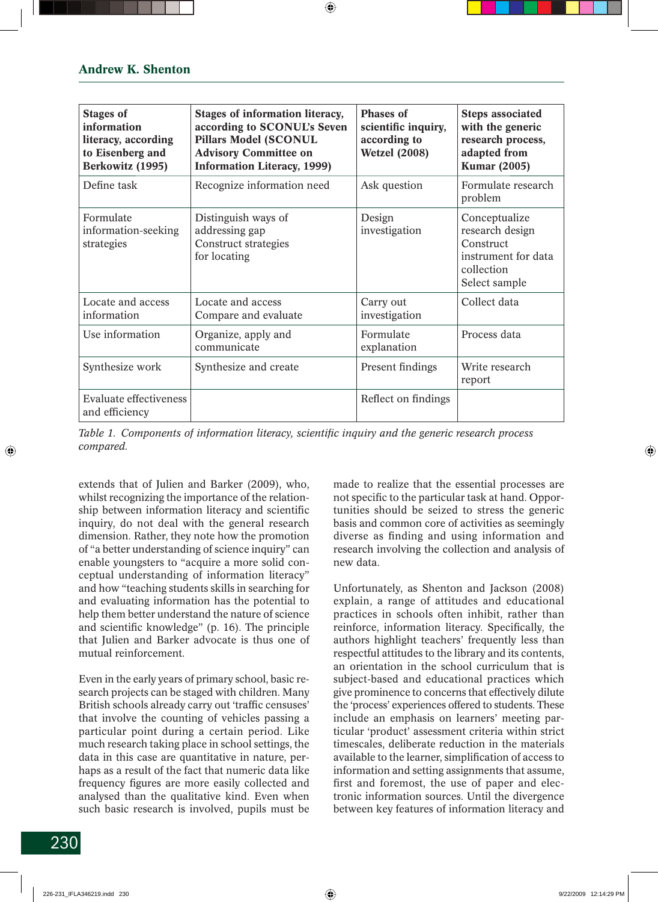| Stages of information literacy, according to Eisenberg and Berkowitz (1995) | Stages of information literacy, according to SCONUL's Seven Pillars Model (SCONUL Advisory Committee on Information Literacy, 1999) | Phases of scientific inquiry, according to Wetzel (2008) | Steps associated with the generic research process, adapted from Kumar (2005) |
|---|---|---|---|
| Define task | Recognize information need | Ask question | Formulate research problem |
| Formulate information-seeking strategies | Distinguish ways of addressing gap<br>Construct strategies for locating | Design investigation | Conceptualize research design<br>Construct instrument for data collection<br>Select sample |
| Locate and access information | Locate and access<br>Compare and evaluate | Carry out investigation | Collect data |
| Use information | Organize, apply and communicate | Formulate explanation | Process data |
| Synthesize work | Synthesize and create | Present findings | Write research report |
| Evaluate effectiveness and efficiency | | Reflect on findings | |

*Table 1. Components of information literacy, scientific inquiry and the generic research process compared.*

extends that of Julien and Barker (2009), who, whilst recognizing the importance of the relationship between information literacy and scientific inquiry, do not deal with the general research dimension. Rather, they note how the promotion of "a better understanding of science inquiry" can enable youngsters to "acquire a more solid conceptual understanding of information literacy" and how "teaching students skills in searching for and evaluating information has the potential to help them better understand the nature of science and scientific knowledge" (p. 16). The principle that Julien and Barker advocate is thus one of mutual reinforcement.

Even in the early years of primary school, basic research projects can be staged with children. Many British schools already carry out 'traffic censuses' that involve the counting of vehicles passing a particular point during a certain period. Like much research taking place in school settings, the data in this case are quantitative in nature, perhaps as a result of the fact that numeric data like frequency figures are more easily collected and analysed than the qualitative kind. Even when such basic research is involved, pupils must be made to realize that the essential processes are not specific to the particular task at hand. Opportunities should be seized to stress the generic basis and common core of activities as seemingly diverse as finding and using information and research involving the collection and analysis of new data.

Unfortunately, as Shenton and Jackson (2008) explain, a range of attitudes and educational practices in schools often inhibit, rather than reinforce, information literacy. Specifically, the authors highlight teachers' frequently less than respectful attitudes to the library and its contents, an orientation in the school curriculum that is subject-based and educational practices which give prominence to concerns that effectively dilute the 'process' experiences offered to students. These include an emphasis on learners' meeting particular 'product' assessment criteria within strict timescales, deliberate reduction in the materials available to the learner, simplification of access to information and setting assignments that assume, first and foremost, the use of paper and electronic information sources. Until the divergence between key features of information literacy and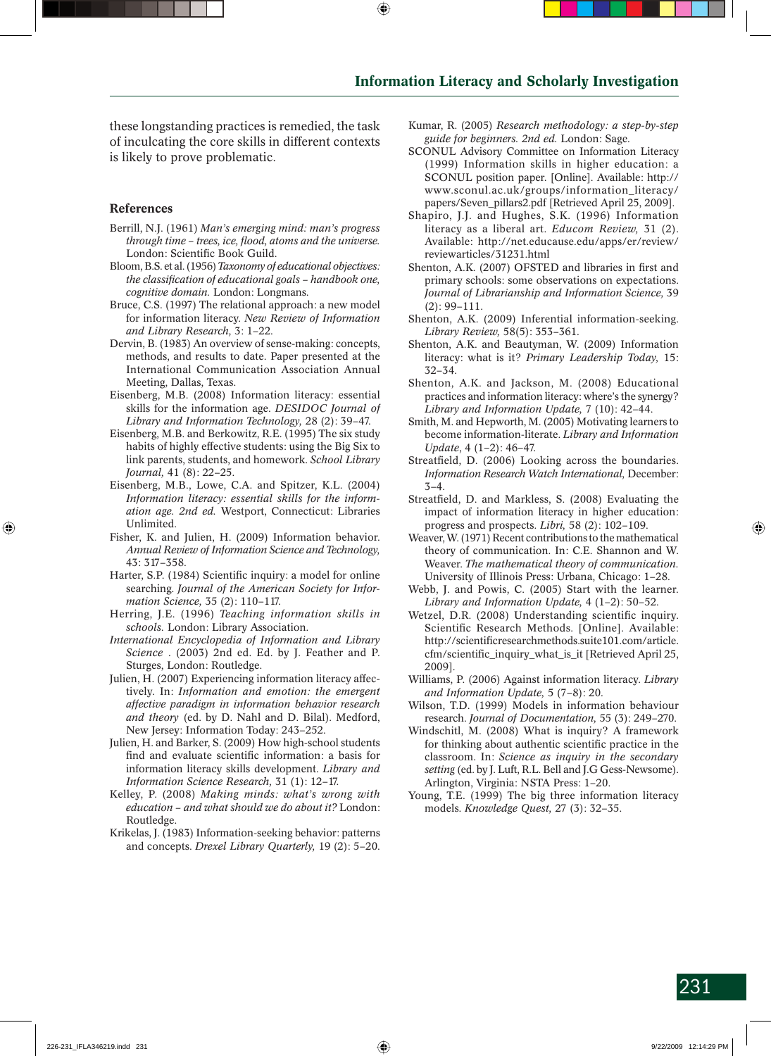these longstanding practices is remedied, the task of inculcating the core skills in different contexts is likely to prove problematic.

## References

Berrill, N.J. (1961) *Man's emerging mind: man's progress through time – trees, ice, flood, atoms and the universe.* London: Scientific Book Guild.

Bloom, B.S. et al. (1956) *Taxonomy of educational objectives: the classification of educational goals – handbook one, cognitive domain.* London: Longmans.

Bruce, C.S. (1997) The relational approach: a new model for information literacy. *New Review of Information and Library Research,* 3: 1–22.

Dervin, B. (1983) An overview of sense-making: concepts, methods, and results to date. Paper presented at the International Communication Association Annual Meeting, Dallas, Texas.

Eisenberg, M.B. (2008) Information literacy: essential skills for the information age. *DESIDOC Journal of Library and Information Technology,* 28 (2): 39–47.

Eisenberg, M.B. and Berkowitz, R.E. (1995) The six study habits of highly effective students: using the Big Six to link parents, students, and homework. *School Library Journal,* 41 (8): 22–25.

Eisenberg, M.B., Lowe, C.A. and Spitzer, K.L. (2004) *Information literacy: essential skills for the information age. 2nd ed.* Westport, Connecticut: Libraries Unlimited.

Fisher, K. and Julien, H. (2009) Information behavior. *Annual Review of Information Science and Technology,* 43: 317–358.

Harter, S.P. (1984) Scientific inquiry: a model for online searching. *Journal of the American Society for Information Science,* 35 (2): 110–117.

Herring, J.E. (1996) *Teaching information skills in schools.* London: Library Association.

*International Encyclopedia of Information and Library Science* . (2003) 2nd ed. Ed. by J. Feather and P. Sturges, London: Routledge.

Julien, H. (2007) Experiencing information literacy affectively. In: *Information and emotion: the emergent affective paradigm in information behavior research and theory* (ed. by D. Nahl and D. Bilal). Medford, New Jersey: Information Today: 243–252.

Julien, H. and Barker, S. (2009) How high-school students find and evaluate scientific information: a basis for information literacy skills development. *Library and Information Science Research,* 31 (1): 12–17.

Kelley, P. (2008) *Making minds: what's wrong with education – and what should we do about it?* London: Routledge.

Krikelas, J. (1983) Information-seeking behavior: patterns and concepts. *Drexel Library Quarterly,* 19 (2): 5–20.

Kumar, R. (2005) *Research methodology: a step-by-step guide for beginners. 2nd ed.* London: Sage.

SCONUL Advisory Committee on Information Literacy (1999) Information skills in higher education: a SCONUL position paper. [Online]. Available: http://www.sconul.ac.uk/groups/information_literacy/papers/Seven_pillars2.pdf [Retrieved April 25, 2009].

Shapiro, J.J. and Hughes, S.K. (1996) Information literacy as a liberal art. *Educom Review,* 31 (2). Available: http://net.educause.edu/apps/er/review/reviewarticles/31231.html

Shenton, A.K. (2007) OFSTED and libraries in first and primary schools: some observations on expectations. *Journal of Librarianship and Information Science,* 39 (2): 99–111.

Shenton, A.K. (2009) Inferential information-seeking. *Library Review,* 58(5): 353–361.

Shenton, A.K. and Beautyman, W. (2009) Information literacy: what is it? *Primary Leadership Today,* 15: 32–34.

Shenton, A.K. and Jackson, M. (2008) Educational practices and information literacy: where's the synergy? *Library and Information Update,* 7 (10): 42–44.

Smith, M. and Hepworth, M. (2005) Motivating learners to become information-literate. *Library and Information Update*, 4 (1–2): 46–47.

Streatfield, D. (2006) Looking across the boundaries. *Information Research Watch International,* December: 3–4.

Streatfield, D. and Markless, S. (2008) Evaluating the impact of information literacy in higher education: progress and prospects. *Libri,* 58 (2): 102–109.

Weaver, W. (1971) Recent contributions to the mathematical theory of communication. In: C.E. Shannon and W. Weaver. *The mathematical theory of communication.* University of Illinois Press: Urbana, Chicago: 1–28.

Webb, J. and Powis, C. (2005) Start with the learner. *Library and Information Update,* 4 (1–2): 50–52.

Wetzel, D.R. (2008) Understanding scientific inquiry. Scientific Research Methods. [Online]. Available: http://scientificresearchmethods.suite101.com/article.cfm/scientific_inquiry_what_is_it [Retrieved April 25, 2009].

Williams, P. (2006) Against information literacy. *Library and Information Update,* 5 (7–8): 20.

Wilson, T.D. (1999) Models in information behaviour research. *Journal of Documentation,* 55 (3): 249–270.

Windschitl, M. (2008) What is inquiry? A framework for thinking about authentic scientific practice in the classroom. In: *Science as inquiry in the secondary setting* (ed. by J. Luft, R.L. Bell and J.G Gess-Newsome). Arlington, Virginia: NSTA Press: 1–20.

Young, T.E. (1999) The big three information literacy models. *Knowledge Quest,* 27 (3): 32–35.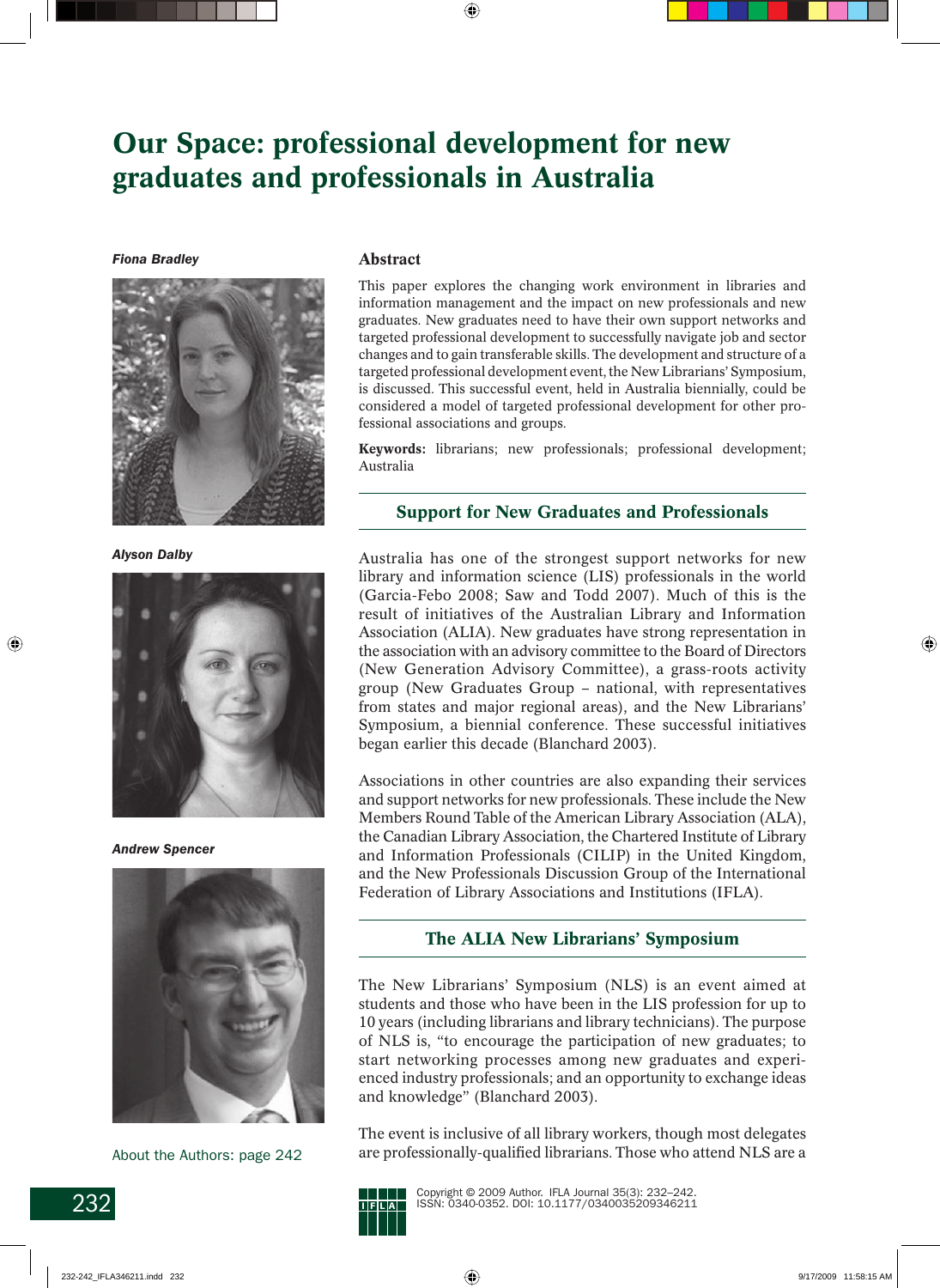# Our Space: professional development for new graduates and professionals in Australia

*Fiona Bradley*

*Alyson Dalby*

*Andrew Spencer*

About the Authors: page 242

## Abstract

This paper explores the changing work environment in libraries and information management and the impact on new professionals and new graduates. New graduates need to have their own support networks and targeted professional development to successfully navigate job and sector changes and to gain transferable skills. The development and structure of a targeted professional development event, the New Librarians' Symposium, is discussed. This successful event, held in Australia biennially, could be considered a model of targeted professional development for other professional associations and groups.

**Keywords:** librarians; new professionals; professional development; Australia

## Support for New Graduates and Professionals

Australia has one of the strongest support networks for new library and information science (LIS) professionals in the world (Garcia-Febo 2008; Saw and Todd 2007). Much of this is the result of initiatives of the Australian Library and Information Association (ALIA). New graduates have strong representation in the association with an advisory committee to the Board of Directors (New Generation Advisory Committee), a grass-roots activity group (New Graduates Group – national, with representatives from states and major regional areas), and the New Librarians' Symposium, a biennial conference. These successful initiatives began earlier this decade (Blanchard 2003).

Associations in other countries are also expanding their services and support networks for new professionals. These include the New Members Round Table of the American Library Association (ALA), the Canadian Library Association, the Chartered Institute of Library and Information Professionals (CILIP) in the United Kingdom, and the New Professionals Discussion Group of the International Federation of Library Associations and Institutions (IFLA).

## The ALIA New Librarians' Symposium

The New Librarians' Symposium (NLS) is an event aimed at students and those who have been in the LIS profession for up to 10 years (including librarians and library technicians). The purpose of NLS is, "to encourage the participation of new graduates; to start networking processes among new graduates and experienced industry professionals; and an opportunity to exchange ideas and knowledge" (Blanchard 2003).

The event is inclusive of all library workers, though most delegates are professionally-qualified librarians. Those who attend NLS are a

Copyright © 2009 Author. IFLA Journal 35(3): 232–242.
ISSN: 0340-0352. DOI: 10.1177/0340035209346211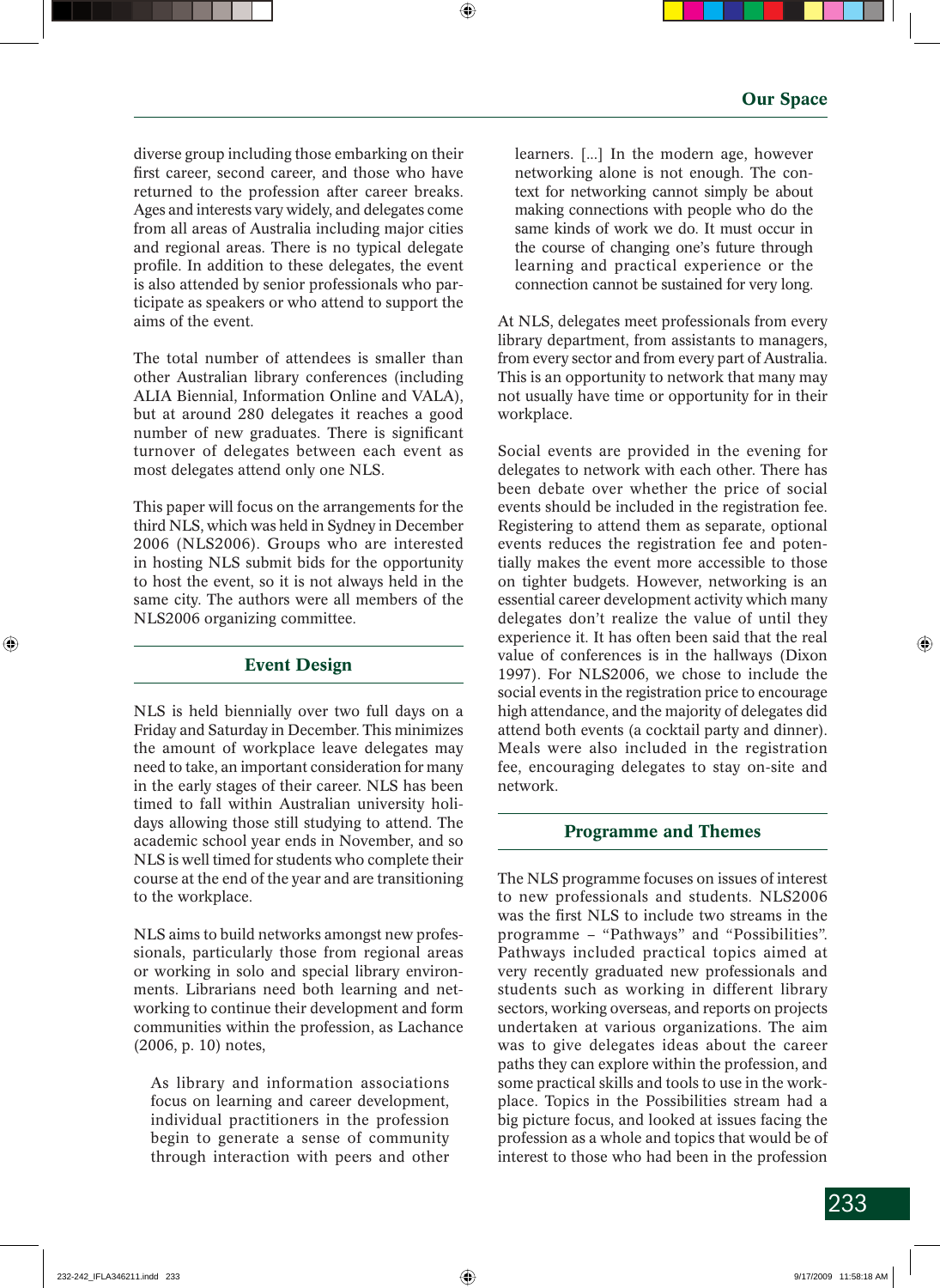diverse group including those embarking on their first career, second career, and those who have returned to the profession after career breaks. Ages and interests vary widely, and delegates come from all areas of Australia including major cities and regional areas. There is no typical delegate profile. In addition to these delegates, the event is also attended by senior professionals who participate as speakers or who attend to support the aims of the event.

The total number of attendees is smaller than other Australian library conferences (including ALIA Biennial, Information Online and VALA), but at around 280 delegates it reaches a good number of new graduates. There is significant turnover of delegates between each event as most delegates attend only one NLS.

This paper will focus on the arrangements for the third NLS, which was held in Sydney in December 2006 (NLS2006). Groups who are interested in hosting NLS submit bids for the opportunity to host the event, so it is not always held in the same city. The authors were all members of the NLS2006 organizing committee.

## Event Design

NLS is held biennially over two full days on a Friday and Saturday in December. This minimizes the amount of workplace leave delegates may need to take, an important consideration for many in the early stages of their career. NLS has been timed to fall within Australian university holidays allowing those still studying to attend. The academic school year ends in November, and so NLS is well timed for students who complete their course at the end of the year and are transitioning to the workplace.

NLS aims to build networks amongst new professionals, particularly those from regional areas or working in solo and special library environments. Librarians need both learning and networking to continue their development and form communities within the profession, as Lachance (2006, p. 10) notes,

> As library and information associations focus on learning and career development, individual practitioners in the profession begin to generate a sense of community through interaction with peers and other learners. [...] In the modern age, however networking alone is not enough. The context for networking cannot simply be about making connections with people who do the same kinds of work we do. It must occur in the course of changing one's future through learning and practical experience or the connection cannot be sustained for very long.

At NLS, delegates meet professionals from every library department, from assistants to managers, from every sector and from every part of Australia. This is an opportunity to network that many may not usually have time or opportunity for in their workplace.

Social events are provided in the evening for delegates to network with each other. There has been debate over whether the price of social events should be included in the registration fee. Registering to attend them as separate, optional events reduces the registration fee and potentially makes the event more accessible to those on tighter budgets. However, networking is an essential career development activity which many delegates don't realize the value of until they experience it. It has often been said that the real value of conferences is in the hallways (Dixon 1997). For NLS2006, we chose to include the social events in the registration price to encourage high attendance, and the majority of delegates did attend both events (a cocktail party and dinner). Meals were also included in the registration fee, encouraging delegates to stay on-site and network.

## Programme and Themes

The NLS programme focuses on issues of interest to new professionals and students. NLS2006 was the first NLS to include two streams in the programme – "Pathways" and "Possibilities". Pathways included practical topics aimed at very recently graduated new professionals and students such as working in different library sectors, working overseas, and reports on projects undertaken at various organizations. The aim was to give delegates ideas about the career paths they can explore within the profession, and some practical skills and tools to use in the workplace. Topics in the Possibilities stream had a big picture focus, and looked at issues facing the profession as a whole and topics that would be of interest to those who had been in the profession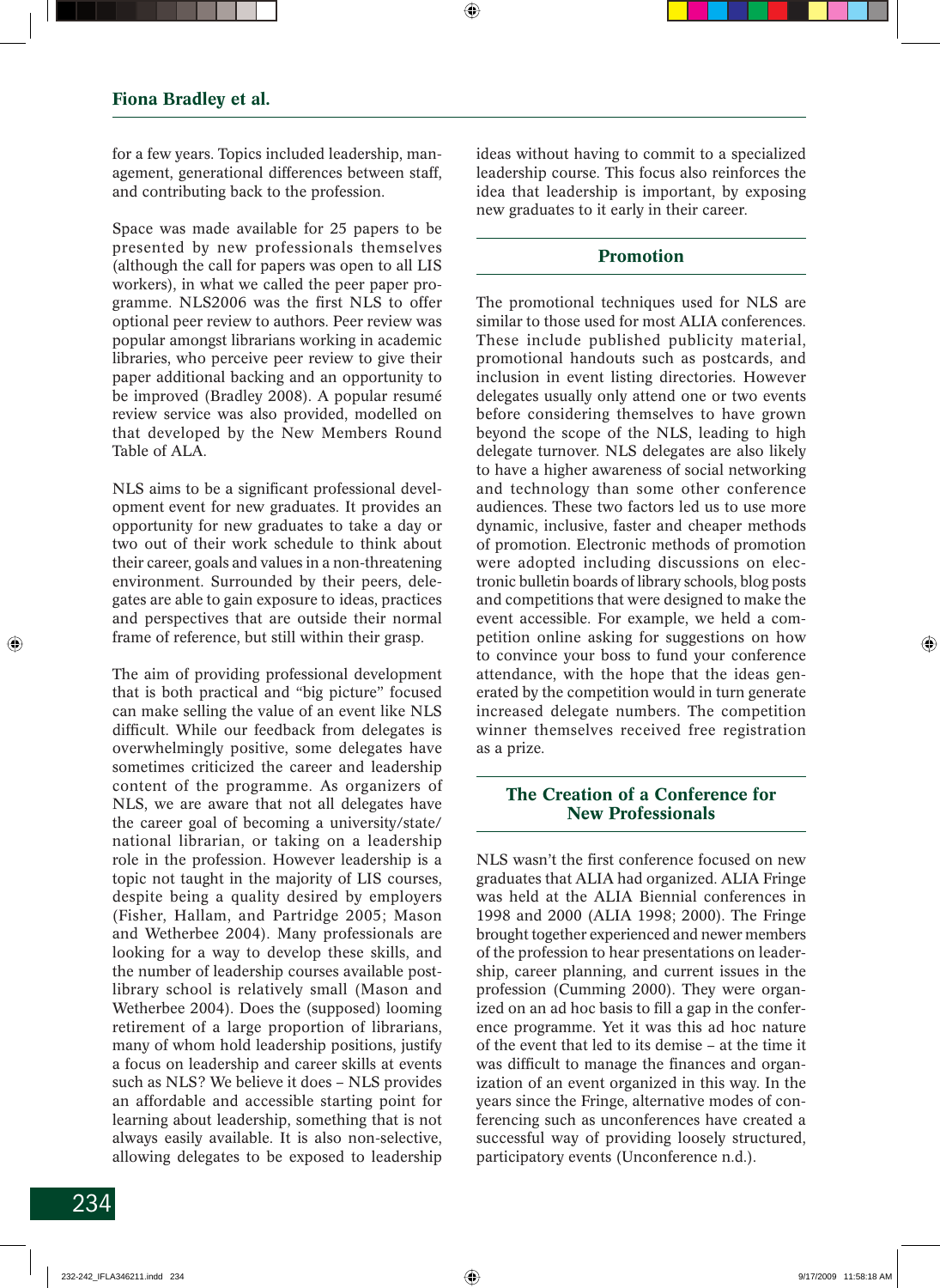for a few years. Topics included leadership, management, generational differences between staff, and contributing back to the profession.

Space was made available for 25 papers to be presented by new professionals themselves (although the call for papers was open to all LIS workers), in what we called the peer paper programme. NLS2006 was the first NLS to offer optional peer review to authors. Peer review was popular amongst librarians working in academic libraries, who perceive peer review to give their paper additional backing and an opportunity to be improved (Bradley 2008). A popular resumé review service was also provided, modelled on that developed by the New Members Round Table of ALA.

NLS aims to be a significant professional development event for new graduates. It provides an opportunity for new graduates to take a day or two out of their work schedule to think about their career, goals and values in a non-threatening environment. Surrounded by their peers, delegates are able to gain exposure to ideas, practices and perspectives that are outside their normal frame of reference, but still within their grasp.

The aim of providing professional development that is both practical and "big picture" focused can make selling the value of an event like NLS difficult. While our feedback from delegates is overwhelmingly positive, some delegates have sometimes criticized the career and leadership content of the programme. As organizers of NLS, we are aware that not all delegates have the career goal of becoming a university/state/national librarian, or taking on a leadership role in the profession. However leadership is a topic not taught in the majority of LIS courses, despite being a quality desired by employers (Fisher, Hallam, and Partridge 2005; Mason and Wetherbee 2004). Many professionals are looking for a way to develop these skills, and the number of leadership courses available post-library school is relatively small (Mason and Wetherbee 2004). Does the (supposed) looming retirement of a large proportion of librarians, many of whom hold leadership positions, justify a focus on leadership and career skills at events such as NLS? We believe it does – NLS provides an affordable and accessible starting point for learning about leadership, something that is not always easily available. It is also non-selective, allowing delegates to be exposed to leadership ideas without having to commit to a specialized leadership course. This focus also reinforces the idea that leadership is important, by exposing new graduates to it early in their career.

## Promotion

The promotional techniques used for NLS are similar to those used for most ALIA conferences. These include published publicity material, promotional handouts such as postcards, and inclusion in event listing directories. However delegates usually only attend one or two events before considering themselves to have grown beyond the scope of the NLS, leading to high delegate turnover. NLS delegates are also likely to have a higher awareness of social networking and technology than some other conference audiences. These two factors led us to use more dynamic, inclusive, faster and cheaper methods of promotion. Electronic methods of promotion were adopted including discussions on electronic bulletin boards of library schools, blog posts and competitions that were designed to make the event accessible. For example, we held a competition online asking for suggestions on how to convince your boss to fund your conference attendance, with the hope that the ideas generated by the competition would in turn generate increased delegate numbers. The competition winner themselves received free registration as a prize.

## The Creation of a Conference for New Professionals

NLS wasn't the first conference focused on new graduates that ALIA had organized. ALIA Fringe was held at the ALIA Biennial conferences in 1998 and 2000 (ALIA 1998; 2000). The Fringe brought together experienced and newer members of the profession to hear presentations on leadership, career planning, and current issues in the profession (Cumming 2000). They were organized on an ad hoc basis to fill a gap in the conference programme. Yet it was this ad hoc nature of the event that led to its demise – at the time it was difficult to manage the finances and organization of an event organized in this way. In the years since the Fringe, alternative modes of conferencing such as unconferences have created a successful way of providing loosely structured, participatory events (Unconference n.d.).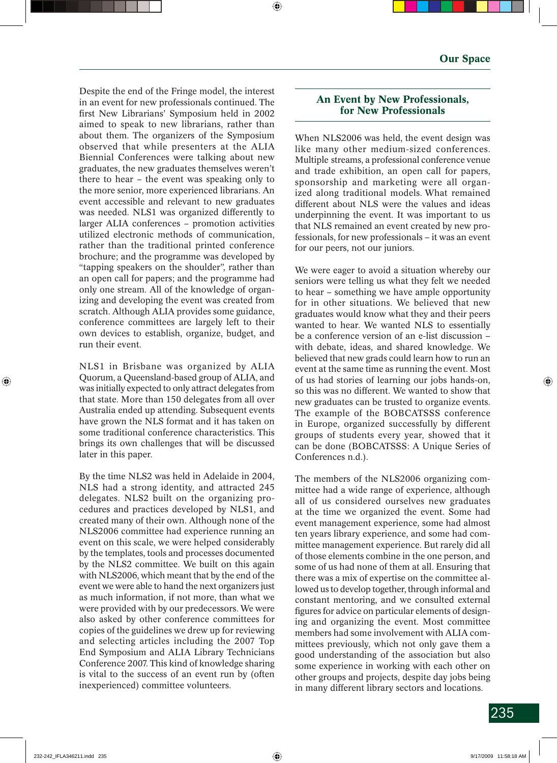Despite the end of the Fringe model, the interest in an event for new professionals continued. The first New Librarians' Symposium held in 2002 aimed to speak to new librarians, rather than about them. The organizers of the Symposium observed that while presenters at the ALIA Biennial Conferences were talking about new graduates, the new graduates themselves weren't there to hear – the event was speaking only to the more senior, more experienced librarians. An event accessible and relevant to new graduates was needed. NLS1 was organized differently to larger ALIA conferences – promotion activities utilized electronic methods of communication, rather than the traditional printed conference brochure; and the programme was developed by "tapping speakers on the shoulder", rather than an open call for papers; and the programme had only one stream. All of the knowledge of organizing and developing the event was created from scratch. Although ALIA provides some guidance, conference committees are largely left to their own devices to establish, organize, budget, and run their event.

NLS1 in Brisbane was organized by ALIA Quorum, a Queensland-based group of ALIA, and was initially expected to only attract delegates from that state. More than 150 delegates from all over Australia ended up attending. Subsequent events have grown the NLS format and it has taken on some traditional conference characteristics. This brings its own challenges that will be discussed later in this paper.

By the time NLS2 was held in Adelaide in 2004, NLS had a strong identity, and attracted 245 delegates. NLS2 built on the organizing procedures and practices developed by NLS1, and created many of their own. Although none of the NLS2006 committee had experience running an event on this scale, we were helped considerably by the templates, tools and processes documented by the NLS2 committee. We built on this again with NLS2006, which meant that by the end of the event we were able to hand the next organizers just as much information, if not more, than what we were provided with by our predecessors. We were also asked by other conference committees for copies of the guidelines we drew up for reviewing and selecting articles including the 2007 Top End Symposium and ALIA Library Technicians Conference 2007. This kind of knowledge sharing is vital to the success of an event run by (often inexperienced) committee volunteers.

## An Event by New Professionals, for New Professionals

When NLS2006 was held, the event design was like many other medium-sized conferences. Multiple streams, a professional conference venue and trade exhibition, an open call for papers, sponsorship and marketing were all organized along traditional models. What remained different about NLS were the values and ideas underpinning the event. It was important to us that NLS remained an event created by new professionals, for new professionals – it was an event for our peers, not our juniors.

We were eager to avoid a situation whereby our seniors were telling us what they felt we needed to hear – something we have ample opportunity for in other situations. We believed that new graduates would know what they and their peers wanted to hear. We wanted NLS to essentially be a conference version of an e-list discussion – with debate, ideas, and shared knowledge. We believed that new grads could learn how to run an event at the same time as running the event. Most of us had stories of learning our jobs hands-on, so this was no different. We wanted to show that new graduates can be trusted to organize events. The example of the BOBCATSSS conference in Europe, organized successfully by different groups of students every year, showed that it can be done (BOBCATSSS: A Unique Series of Conferences n.d.).

The members of the NLS2006 organizing committee had a wide range of experience, although all of us considered ourselves new graduates at the time we organized the event. Some had event management experience, some had almost ten years library experience, and some had committee management experience. But rarely did all of those elements combine in the one person, and some of us had none of them at all. Ensuring that there was a mix of expertise on the committee allowed us to develop together, through informal and constant mentoring, and we consulted external figures for advice on particular elements of designing and organizing the event. Most committee members had some involvement with ALIA committees previously, which not only gave them a good understanding of the association but also some experience in working with each other on other groups and projects, despite day jobs being in many different library sectors and locations.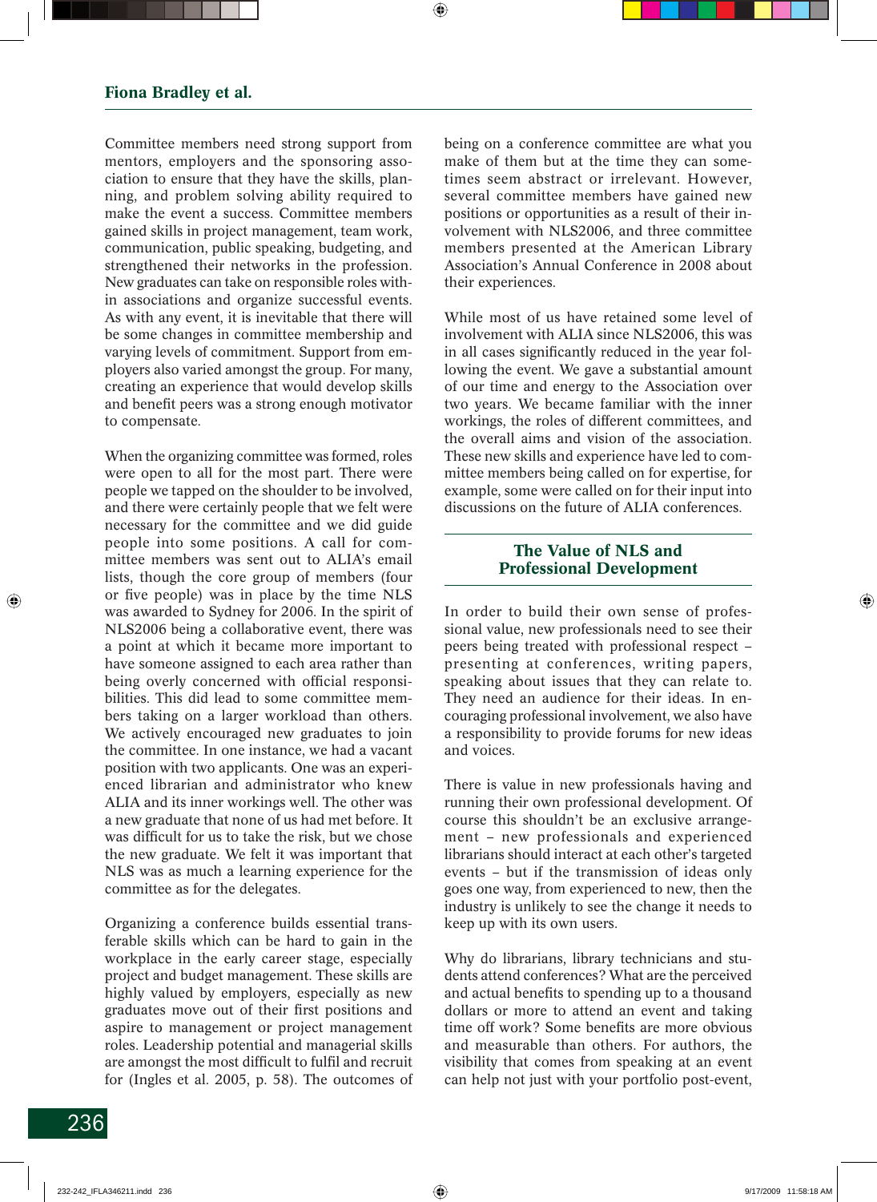Committee members need strong support from mentors, employers and the sponsoring association to ensure that they have the skills, planning, and problem solving ability required to make the event a success. Committee members gained skills in project management, team work, communication, public speaking, budgeting, and strengthened their networks in the profession. New graduates can take on responsible roles within associations and organize successful events. As with any event, it is inevitable that there will be some changes in committee membership and varying levels of commitment. Support from employers also varied amongst the group. For many, creating an experience that would develop skills and benefit peers was a strong enough motivator to compensate.

When the organizing committee was formed, roles were open to all for the most part. There were people we tapped on the shoulder to be involved, and there were certainly people that we felt were necessary for the committee and we did guide people into some positions. A call for committee members was sent out to ALIA's email lists, though the core group of members (four or five people) was in place by the time NLS was awarded to Sydney for 2006. In the spirit of NLS2006 being a collaborative event, there was a point at which it became more important to have someone assigned to each area rather than being overly concerned with official responsibilities. This did lead to some committee members taking on a larger workload than others. We actively encouraged new graduates to join the committee. In one instance, we had a vacant position with two applicants. One was an experienced librarian and administrator who knew ALIA and its inner workings well. The other was a new graduate that none of us had met before. It was difficult for us to take the risk, but we chose the new graduate. We felt it was important that NLS was as much a learning experience for the committee as for the delegates.

Organizing a conference builds essential transferable skills which can be hard to gain in the workplace in the early career stage, especially project and budget management. These skills are highly valued by employers, especially as new graduates move out of their first positions and aspire to management or project management roles. Leadership potential and managerial skills are amongst the most difficult to fulfil and recruit for (Ingles et al. 2005, p. 58). The outcomes of being on a conference committee are what you make of them but at the time they can sometimes seem abstract or irrelevant. However, several committee members have gained new positions or opportunities as a result of their involvement with NLS2006, and three committee members presented at the American Library Association's Annual Conference in 2008 about their experiences.

While most of us have retained some level of involvement with ALIA since NLS2006, this was in all cases significantly reduced in the year following the event. We gave a substantial amount of our time and energy to the Association over two years. We became familiar with the inner workings, the roles of different committees, and the overall aims and vision of the association. These new skills and experience have led to committee members being called on for expertise, for example, some were called on for their input into discussions on the future of ALIA conferences.

## The Value of NLS and Professional Development

In order to build their own sense of professional value, new professionals need to see their peers being treated with professional respect – presenting at conferences, writing papers, speaking about issues that they can relate to. They need an audience for their ideas. In encouraging professional involvement, we also have a responsibility to provide forums for new ideas and voices.

There is value in new professionals having and running their own professional development. Of course this shouldn't be an exclusive arrangement – new professionals and experienced librarians should interact at each other's targeted events – but if the transmission of ideas only goes one way, from experienced to new, then the industry is unlikely to see the change it needs to keep up with its own users.

Why do librarians, library technicians and students attend conferences? What are the perceived and actual benefits to spending up to a thousand dollars or more to attend an event and taking time off work? Some benefits are more obvious and measurable than others. For authors, the visibility that comes from speaking at an event can help not just with your portfolio post-event,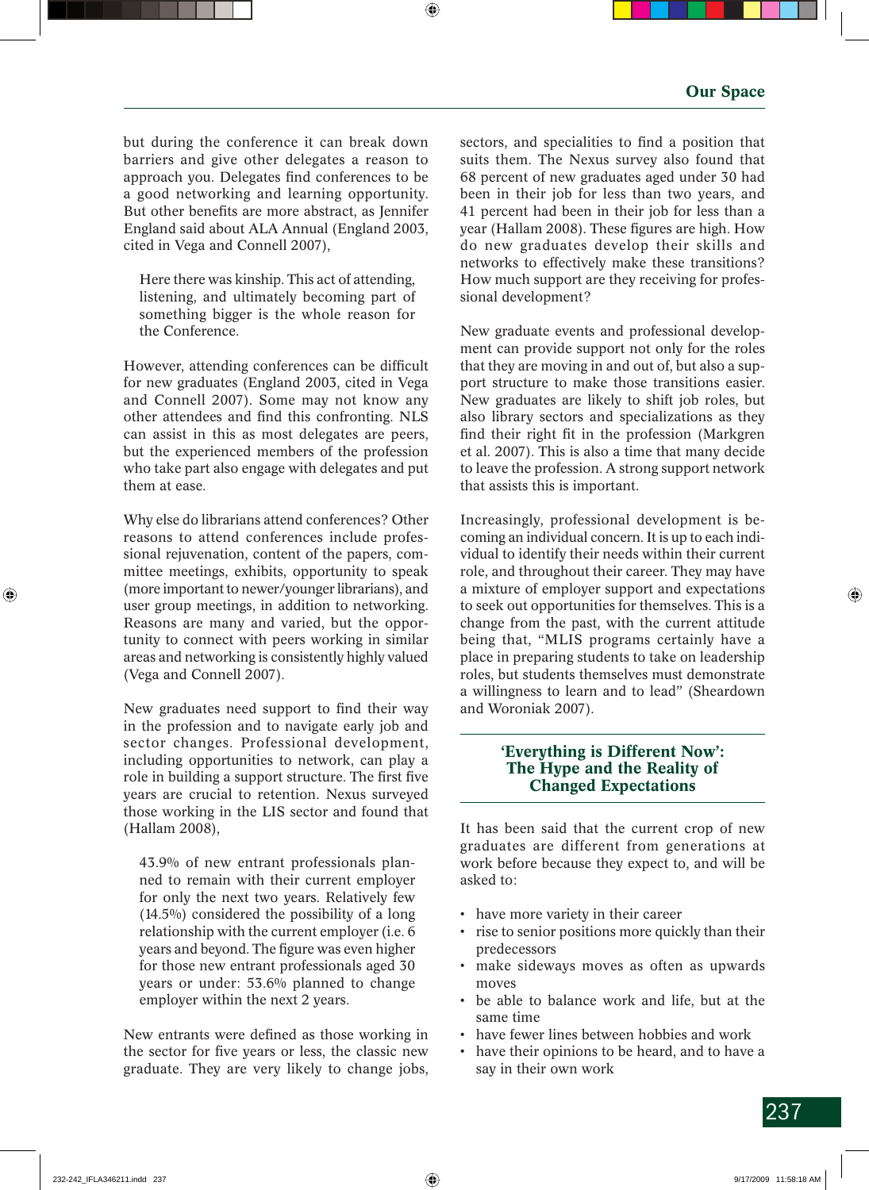but during the conference it can break down barriers and give other delegates a reason to approach you. Delegates find conferences to be a good networking and learning opportunity. But other benefits are more abstract, as Jennifer England said about ALA Annual (England 2003, cited in Vega and Connell 2007),

> Here there was kinship. This act of attending, listening, and ultimately becoming part of something bigger is the whole reason for the Conference.

However, attending conferences can be difficult for new graduates (England 2003, cited in Vega and Connell 2007). Some may not know any other attendees and find this confronting. NLS can assist in this as most delegates are peers, but the experienced members of the profession who take part also engage with delegates and put them at ease.

Why else do librarians attend conferences? Other reasons to attend conferences include professional rejuvenation, content of the papers, committee meetings, exhibits, opportunity to speak (more important to newer/younger librarians), and user group meetings, in addition to networking. Reasons are many and varied, but the opportunity to connect with peers working in similar areas and networking is consistently highly valued (Vega and Connell 2007).

New graduates need support to find their way in the profession and to navigate early job and sector changes. Professional development, including opportunities to network, can play a role in building a support structure. The first five years are crucial to retention. Nexus surveyed those working in the LIS sector and found that (Hallam 2008),

> 43.9% of new entrant professionals planned to remain with their current employer for only the next two years. Relatively few (14.5%) considered the possibility of a long relationship with the current employer (i.e. 6 years and beyond. The figure was even higher for those new entrant professionals aged 30 years or under: 53.6% planned to change employer within the next 2 years.

New entrants were defined as those working in the sector for five years or less, the classic new graduate. They are very likely to change jobs, sectors, and specialities to find a position that suits them. The Nexus survey also found that 68 percent of new graduates aged under 30 had been in their job for less than two years, and 41 percent had been in their job for less than a year (Hallam 2008). These figures are high. How do new graduates develop their skills and networks to effectively make these transitions? How much support are they receiving for professional development?

New graduate events and professional development can provide support not only for the roles that they are moving in and out of, but also a support structure to make those transitions easier. New graduates are likely to shift job roles, but also library sectors and specializations as they find their right fit in the profession (Markgren et al. 2007). This is also a time that many decide to leave the profession. A strong support network that assists this is important.

Increasingly, professional development is becoming an individual concern. It is up to each individual to identify their needs within their current role, and throughout their career. They may have a mixture of employer support and expectations to seek out opportunities for themselves. This is a change from the past, with the current attitude being that, "MLIS programs certainly have a place in preparing students to take on leadership roles, but students themselves must demonstrate a willingness to learn and to lead" (Sheardown and Woroniak 2007).

## 'Everything is Different Now': The Hype and the Reality of Changed Expectations

It has been said that the current crop of new graduates are different from generations at work before because they expect to, and will be asked to:

- have more variety in their career
- rise to senior positions more quickly than their predecessors
- make sideways moves as often as upwards moves
- be able to balance work and life, but at the same time
- have fewer lines between hobbies and work
- have their opinions to be heard, and to have a say in their own work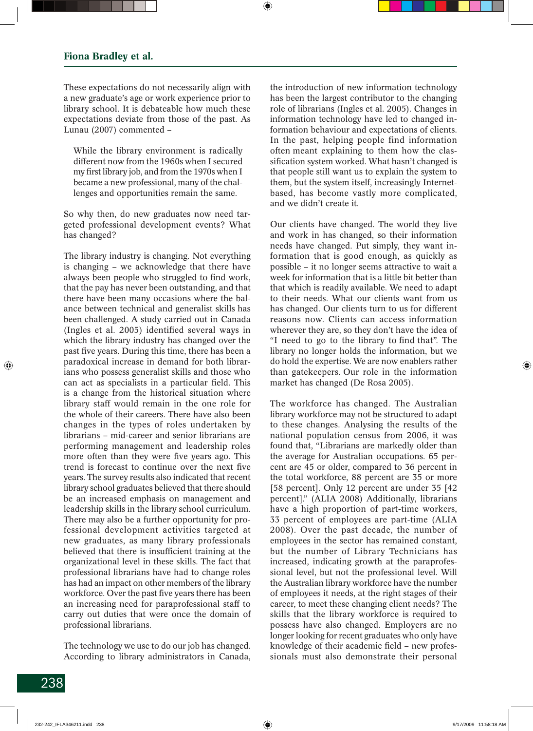These expectations do not necessarily align with a new graduate's age or work experience prior to library school. It is debateable how much these expectations deviate from those of the past. As Lunau (2007) commented –

> While the library environment is radically different now from the 1960s when I secured my first library job, and from the 1970s when I became a new professional, many of the challenges and opportunities remain the same.

So why then, do new graduates now need targeted professional development events? What has changed?

The library industry is changing. Not everything is changing – we acknowledge that there have always been people who struggled to find work, that the pay has never been outstanding, and that there have been many occasions where the balance between technical and generalist skills has been challenged. A study carried out in Canada (Ingles et al. 2005) identified several ways in which the library industry has changed over the past five years. During this time, there has been a paradoxical increase in demand for both librarians who possess generalist skills and those who can act as specialists in a particular field. This is a change from the historical situation where library staff would remain in the one role for the whole of their careers. There have also been changes in the types of roles undertaken by librarians – mid-career and senior librarians are performing management and leadership roles more often than they were five years ago. This trend is forecast to continue over the next five years. The survey results also indicated that recent library school graduates believed that there should be an increased emphasis on management and leadership skills in the library school curriculum. There may also be a further opportunity for professional development activities targeted at new graduates, as many library professionals believed that there is insufficient training at the organizational level in these skills. The fact that professional librarians have had to change roles has had an impact on other members of the library workforce. Over the past five years there has been an increasing need for paraprofessional staff to carry out duties that were once the domain of professional librarians.

The technology we use to do our job has changed. According to library administrators in Canada, the introduction of new information technology has been the largest contributor to the changing role of librarians (Ingles et al. 2005). Changes in information technology have led to changed information behaviour and expectations of clients. In the past, helping people find information often meant explaining to them how the classification system worked. What hasn't changed is that people still want us to explain the system to them, but the system itself, increasingly Internet-based, has become vastly more complicated, and we didn't create it.

Our clients have changed. The world they live and work in has changed, so their information needs have changed. Put simply, they want information that is good enough, as quickly as possible – it no longer seems attractive to wait a week for information that is a little bit better than that which is readily available. We need to adapt to their needs. What our clients want from us has changed. Our clients turn to us for different reasons now. Clients can access information wherever they are, so they don't have the idea of "I need to go to the library to find that". The library no longer holds the information, but we do hold the expertise. We are now enablers rather than gatekeepers. Our role in the information market has changed (De Rosa 2005).

The workforce has changed. The Australian library workforce may not be structured to adapt to these changes. Analysing the results of the national population census from 2006, it was found that, "Librarians are markedly older than the average for Australian occupations. 65 percent are 45 or older, compared to 36 percent in the total workforce, 88 percent are 35 or more [58 percent]. Only 12 percent are under 35 [42 percent]." (ALIA 2008) Additionally, librarians have a high proportion of part-time workers, 33 percent of employees are part-time (ALIA 2008). Over the past decade, the number of employees in the sector has remained constant, but the number of Library Technicians has increased, indicating growth at the paraprofessional level, but not the professional level. Will the Australian library workforce have the number of employees it needs, at the right stages of their career, to meet these changing client needs? The skills that the library workforce is required to possess have also changed. Employers are no longer looking for recent graduates who only have knowledge of their academic field – new professionals must also demonstrate their personal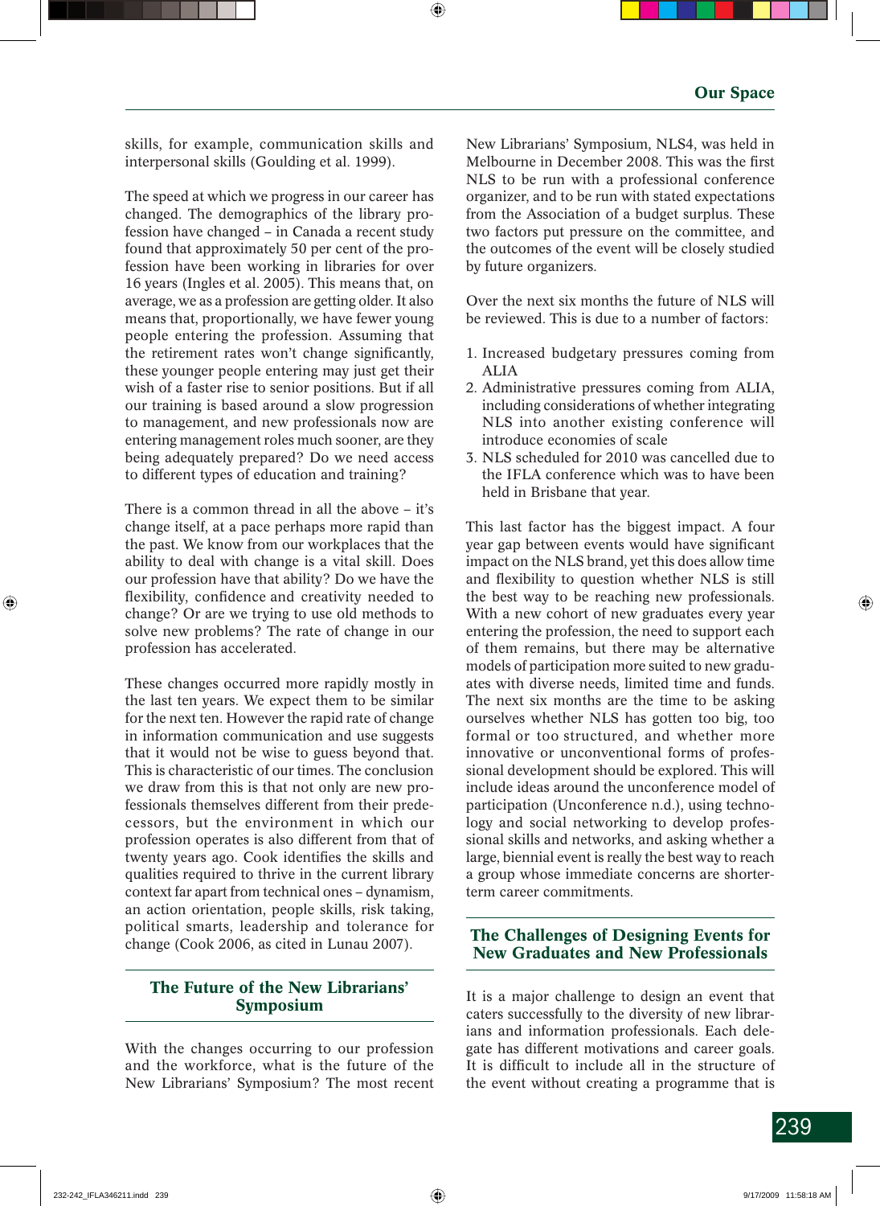skills, for example, communication skills and interpersonal skills (Goulding et al. 1999).

The speed at which we progress in our career has changed. The demographics of the library profession have changed – in Canada a recent study found that approximately 50 per cent of the profession have been working in libraries for over 16 years (Ingles et al. 2005). This means that, on average, we as a profession are getting older. It also means that, proportionally, we have fewer young people entering the profession. Assuming that the retirement rates won't change significantly, these younger people entering may just get their wish of a faster rise to senior positions. But if all our training is based around a slow progression to management, and new professionals now are entering management roles much sooner, are they being adequately prepared? Do we need access to different types of education and training?

There is a common thread in all the above – it's change itself, at a pace perhaps more rapid than the past. We know from our workplaces that the ability to deal with change is a vital skill. Does our profession have that ability? Do we have the flexibility, confidence and creativity needed to change? Or are we trying to use old methods to solve new problems? The rate of change in our profession has accelerated.

These changes occurred more rapidly mostly in the last ten years. We expect them to be similar for the next ten. However the rapid rate of change in information communication and use suggests that it would not be wise to guess beyond that. This is characteristic of our times. The conclusion we draw from this is that not only are new professionals themselves different from their predecessors, but the environment in which our profession operates is also different from that of twenty years ago. Cook identifies the skills and qualities required to thrive in the current library context far apart from technical ones – dynamism, an action orientation, people skills, risk taking, political smarts, leadership and tolerance for change (Cook 2006, as cited in Lunau 2007).

## The Future of the New Librarians' Symposium

With the changes occurring to our profession and the workforce, what is the future of the New Librarians' Symposium? The most recent New Librarians' Symposium, NLS4, was held in Melbourne in December 2008. This was the first NLS to be run with a professional conference organizer, and to be run with stated expectations from the Association of a budget surplus. These two factors put pressure on the committee, and the outcomes of the event will be closely studied by future organizers.

Over the next six months the future of NLS will be reviewed. This is due to a number of factors:

1. Increased budgetary pressures coming from ALIA
2. Administrative pressures coming from ALIA, including considerations of whether integrating NLS into another existing conference will introduce economies of scale
3. NLS scheduled for 2010 was cancelled due to the IFLA conference which was to have been held in Brisbane that year.

This last factor has the biggest impact. A four year gap between events would have significant impact on the NLS brand, yet this does allow time and flexibility to question whether NLS is still the best way to be reaching new professionals. With a new cohort of new graduates every year entering the profession, the need to support each of them remains, but there may be alternative models of participation more suited to new graduates with diverse needs, limited time and funds. The next six months are the time to be asking ourselves whether NLS has gotten too big, too formal or too structured, and whether more innovative or unconventional forms of professional development should be explored. This will include ideas around the unconference model of participation (Unconference n.d.), using technology and social networking to develop professional skills and networks, and asking whether a large, biennial event is really the best way to reach a group whose immediate concerns are shorter-term career commitments.

## The Challenges of Designing Events for New Graduates and New Professionals

It is a major challenge to design an event that caters successfully to the diversity of new librarians and information professionals. Each delegate has different motivations and career goals. It is difficult to include all in the structure of the event without creating a programme that is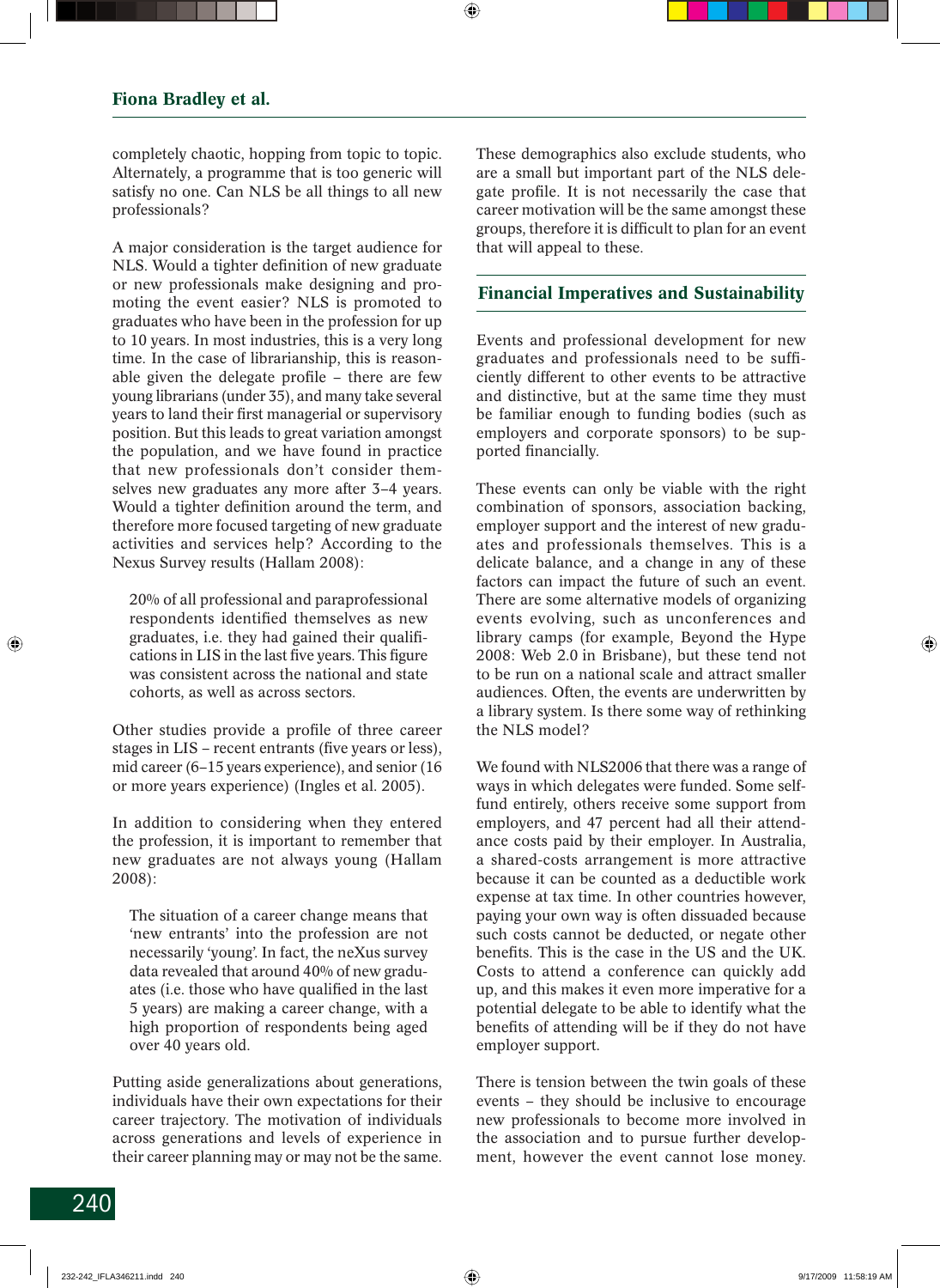completely chaotic, hopping from topic to topic. Alternately, a programme that is too generic will satisfy no one. Can NLS be all things to all new professionals?

A major consideration is the target audience for NLS. Would a tighter definition of new graduate or new professionals make designing and promoting the event easier? NLS is promoted to graduates who have been in the profession for up to 10 years. In most industries, this is a very long time. In the case of librarianship, this is reasonable given the delegate profile – there are few young librarians (under 35), and many take several years to land their first managerial or supervisory position. But this leads to great variation amongst the population, and we have found in practice that new professionals don't consider themselves new graduates any more after 3–4 years. Would a tighter definition around the term, and therefore more focused targeting of new graduate activities and services help? According to the Nexus Survey results (Hallam 2008):

> 20% of all professional and paraprofessional respondents identified themselves as new graduates, i.e. they had gained their qualifications in LIS in the last five years. This figure was consistent across the national and state cohorts, as well as across sectors.

Other studies provide a profile of three career stages in LIS – recent entrants (five years or less), mid career (6–15 years experience), and senior (16 or more years experience) (Ingles et al. 2005).

In addition to considering when they entered the profession, it is important to remember that new graduates are not always young (Hallam 2008):

> The situation of a career change means that 'new entrants' into the profession are not necessarily 'young'. In fact, the neXus survey data revealed that around 40% of new graduates (i.e. those who have qualified in the last 5 years) are making a career change, with a high proportion of respondents being aged over 40 years old.

Putting aside generalizations about generations, individuals have their own expectations for their career trajectory. The motivation of individuals across generations and levels of experience in their career planning may or may not be the same. These demographics also exclude students, who are a small but important part of the NLS delegate profile. It is not necessarily the case that career motivation will be the same amongst these groups, therefore it is difficult to plan for an event that will appeal to these.

## Financial Imperatives and Sustainability

Events and professional development for new graduates and professionals need to be sufficiently different to other events to be attractive and distinctive, but at the same time they must be familiar enough to funding bodies (such as employers and corporate sponsors) to be supported financially.

These events can only be viable with the right combination of sponsors, association backing, employer support and the interest of new graduates and professionals themselves. This is a delicate balance, and a change in any of these factors can impact the future of such an event. There are some alternative models of organizing events evolving, such as unconferences and library camps (for example, Beyond the Hype 2008: Web 2.0 in Brisbane), but these tend not to be run on a national scale and attract smaller audiences. Often, the events are underwritten by a library system. Is there some way of rethinking the NLS model?

We found with NLS2006 that there was a range of ways in which delegates were funded. Some self-fund entirely, others receive some support from employers, and 47 percent had all their attendance costs paid by their employer. In Australia, a shared-costs arrangement is more attractive because it can be counted as a deductible work expense at tax time. In other countries however, paying your own way is often dissuaded because such costs cannot be deducted, or negate other benefits. This is the case in the US and the UK. Costs to attend a conference can quickly add up, and this makes it even more imperative for a potential delegate to be able to identify what the benefits of attending will be if they do not have employer support.

There is tension between the twin goals of these events – they should be inclusive to encourage new professionals to become more involved in the association and to pursue further development, however the event cannot lose money.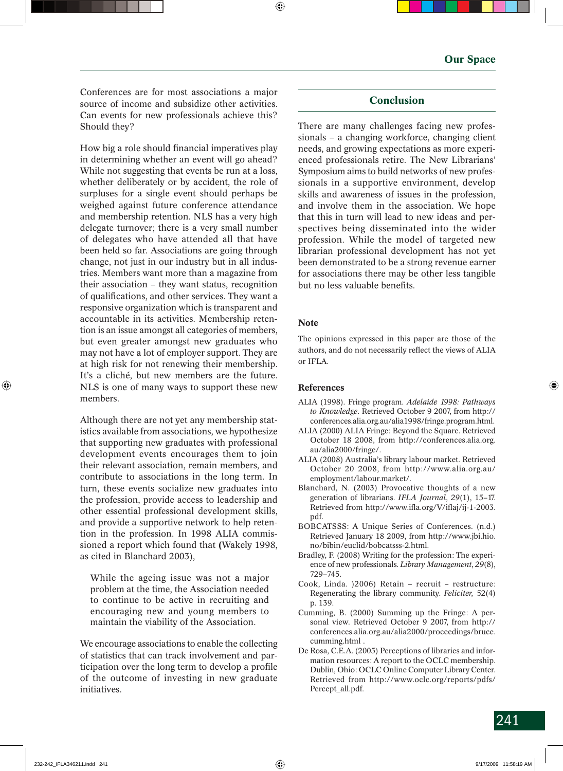Conferences are for most associations a major source of income and subsidize other activities. Can events for new professionals achieve this? Should they?

How big a role should financial imperatives play in determining whether an event will go ahead? While not suggesting that events be run at a loss, whether deliberately or by accident, the role of surpluses for a single event should perhaps be weighed against future conference attendance and membership retention. NLS has a very high delegate turnover; there is a very small number of delegates who have attended all that have been held so far. Associations are going through change, not just in our industry but in all industries. Members want more than a magazine from their association – they want status, recognition of qualifications, and other services. They want a responsive organization which is transparent and accountable in its activities. Membership retention is an issue amongst all categories of members, but even greater amongst new graduates who may not have a lot of employer support. They are at high risk for not renewing their membership. It's a cliché, but new members are the future. NLS is one of many ways to support these new members.

Although there are not yet any membership statistics available from associations, we hypothesize that supporting new graduates with professional development events encourages them to join their relevant association, remain members, and contribute to associations in the long term. In turn, these events socialize new graduates into the profession, provide access to leadership and other essential professional development skills, and provide a supportive network to help retention in the profession. In 1998 ALIA commissioned a report which found that **(**Wakely 1998, as cited in Blanchard 2003),

> While the ageing issue was not a major problem at the time, the Association needed to continue to be active in recruiting and encouraging new and young members to maintain the viability of the Association.

We encourage associations to enable the collecting of statistics that can track involvement and participation over the long term to develop a profile of the outcome of investing in new graduate initiatives.

## Conclusion

There are many challenges facing new professionals – a changing workforce, changing client needs, and growing expectations as more experienced professionals retire. The New Librarians' Symposium aims to build networks of new professionals in a supportive environment, develop skills and awareness of issues in the profession, and involve them in the association. We hope that this in turn will lead to new ideas and perspectives being disseminated into the wider profession. While the model of targeted new librarian professional development has not yet been demonstrated to be a strong revenue earner for associations there may be other less tangible but no less valuable benefits.

### Note

The opinions expressed in this paper are those of the authors, and do not necessarily reflect the views of ALIA or IFLA.

### References

ALIA (1998). Fringe program. *Adelaide 1998: Pathways to Knowledge*. Retrieved October 9 2007, from http://conferences.alia.org.au/alia1998/fringe.program.html.

ALIA (2000) ALIA Fringe: Beyond the Square. Retrieved October 18 2008, from http://conferences.alia.org.au/alia2000/fringe/.

ALIA (2008) Australia's library labour market. Retrieved October 20 2008, from http://www.alia.org.au/employment/labour.market/.

Blanchard, N. (2003) Provocative thoughts of a new generation of librarians. *IFLA Journal*, *29*(1), 15–17. Retrieved from http://www.ifla.org/V/iflaj/ij-1-2003.pdf.

BOBCATSSS: A Unique Series of Conferences. (n.d.) Retrieved January 18 2009, from http://www.jbi.hio.no/bibin/euclid/bobcatsss-2.html.

Bradley, F. (2008) Writing for the profession: The experience of new professionals. *Library Management*, *29*(8), 729–745.

Cook, Linda. )2006) Retain – recruit – restructure: Regenerating the library community. *Feliciter,* 52(4) p. 139.

Cumming, B. (2000) Summing up the Fringe: A personal view. Retrieved October 9 2007, from http://conferences.alia.org.au/alia2000/proceedings/bruce.cumming.html .

De Rosa, C.E.A. (2005) Perceptions of libraries and information resources: A report to the OCLC membership. Dublin, Ohio: OCLC Online Computer Library Center. Retrieved from http://www.oclc.org/reports/pdfs/Percept_all.pdf.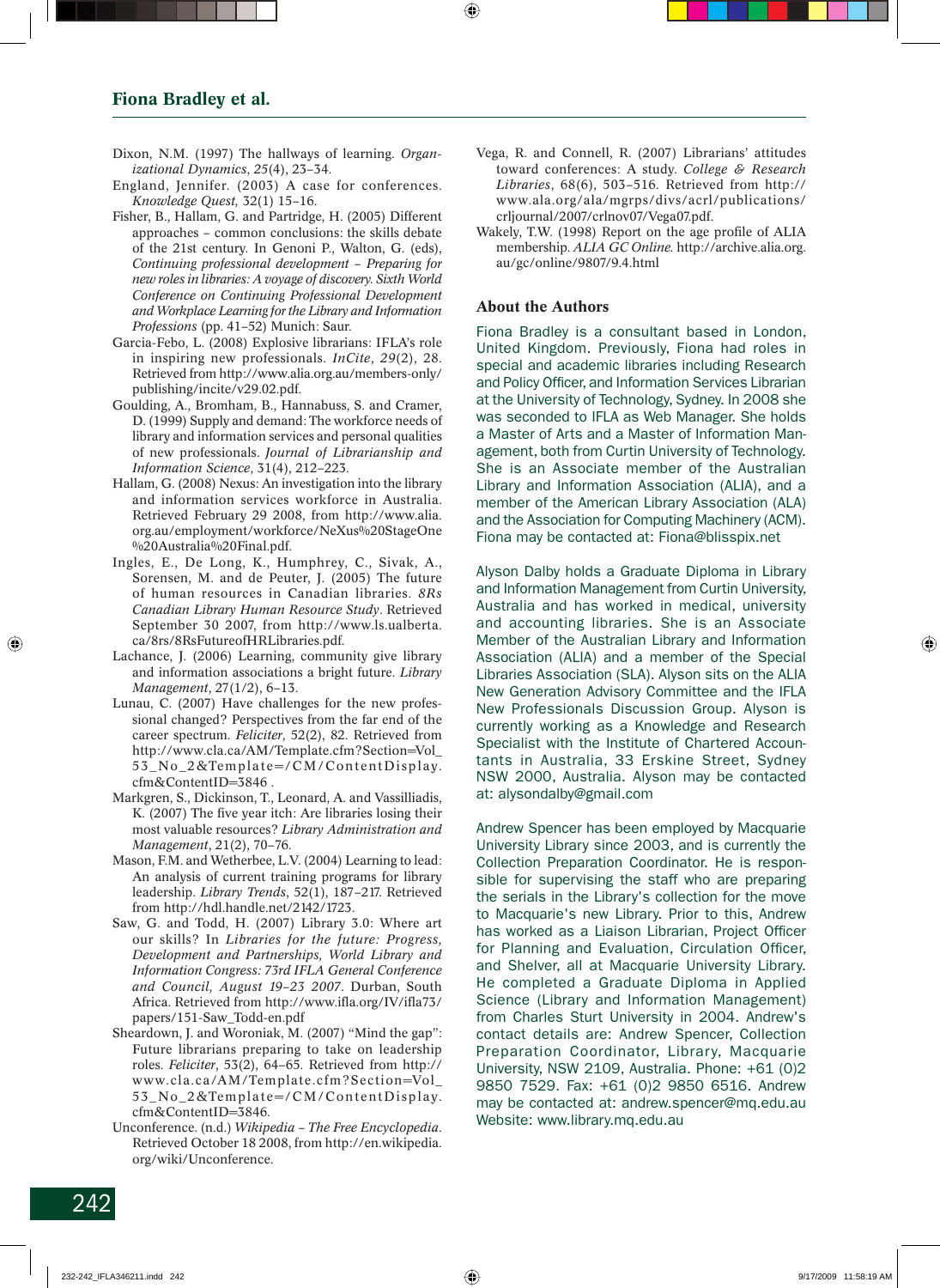Dixon, N.M. (1997) The hallways of learning. *Organizational Dynamics*, *25*(4), 23–34.

England, Jennifer. (2003) A case for conferences. *Knowledge Quest*, 32(1) 15–16.

Fisher, B., Hallam, G. and Partridge, H. (2005) Different approaches – common conclusions: the skills debate of the 21st century. In Genoni P., Walton, G. (eds), *Continuing professional development – Preparing for new roles in libraries: A voyage of discovery. Sixth World Conference on Continuing Professional Development and Workplace Learning for the Library and Information Professions* (pp. 41–52) Munich: Saur.

Garcia-Febo, L. (2008) Explosive librarians: IFLA's role in inspiring new professionals. *InCite*, *29*(2), 28. Retrieved from http://www.alia.org.au/members-only/publishing/incite/v29.02.pdf.

Goulding, A., Bromham, B., Hannabuss, S. and Cramer, D. (1999) Supply and demand: The workforce needs of library and information services and personal qualities of new professionals. *Journal of Librarianship and Information Science*, 31(4), 212–223.

Hallam, G. (2008) Nexus: An investigation into the library and information services workforce in Australia. Retrieved February 29 2008, from http://www.alia.org.au/employment/workforce/NeXus%20StageOne%20Australia%20Final.pdf.

Ingles, E., De Long, K., Humphrey, C., Sivak, A., Sorensen, M. and de Peuter, J. (2005) The future of human resources in Canadian libraries. *8Rs Canadian Library Human Resource Study*. Retrieved September 30 2007, from http://www.ls.ualberta.ca/8rs/8RsFutureofHRLibraries.pdf.

Lachance, J. (2006) Learning, community give library and information associations a bright future. *Library Management*, 27(1/2), 6–13.

Lunau, C. (2007) Have challenges for the new professional changed? Perspectives from the far end of the career spectrum. *Feliciter*, 52(2), 82. Retrieved from http://www.cla.ca/AM/Template.cfm?Section=Vol_53_No_2&Template=/CM/ContentDisplay.cfm&ContentID=3846 .

Markgren, S., Dickinson, T., Leonard, A. and Vassilliadis, K. (2007) The five year itch: Are libraries losing their most valuable resources? *Library Administration and Management*, 21(2), 70–76.

Mason, F.M. and Wetherbee, L.V. (2004) Learning to lead: An analysis of current training programs for library leadership. *Library Trends*, 52(1), 187–217. Retrieved from http://hdl.handle.net/2142/1723.

Saw, G. and Todd, H. (2007) Library 3.0: Where art our skills? In *Libraries for the future: Progress, Development and Partnerships, World Library and Information Congress: 73rd IFLA General Conference and Council, August 19–23 2007*. Durban, South Africa. Retrieved from http://www.ifla.org/IV/ifla73/papers/151-Saw_Todd-en.pdf

Sheardown, J. and Woroniak, M. (2007) "Mind the gap": Future librarians preparing to take on leadership roles. *Feliciter*, 53(2), 64–65. Retrieved from http://www.cla.ca/AM/Template.cfm?Section=Vol_53_No_2&Template=/CM/ContentDisplay.cfm&ContentID=3846.

Unconference. (n.d.) *Wikipedia – The Free Encyclopedia*. Retrieved October 18 2008, from http://en.wikipedia.org/wiki/Unconference.

Vega, R. and Connell, R. (2007) Librarians' attitudes toward conferences: A study. *College & Research Libraries*, 68(6), 503–516. Retrieved from http://www.ala.org/ala/mgrps/divs/acrl/publications/crljournal/2007/crlnov07/Vega07.pdf.

Wakely, T.W. (1998) Report on the age profile of ALIA membership. *ALIA GC Online*. http://archive.alia.org.au/gc/online/9807/9.4.html

## About the Authors

Fiona Bradley is a consultant based in London, United Kingdom. Previously, Fiona had roles in special and academic libraries including Research and Policy Officer, and Information Services Librarian at the University of Technology, Sydney. In 2008 she was seconded to IFLA as Web Manager. She holds a Master of Arts and a Master of Information Management, both from Curtin University of Technology. She is an Associate member of the Australian Library and Information Association (ALIA), and a member of the American Library Association (ALA) and the Association for Computing Machinery (ACM). Fiona may be contacted at: Fiona@blisspix.net

Alyson Dalby holds a Graduate Diploma in Library and Information Management from Curtin University, Australia and has worked in medical, university and accounting libraries. She is an Associate Member of the Australian Library and Information Association (ALIA) and a member of the Special Libraries Association (SLA). Alyson sits on the ALIA New Generation Advisory Committee and the IFLA New Professionals Discussion Group. Alyson is currently working as a Knowledge and Research Specialist with the Institute of Chartered Accountants in Australia, 33 Erskine Street, Sydney NSW 2000, Australia. Alyson may be contacted at: alysondalby@gmail.com

Andrew Spencer has been employed by Macquarie University Library since 2003, and is currently the Collection Preparation Coordinator. He is responsible for supervising the staff who are preparing the serials in the Library's collection for the move to Macquarie's new Library. Prior to this, Andrew has worked as a Liaison Librarian, Project Officer for Planning and Evaluation, Circulation Officer, and Shelver, all at Macquarie University Library. He completed a Graduate Diploma in Applied Science (Library and Information Management) from Charles Sturt University in 2004. Andrew's contact details are: Andrew Spencer, Collection Preparation Coordinator, Library, Macquarie University, NSW 2109, Australia. Phone: +61 (0)2 9850 7529. Fax: +61 (0)2 9850 6516. Andrew may be contacted at: andrew.spencer@mq.edu.au Website: www.library.mq.edu.au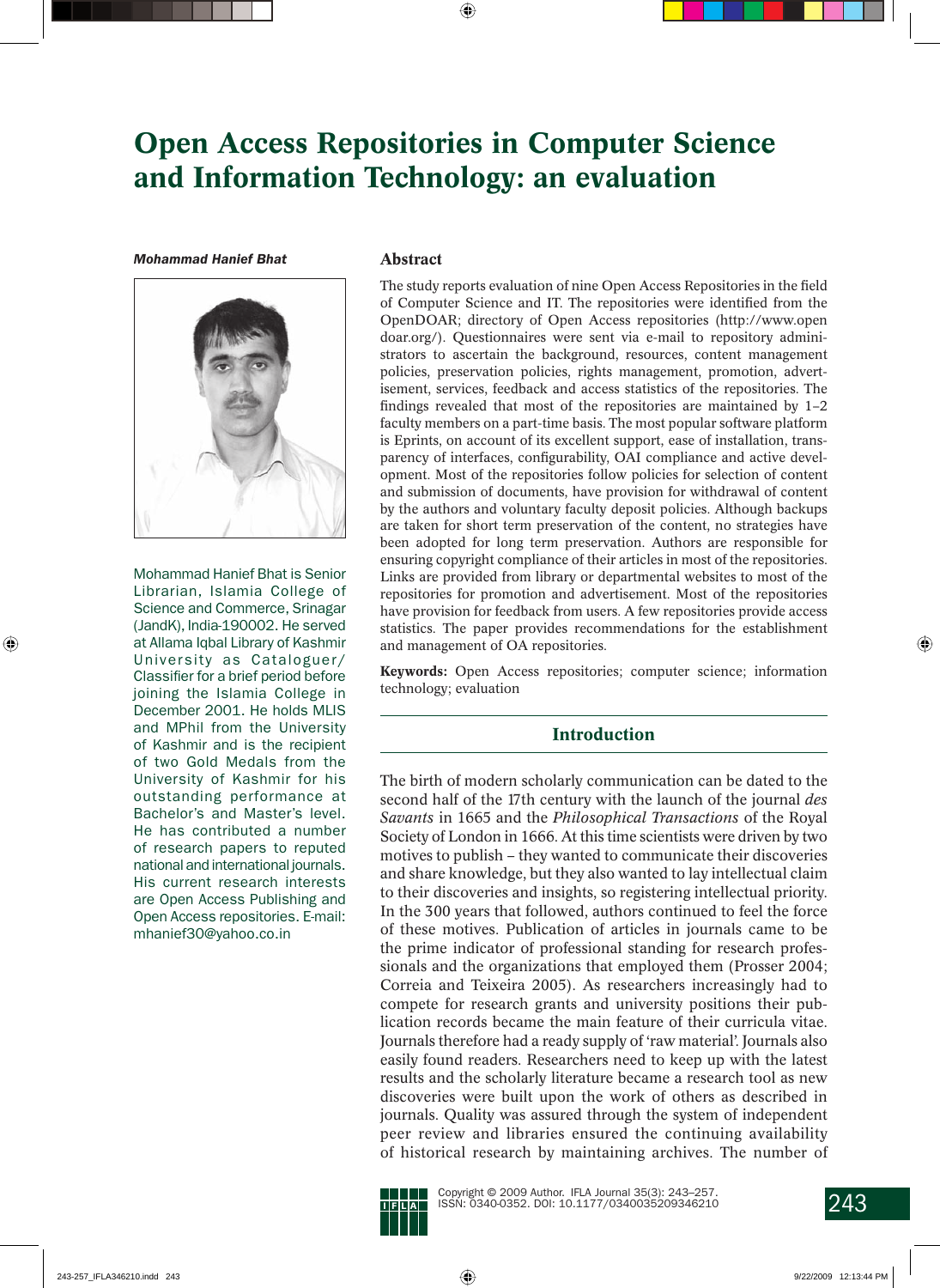# Open Access Repositories in Computer Science and Information Technology: an evaluation

*Mohammad Hanief Bhat*

Mohammad Hanief Bhat is Senior Librarian, Islamia College of Science and Commerce, Srinagar (JandK), India-190002. He served at Allama Iqbal Library of Kashmir University as Cataloguer/Classifier for a brief period before joining the Islamia College in December 2001. He holds MLIS and MPhil from the University of Kashmir and is the recipient of two Gold Medals from the University of Kashmir for his outstanding performance at Bachelor's and Master's level. He has contributed a number of research papers to reputed national and international journals. His current research interests are Open Access Publishing and Open Access repositories. E-mail: mhanief30@yahoo.co.in

## Abstract

The study reports evaluation of nine Open Access Repositories in the field of Computer Science and IT. The repositories were identified from the OpenDOAR; directory of Open Access repositories (http://www.opendoar.org/). Questionnaires were sent via e-mail to repository administrators to ascertain the background, resources, content management policies, preservation policies, rights management, promotion, advertisement, services, feedback and access statistics of the repositories. The findings revealed that most of the repositories are maintained by 1–2 faculty members on a part-time basis. The most popular software platform is Eprints, on account of its excellent support, ease of installation, transparency of interfaces, configurability, OAI compliance and active development. Most of the repositories follow policies for selection of content and submission of documents, have provision for withdrawal of content by the authors and voluntary faculty deposit policies. Although backups are taken for short term preservation of the content, no strategies have been adopted for long term preservation. Authors are responsible for ensuring copyright compliance of their articles in most of the repositories. Links are provided from library or departmental websites to most of the repositories for promotion and advertisement. Most of the repositories have provision for feedback from users. A few repositories provide access statistics. The paper provides recommendations for the establishment and management of OA repositories.

**Keywords:** Open Access repositories; computer science; information technology; evaluation

## Introduction

The birth of modern scholarly communication can be dated to the second half of the 17th century with the launch of the journal *des Savants* in 1665 and the *Philosophical Transactions* of the Royal Society of London in 1666. At this time scientists were driven by two motives to publish – they wanted to communicate their discoveries and share knowledge, but they also wanted to lay intellectual claim to their discoveries and insights, so registering intellectual priority. In the 300 years that followed, authors continued to feel the force of these motives. Publication of articles in journals came to be the prime indicator of professional standing for research professionals and the organizations that employed them (Prosser 2004; Correia and Teixeira 2005). As researchers increasingly had to compete for research grants and university positions their publication records became the main feature of their curricula vitae. Journals therefore had a ready supply of 'raw material'. Journals also easily found readers. Researchers need to keep up with the latest results and the scholarly literature became a research tool as new discoveries were built upon the work of others as described in journals. Quality was assured through the system of independent peer review and libraries ensured the continuing availability of historical research by maintaining archives. The number of

Copyright © 2009 Author. IFLA Journal 35(3): 243–257. ISSN: 0340-0352. DOI: 10.1177/0340035209346210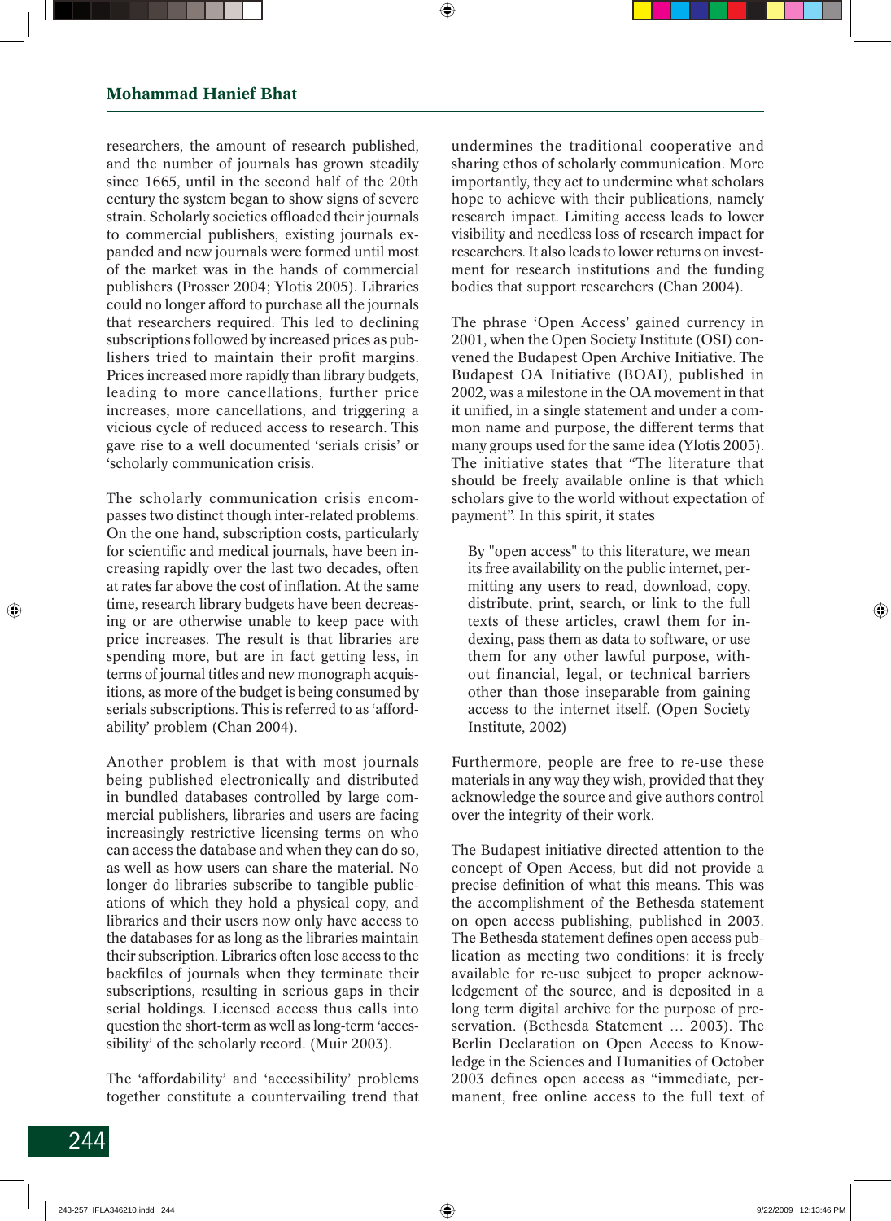researchers, the amount of research published, and the number of journals has grown steadily since 1665, until in the second half of the 20th century the system began to show signs of severe strain. Scholarly societies offloaded their journals to commercial publishers, existing journals expanded and new journals were formed until most of the market was in the hands of commercial publishers (Prosser 2004; Ylotis 2005). Libraries could no longer afford to purchase all the journals that researchers required. This led to declining subscriptions followed by increased prices as publishers tried to maintain their profit margins. Prices increased more rapidly than library budgets, leading to more cancellations, further price increases, more cancellations, and triggering a vicious cycle of reduced access to research. This gave rise to a well documented 'serials crisis' or 'scholarly communication crisis.

The scholarly communication crisis encompasses two distinct though inter-related problems. On the one hand, subscription costs, particularly for scientific and medical journals, have been increasing rapidly over the last two decades, often at rates far above the cost of inflation. At the same time, research library budgets have been decreasing or are otherwise unable to keep pace with price increases. The result is that libraries are spending more, but are in fact getting less, in terms of journal titles and new monograph acquisitions, as more of the budget is being consumed by serials subscriptions. This is referred to as 'affordability' problem (Chan 2004).

Another problem is that with most journals being published electronically and distributed in bundled databases controlled by large commercial publishers, libraries and users are facing increasingly restrictive licensing terms on who can access the database and when they can do so, as well as how users can share the material. No longer do libraries subscribe to tangible publications of which they hold a physical copy, and libraries and their users now only have access to the databases for as long as the libraries maintain their subscription. Libraries often lose access to the backfiles of journals when they terminate their subscriptions, resulting in serious gaps in their serial holdings. Licensed access thus calls into question the short-term as well as long-term 'accessibility' of the scholarly record. (Muir 2003).

The 'affordability' and 'accessibility' problems together constitute a countervailing trend that undermines the traditional cooperative and sharing ethos of scholarly communication. More importantly, they act to undermine what scholars hope to achieve with their publications, namely research impact. Limiting access leads to lower visibility and needless loss of research impact for researchers. It also leads to lower returns on investment for research institutions and the funding bodies that support researchers (Chan 2004).

The phrase 'Open Access' gained currency in 2001, when the Open Society Institute (OSI) convened the Budapest Open Archive Initiative. The Budapest OA Initiative (BOAI), published in 2002, was a milestone in the OA movement in that it unified, in a single statement and under a common name and purpose, the different terms that many groups used for the same idea (Ylotis 2005). The initiative states that "The literature that should be freely available online is that which scholars give to the world without expectation of payment". In this spirit, it states

> By "open access" to this literature, we mean its free availability on the public internet, permitting any users to read, download, copy, distribute, print, search, or link to the full texts of these articles, crawl them for indexing, pass them as data to software, or use them for any other lawful purpose, without financial, legal, or technical barriers other than those inseparable from gaining access to the internet itself. (Open Society Institute, 2002)

Furthermore, people are free to re-use these materials in any way they wish, provided that they acknowledge the source and give authors control over the integrity of their work.

The Budapest initiative directed attention to the concept of Open Access, but did not provide a precise definition of what this means. This was the accomplishment of the Bethesda statement on open access publishing, published in 2003. The Bethesda statement defines open access publication as meeting two conditions: it is freely available for re-use subject to proper acknowledgement of the source, and is deposited in a long term digital archive for the purpose of preservation. (Bethesda Statement … 2003). The Berlin Declaration on Open Access to Knowledge in the Sciences and Humanities of October 2003 defines open access as "immediate, permanent, free online access to the full text of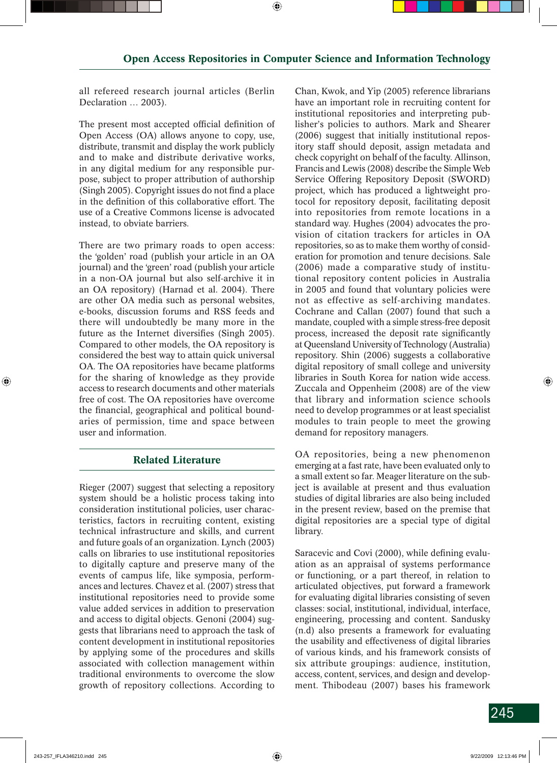all refereed research journal articles (Berlin Declaration … 2003).

The present most accepted official definition of Open Access (OA) allows anyone to copy, use, distribute, transmit and display the work publicly and to make and distribute derivative works, in any digital medium for any responsible purpose, subject to proper attribution of authorship (Singh 2005). Copyright issues do not find a place in the definition of this collaborative effort. The use of a Creative Commons license is advocated instead, to obviate barriers.

There are two primary roads to open access: the 'golden' road (publish your article in an OA journal) and the 'green' road (publish your article in a non-OA journal but also self-archive it in an OA repository) (Harnad et al. 2004). There are other OA media such as personal websites, e-books, discussion forums and RSS feeds and there will undoubtedly be many more in the future as the Internet diversifies (Singh 2005). Compared to other models, the OA repository is considered the best way to attain quick universal OA. The OA repositories have became platforms for the sharing of knowledge as they provide access to research documents and other materials free of cost. The OA repositories have overcome the financial, geographical and political boundaries of permission, time and space between user and information.

## Related Literature

Rieger (2007) suggest that selecting a repository system should be a holistic process taking into consideration institutional policies, user characteristics, factors in recruiting content, existing technical infrastructure and skills, and current and future goals of an organization. Lynch (2003) calls on libraries to use institutional repositories to digitally capture and preserve many of the events of campus life, like symposia, performances and lectures. Chavez et al. (2007) stress that institutional repositories need to provide some value added services in addition to preservation and access to digital objects. Genoni (2004) suggests that librarians need to approach the task of content development in institutional repositories by applying some of the procedures and skills associated with collection management within traditional environments to overcome the slow growth of repository collections. According to Chan, Kwok, and Yip (2005) reference librarians have an important role in recruiting content for institutional repositories and interpreting publisher's policies to authors. Mark and Shearer (2006) suggest that initially institutional repository staff should deposit, assign metadata and check copyright on behalf of the faculty. Allinson, Francis and Lewis (2008) describe the Simple Web Service Offering Repository Deposit (SWORD) project, which has produced a lightweight protocol for repository deposit, facilitating deposit into repositories from remote locations in a standard way. Hughes (2004) advocates the provision of citation trackers for articles in OA repositories, so as to make them worthy of consideration for promotion and tenure decisions. Sale (2006) made a comparative study of institutional repository content policies in Australia in 2005 and found that voluntary policies were not as effective as self-archiving mandates. Cochrane and Callan (2007) found that such a mandate, coupled with a simple stress-free deposit process, increased the deposit rate significantly at Queensland University of Technology (Australia) repository. Shin (2006) suggests a collaborative digital repository of small college and university libraries in South Korea for nation wide access. Zuccala and Oppenheim (2008) are of the view that library and information science schools need to develop programmes or at least specialist modules to train people to meet the growing demand for repository managers.

OA repositories, being a new phenomenon emerging at a fast rate, have been evaluated only to a small extent so far. Meager literature on the subject is available at present and thus evaluation studies of digital libraries are also being included in the present review, based on the premise that digital repositories are a special type of digital library.

Saracevic and Covi (2000), while defining evaluation as an appraisal of systems performance or functioning, or a part thereof, in relation to articulated objectives, put forward a framework for evaluating digital libraries consisting of seven classes: social, institutional, individual, interface, engineering, processing and content. Sandusky (n.d) also presents a framework for evaluating the usability and effectiveness of digital libraries of various kinds, and his framework consists of six attribute groupings: audience, institution, access, content, services, and design and development. Thibodeau (2007) bases his framework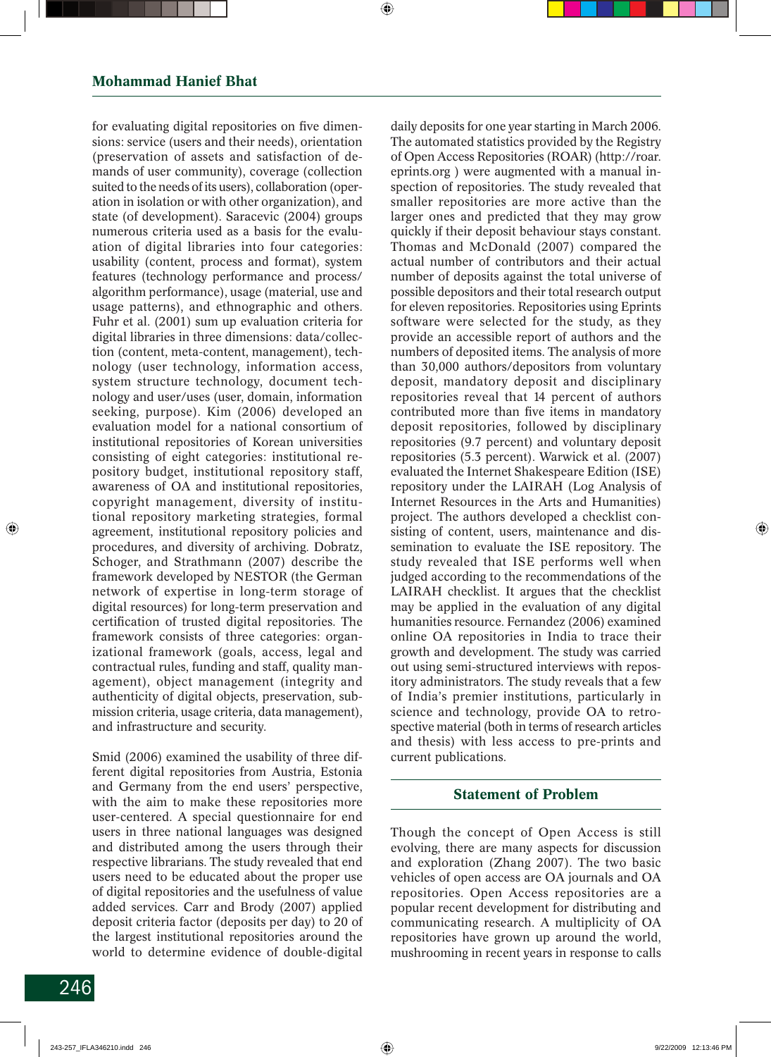for evaluating digital repositories on five dimensions: service (users and their needs), orientation (preservation of assets and satisfaction of demands of user community), coverage (collection suited to the needs of its users), collaboration (operation in isolation or with other organization), and state (of development). Saracevic (2004) groups numerous criteria used as a basis for the evaluation of digital libraries into four categories: usability (content, process and format), system features (technology performance and process/algorithm performance), usage (material, use and usage patterns), and ethnographic and others. Fuhr et al. (2001) sum up evaluation criteria for digital libraries in three dimensions: data/collection (content, meta-content, management), technology (user technology, information access, system structure technology, document technology and user/uses (user, domain, information seeking, purpose). Kim (2006) developed an evaluation model for a national consortium of institutional repositories of Korean universities consisting of eight categories: institutional repository budget, institutional repository staff, awareness of OA and institutional repositories, copyright management, diversity of institutional repository marketing strategies, formal agreement, institutional repository policies and procedures, and diversity of archiving. Dobratz, Schoger, and Strathmann (2007) describe the framework developed by NESTOR (the German network of expertise in long-term storage of digital resources) for long-term preservation and certification of trusted digital repositories. The framework consists of three categories: organizational framework (goals, access, legal and contractual rules, funding and staff, quality management), object management (integrity and authenticity of digital objects, preservation, submission criteria, usage criteria, data management), and infrastructure and security.

Smid (2006) examined the usability of three different digital repositories from Austria, Estonia and Germany from the end users' perspective, with the aim to make these repositories more user-centered. A special questionnaire for end users in three national languages was designed and distributed among the users through their respective librarians. The study revealed that end users need to be educated about the proper use of digital repositories and the usefulness of value added services. Carr and Brody (2007) applied deposit criteria factor (deposits per day) to 20 of the largest institutional repositories around the world to determine evidence of double-digital daily deposits for one year starting in March 2006. The automated statistics provided by the Registry of Open Access Repositories (ROAR) (http://roar.eprints.org ) were augmented with a manual inspection of repositories. The study revealed that smaller repositories are more active than the larger ones and predicted that they may grow quickly if their deposit behaviour stays constant. Thomas and McDonald (2007) compared the actual number of contributors and their actual number of deposits against the total universe of possible depositors and their total research output for eleven repositories. Repositories using Eprints software were selected for the study, as they provide an accessible report of authors and the numbers of deposited items. The analysis of more than 30,000 authors/depositors from voluntary deposit, mandatory deposit and disciplinary repositories reveal that 14 percent of authors contributed more than five items in mandatory deposit repositories, followed by disciplinary repositories (9.7 percent) and voluntary deposit repositories (5.3 percent). Warwick et al. (2007) evaluated the Internet Shakespeare Edition (ISE) repository under the LAIRAH (Log Analysis of Internet Resources in the Arts and Humanities) project. The authors developed a checklist consisting of content, users, maintenance and dissemination to evaluate the ISE repository. The study revealed that ISE performs well when judged according to the recommendations of the LAIRAH checklist. It argues that the checklist may be applied in the evaluation of any digital humanities resource. Fernandez (2006) examined online OA repositories in India to trace their growth and development. The study was carried out using semi-structured interviews with repository administrators. The study reveals that a few of India's premier institutions, particularly in science and technology, provide OA to retrospective material (both in terms of research articles and thesis) with less access to pre-prints and current publications.

## Statement of Problem

Though the concept of Open Access is still evolving, there are many aspects for discussion and exploration (Zhang 2007). The two basic vehicles of open access are OA journals and OA repositories. Open Access repositories are a popular recent development for distributing and communicating research. A multiplicity of OA repositories have grown up around the world, mushrooming in recent years in response to calls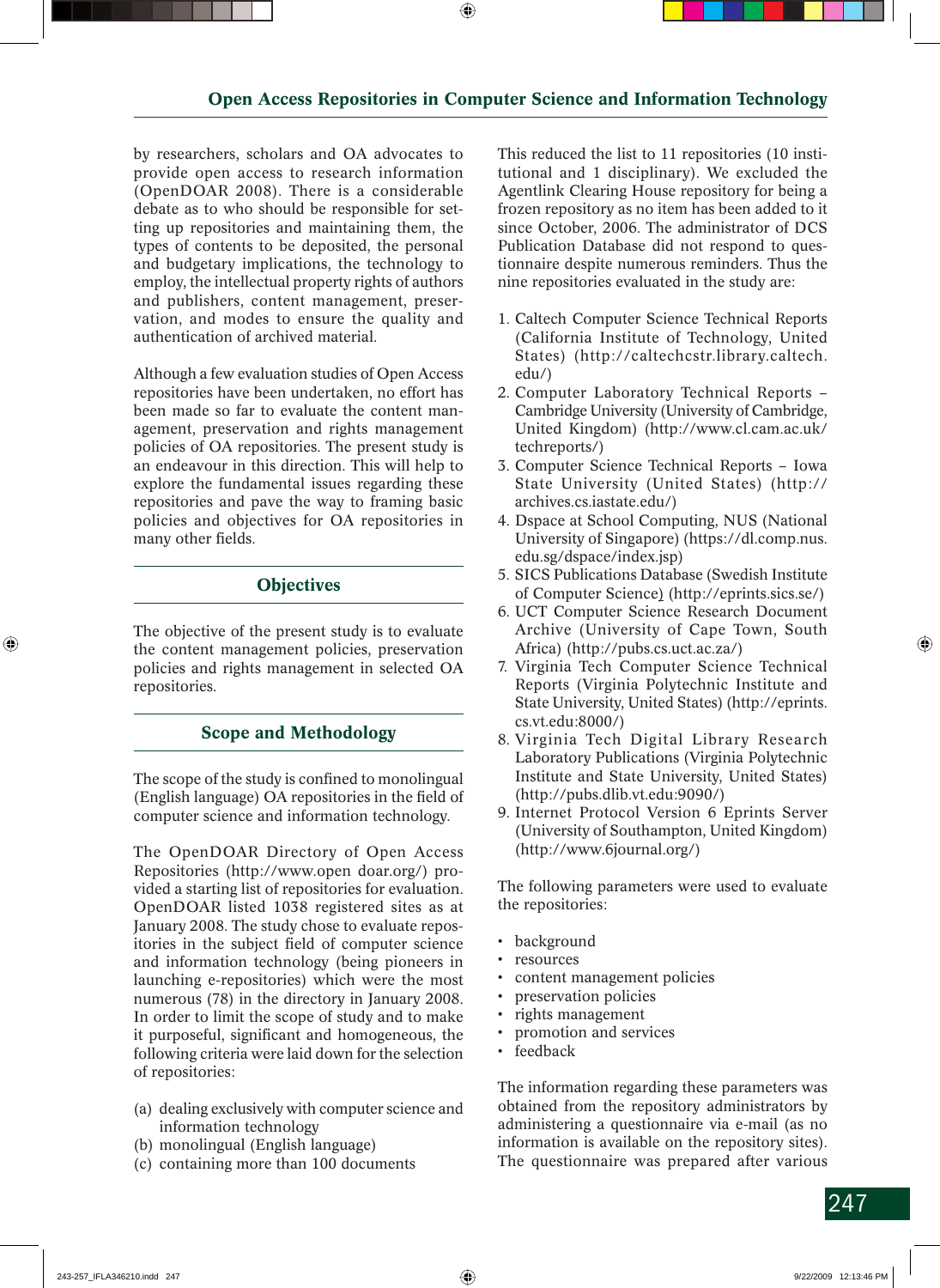by researchers, scholars and OA advocates to provide open access to research information (OpenDOAR 2008). There is a considerable debate as to who should be responsible for setting up repositories and maintaining them, the types of contents to be deposited, the personal and budgetary implications, the technology to employ, the intellectual property rights of authors and publishers, content management, preservation, and modes to ensure the quality and authentication of archived material.

Although a few evaluation studies of Open Access repositories have been undertaken, no effort has been made so far to evaluate the content management, preservation and rights management policies of OA repositories. The present study is an endeavour in this direction. This will help to explore the fundamental issues regarding these repositories and pave the way to framing basic policies and objectives for OA repositories in many other fields.

## Objectives

The objective of the present study is to evaluate the content management policies, preservation policies and rights management in selected OA repositories.

## Scope and Methodology

The scope of the study is confined to monolingual (English language) OA repositories in the field of computer science and information technology.

The OpenDOAR Directory of Open Access Repositories (http://www.open doar.org/) provided a starting list of repositories for evaluation. OpenDOAR listed 1038 registered sites as at January 2008. The study chose to evaluate repositories in the subject field of computer science and information technology (being pioneers in launching e-repositories) which were the most numerous (78) in the directory in January 2008. In order to limit the scope of study and to make it purposeful, significant and homogeneous, the following criteria were laid down for the selection of repositories:

(a) dealing exclusively with computer science and information technology
(b) monolingual (English language)
(c) containing more than 100 documents

This reduced the list to 11 repositories (10 institutional and 1 disciplinary). We excluded the Agentlink Clearing House repository for being a frozen repository as no item has been added to it since October, 2006. The administrator of DCS Publication Database did not respond to questionnaire despite numerous reminders. Thus the nine repositories evaluated in the study are:

1. Caltech Computer Science Technical Reports (California Institute of Technology, United States) (http://caltechcstr.library.caltech.edu/)
2. Computer Laboratory Technical Reports – Cambridge University (University of Cambridge, United Kingdom) (http://www.cl.cam.ac.uk/techreports/)
3. Computer Science Technical Reports – Iowa State University (United States) (http://archives.cs.iastate.edu/)
4. Dspace at School Computing, NUS (National University of Singapore) (https://dl.comp.nus.edu.sg/dspace/index.jsp)
5. SICS Publications Database (Swedish Institute of Computer Science) (http://eprints.sics.se/)
6. UCT Computer Science Research Document Archive (University of Cape Town, South Africa) (http://pubs.cs.uct.ac.za/)
7. Virginia Tech Computer Science Technical Reports (Virginia Polytechnic Institute and State University, United States) (http://eprints.cs.vt.edu:8000/)
8. Virginia Tech Digital Library Research Laboratory Publications (Virginia Polytechnic Institute and State University, United States) (http://pubs.dlib.vt.edu:9090/)
9. Internet Protocol Version 6 Eprints Server (University of Southampton, United Kingdom) (http://www.6journal.org/)

The following parameters were used to evaluate the repositories:

- background
- resources
- content management policies
- preservation policies
- rights management
- promotion and services
- feedback

The information regarding these parameters was obtained from the repository administrators by administering a questionnaire via e-mail (as no information is available on the repository sites). The questionnaire was prepared after various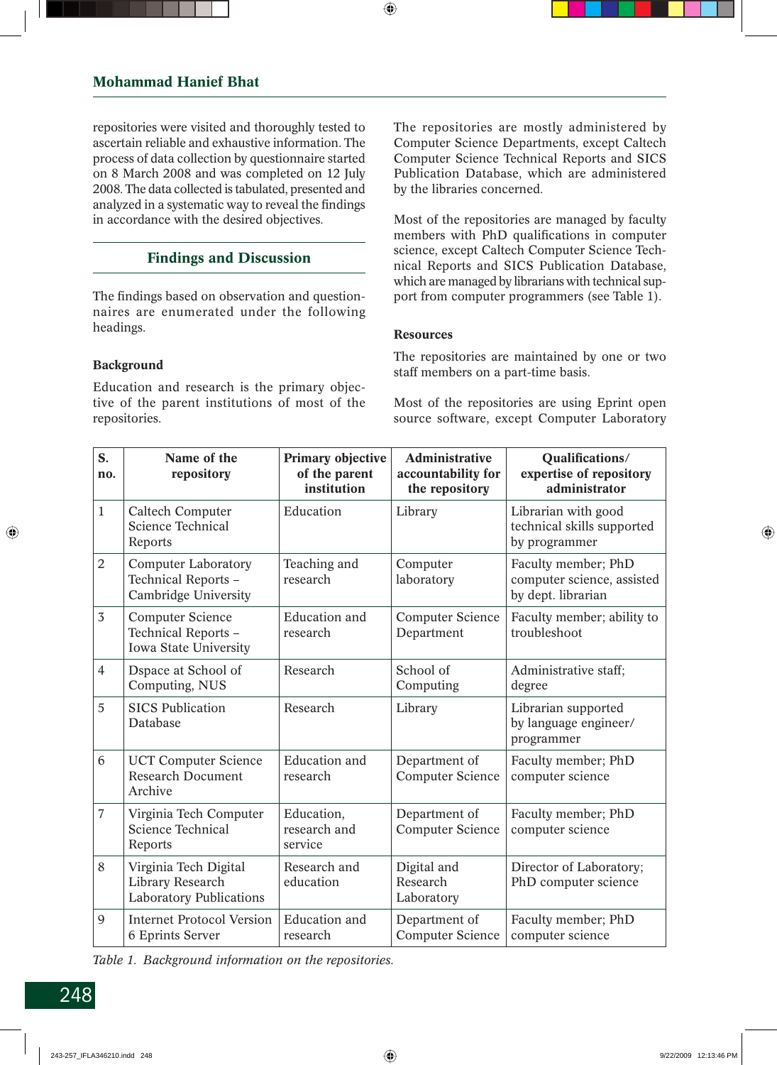repositories were visited and thoroughly tested to ascertain reliable and exhaustive information. The process of data collection by questionnaire started on 8 March 2008 and was completed on 12 July 2008. The data collected is tabulated, presented and analyzed in a systematic way to reveal the findings in accordance with the desired objectives.

## Findings and Discussion

The findings based on observation and questionnaires are enumerated under the following headings.

### Background

Education and research is the primary objective of the parent institutions of most of the repositories.

The repositories are mostly administered by Computer Science Departments, except Caltech Computer Science Technical Reports and SICS Publication Database, which are administered by the libraries concerned.

Most of the repositories are managed by faculty members with PhD qualifications in computer science, except Caltech Computer Science Technical Reports and SICS Publication Database, which are managed by librarians with technical support from computer programmers (see Table 1).

### Resources

The repositories are maintained by one or two staff members on a part-time basis.

Most of the repositories are using Eprint open source software, except Computer Laboratory

| S. no. | Name of the repository | Primary objective of the parent institution | Administrative accountability for the repository | Qualifications/ expertise of repository administrator |
|---|---|---|---|---|
| 1 | Caltech Computer Science Technical Reports | Education | Library | Librarian with good technical skills supported by programmer |
| 2 | Computer Laboratory Technical Reports – Cambridge University | Teaching and research | Computer laboratory | Faculty member; PhD computer science, assisted by dept. librarian |
| 3 | Computer Science Technical Reports – Iowa State University | Education and research | Computer Science Department | Faculty member; ability to troubleshoot |
| 4 | Dspace at School of Computing, NUS | Research | School of Computing | Administrative staff; degree |
| 5 | SICS Publication Database | Research | Library | Librarian supported by language engineer/ programmer |
| 6 | UCT Computer Science Research Document Archive | Education and research | Department of Computer Science | Faculty member; PhD computer science |
| 7 | Virginia Tech Computer Science Technical Reports | Education, research and service | Department of Computer Science | Faculty member; PhD computer science |
| 8 | Virginia Tech Digital Library Research Laboratory Publications | Research and education | Digital and Research Laboratory | Director of Laboratory; PhD computer science |
| 9 | Internet Protocol Version 6 Eprints Server | Education and research | Department of Computer Science | Faculty member; PhD computer science |

*Table 1. Background information on the repositories.*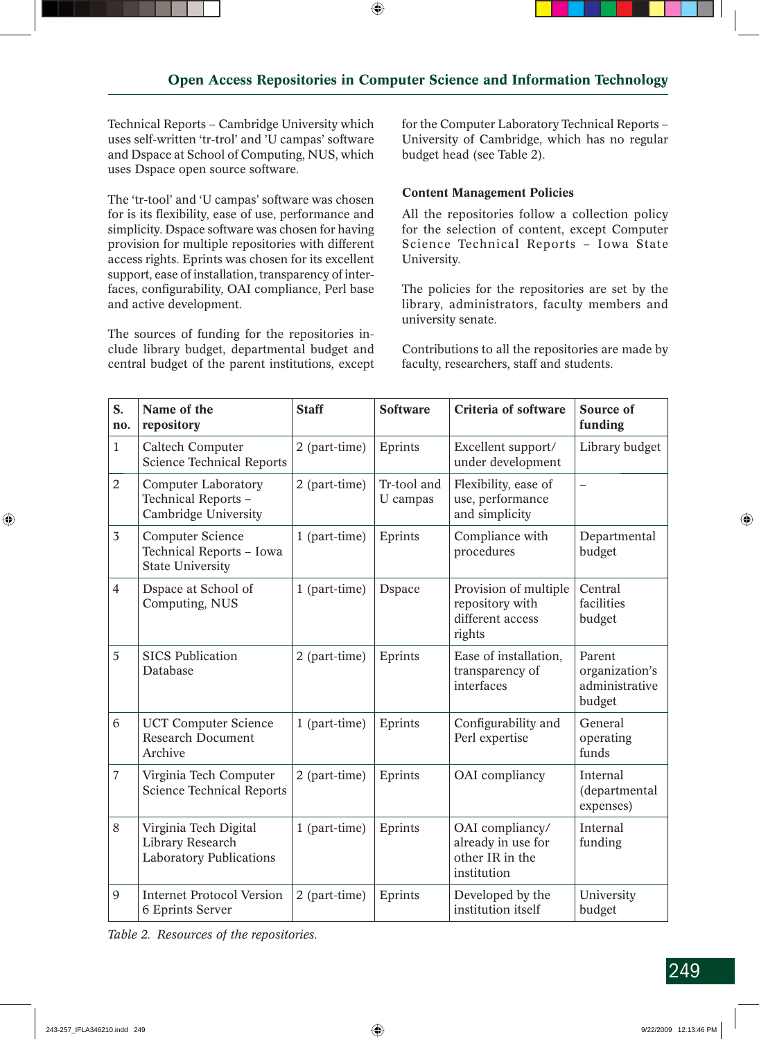Technical Reports – Cambridge University which uses self-written 'tr-trol' and 'U campas' software and Dspace at School of Computing, NUS, which uses Dspace open source software.

The 'tr-tool' and 'U campas' software was chosen for is its flexibility, ease of use, performance and simplicity. Dspace software was chosen for having provision for multiple repositories with different access rights. Eprints was chosen for its excellent support, ease of installation, transparency of interfaces, configurability, OAI compliance, Perl base and active development.

The sources of funding for the repositories include library budget, departmental budget and central budget of the parent institutions, except for the Computer Laboratory Technical Reports – University of Cambridge, which has no regular budget head (see Table 2).

### Content Management Policies

All the repositories follow a collection policy for the selection of content, except Computer Science Technical Reports – Iowa State University.

The policies for the repositories are set by the library, administrators, faculty members and university senate.

Contributions to all the repositories are made by faculty, researchers, staff and students.

| S. no. | Name of the repository | Staff | Software | Criteria of software | Source of funding |
|---|---|---|---|---|---|
| 1 | Caltech Computer Science Technical Reports | 2 (part-time) | Eprints | Excellent support/ under development | Library budget |
| 2 | Computer Laboratory Technical Reports – Cambridge University | 2 (part-time) | Tr-tool and U campus | Flexibility, ease of use, performance and simplicity | – |
| 3 | Computer Science Technical Reports – Iowa State University | 1 (part-time) | Eprints | Compliance with procedures | Departmental budget |
| 4 | Dspace at School of Computing, NUS | 1 (part-time) | Dspace | Provision of multiple repository with different access rights | Central facilities budget |
| 5 | SICS Publication Database | 2 (part-time) | Eprints | Ease of installation, transparency of interfaces | Parent organization's administrative budget |
| 6 | UCT Computer Science Research Document Archive | 1 (part-time) | Eprints | Configurability and Perl expertise | General operating funds |
| 7 | Virginia Tech Computer Science Technical Reports | 2 (part-time) | Eprints | OAI compliancy | Internal (departmental expenses) |
| 8 | Virginia Tech Digital Library Research Laboratory Publications | 1 (part-time) | Eprints | OAI compliancy/ already in use for other IR in the institution | Internal funding |
| 9 | Internet Protocol Version 6 Eprints Server | 2 (part-time) | Eprints | Developed by the institution itself | University budget |

*Table 2. Resources of the repositories.*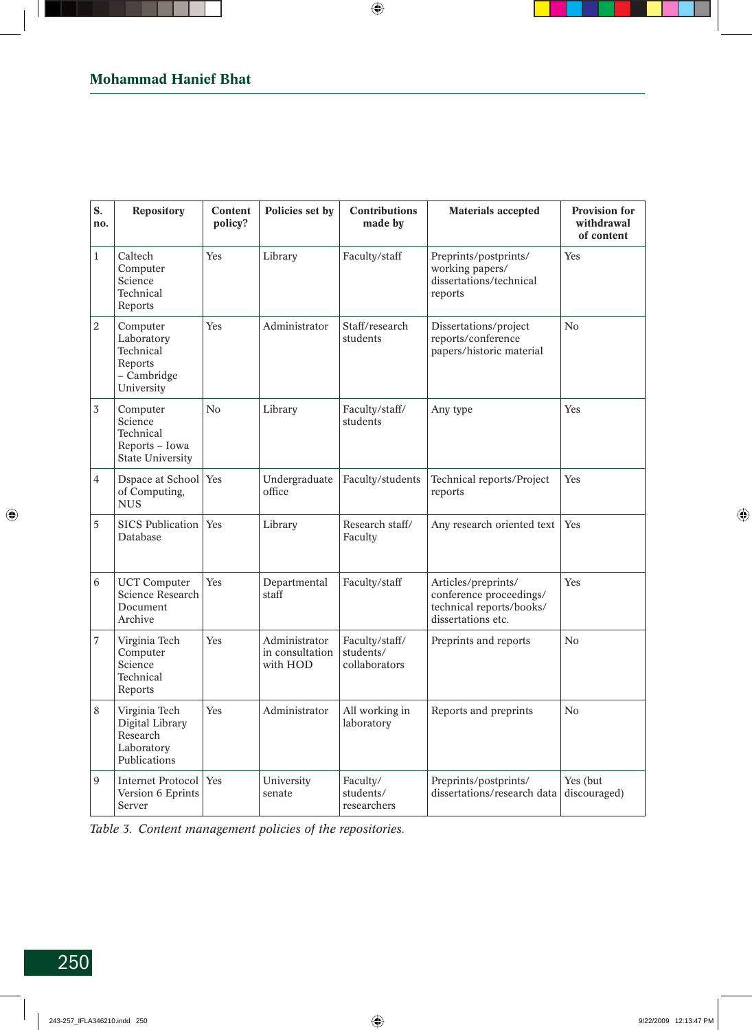| S. no. | Repository | Content policy? | Policies set by | Contributions made by | Materials accepted | Provision for withdrawal of content |
|---|---|---|---|---|---|---|
| 1 | Caltech Computer Science Technical Reports | Yes | Library | Faculty/staff | Preprints/postprints/ working papers/ dissertations/technical reports | Yes |
| 2 | Computer Laboratory Technical Reports – Cambridge University | Yes | Administrator | Staff/research students | Dissertations/project reports/conference papers/historic material | No |
| 3 | Computer Science Technical Reports – Iowa State University | No | Library | Faculty/staff/ students | Any type | Yes |
| 4 | Dspace at School of Computing, NUS | Yes | Undergraduate office | Faculty/students | Technical reports/Project reports | Yes |
| 5 | SICS Publication Database | Yes | Library | Research staff/ Faculty | Any research oriented text | Yes |
| 6 | UCT Computer Science Research Document Archive | Yes | Departmental staff | Faculty/staff | Articles/preprints/ conference proceedings/ technical reports/books/ dissertations etc. | Yes |
| 7 | Virginia Tech Computer Science Technical Reports | Yes | Administrator in consultation with HOD | Faculty/staff/ students/ collaborators | Preprints and reports | No |
| 8 | Virginia Tech Digital Library Research Laboratory Publications | Yes | Administrator | All working in laboratory | Reports and preprints | No |
| 9 | Internet Protocol Version 6 Eprints Server | Yes | University senate | Faculty/ students/ researchers | Preprints/postprints/ dissertations/research data | Yes (but discouraged) |

*Table 3. Content management policies of the repositories.*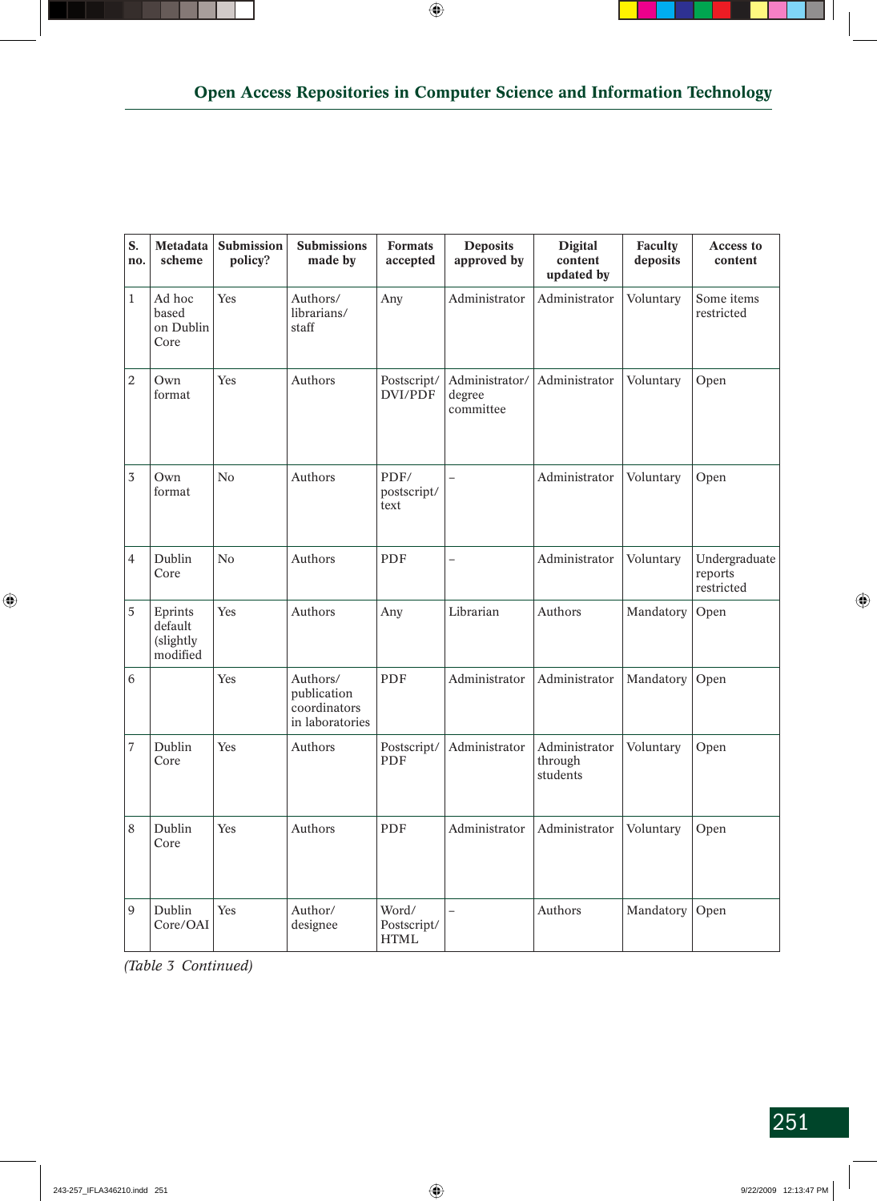| S. no. | Metadata scheme | Submission policy? | Submissions made by | Formats accepted | Deposits approved by | Digital content updated by | Faculty deposits | Access to content |
|---|---|---|---|---|---|---|---|---|
| 1 | Ad hoc based on Dublin Core | Yes | Authors/ librarians/ staff | Any | Administrator | Administrator | Voluntary | Some items restricted |
| 2 | Own format | Yes | Authors | Postscript/ DVI/PDF | Administrator/ degree committee | Administrator | Voluntary | Open |
| 3 | Own format | No | Authors | PDF/ postscript/ text | – | Administrator | Voluntary | Open |
| 4 | Dublin Core | No | Authors | PDF | – | Administrator | Voluntary | Undergraduate reports restricted |
| 5 | Eprints default (slightly modified | Yes | Authors | Any | Librarian | Authors | Mandatory | Open |
| 6 | | Yes | Authors/ publication coordinators in laboratories | PDF | Administrator | Administrator | Mandatory | Open |
| 7 | Dublin Core | Yes | Authors | Postscript/ PDF | Administrator | Administrator through students | Voluntary | Open |
| 8 | Dublin Core | Yes | Authors | PDF | Administrator | Administrator | Voluntary | Open |
| 9 | Dublin Core/OAI | Yes | Author/ designee | Word/ Postscript/ HTML | – | Authors | Mandatory | Open |

*(Table 3 Continued)*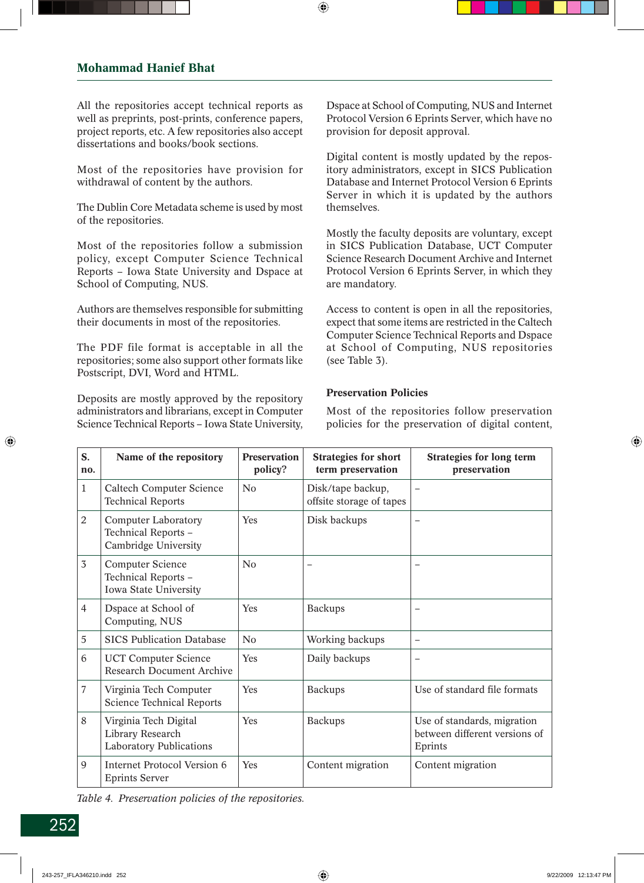All the repositories accept technical reports as well as preprints, post-prints, conference papers, project reports, etc. A few repositories also accept dissertations and books/book sections.

Most of the repositories have provision for withdrawal of content by the authors.

The Dublin Core Metadata scheme is used by most of the repositories.

Most of the repositories follow a submission policy, except Computer Science Technical Reports – Iowa State University and Dspace at School of Computing, NUS.

Authors are themselves responsible for submitting their documents in most of the repositories.

The PDF file format is acceptable in all the repositories; some also support other formats like Postscript, DVI, Word and HTML.

Deposits are mostly approved by the repository administrators and librarians, except in Computer Science Technical Reports – Iowa State University, Dspace at School of Computing, NUS and Internet Protocol Version 6 Eprints Server, which have no provision for deposit approval.

Digital content is mostly updated by the repository administrators, except in SICS Publication Database and Internet Protocol Version 6 Eprints Server in which it is updated by the authors themselves.

Mostly the faculty deposits are voluntary, except in SICS Publication Database, UCT Computer Science Research Document Archive and Internet Protocol Version 6 Eprints Server, in which they are mandatory.

Access to content is open in all the repositories, expect that some items are restricted in the Caltech Computer Science Technical Reports and Dspace at School of Computing, NUS repositories (see Table 3).

### Preservation Policies

Most of the repositories follow preservation policies for the preservation of digital content,

| S. no. | Name of the repository | Preservation policy? | Strategies for short term preservation | Strategies for long term preservation |
|---|---|---|---|---|
| 1 | Caltech Computer Science Technical Reports | No | Disk/tape backup, offsite storage of tapes | – |
| 2 | Computer Laboratory Technical Reports – Cambridge University | Yes | Disk backups | – |
| 3 | Computer Science Technical Reports – Iowa State University | No | – | – |
| 4 | Dspace at School of Computing, NUS | Yes | Backups | – |
| 5 | SICS Publication Database | No | Working backups | – |
| 6 | UCT Computer Science Research Document Archive | Yes | Daily backups | – |
| 7 | Virginia Tech Computer Science Technical Reports | Yes | Backups | Use of standard file formats |
| 8 | Virginia Tech Digital Library Research Laboratory Publications | Yes | Backups | Use of standards, migration between different versions of Eprints |
| 9 | Internet Protocol Version 6 Eprints Server | Yes | Content migration | Content migration |

*Table 4. Preservation policies of the repositories.*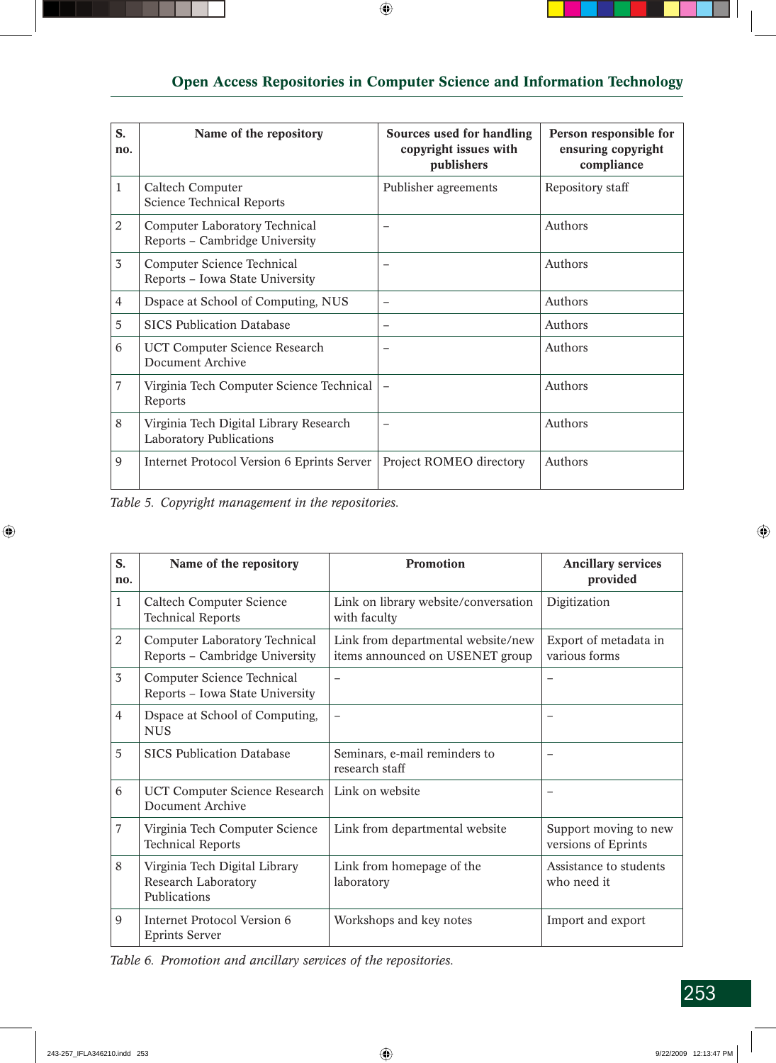| S. no. | Name of the repository | Sources used for handling copyright issues with publishers | Person responsible for ensuring copyright compliance |
|---|---|---|---|
| 1 | Caltech Computer Science Technical Reports | Publisher agreements | Repository staff |
| 2 | Computer Laboratory Technical Reports – Cambridge University | – | Authors |
| 3 | Computer Science Technical Reports – Iowa State University | – | Authors |
| 4 | Dspace at School of Computing, NUS | – | Authors |
| 5 | SICS Publication Database | – | Authors |
| 6 | UCT Computer Science Research Document Archive | – | Authors |
| 7 | Virginia Tech Computer Science Technical Reports | – | Authors |
| 8 | Virginia Tech Digital Library Research Laboratory Publications | – | Authors |
| 9 | Internet Protocol Version 6 Eprints Server | Project ROMEO directory | Authors |

*Table 5. Copyright management in the repositories.*

| S. no. | Name of the repository | Promotion | Ancillary services provided |
|---|---|---|---|
| 1 | Caltech Computer Science Technical Reports | Link on library website/conversation with faculty | Digitization |
| 2 | Computer Laboratory Technical Reports – Cambridge University | Link from departmental website/new items announced on USENET group | Export of metadata in various forms |
| 3 | Computer Science Technical Reports – Iowa State University | – | – |
| 4 | Dspace at School of Computing, NUS | – | – |
| 5 | SICS Publication Database | Seminars, e-mail reminders to research staff | – |
| 6 | UCT Computer Science Research Document Archive | Link on website | – |
| 7 | Virginia Tech Computer Science Technical Reports | Link from departmental website | Support moving to new versions of Eprints |
| 8 | Virginia Tech Digital Library Research Laboratory Publications | Link from homepage of the laboratory | Assistance to students who need it |
| 9 | Internet Protocol Version 6 Eprints Server | Workshops and key notes | Import and export |

*Table 6. Promotion and ancillary services of the repositories.*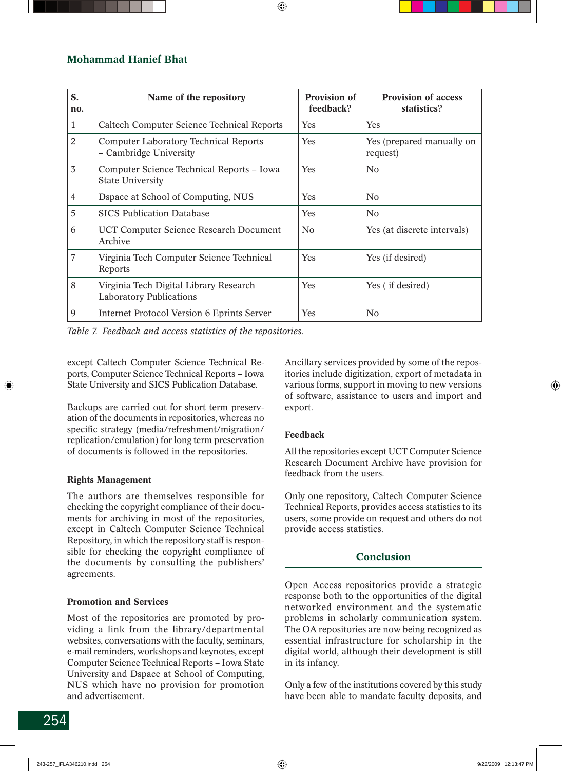| S. no. | Name of the repository | Provision of feedback? | Provision of access statistics? |
|---|---|---|---|
| 1 | Caltech Computer Science Technical Reports | Yes | Yes |
| 2 | Computer Laboratory Technical Reports – Cambridge University | Yes | Yes (prepared manually on request) |
| 3 | Computer Science Technical Reports – Iowa State University | Yes | No |
| 4 | Dspace at School of Computing, NUS | Yes | No |
| 5 | SICS Publication Database | Yes | No |
| 6 | UCT Computer Science Research Document Archive | No | Yes (at discrete intervals) |
| 7 | Virginia Tech Computer Science Technical Reports | Yes | Yes (if desired) |
| 8 | Virginia Tech Digital Library Research Laboratory Publications | Yes | Yes ( if desired) |
| 9 | Internet Protocol Version 6 Eprints Server | Yes | No |

*Table 7. Feedback and access statistics of the repositories.*

except Caltech Computer Science Technical Reports, Computer Science Technical Reports – Iowa State University and SICS Publication Database.

Backups are carried out for short term preservation of the documents in repositories, whereas no specific strategy (media/refreshment/migration/replication/emulation) for long term preservation of documents is followed in the repositories.

### Rights Management

The authors are themselves responsible for checking the copyright compliance of their documents for archiving in most of the repositories, except in Caltech Computer Science Technical Repository, in which the repository staff is responsible for checking the copyright compliance of the documents by consulting the publishers' agreements.

### Promotion and Services

Most of the repositories are promoted by providing a link from the library/departmental websites, conversations with the faculty, seminars, e-mail reminders, workshops and keynotes, except Computer Science Technical Reports – Iowa State University and Dspace at School of Computing, NUS which have no provision for promotion and advertisement.

Ancillary services provided by some of the repositories include digitization, export of metadata in various forms, support in moving to new versions of software, assistance to users and import and export.

### Feedback

All the repositories except UCT Computer Science Research Document Archive have provision for feedback from the users.

Only one repository, Caltech Computer Science Technical Reports, provides access statistics to its users, some provide on request and others do not provide access statistics.

## Conclusion

Open Access repositories provide a strategic response both to the opportunities of the digital networked environment and the systematic problems in scholarly communication system. The OA repositories are now being recognized as essential infrastructure for scholarship in the digital world, although their development is still in its infancy.

Only a few of the institutions covered by this study have been able to mandate faculty deposits, and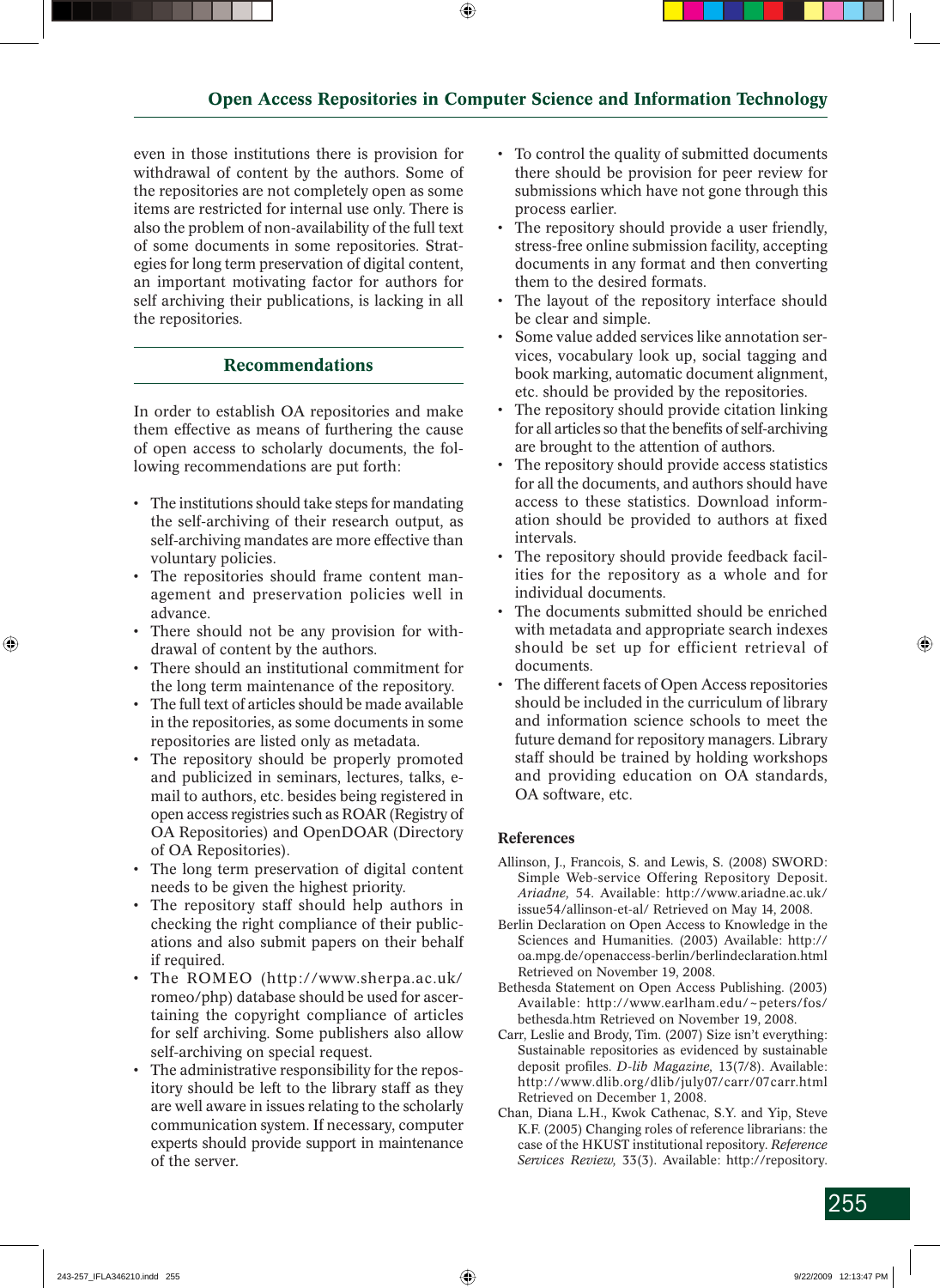even in those institutions there is provision for withdrawal of content by the authors. Some of the repositories are not completely open as some items are restricted for internal use only. There is also the problem of non-availability of the full text of some documents in some repositories. Strategies for long term preservation of digital content, an important motivating factor for authors for self archiving their publications, is lacking in all the repositories.

## Recommendations

In order to establish OA repositories and make them effective as means of furthering the cause of open access to scholarly documents, the following recommendations are put forth:

- The institutions should take steps for mandating the self-archiving of their research output, as self-archiving mandates are more effective than voluntary policies.
- The repositories should frame content management and preservation policies well in advance.
- There should not be any provision for withdrawal of content by the authors.
- There should an institutional commitment for the long term maintenance of the repository.
- The full text of articles should be made available in the repositories, as some documents in some repositories are listed only as metadata.
- The repository should be properly promoted and publicized in seminars, lectures, talks, e-mail to authors, etc. besides being registered in open access registries such as ROAR (Registry of OA Repositories) and OpenDOAR (Directory of OA Repositories).
- The long term preservation of digital content needs to be given the highest priority.
- The repository staff should help authors in checking the right compliance of their publications and also submit papers on their behalf if required.
- The ROMEO (http://www.sherpa.ac.uk/romeo/php) database should be used for ascertaining the copyright compliance of articles for self archiving. Some publishers also allow self-archiving on special request.
- The administrative responsibility for the repository should be left to the library staff as they are well aware in issues relating to the scholarly communication system. If necessary, computer experts should provide support in maintenance of the server.
- To control the quality of submitted documents there should be provision for peer review for submissions which have not gone through this process earlier.
- The repository should provide a user friendly, stress-free online submission facility, accepting documents in any format and then converting them to the desired formats.
- The layout of the repository interface should be clear and simple.
- Some value added services like annotation services, vocabulary look up, social tagging and book marking, automatic document alignment, etc. should be provided by the repositories.
- The repository should provide citation linking for all articles so that the benefits of self-archiving are brought to the attention of authors.
- The repository should provide access statistics for all the documents, and authors should have access to these statistics. Download information should be provided to authors at fixed intervals.
- The repository should provide feedback facilities for the repository as a whole and for individual documents.
- The documents submitted should be enriched with metadata and appropriate search indexes should be set up for efficient retrieval of documents.
- The different facets of Open Access repositories should be included in the curriculum of library and information science schools to meet the future demand for repository managers. Library staff should be trained by holding workshops and providing education on OA standards, OA software, etc.

### References

Allinson, J., Francois, S. and Lewis, S. (2008) SWORD: Simple Web-service Offering Repository Deposit. *Ariadne,* 54. Available: http://www.ariadne.ac.uk/issue54/allinson-et-al/ Retrieved on May 14, 2008.

Berlin Declaration on Open Access to Knowledge in the Sciences and Humanities. (2003) Available: http://oa.mpg.de/openaccess-berlin/berlindeclaration.html Retrieved on November 19, 2008.

Bethesda Statement on Open Access Publishing. (2003) Available: http://www.earlham.edu/~peters/fos/bethesda.htm Retrieved on November 19, 2008.

Carr, Leslie and Brody, Tim. (2007) Size isn't everything: Sustainable repositories as evidenced by sustainable deposit profiles. *D-lib Magazine,* 13(7/8). Available: http://www.dlib.org/dlib/july07/carr/07carr.html Retrieved on December 1, 2008.

Chan, Diana L.H., Kwok Cathenac, S.Y. and Yip, Steve K.F. (2005) Changing roles of reference librarians: the case of the HKUST institutional repository. *Reference Services Review,* 33(3). Available: http://repository.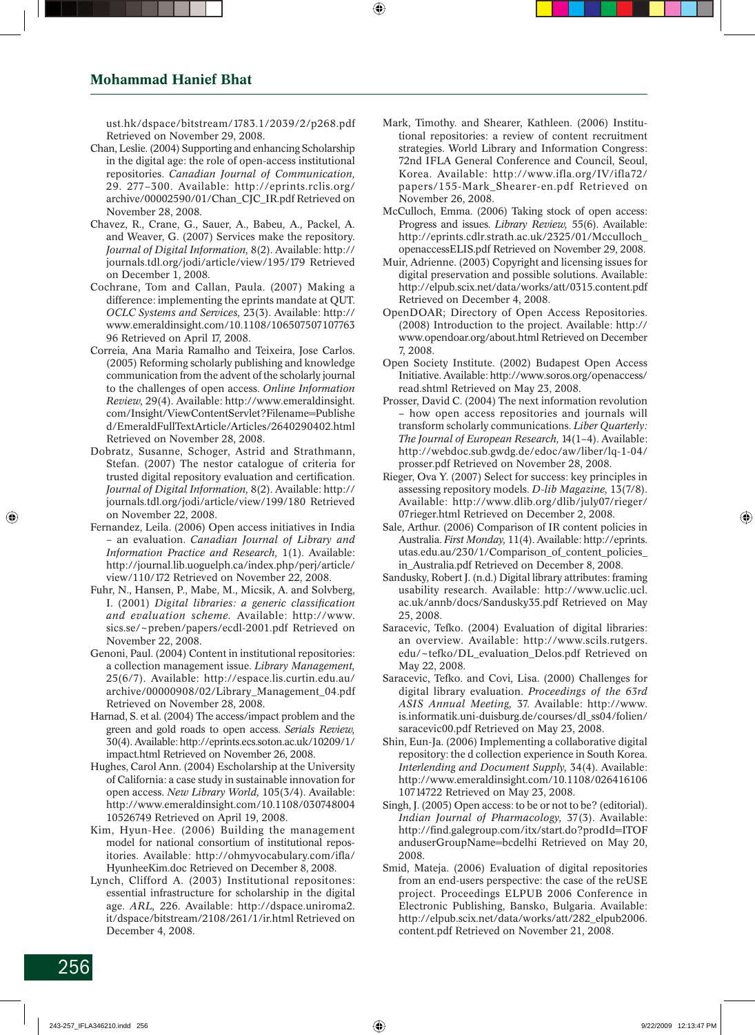ust.hk/dspace/bitstream/1783.1/2039/2/p268.pdf Retrieved on November 29, 2008.

Chan, Leslie. (2004) Supporting and enhancing Scholarship in the digital age: the role of open-access institutional repositories. *Canadian Journal of Communication,* 29. 277–300. Available: http://eprints.rclis.org/archive/00002590/01/Chan_CJC_IR.pdf Retrieved on November 28, 2008.

Chavez, R., Crane, G., Sauer, A., Babeu, A., Packel, A. and Weaver, G. (2007) Services make the repository. *Journal of Digital Information,* 8(2). Available: http://journals.tdl.org/jodi/article/view/195/179 Retrieved on December 1, 2008.

Cochrane, Tom and Callan, Paula. (2007) Making a difference: implementing the eprints mandate at QUT. *OCLC Systems and Services,* 23(3). Available: http://www.emeraldinsight.com/10.1108/10650750710776396 Retrieved on April 17, 2008.

Correia, Ana Maria Ramalho and Teixeira, Jose Carlos. (2005) Reforming scholarly publishing and knowledge communication from the advent of the scholarly journal to the challenges of open access. *Online Information Review,* 29(4). Available: http://www.emeraldinsight.com/Insight/ViewContentServlet?Filename=Published/EmeraldFullTextArticle/Articles/2640290402.html Retrieved on November 28, 2008.

Dobratz, Susanne, Schoger, Astrid and Strathmann, Stefan. (2007) The nestor catalogue of criteria for trusted digital repository evaluation and certification. *Journal of Digital Information,* 8(2). Available: http://journals.tdl.org/jodi/article/view/199/180 Retrieved on November 22, 2008.

Fernandez, Leila. (2006) Open access initiatives in India – an evaluation. *Canadian Journal of Library and Information Practice and Research,* 1(1). Available: http://journal.lib.uoguelph.ca/index.php/perj/article/view/110/172 Retrieved on November 22, 2008.

Fuhr, N., Hansen, P., Mabe, M., Micsik, A. and Solvberg, I. (2001) *Digital libraries: a generic classification and evaluation scheme.* Available: http://www.sics.se/~preben/papers/ecdl-2001.pdf Retrieved on November 22, 2008.

Genoni, Paul. (2004) Content in institutional repositories: a collection management issue. *Library Management,* 25(6/7). Available: http://espace.lis.curtin.edu.au/archive/00000908/02/Library_Management_04.pdf Retrieved on November 28, 2008.

Harnad, S. et al. (2004) The access/impact problem and the green and gold roads to open access. *Serials Review,* 30(4). Available: http://eprints.ecs.soton.ac.uk/10209/1/impact.html Retrieved on November 26, 2008.

Hughes, Carol Ann. (2004) Escholarship at the University of California: a case study in sustainable innovation for open access. *New Library World,* 105(3/4). Available: http://www.emeraldinsight.com/10.1108/03074800410526749 Retrieved on April 19, 2008.

Kim, Hyun-Hee. (2006) Building the management model for national consortium of institutional repositories. Available: http://ohmyvocabulary.com/ifla/HyunheeKim.doc Retrieved on December 8, 2008.

Lynch, Clifford A. (2003) Institutional repositones: essential infrastructure for scholarship in the digital age. *ARL,* 226. Available: http://dspace.uniroma2.it/dspace/bitstream/2108/261/1/ir.html Retrieved on December 4, 2008.

Mark, Timothy. and Shearer, Kathleen. (2006) Institutional repositories: a review of content recruitment strategies. World Library and Information Congress: 72nd IFLA General Conference and Council, Seoul, Korea. Available: http://www.ifla.org/IV/ifla72/papers/155-Mark_Shearer-en.pdf Retrieved on November 26, 2008.

McCulloch, Emma. (2006) Taking stock of open access: Progress and issues. *Library Review,* 55(6). Available: http://eprints.cdlr.strath.ac.uk/2325/01/Mcculloch_openaccessELIS.pdf Retrieved on November 29, 2008.

Muir, Adrienne. (2003) Copyright and licensing issues for digital preservation and possible solutions. Available: http://elpub.scix.net/data/works/att/0315.content.pdf Retrieved on December 4, 2008.

OpenDOAR; Directory of Open Access Repositories. (2008) Introduction to the project. Available: http://www.opendoar.org/about.html Retrieved on December 7, 2008.

Open Society Institute. (2002) Budapest Open Access Initiative. Available: http://www.soros.org/openaccess/read.shtml Retrieved on May 23, 2008.

Prosser, David C. (2004) The next information revolution – how open access repositories and journals will transform scholarly communications. *Liber Quarterly: The Journal of European Research,* 14(1–4). Available: http://webdoc.sub.gwdg.de/edoc/aw/liber/lq-1-04/prosser.pdf Retrieved on November 28, 2008.

Rieger, Ova Y. (2007) Select for success: key principles in assessing repository models. *D-lib Magazine,* 13(7/8). Available: http://www.dlib.org/dlib/july07/rieger/07rieger.html Retrieved on December 2, 2008.

Sale, Arthur. (2006) Comparison of IR content policies in Australia. *First Monday,* 11(4). Available: http://eprints.utas.edu.au/230/1/Comparison_of_content_policies_in_Australia.pdf Retrieved on December 8, 2008.

Sandusky, Robert J. (n.d.) Digital library attributes: framing usability research. Available: http://www.uclic.ucl.ac.uk/annb/docs/Sandusky35.pdf Retrieved on May 25, 2008.

Saracevic, Tefko. (2004) Evaluation of digital libraries: an overview. Available: http://www.scils.rutgers.edu/~tefko/DL_evaluation_Delos.pdf Retrieved on May 22, 2008.

Saracevic, Tefko. and Covi, Lisa. (2000) Challenges for digital library evaluation. *Proceedings of the 63rd ASIS Annual Meeting,* 37. Available: http://www.is.informatik.uni-duisburg.de/courses/dl_ss04/folien/saracevic00.pdf Retrieved on May 23, 2008.

Shin, Eun-Ja. (2006) Implementing a collaborative digital repository: the d collection experience in South Korea. *Interlending and Document Supply,* 34(4). Available: http://www.emeraldinsight.com/10.1108/02641610610714722 Retrieved on May 23, 2008.

Singh, J. (2005) Open access: to be or not to be? (editorial). *Indian Journal of Pharmacology,* 37(3). Available: http://find.galegroup.com/itx/start.do?prodId=ITOFanduserGroupName=bcdelhi Retrieved on May 20, 2008.

Smid, Mateja. (2006) Evaluation of digital repositories from an end-users perspective: the case of the reUSE project. Proceedings ELPUB 2006 Conference in Electronic Publishing, Bansko, Bulgaria. Available: http://elpub.scix.net/data/works/att/282_elpub2006.content.pdf Retrieved on November 21, 2008.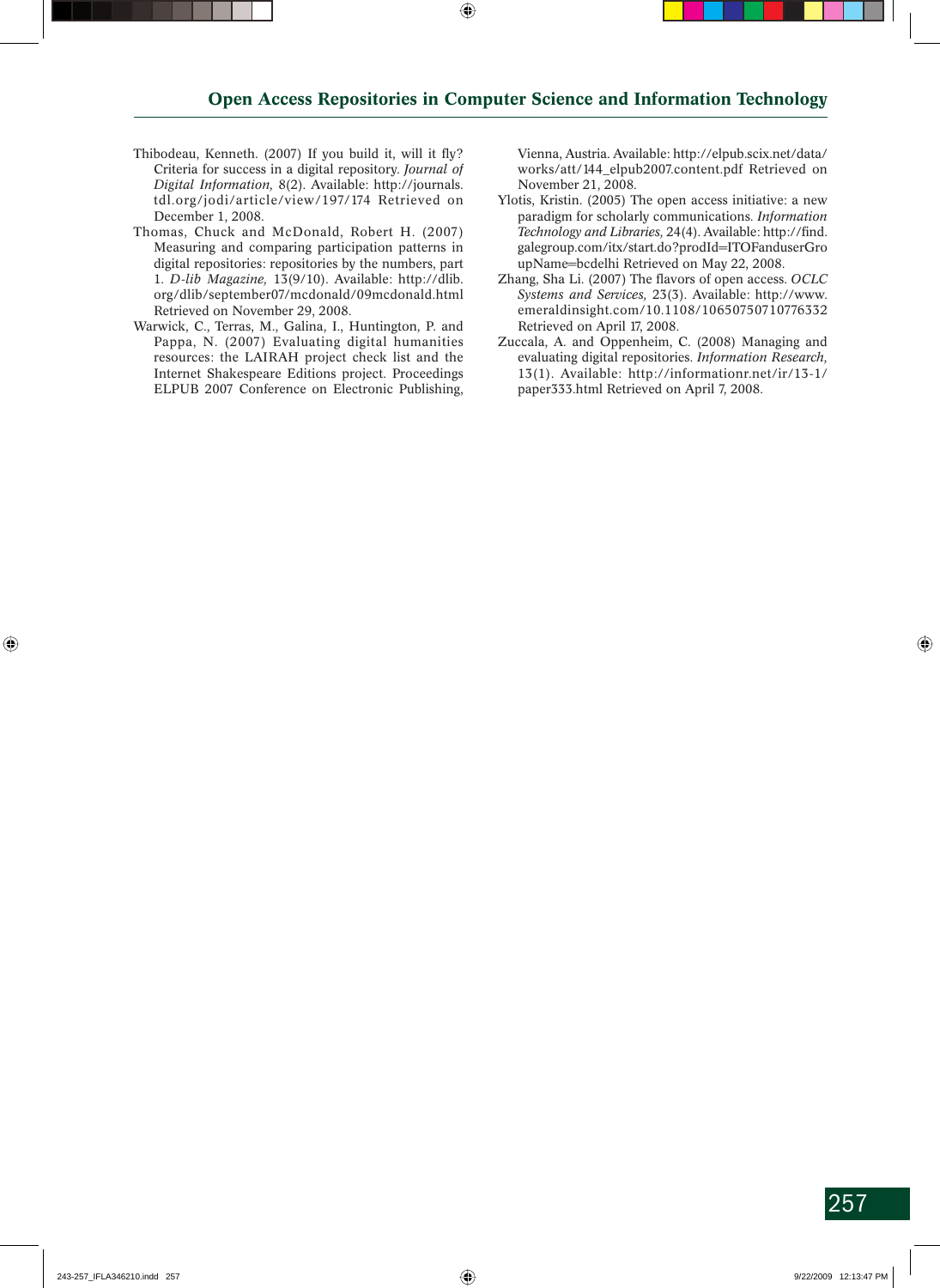Thibodeau, Kenneth. (2007) If you build it, will it fly? Criteria for success in a digital repository. *Journal of Digital Information,* 8(2). Available: http://journals.tdl.org/jodi/article/view/197/174 Retrieved on December 1, 2008.

Thomas, Chuck and McDonald, Robert H. (2007) Measuring and comparing participation patterns in digital repositories: repositories by the numbers, part 1. *D-lib Magazine,* 13(9/10). Available: http://dlib.org/dlib/september07/mcdonald/09mcdonald.html Retrieved on November 29, 2008.

Warwick, C., Terras, M., Galina, I., Huntington, P. and Pappa, N. (2007) Evaluating digital humanities resources: the LAIRAH project check list and the Internet Shakespeare Editions project. Proceedings ELPUB 2007 Conference on Electronic Publishing, Vienna, Austria. Available: http://elpub.scix.net/data/works/att/144_elpub2007.content.pdf Retrieved on November 21, 2008.

Ylotis, Kristin. (2005) The open access initiative: a new paradigm for scholarly communications. *Information Technology and Libraries,* 24(4). Available: http://find.galegroup.com/itx/start.do?prodId=ITOFanduserGroupName=bcdelhi Retrieved on May 22, 2008.

Zhang, Sha Li. (2007) The flavors of open access. *OCLC Systems and Services,* 23(3). Available: http://www.emeraldinsight.com/10.1108/10650750710776332 Retrieved on April 17, 2008.

Zuccala, A. and Oppenheim, C. (2008) Managing and evaluating digital repositories. *Information Research,* 13(1). Available: http://informationr.net/ir/13-1/paper333.html Retrieved on April 7, 2008.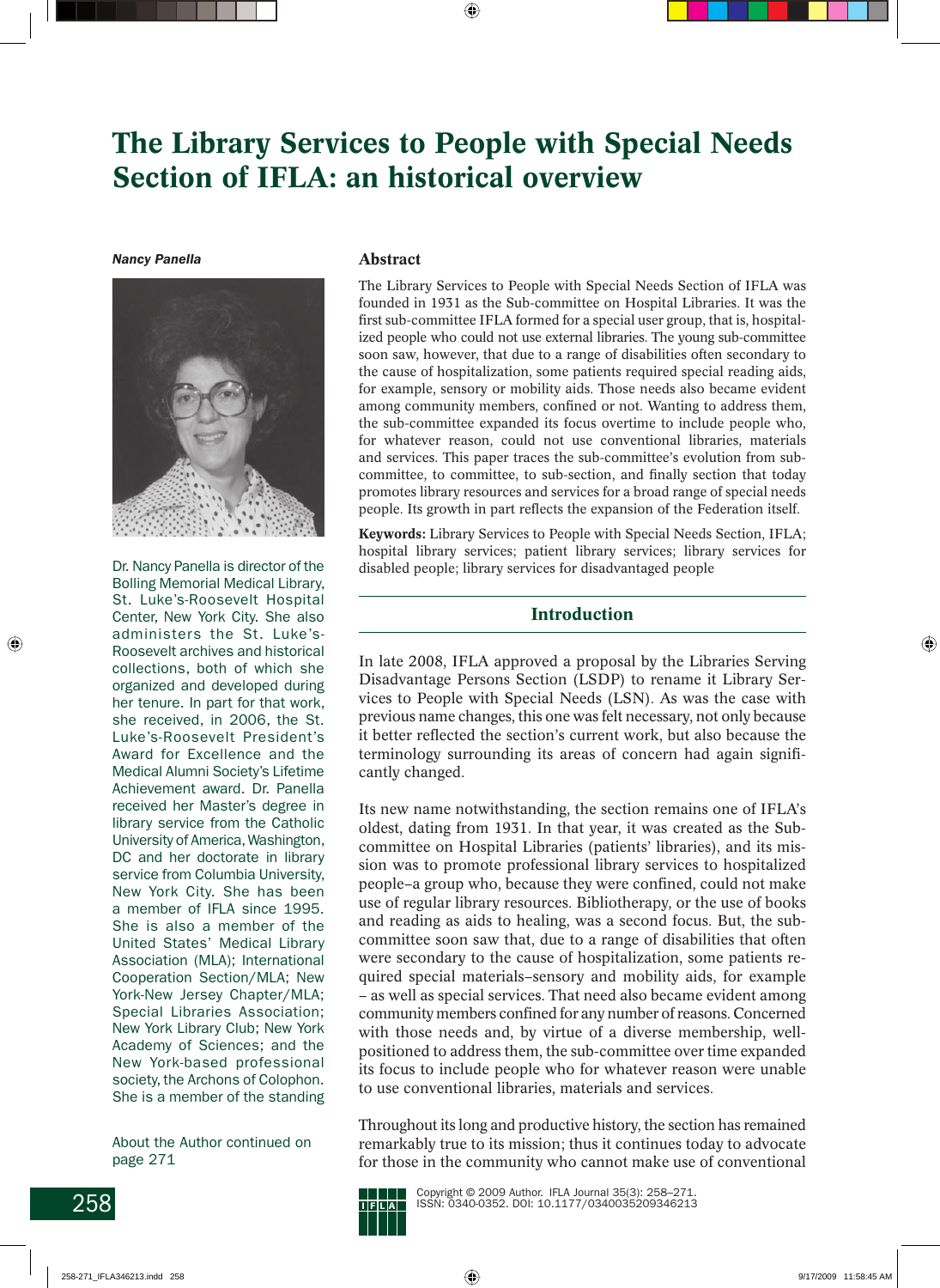# The Library Services to People with Special Needs Section of IFLA: an historical overview

*Nancy Panella*

Dr. Nancy Panella is director of the Bolling Memorial Medical Library, St. Luke's-Roosevelt Hospital Center, New York City. She also administers the St. Luke's-Roosevelt archives and historical collections, both of which she organized and developed during her tenure. In part for that work, she received, in 2006, the St. Luke's-Roosevelt President's Award for Excellence and the Medical Alumni Society's Lifetime Achievement award. Dr. Panella received her Master's degree in library service from the Catholic University of America, Washington, DC and her doctorate in library service from Columbia University, New York City. She has been a member of IFLA since 1995. She is also a member of the United States' Medical Library Association (MLA); International Cooperation Section/MLA; New York-New Jersey Chapter/MLA; Special Libraries Association; New York Library Club; New York Academy of Sciences; and the New York-based professional society, the Archons of Colophon. She is a member of the standing

About the Author continued on page 271

## Abstract

The Library Services to People with Special Needs Section of IFLA was founded in 1931 as the Sub-committee on Hospital Libraries. It was the first sub-committee IFLA formed for a special user group, that is, hospitalized people who could not use external libraries. The young sub-committee soon saw, however, that due to a range of disabilities often secondary to the cause of hospitalization, some patients required special reading aids, for example, sensory or mobility aids. Those needs also became evident among community members, confined or not. Wanting to address them, the sub-committee expanded its focus overtime to include people who, for whatever reason, could not use conventional libraries, materials and services. This paper traces the sub-committee's evolution from sub-committee, to committee, to sub-section, and finally section that today promotes library resources and services for a broad range of special needs people. Its growth in part reflects the expansion of the Federation itself.

**Keywords:** Library Services to People with Special Needs Section, IFLA; hospital library services; patient library services; library services for disabled people; library services for disadvantaged people

## Introduction

In late 2008, IFLA approved a proposal by the Libraries Serving Disadvantage Persons Section (LSDP) to rename it Library Services to People with Special Needs (LSN). As was the case with previous name changes, this one was felt necessary, not only because it better reflected the section's current work, but also because the terminology surrounding its areas of concern had again significantly changed.

Its new name notwithstanding, the section remains one of IFLA's oldest, dating from 1931. In that year, it was created as the Sub-committee on Hospital Libraries (patients' libraries), and its mission was to promote professional library services to hospitalized people–a group who, because they were confined, could not make use of regular library resources. Bibliotherapy, or the use of books and reading as aids to healing, was a second focus. But, the sub-committee soon saw that, due to a range of disabilities that often were secondary to the cause of hospitalization, some patients required special materials–sensory and mobility aids, for example – as well as special services. That need also became evident among community members confined for any number of reasons. Concerned with those needs and, by virtue of a diverse membership, well-positioned to address them, the sub-committee over time expanded its focus to include people who for whatever reason were unable to use conventional libraries, materials and services.

Throughout its long and productive history, the section has remained remarkably true to its mission; thus it continues today to advocate for those in the community who cannot make use of conventional

Copyright © 2009 Author. IFLA Journal 35(3): 258–271. ISSN: 0340-0352. DOI: 10.1177/0340035209346213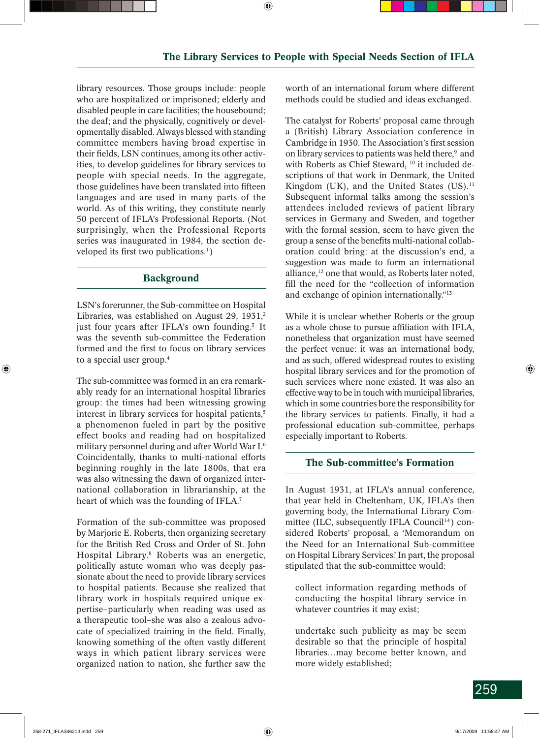library resources. Those groups include: people who are hospitalized or imprisoned; elderly and disabled people in care facilities; the housebound; the deaf; and the physically, cognitively or developmentally disabled. Always blessed with standing committee members having broad expertise in their fields, LSN continues, among its other activities, to develop guidelines for library services to people with special needs. In the aggregate, those guidelines have been translated into fifteen languages and are used in many parts of the world. As of this writing, they constitute nearly 50 percent of IFLA's Professional Reports. (Not surprisingly, when the Professional Reports series was inaugurated in 1984, the section developed its first two publications.[1])

## Background

LSN's forerunner, the Sub-committee on Hospital Libraries, was established on August 29, 1931,[2] just four years after IFLA's own founding.[3] It was the seventh sub-committee the Federation formed and the first to focus on library services to a special user group.[4]

The sub-committee was formed in an era remarkably ready for an international hospital libraries group: the times had been witnessing growing interest in library services for hospital patients,[5] a phenomenon fueled in part by the positive effect books and reading had on hospitalized military personnel during and after World War I.[6] Coincidentally, thanks to multi-national efforts beginning roughly in the late 1800s, that era was also witnessing the dawn of organized international collaboration in librarianship, at the heart of which was the founding of IFLA.[7]

Formation of the sub-committee was proposed by Marjorie E. Roberts, then organizing secretary for the British Red Cross and Order of St. John Hospital Library.[8] Roberts was an energetic, politically astute woman who was deeply passionate about the need to provide library services to hospital patients. Because she realized that library work in hospitals required unique expertise–particularly when reading was used as a therapeutic tool–she was also a zealous advocate of specialized training in the field. Finally, knowing something of the often vastly different ways in which patient library services were organized nation to nation, she further saw the worth of an international forum where different methods could be studied and ideas exchanged.

The catalyst for Roberts' proposal came through a (British) Library Association conference in Cambridge in 1930. The Association's first session on library services to patients was held there,[9] and with Roberts as Chief Steward, [10] it included descriptions of that work in Denmark, the United Kingdom (UK), and the United States (US).[11] Subsequent informal talks among the session's attendees included reviews of patient library services in Germany and Sweden, and together with the formal session, seem to have given the group a sense of the benefits multi-national collaboration could bring: at the discussion's end, a suggestion was made to form an international alliance,[12] one that would, as Roberts later noted, fill the need for the "collection of information and exchange of opinion internationally."[13]

While it is unclear whether Roberts or the group as a whole chose to pursue affiliation with IFLA, nonetheless that organization must have seemed the perfect venue: it was an international body, and as such, offered widespread routes to existing hospital library services and for the promotion of such services where none existed. It was also an effective way to be in touch with municipal libraries, which in some countries bore the responsibility for the library services to patients. Finally, it had a professional education sub-committee, perhaps especially important to Roberts.

## The Sub-committee's Formation

In August 1931, at IFLA's annual conference, that year held in Cheltenham, UK, IFLA's then governing body, the International Library Committee (ILC, subsequently IFLA Council[14]) considered Roberts' proposal, a 'Memorandum on the Need for an International Sub-committee on Hospital Library Services.' In part, the proposal stipulated that the sub-committee would:

> collect information regarding methods of conducting the hospital library service in whatever countries it may exist;
>
> undertake such publicity as may be seem desirable so that the principle of hospital libraries…may become better known, and more widely established;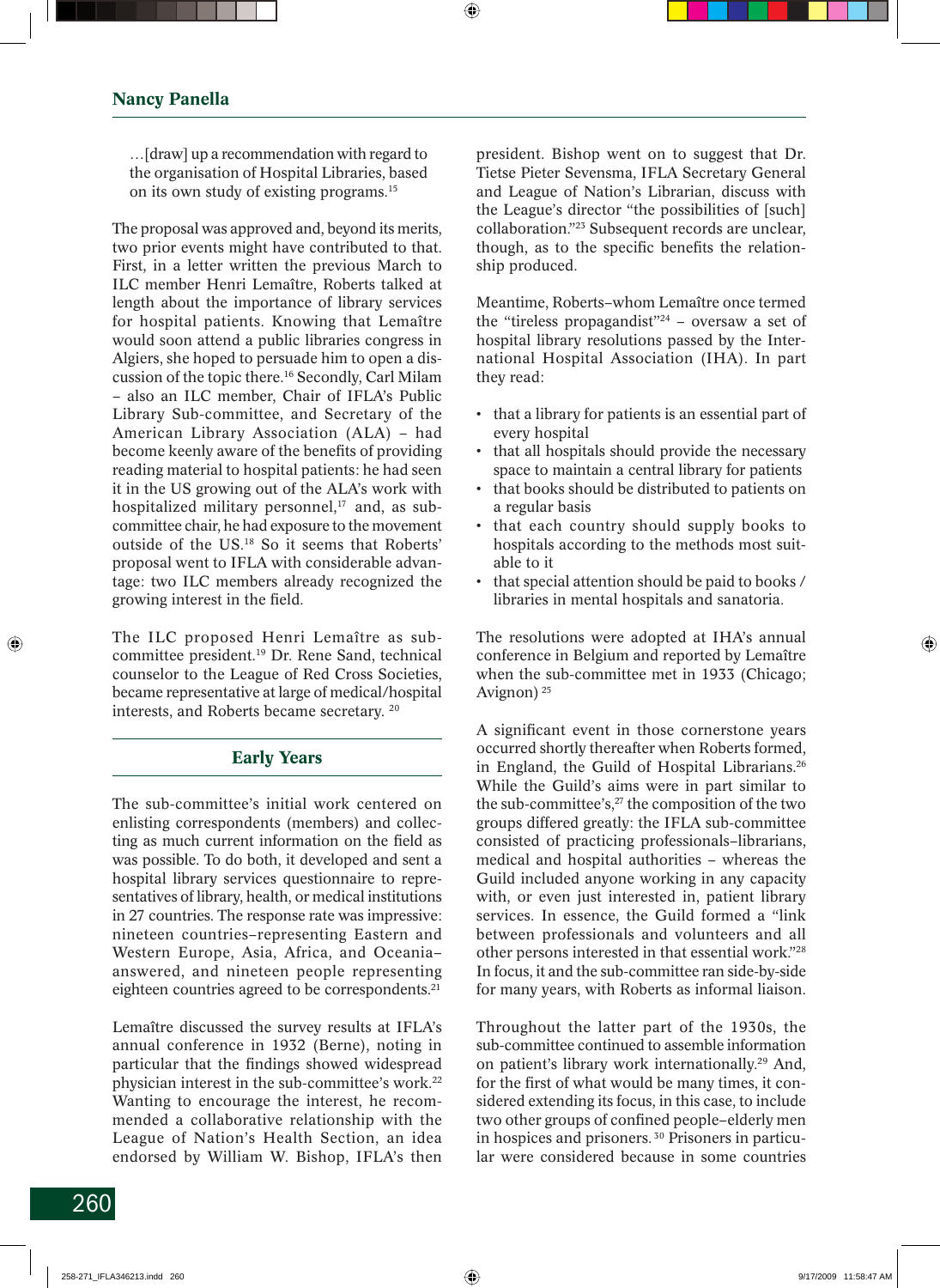…[draw] up a recommendation with regard to the organisation of Hospital Libraries, based on its own study of existing programs.[15]

The proposal was approved and, beyond its merits, two prior events might have contributed to that. First, in a letter written the previous March to ILC member Henri Lemaître, Roberts talked at length about the importance of library services for hospital patients. Knowing that Lemaître would soon attend a public libraries congress in Algiers, she hoped to persuade him to open a discussion of the topic there.[16] Secondly, Carl Milam – also an ILC member, Chair of IFLA's Public Library Sub-committee, and Secretary of the American Library Association (ALA) – had become keenly aware of the benefits of providing reading material to hospital patients: he had seen it in the US growing out of the ALA's work with hospitalized military personnel,[17] and, as subcommittee chair, he had exposure to the movement outside of the US.[18] So it seems that Roberts' proposal went to IFLA with considerable advantage: two ILC members already recognized the growing interest in the field.

The ILC proposed Henri Lemaître as subcommittee president.[19] Dr. Rene Sand, technical counselor to the League of Red Cross Societies, became representative at large of medical/hospital interests, and Roberts became secretary.[20]

## Early Years

The sub-committee's initial work centered on enlisting correspondents (members) and collecting as much current information on the field as was possible. To do both, it developed and sent a hospital library services questionnaire to representatives of library, health, or medical institutions in 27 countries. The response rate was impressive: nineteen countries–representing Eastern and Western Europe, Asia, Africa, and Oceania–answered, and nineteen people representing eighteen countries agreed to be correspondents.[21]

Lemaître discussed the survey results at IFLA's annual conference in 1932 (Berne), noting in particular that the findings showed widespread physician interest in the sub-committee's work.[22] Wanting to encourage the interest, he recommended a collaborative relationship with the League of Nation's Health Section, an idea endorsed by William W. Bishop, IFLA's then president. Bishop went on to suggest that Dr. Tietse Pieter Sevensma, IFLA Secretary General and League of Nation's Librarian, discuss with the League's director "the possibilities of [such] collaboration."[23] Subsequent records are unclear, though, as to the specific benefits the relationship produced.

Meantime, Roberts–whom Lemaître once termed the "tireless propagandist"[24] – oversaw a set of hospital library resolutions passed by the International Hospital Association (IHA). In part they read:

- that a library for patients is an essential part of every hospital
- that all hospitals should provide the necessary space to maintain a central library for patients
- that books should be distributed to patients on a regular basis
- that each country should supply books to hospitals according to the methods most suitable to it
- that special attention should be paid to books / libraries in mental hospitals and sanatoria.

The resolutions were adopted at IHA's annual conference in Belgium and reported by Lemaître when the sub-committee met in 1933 (Chicago; Avignon)[25]

A significant event in those cornerstone years occurred shortly thereafter when Roberts formed, in England, the Guild of Hospital Librarians.[26] While the Guild's aims were in part similar to the sub-committee's,[27] the composition of the two groups differed greatly: the IFLA sub-committee consisted of practicing professionals–librarians, medical and hospital authorities – whereas the Guild included anyone working in any capacity with, or even just interested in, patient library services. In essence, the Guild formed a "link between professionals and volunteers and all other persons interested in that essential work."[28] In focus, it and the sub-committee ran side-by-side for many years, with Roberts as informal liaison.

Throughout the latter part of the 1930s, the sub-committee continued to assemble information on patient's library work internationally.[29] And, for the first of what would be many times, it considered extending its focus, in this case, to include two other groups of confined people–elderly men in hospices and prisoners.[30] Prisoners in particular were considered because in some countries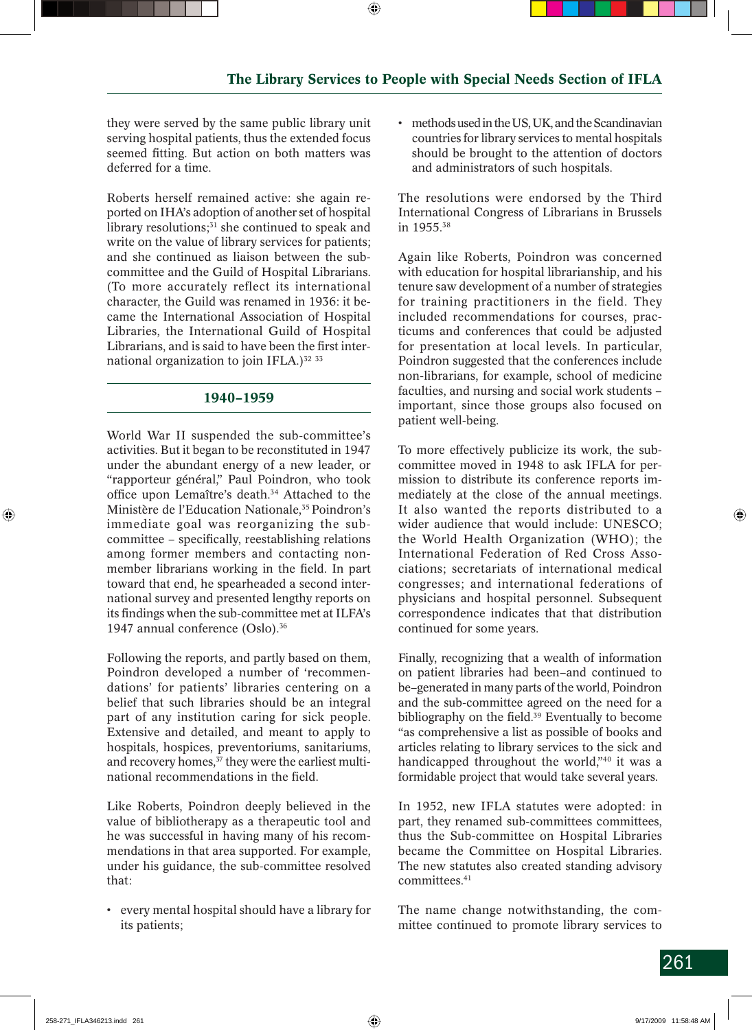they were served by the same public library unit serving hospital patients, thus the extended focus seemed fitting. But action on both matters was deferred for a time.

Roberts herself remained active: she again reported on IHA's adoption of another set of hospital library resolutions;[31] she continued to speak and write on the value of library services for patients; and she continued as liaison between the sub-committee and the Guild of Hospital Librarians. (To more accurately reflect its international character, the Guild was renamed in 1936: it became the International Association of Hospital Libraries, the International Guild of Hospital Librarians, and is said to have been the first international organization to join IFLA.)[32 33]

## 1940–1959

World War II suspended the sub-committee's activities. But it began to be reconstituted in 1947 under the abundant energy of a new leader, or "rapporteur général," Paul Poindron, who took office upon Lemaître's death.[34] Attached to the Ministère de l'Education Nationale,[35] Poindron's immediate goal was reorganizing the sub-committee – specifically, reestablishing relations among former members and contacting non-member librarians working in the field. In part toward that end, he spearheaded a second international survey and presented lengthy reports on its findings when the sub-committee met at ILFA's 1947 annual conference (Oslo).[36]

Following the reports, and partly based on them, Poindron developed a number of 'recommendations' for patients' libraries centering on a belief that such libraries should be an integral part of any institution caring for sick people. Extensive and detailed, and meant to apply to hospitals, hospices, preventoriums, sanitariums, and recovery homes,[37] they were the earliest multinational recommendations in the field.

Like Roberts, Poindron deeply believed in the value of bibliotherapy as a therapeutic tool and he was successful in having many of his recommendations in that area supported. For example, under his guidance, the sub-committee resolved that:

- every mental hospital should have a library for its patients;
- methods used in the US, UK, and the Scandinavian countries for library services to mental hospitals should be adjusted and should be brought to the attention of doctors and administrators of such hospitals.

The resolutions were endorsed by the Third International Congress of Librarians in Brussels in 1955.[38]

Again like Roberts, Poindron was concerned with education for hospital librarianship, and his tenure saw development of a number of strategies for training practitioners in the field. They included recommendations for courses, practicums and conferences that could be adjusted for presentation at local levels. In particular, Poindron suggested that the conferences include non-librarians, for example, school of medicine faculties, and nursing and social work students – important, since those groups also focused on patient well-being.

To more effectively publicize its work, the sub-committee moved in 1948 to ask IFLA for permission to distribute its conference reports immediately at the close of the annual meetings. It also wanted the reports distributed to a wider audience that would include: UNESCO; the World Health Organization (WHO); the International Federation of Red Cross Associations; secretariats of international medical congresses; and international federations of physicians and hospital personnel. Subsequent correspondence indicates that that distribution continued for some years.

Finally, recognizing that a wealth of information on patient libraries had been–and continued to be–generated in many parts of the world, Poindron and the sub-committee agreed on the need for a bibliography on the field.[39] Eventually to become "as comprehensive a list as possible of books and articles relating to library services to the sick and handicapped throughout the world,"[40] it was a formidable project that would take several years.

In 1952, new IFLA statutes were adopted: in part, they renamed sub-committees committees, thus the Sub-committee on Hospital Libraries became the Committee on Hospital Libraries. The new statutes also created standing advisory committees.[41]

The name change notwithstanding, the committee continued to promote library services to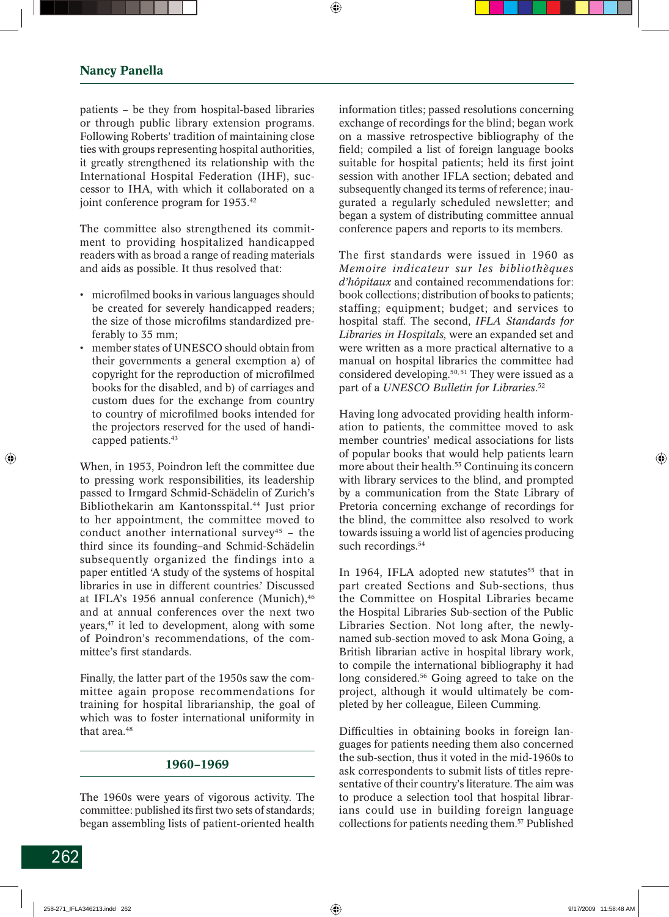patients – be they from hospital-based libraries or through public library extension programs. Following Roberts' tradition of maintaining close ties with groups representing hospital authorities, it greatly strengthened its relationship with the International Hospital Federation (IHF), successor to IHA, with which it collaborated on a joint conference program for 1953.[42]

The committee also strengthened its commitment to providing hospitalized handicapped readers with as broad a range of reading materials and aids as possible. It thus resolved that:

- microfilmed books in various languages should be created for severely handicapped readers; the size of those microfilms standardized preferably to 35 mm;
- member states of UNESCO should obtain from their governments a general exemption a) of copyright for the reproduction of microfilmed books for the disabled, and b) of carriages and custom dues for the exchange from country to country of microfilmed books intended for the projectors reserved for the used of handicapped patients.[43]

When, in 1953, Poindron left the committee due to pressing work responsibilities, its leadership passed to Irmgard Schmid-Schädelin of Zurich's Bibliothekarin am Kantonsspital.[44] Just prior to her appointment, the committee moved to conduct another international survey[45] – the third since its founding–and Schmid-Schädelin subsequently organized the findings into a paper entitled 'A study of the systems of hospital libraries in use in different countries.' Discussed at IFLA's 1956 annual conference (Munich),[46] and at annual conferences over the next two years,[47] it led to development, along with some of Poindron's recommendations, of the committee's first standards.

Finally, the latter part of the 1950s saw the committee again propose recommendations for training for hospital librarianship, the goal of which was to foster international uniformity in that area.[48]

## 1960–1969

The 1960s were years of vigorous activity. The committee: published its first two sets of standards; began assembling lists of patient-oriented health information titles; passed resolutions concerning exchange of recordings for the blind; began work on a massive retrospective bibliography of the field; compiled a list of foreign language books suitable for hospital patients; held its first joint session with another IFLA section; debated and subsequently changed its terms of reference; inaugurated a regularly scheduled newsletter; and began a system of distributing committee annual conference papers and reports to its members.

The first standards were issued in 1960 as *Memoire indicateur sur les bibliothèques d'hôpitaux* and contained recommendations for: book collections; distribution of books to patients; staffing; equipment; budget; and services to hospital staff. The second, *IFLA Standards for Libraries in Hospitals,* were an expanded set and were written as a more practical alternative to a manual on hospital libraries the committee had considered developing.[50, 51] They were issued as a part of a *UNESCO Bulletin for Libraries*.[52]

Having long advocated providing health information to patients, the committee moved to ask member countries' medical associations for lists of popular books that would help patients learn more about their health.[53] Continuing its concern with library services to the blind, and prompted by a communication from the State Library of Pretoria concerning exchange of recordings for the blind, the committee also resolved to work towards issuing a world list of agencies producing such recordings.[54]

In 1964, IFLA adopted new statutes[55] that in part created Sections and Sub-sections, thus the Committee on Hospital Libraries became the Hospital Libraries Sub-section of the Public Libraries Section. Not long after, the newly-named sub-section moved to ask Mona Going, a British librarian active in hospital library work, to compile the international bibliography it had long considered.[56] Going agreed to take on the project, although it would ultimately be completed by her colleague, Eileen Cumming.

Difficulties in obtaining books in foreign languages for patients needing them also concerned the sub-section, thus it voted in the mid-1960s to ask correspondents to submit lists of titles representative of their country's literature. The aim was to produce a selection tool that hospital librarians could use in building foreign language collections for patients needing them.[57] Published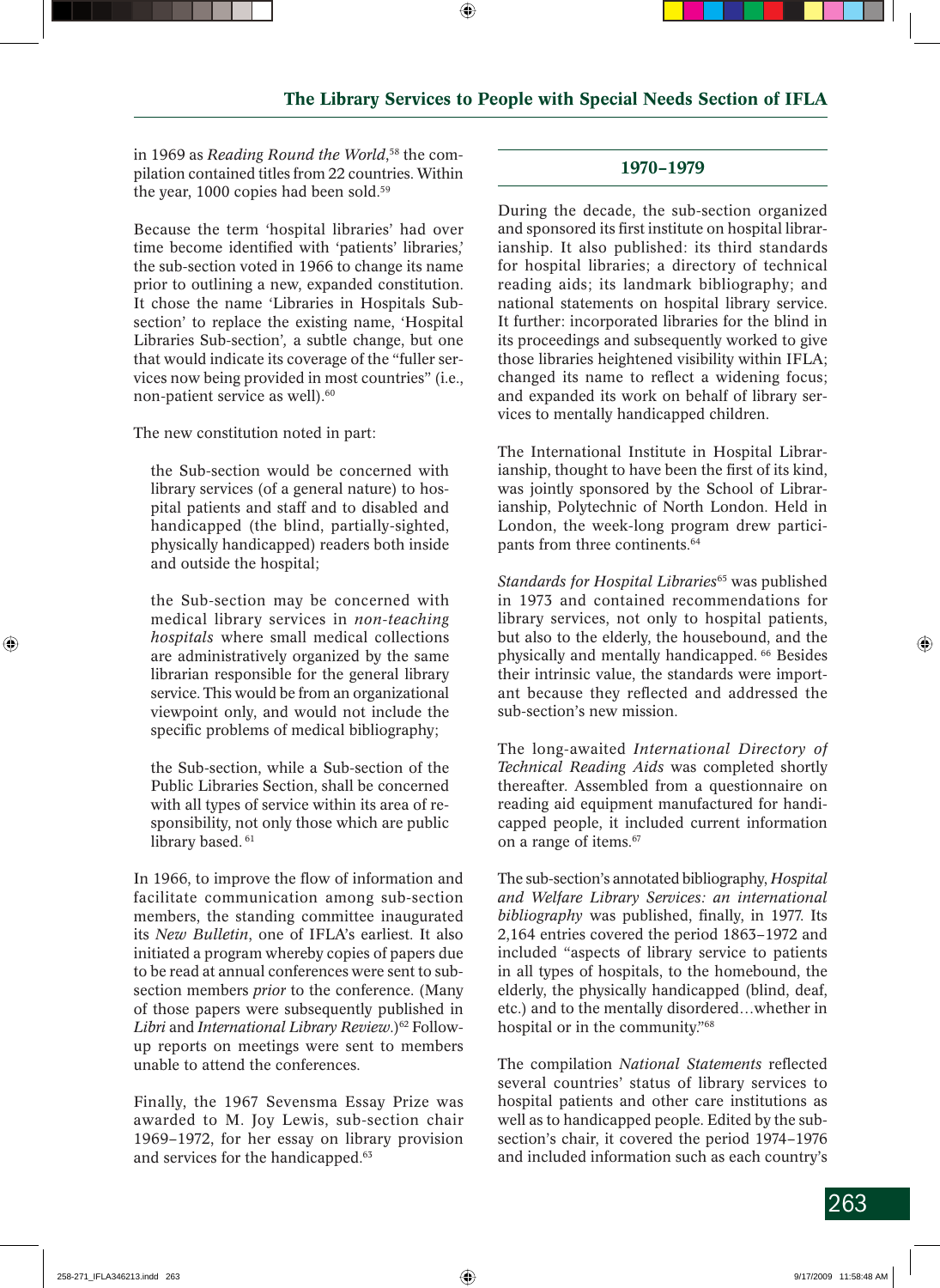in 1969 as *Reading Round the World*,[58] the compilation contained titles from 22 countries. Within the year, 1000 copies had been sold.[59]

Because the term 'hospital libraries' had over time become identified with 'patients' libraries,' the sub-section voted in 1966 to change its name prior to outlining a new, expanded constitution. It chose the name 'Libraries in Hospitals Sub-section' to replace the existing name, 'Hospital Libraries Sub-section', a subtle change, but one that would indicate its coverage of the "fuller services now being provided in most countries" (i.e., non-patient service as well).[60]

The new constitution noted in part:

> the Sub-section would be concerned with library services (of a general nature) to hospital patients and staff and to disabled and handicapped (the blind, partially-sighted, physically handicapped) readers both inside and outside the hospital;
>
> the Sub-section may be concerned with medical library services in *non-teaching hospitals* where small medical collections are administratively organized by the same librarian responsible for the general library service. This would be from an organizational viewpoint only, and would not include the specific problems of medical bibliography;
>
> the Sub-section, while a Sub-section of the Public Libraries Section, shall be concerned with all types of service within its area of responsibility, not only those which are public library based.[61]

In 1966, to improve the flow of information and facilitate communication among sub-section members, the standing committee inaugurated its *New Bulletin*, one of IFLA's earliest. It also initiated a program whereby copies of papers due to be read at annual conferences were sent to sub-section members *prior* to the conference. (Many of those papers were subsequently published in *Libri* and *International Library Review*.)[62] Follow-up reports on meetings were sent to members unable to attend the conferences.

Finally, the 1967 Sevensma Essay Prize was awarded to M. Joy Lewis, sub-section chair 1969–1972, for her essay on library provision and services for the handicapped.[63]

## 1970–1979

During the decade, the sub-section organized and sponsored its first institute on hospital librarianship. It also published: its third standards for hospital libraries; a directory of technical reading aids; its landmark bibliography; and national statements on hospital library service. It further: incorporated libraries for the blind in its proceedings and subsequently worked to give those libraries heightened visibility within IFLA; changed its name to reflect a widening focus; and expanded its work on behalf of library services to mentally handicapped children.

The International Institute in Hospital Librarianship, thought to have been the first of its kind, was jointly sponsored by the School of Librarianship, Polytechnic of North London. Held in London, the week-long program drew participants from three continents.[64]

*Standards for Hospital Libraries*[65] was published in 1973 and contained recommendations for library services, not only to hospital patients, but also to the elderly, the housebound, and the physically and mentally handicapped.[66] Besides their intrinsic value, the standards were important because they reflected and addressed the sub-section's new mission.

The long-awaited *International Directory of Technical Reading Aids* was completed shortly thereafter. Assembled from a questionnaire on reading aid equipment manufactured for handicapped people, it included current information on a range of items.[67]

The sub-section's annotated bibliography, *Hospital and Welfare Library Services: an international bibliography* was published, finally, in 1977. Its 2,164 entries covered the period 1863–1972 and included "aspects of library service to patients in all types of hospitals, to the homebound, the elderly, the physically handicapped (blind, deaf, etc.) and to the mentally disordered…whether in hospital or in the community."[68]

The compilation *National Statements* reflected several countries' status of library services to hospital patients and other care institutions as well as to handicapped people. Edited by the sub-section's chair, it covered the period 1974–1976 and included information such as each country's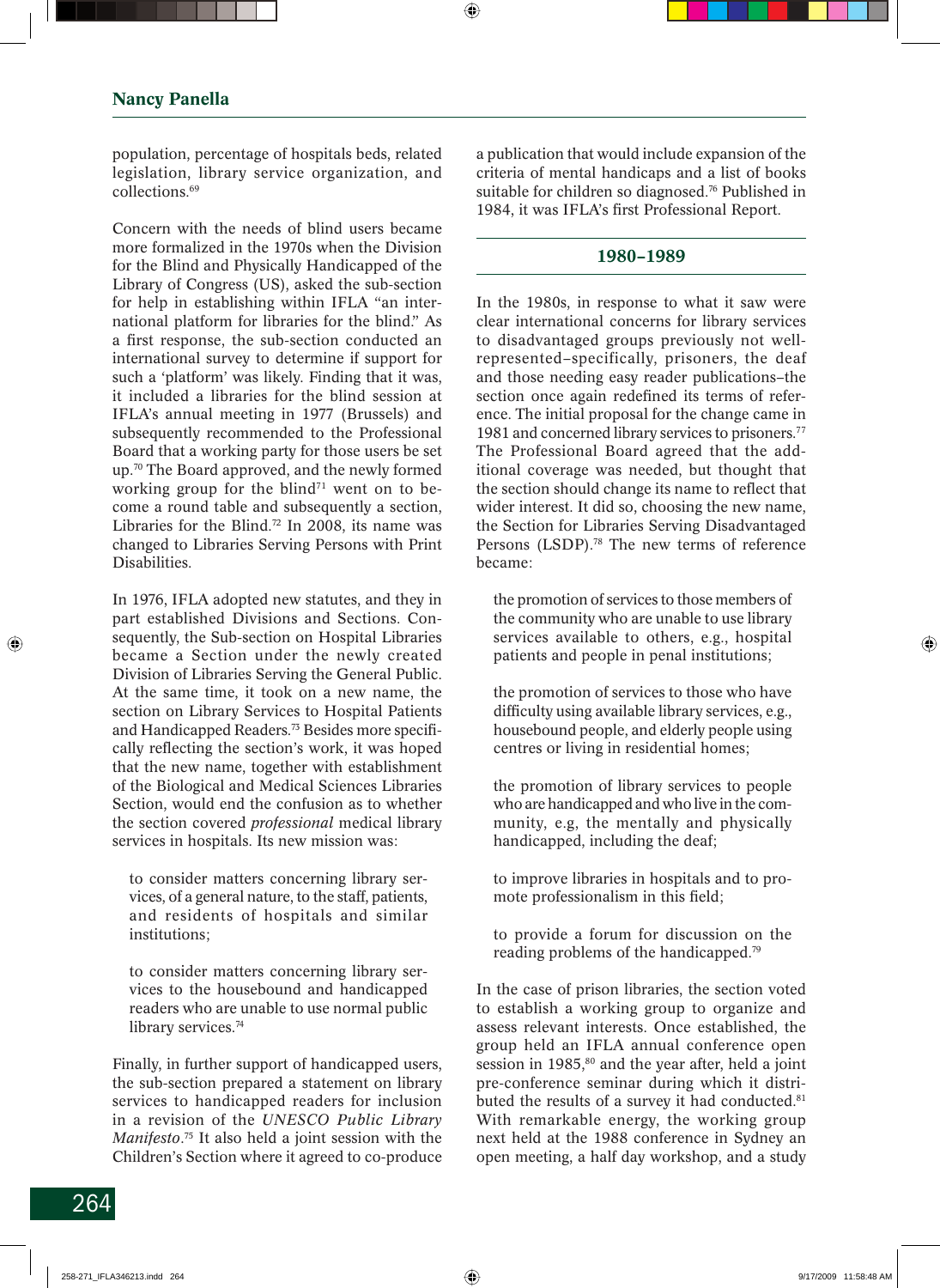population, percentage of hospitals beds, related legislation, library service organization, and collections.[69]

Concern with the needs of blind users became more formalized in the 1970s when the Division for the Blind and Physically Handicapped of the Library of Congress (US), asked the sub-section for help in establishing within IFLA "an international platform for libraries for the blind." As a first response, the sub-section conducted an international survey to determine if support for such a 'platform' was likely. Finding that it was, it included a libraries for the blind session at IFLA's annual meeting in 1977 (Brussels) and subsequently recommended to the Professional Board that a working party for those users be set up.[70] The Board approved, and the newly formed working group for the blind[71] went on to become a round table and subsequently a section, Libraries for the Blind.[72] In 2008, its name was changed to Libraries Serving Persons with Print Disabilities.

In 1976, IFLA adopted new statutes, and they in part established Divisions and Sections. Consequently, the Sub-section on Hospital Libraries became a Section under the newly created Division of Libraries Serving the General Public. At the same time, it took on a new name, the section on Library Services to Hospital Patients and Handicapped Readers.[73] Besides more specifically reflecting the section's work, it was hoped that the new name, together with establishment of the Biological and Medical Sciences Libraries Section, would end the confusion as to whether the section covered *professional* medical library services in hospitals. Its new mission was:

> to consider matters concerning library services, of a general nature, to the staff, patients, and residents of hospitals and similar institutions;
>
> to consider matters concerning library services to the housebound and handicapped readers who are unable to use normal public library services.[74]

Finally, in further support of handicapped users, the sub-section prepared a statement on library services to handicapped readers for inclusion in a revision of the *UNESCO Public Library Manifesto*.[75] It also held a joint session with the Children's Section where it agreed to co-produce a publication that would include expansion of the criteria of mental handicaps and a list of books suitable for children so diagnosed.[76] Published in 1984, it was IFLA's first Professional Report.

## 1980–1989

In the 1980s, in response to what it saw were clear international concerns for library services to disadvantaged groups previously not well-represented–specifically, prisoners, the deaf and those needing easy reader publications–the section once again redefined its terms of reference. The initial proposal for the change came in 1981 and concerned library services to prisoners.[77] The Professional Board agreed that the additional coverage was needed, but thought that the section should change its name to reflect that wider interest. It did so, choosing the new name, the Section for Libraries Serving Disadvantaged Persons (LSDP).[78] The new terms of reference became:

> the promotion of services to those members of the community who are unable to use library services available to others, e.g., hospital patients and people in penal institutions;
>
> the promotion of services to those who have difficulty using available library services, e.g., housebound people, and elderly people using centres or living in residential homes;
>
> the promotion of library services to people who are handicapped and who live in the community, e.g, the mentally and physically handicapped, including the deaf;
>
> to improve libraries in hospitals and to promote professionalism in this field;
>
> to provide a forum for discussion on the reading problems of the handicapped.[79]

In the case of prison libraries, the section voted to establish a working group to organize and assess relevant interests. Once established, the group held an IFLA annual conference open session in 1985,[80] and the year after, held a joint pre-conference seminar during which it distributed the results of a survey it had conducted.[81] With remarkable energy, the working group next held at the 1988 conference in Sydney an open meeting, a half day workshop, and a study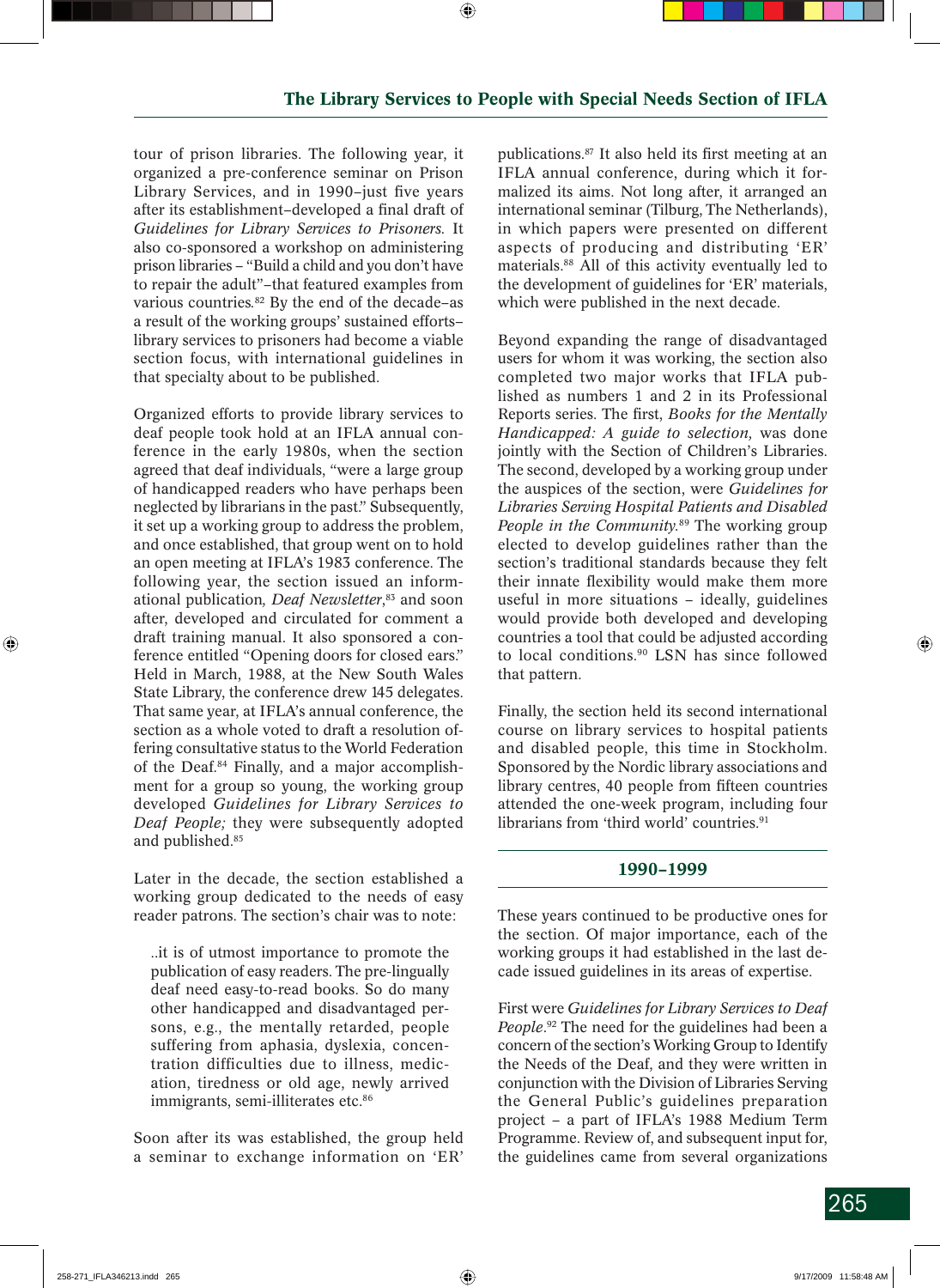tour of prison libraries. The following year, it organized a pre-conference seminar on Prison Library Services, and in 1990–just five years after its establishment–developed a final draft of *Guidelines for Library Services to Prisoners.* It also co-sponsored a workshop on administering prison libraries – "Build a child and you don't have to repair the adult"–that featured examples from various countries.[82] By the end of the decade–as a result of the working groups' sustained efforts–library services to prisoners had become a viable section focus, with international guidelines in that specialty about to be published.

Organized efforts to provide library services to deaf people took hold at an IFLA annual conference in the early 1980s, when the section agreed that deaf individuals, "were a large group of handicapped readers who have perhaps been neglected by librarians in the past." Subsequently, it set up a working group to address the problem, and once established, that group went on to hold an open meeting at IFLA's 1983 conference. The following year, the section issued an informational publication, *Deaf Newsletter*,[83] and soon after, developed and circulated for comment a draft training manual. It also sponsored a conference entitled "Opening doors for closed ears." Held in March, 1988, at the New South Wales State Library, the conference drew 145 delegates. That same year, at IFLA's annual conference, the section as a whole voted to draft a resolution offering consultative status to the World Federation of the Deaf.[84] Finally, and a major accomplishment for a group so young, the working group developed *Guidelines for Library Services to Deaf People;* they were subsequently adopted and published.[85]

Later in the decade, the section established a working group dedicated to the needs of easy reader patrons. The section's chair was to note:

> ..it is of utmost importance to promote the publication of easy readers. The pre-lingually deaf need easy-to-read books. So do many other handicapped and disadvantaged persons, e.g., the mentally retarded, people suffering from aphasia, dyslexia, concentration difficulties due to illness, medication, tiredness or old age, newly arrived immigrants, semi-illiterates etc.[86]

Soon after its was established, the group held a seminar to exchange information on 'ER' publications.[87] It also held its first meeting at an IFLA annual conference, during which it formalized its aims. Not long after, it arranged an international seminar (Tilburg, The Netherlands), in which papers were presented on different aspects of producing and distributing 'ER' materials.[88] All of this activity eventually led to the development of guidelines for 'ER' materials, which were published in the next decade.

Beyond expanding the range of disadvantaged users for whom it was working, the section also completed two major works that IFLA published as numbers 1 and 2 in its Professional Reports series. The first, *Books for the Mentally Handicapped: A guide to selection,* was done jointly with the Section of Children's Libraries. The second, developed by a working group under the auspices of the section, were *Guidelines for Libraries Serving Hospital Patients and Disabled People in the Community.*[89] The working group elected to develop guidelines rather than the section's traditional standards because they felt their innate flexibility would make them more useful in more situations – ideally, guidelines would provide both developed and developing countries a tool that could be adjusted according to local conditions.[90] LSN has since followed that pattern.

Finally, the section held its second international course on library services to hospital patients and disabled people, this time in Stockholm. Sponsored by the Nordic library associations and library centres, 40 people from fifteen countries attended the one-week program, including four librarians from 'third world' countries.[91]

## 1990–1999

These years continued to be productive ones for the section. Of major importance, each of the working groups it had established in the last decade issued guidelines in its areas of expertise.

First were *Guidelines for Library Services to Deaf People.*[92] The need for the guidelines had been a concern of the section's Working Group to Identify the Needs of the Deaf, and they were written in conjunction with the Division of Libraries Serving the General Public's guidelines preparation project – a part of IFLA's 1988 Medium Term Programme. Review of, and subsequent input for, the guidelines came from several organizations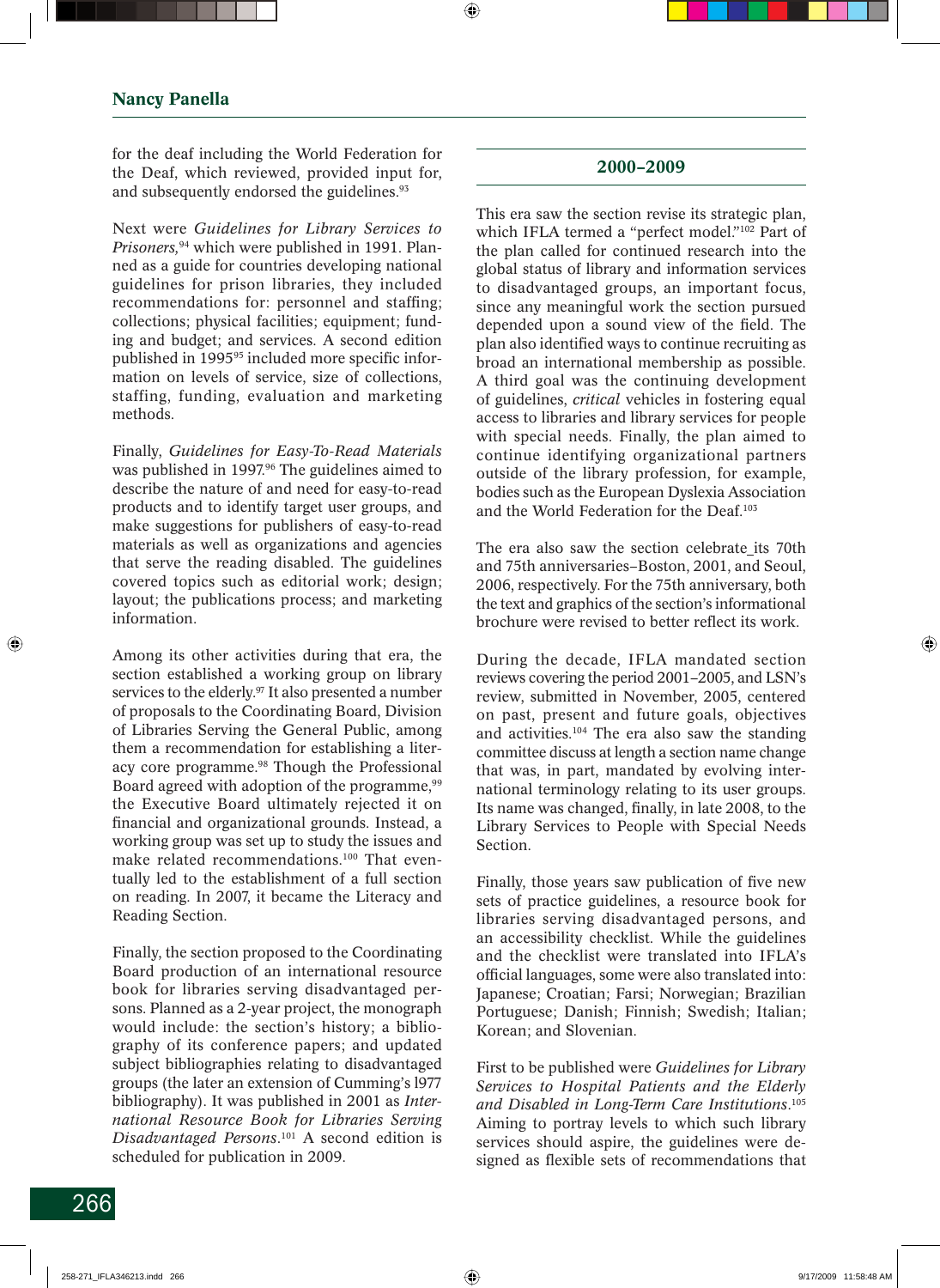for the deaf including the World Federation for the Deaf, which reviewed, provided input for, and subsequently endorsed the guidelines.[93]

Next were *Guidelines for Library Services to Prisoners,*[94] which were published in 1991. Planned as a guide for countries developing national guidelines for prison libraries, they included recommendations for: personnel and staffing; collections; physical facilities; equipment; funding and budget; and services. A second edition published in 1995[95] included more specific information on levels of service, size of collections, staffing, funding, evaluation and marketing methods.

Finally, *Guidelines for Easy-To-Read Materials* was published in 1997.[96] The guidelines aimed to describe the nature of and need for easy-to-read products and to identify target user groups, and make suggestions for publishers of easy-to-read materials as well as organizations and agencies that serve the reading disabled. The guidelines covered topics such as editorial work; design; layout; the publications process; and marketing information.

Among its other activities during that era, the section established a working group on library services to the elderly.[97] It also presented a number of proposals to the Coordinating Board, Division of Libraries Serving the General Public, among them a recommendation for establishing a literacy core programme.[98] Though the Professional Board agreed with adoption of the programme,[99] the Executive Board ultimately rejected it on financial and organizational grounds. Instead, a working group was set up to study the issues and make related recommendations.[100] That eventually led to the establishment of a full section on reading. In 2007, it became the Literacy and Reading Section.

Finally, the section proposed to the Coordinating Board production of an international resource book for libraries serving disadvantaged persons. Planned as a 2-year project, the monograph would include: the section's history; a bibliography of its conference papers; and updated subject bibliographies relating to disadvantaged groups (the later an extension of Cumming's 1977 bibliography). It was published in 2001 as *International Resource Book for Libraries Serving Disadvantaged Persons*.[101] A second edition is scheduled for publication in 2009.

## 2000–2009

This era saw the section revise its strategic plan, which IFLA termed a "perfect model."[102] Part of the plan called for continued research into the global status of library and information services to disadvantaged groups, an important focus, since any meaningful work the section pursued depended upon a sound view of the field. The plan also identified ways to continue recruiting as broad an international membership as possible. A third goal was the continuing development of guidelines, *critical* vehicles in fostering equal access to libraries and library services for people with special needs. Finally, the plan aimed to continue identifying organizational partners outside of the library profession, for example, bodies such as the European Dyslexia Association and the World Federation for the Deaf.[103]

The era also saw the section celebrate its 70th and 75th anniversaries–Boston, 2001, and Seoul, 2006, respectively. For the 75th anniversary, both the text and graphics of the section's informational brochure were revised to better reflect its work.

During the decade, IFLA mandated section reviews covering the period 2001–2005, and LSN's review, submitted in November, 2005, centered on past, present and future goals, objectives and activities.[104] The era also saw the standing committee discuss at length a section name change that was, in part, mandated by evolving international terminology relating to its user groups. Its name was changed, finally, in late 2008, to the Library Services to People with Special Needs Section.

Finally, those years saw publication of five new sets of practice guidelines, a resource book for libraries serving disadvantaged persons, and an accessibility checklist. While the guidelines and the checklist were translated into IFLA's official languages, some were also translated into: Japanese; Croatian; Farsi; Norwegian; Brazilian Portuguese; Danish; Finnish; Swedish; Italian; Korean; and Slovenian.

First to be published were *Guidelines for Library Services to Hospital Patients and the Elderly and Disabled in Long-Term Care Institutions*.[105] Aiming to portray levels to which such library services should aspire, the guidelines were designed as flexible sets of recommendations that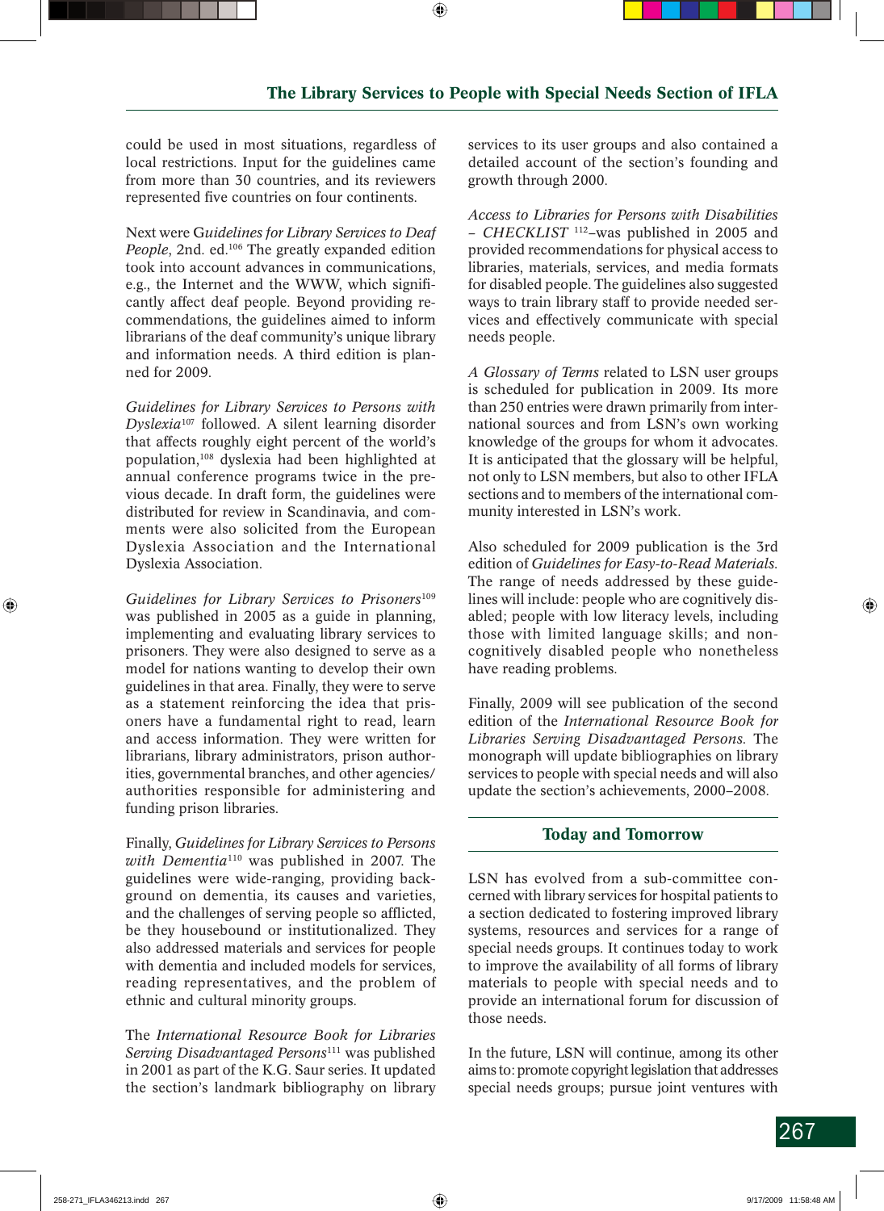could be used in most situations, regardless of local restrictions. Input for the guidelines came from more than 30 countries, and its reviewers represented five countries on four continents.

Next were G*uidelines for Library Services to Deaf People*, 2nd. ed.[106] The greatly expanded edition took into account advances in communications, e.g., the Internet and the WWW, which significantly affect deaf people. Beyond providing recommendations, the guidelines aimed to inform librarians of the deaf community's unique library and information needs. A third edition is planned for 2009.

*Guidelines for Library Services to Persons with Dyslexia*[107] followed. A silent learning disorder that affects roughly eight percent of the world's population,[108] dyslexia had been highlighted at annual conference programs twice in the previous decade. In draft form, the guidelines were distributed for review in Scandinavia, and comments were also solicited from the European Dyslexia Association and the International Dyslexia Association.

*Guidelines for Library Services to Prisoners*[109] was published in 2005 as a guide in planning, implementing and evaluating library services to prisoners. They were also designed to serve as a model for nations wanting to develop their own guidelines in that area. Finally, they were to serve as a statement reinforcing the idea that prisoners have a fundamental right to read, learn and access information. They were written for librarians, library administrators, prison authorities, governmental branches, and other agencies/authorities responsible for administering and funding prison libraries.

Finally, *Guidelines for Library Services to Persons with Dementia*[110] was published in 2007. The guidelines were wide-ranging, providing background on dementia, its causes and varieties, and the challenges of serving people so afflicted, be they housebound or institutionalized. They also addressed materials and services for people with dementia and included models for services, reading representatives, and the problem of ethnic and cultural minority groups.

The *International Resource Book for Libraries Serving Disadvantaged Persons*[111] was published in 2001 as part of the K.G. Saur series. It updated the section's landmark bibliography on library services to its user groups and also contained a detailed account of the section's founding and growth through 2000.

*Access to Libraries for Persons with Disabilities – CHECKLIST* [112]–was published in 2005 and provided recommendations for physical access to libraries, materials, services, and media formats for disabled people. The guidelines also suggested ways to train library staff to provide needed services and effectively communicate with special needs people.

*A Glossary of Terms* related to LSN user groups is scheduled for publication in 2009. Its more than 250 entries were drawn primarily from international sources and from LSN's own working knowledge of the groups for whom it advocates. It is anticipated that the glossary will be helpful, not only to LSN members, but also to other IFLA sections and to members of the international community interested in LSN's work.

Also scheduled for 2009 publication is the 3rd edition of *Guidelines for Easy-to-Read Materials.* The range of needs addressed by these guidelines will include: people who are cognitively disabled; people with low literacy levels, including those with limited language skills; and non-cognitively disabled people who nonetheless have reading problems.

Finally, 2009 will see publication of the second edition of the *International Resource Book for Libraries Serving Disadvantaged Persons.* The monograph will update bibliographies on library services to people with special needs and will also update the section's achievements, 2000–2008.

## Today and Tomorrow

LSN has evolved from a sub-committee concerned with library services for hospital patients to a section dedicated to fostering improved library systems, resources and services for a range of special needs groups. It continues today to work to improve the availability of all forms of library materials to people with special needs and to provide an international forum for discussion of those needs.

In the future, LSN will continue, among its other aims to: promote copyright legislation that addresses special needs groups; pursue joint ventures with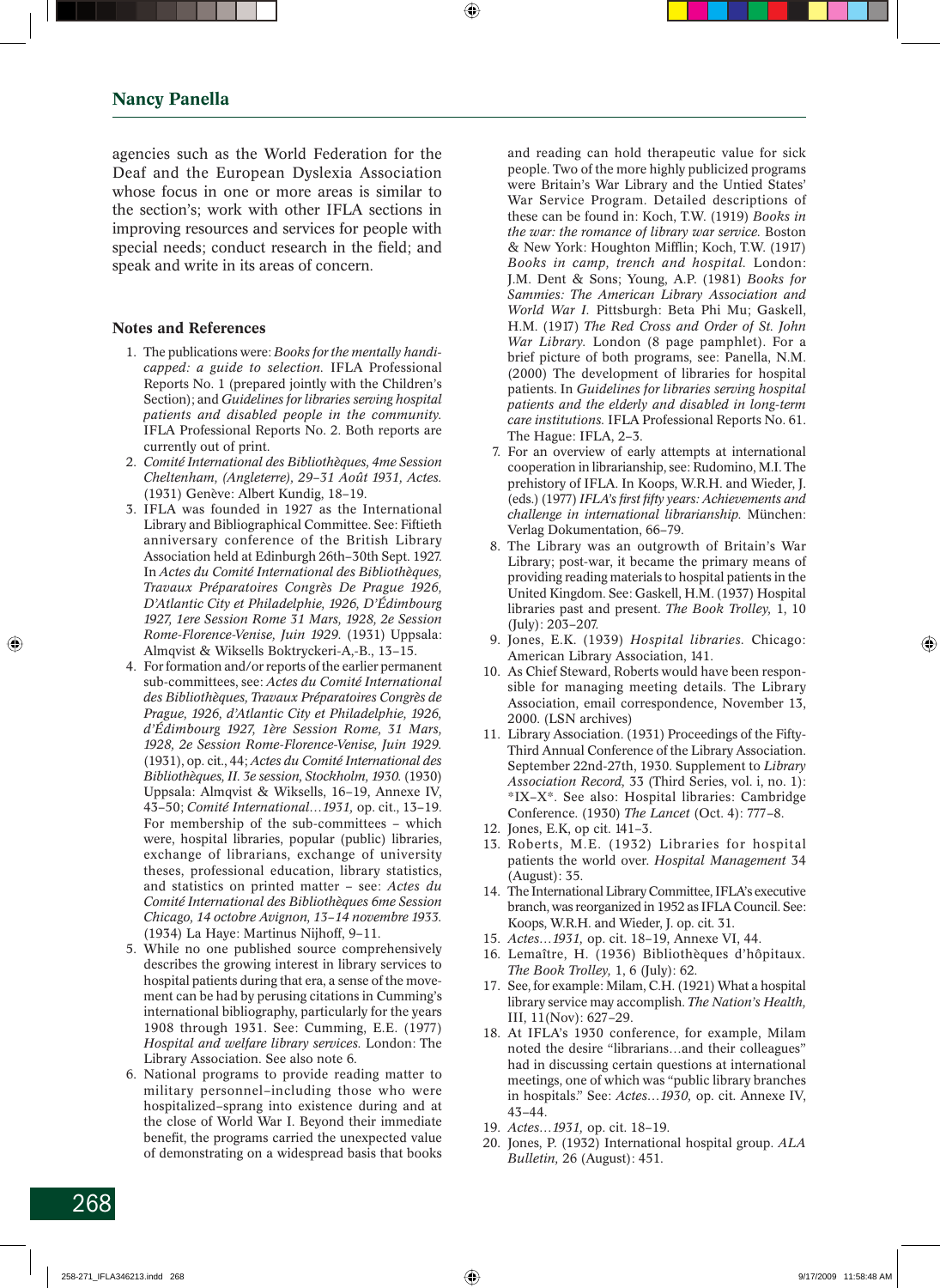agencies such as the World Federation for the Deaf and the European Dyslexia Association whose focus in one or more areas is similar to the section's; work with other IFLA sections in improving resources and services for people with special needs; conduct research in the field; and speak and write in its areas of concern.

## Notes and References

1. The publications were: *Books for the mentally handicapped: a guide to selection.* IFLA Professional Reports No. 1 (prepared jointly with the Children's Section); and *Guidelines for libraries serving hospital patients and disabled people in the community.* IFLA Professional Reports No. 2. Both reports are currently out of print.
2. *Comité International des Bibliothèques, 4me Session Cheltenham, (Angleterre), 29–31 Août 1931, Actes.* (1931) Genève: Albert Kundig, 18–19.
3. IFLA was founded in 1927 as the International Library and Bibliographical Committee. See: Fiftieth anniversary conference of the British Library Association held at Edinburgh 26th–30th Sept. 1927. In *Actes du Comité International des Bibliothèques, Travaux Préparatoires Congrès De Prague 1926, D'Atlantic City et Philadelphie, 1926, D'Édimbourg 1927, 1ere Session Rome 31 Mars, 1928, 2e Session Rome-Florence-Venise, Juin 1929.* (1931) Uppsala: Almqvist & Wiksells Boktryckeri-A,-B., 13–15.
4. For formation and/or reports of the earlier permanent sub-committees, see: *Actes du Comité International des Bibliothèques, Travaux Préparatoires Congrès de Prague, 1926, d'Atlantic City et Philadelphie, 1926, d'Édimbourg 1927, 1ère Session Rome, 31 Mars, 1928, 2e Session Rome-Florence-Venise, Juin 1929.* (1931), op. cit., 44; *Actes du Comité International des Bibliothèques, II. 3e session, Stockholm, 1930.* (1930) Uppsala: Almqvist & Wiksells, 16–19, Annexe IV, 43–50; *Comité International…1931,* op. cit., 13–19. For membership of the sub-committees – which were, hospital libraries, popular (public) libraries, exchange of librarians, exchange of university theses, professional education, library statistics, and statistics on printed matter – see: *Actes du Comité International des Bibliothèques 6me Session Chicago, 14 octobre Avignon, 13–14 novembre 1933.* (1934) La Haye: Martinus Nijhoff, 9–11.
5. While no one published source comprehensively describes the growing interest in library services to hospital patients during that era, a sense of the movement can be had by perusing citations in Cumming's international bibliography, particularly for the years 1908 through 1931. See: Cumming, E.E. (1977) *Hospital and welfare library services.* London: The Library Association. See also note 6.
6. National programs to provide reading matter to military personnel–including those who were hospitalized–sprang into existence during and at the close of World War I. Beyond their immediate benefit, the programs carried the unexpected value of demonstrating on a widespread basis that books and reading can hold therapeutic value for sick people. Two of the more highly publicized programs were Britain's War Library and the Untied States' War Service Program. Detailed descriptions of these can be found in: Koch, T.W. (1919) *Books in the war: the romance of library war service.* Boston & New York: Houghton Mifflin; Koch, T.W. (1917) *Books in camp, trench and hospital.* London: J.M. Dent & Sons; Young, A.P. (1981) *Books for Sammies: The American Library Association and World War I.* Pittsburgh: Beta Phi Mu; Gaskell, H.M. (1917) *The Red Cross and Order of St. John War Library.* London (8 page pamphlet). For a brief picture of both programs, see: Panella, N.M. (2000) The development of libraries for hospital patients. In *Guidelines for libraries serving hospital patients and the elderly and disabled in long-term care institutions.* IFLA Professional Reports No. 61. The Hague: IFLA, 2–3.
7. For an overview of early attempts at international cooperation in librarianship, see: Rudomino, M.I. The prehistory of IFLA. In Koops, W.R.H. and Wieder, J. (eds.) (1977) *IFLA's first fifty years: Achievements and challenge in international librarianship.* München: Verlag Dokumentation, 66–79.
8. The Library was an outgrowth of Britain's War Library; post-war, it became the primary means of providing reading materials to hospital patients in the United Kingdom. See: Gaskell, H.M. (1937) Hospital libraries past and present. *The Book Trolley,* 1, 10 (July): 203–207.
9. Jones, E.K. (1939) *Hospital libraries.* Chicago: American Library Association, 141.
10. As Chief Steward, Roberts would have been responsible for managing meeting details. The Library Association, email correspondence, November 13, 2000. (LSN archives)
11. Library Association. (1931) Proceedings of the Fifty-Third Annual Conference of the Library Association. September 22nd-27th, 1930. Supplement to *Library Association Record,* 33 (Third Series, vol. i, no. 1): \*IX–X\*. See also: Hospital libraries: Cambridge Conference. (1930) *The Lancet* (Oct. 4): 777–8.
12. Jones, E.K, op cit. 141–3.
13. Roberts, M.E. (1932) Libraries for hospital patients the world over. *Hospital Management* 34 (August): 35.
14. The International Library Committee, IFLA's executive branch, was reorganized in 1952 as IFLA Council. See: Koops, W.R.H. and Wieder, J. op. cit. 31.
15. *Actes…1931,* op. cit. 18–19, Annexe VI, 44.
16. Lemaître, H. (1936) Bibliothèques d'hôpitaux. *The Book Trolley,* 1, 6 (July): 62.
17. See, for example: Milam, C.H. (1921) What a hospital library service may accomplish. *The Nation's Health,* III, 11(Nov): 627–29.
18. At IFLA's 1930 conference, for example, Milam noted the desire "librarians…and their colleagues" had in discussing certain questions at international meetings, one of which was "public library branches in hospitals." See: *Actes…1930,* op. cit. Annexe IV, 43–44.
19. *Actes…1931,* op. cit. 18–19.
20. Jones, P. (1932) International hospital group. *ALA Bulletin,* 26 (August): 451.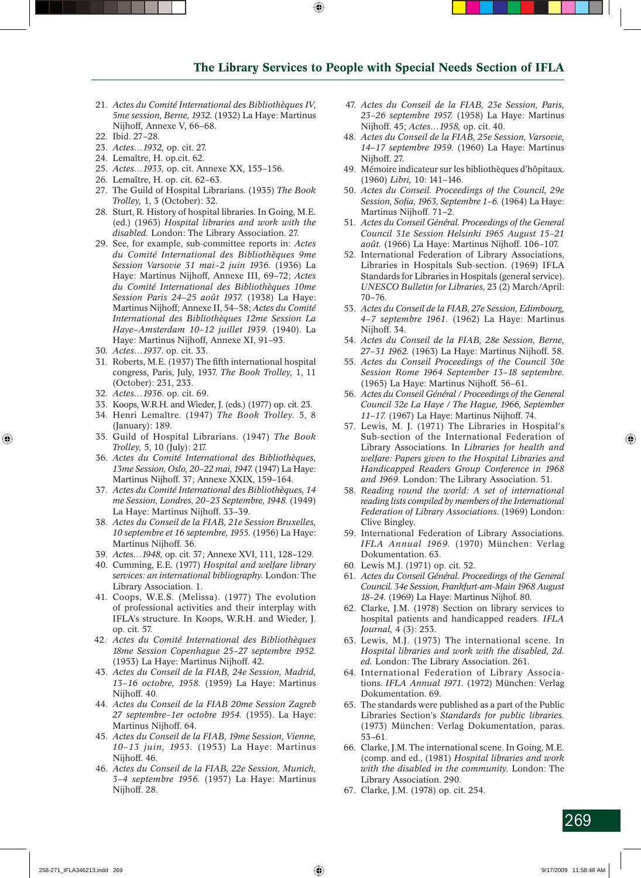21. *Actes du Comité International des Bibliothèques IV, 5me session, Berne, 1932.* (1932) La Haye: Martinus Nijhoff, Annexe V, 66–68.
22. Ibid. 27–28.
23. *Actes…1932,* op. cit. 27.
24. Lemaître, H. op.cit. 62.
25. *Actes…1933,* op. cit. Annexe XX, 155–156.
26. Lemaître, H. op. cit. 62–63.
27. The Guild of Hospital Librarians. (1935) *The Book Trolley,* 1, 3 (October): 32.
28. Sturt, R. History of hospital libraries. In Going, M.E. (ed.) (1963) *Hospital libraries and work with the disabled.* London: The Library Association. 27.
29. See, for example, sub-committee reports in: *Actes du Comité International des Bibliothèques 9me Session Varsovie 31 mai–2 juin 1936.* (1936) La Haye: Martinus Nijhoff, Annexe III, 69–72; *Actes du Comité International des Bibliothèques 10me Session Paris 24–25 août 1937.* (1938) La Haye: Martinus Nijhoff; Annexe II, 54–58; *Actes du Comité International des Bibliothèques 12me Session La Haye–Amsterdam 10–12 juillet 1939.* (1940). La Haye: Martinus Nijhoff, Annexe XI, 91–93.
30. *Actes…1937*. op. cit. 33.
31. Roberts, M.E. (1937) The fifth international hospital congress, Paris, July, 1937. *The Book Trolley,* 1, 11 (October): 231, 233.
32. *Actes…1936.* op. cit. 69.
33. Koops, W.R.H. and Wieder, J. (eds.) (1977) op. cit. 23.
34. Henri Lemaître. (1947) *The Book Trolley.* 5, 8 (January): 189.
35. Guild of Hospital Librarians. (1947) *The Book Trolley,* 5, 10 (July): 217.
36. *Actes du Comité International des Bibliothèques, 13me Session, Oslo, 20–22 mai, 1947.* (1947) La Haye: Martinus Nijhoff. 37; Annexe XXIX, 159–164.
37. *Actes du Comité International des Bibliothèques, 14 me Session, Londres, 20–23 Septembre, 1948.* (1949) La Haye: Martinus Nijhoff. 33–39.
38. *Actes du Conseil de la FIAB, 21e Session Bruxelles, 10 septembre et 16 septembre, 1955.* (1956) La Haye: Martinus Nijhoff. 36.
39. *Actes…1948,* op. cit. 37; Annexe XVI, 111, 128–129.
40. Cumming, E.E. (1977) *Hospital and welfare library services: an international bibliography.* London: The Library Association. 1.
41. Coops, W.E.S. (Melissa). (1977) The evolution of professional activities and their interplay with IFLA's structure. In Koops, W.R.H. and Wieder, J. op. cit. 57.
42. *Actes du Comité International des Bibliothèques 18me Session Copenhague 25–27 septembre 1952.* (1953) La Haye: Martinus Nijhoff. 42.
43. *Actes du Conseil de la FIAB, 24e Session, Madrid, 13–16 octobre, 1958.* (1959) La Haye: Martinus Nijhoff. 40.
44. *Actes du Conseil de la FIAB 20me Session Zagreb 27 septembre–1er octobre 1954.* (1955). La Haye: Martinus Nijhoff. 64.
45. *Actes du Conseil de la FIAB, 19me Session, Vienne, 10–13 juin, 1953.* (1953) La Haye: Martinus Nijhoff. 46.
46. *Actes du Conseil de la FIAB, 22e Session, Munich, 3–4 septembre 1956.* (1957) La Haye: Martinus Nijhoff. 28.
47. *Actes du Conseil de la FIAB, 23e Session, Paris, 23–26 septembre 1957.* (1958) La Haye: Martinus Nijhoff. 45; *Actes…1958,* op. cit. 40.
48. *Actes du Conseil de la FIAB, 25e Session, Varsovie, 14–17 septembre 1959.* (1960) La Haye: Martinus Nijhoff. 27.
49. Mémoire indicateur sur les bibliothèques d'hôpitaux. (1960) *Libri,* 10: 141–146.
50. *Actes du Conseil. Proceedings of the Council, 29e Session, Sofia, 1963, Septembre 1–6.* (1964) La Haye: Martinus Nijhoff. 71–2.
51. *Actes du Conseil Général. Proceedings of the General Council 31e Session Helsinki 1965 August 15–21 août.* (1966) La Haye: Martinus Nijhoff. 106–107.
52. International Federation of Library Associations, Libraries in Hospitals Sub-section. (1969) IFLA Standards for Libraries in Hospitals (general service). *UNESCO Bulletin for Libraries,* 23 (2) March/April: 70–76.
53. *Actes du Conseil de la FIAB, 27e Session, Edimbourg, 4–7 septembre 1961.* (1962) La Haye: Martinus Nijhoff. 34.
54. *Actes du Conseil de la FIAB, 28e Session, Berne, 27–31 1962.* (1963) La Haye: Martinus Nijhoff. 58.
55. *Actes du Conseil Proceedings of the Council 30e Session Rome 1964 September 13–18 septembre.* (1965) La Haye: Martinus Nijhoff. 56–61.
56. *Actes du Conseil Général / Proceedings of the General Council 32e La Haye / The Hague, 1966, September 11–17.* (1967) La Haye: Martinus Nijhoff. 74.
57. Lewis, M. J. (1971) The Libraries in Hospital's Sub-section of the International Federation of Library Associations. In *Libraries for health and welfare: Papers given to the Hospital Libraries and Handicapped Readers Group Conference in 1968 and 1969.* London: The Library Association. 51.
58. *Reading round the world: A set of international reading lists compiled by members of the International Federation of Library Associations.* (1969) London: Clive Bingley.
59. International Federation of Library Associations. *IFLA Annual 1969.* (1970) München: Verlag Dokumentation. 63.
60. Lewis M.J. (1971) op. cit. 52.
61. *Actes du Conseil Général. Proceedings of the General Council. 34e Session, Frankfurt-am-Main 1968 August 18–24.* (1969) La Haye: Martinus Nijhof. 80.
62. Clarke, J.M. (1978) Section on library services to hospital patients and handicapped readers. *IFLA Journal,* 4 (3): 253.
63. Lewis, M.J. (1973) The international scene. In *Hospital libraries and work with the disabled, 2d. ed.* London: The Library Association. 261.
64. International Federation of Library Associations. *IFLA Annual 1971.* (1972) München: Verlag Dokumentation. 69.
65. The standards were published as a part of the Public Libraries Section's *Standards for public libraries.* (1973) München: Verlag Dokumentation, paras. 53–61.
66. Clarke, J.M. The international scene. In Going, M.E. (comp. and ed.), (1981) *Hospital libraries and work with the disabled in the community.* London: The Library Association. 290.
67. Clarke, J.M. (1978) op. cit. 254.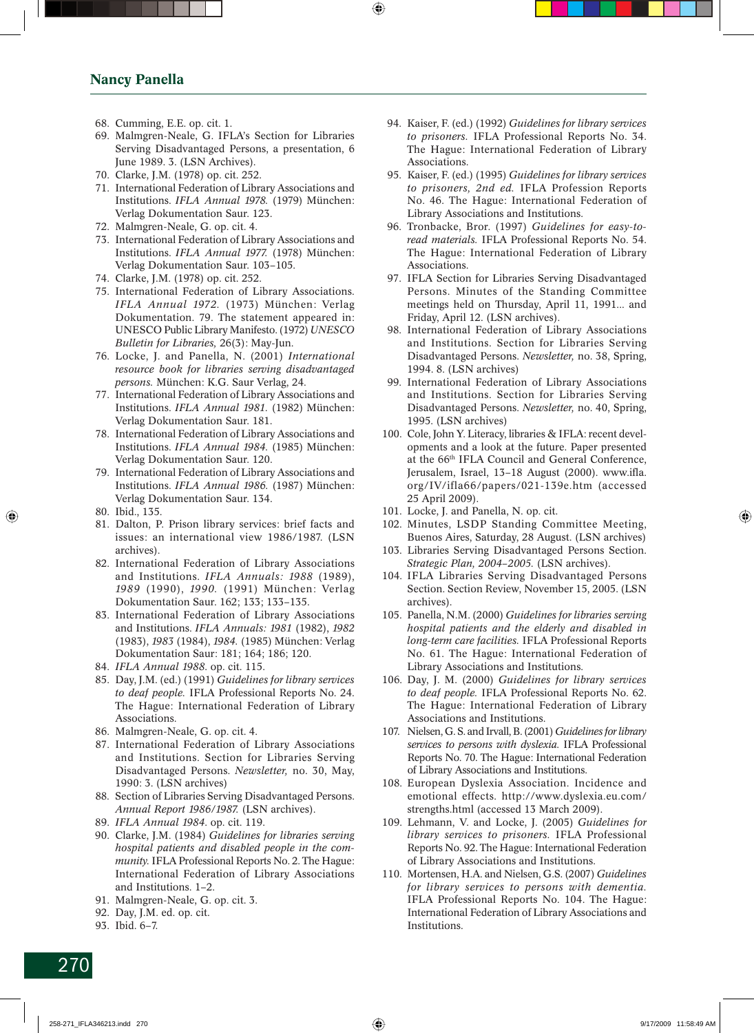68. Cumming, E.E. op. cit. 1.
69. Malmgren-Neale, G. IFLA's Section for Libraries Serving Disadvantaged Persons, a presentation, 6 June 1989. 3. (LSN Archives).
70. Clarke, J.M. (1978) op. cit. 252.
71. International Federation of Library Associations and Institutions. *IFLA Annual 1978.* (1979) München: Verlag Dokumentation Saur. 123.
72. Malmgren-Neale, G. op. cit. 4.
73. International Federation of Library Associations and Institutions. *IFLA Annual 1977.* (1978) München: Verlag Dokumentation Saur. 103–105.
74. Clarke, J.M. (1978) op. cit. 252.
75. International Federation of Library Associations. *IFLA Annual 1972.* (1973) München: Verlag Dokumentation. 79. The statement appeared in: UNESCO Public Library Manifesto. (1972) *UNESCO Bulletin for Libraries,* 26(3): May-Jun.
76. Locke, J. and Panella, N. (2001) *International resource book for libraries serving disadvantaged persons.* München: K.G. Saur Verlag, 24.
77. International Federation of Library Associations and Institutions. *IFLA Annual 1981.* (1982) München: Verlag Dokumentation Saur. 181.
78. International Federation of Library Associations and Institutions. *IFLA Annual 1984.* (1985) München: Verlag Dokumentation Saur. 120.
79. International Federation of Library Associations and Institutions. *IFLA Annual 1986.* (1987) München: Verlag Dokumentation Saur. 134.
80. Ibid., 135.
81. Dalton, P. Prison library services: brief facts and issues: an international view 1986/1987. (LSN archives).
82. International Federation of Library Associations and Institutions. *IFLA Annuals: 1988* (1989), *1989* (1990), *1990.* (1991) München: Verlag Dokumentation Saur. 162; 133; 133–135.
83. International Federation of Library Associations and Institutions. *IFLA Annuals: 1981* (1982), *1982* (1983), *1983* (1984), *1984.* (1985) München: Verlag Dokumentation Saur: 181; 164; 186; 120.
84. *IFLA Annual 1988.* op. cit. 115.
85. Day, J.M. (ed.) (1991) *Guidelines for library services to deaf people.* IFLA Professional Reports No. 24. The Hague: International Federation of Library Associations.
86. Malmgren-Neale, G. op. cit. 4.
87. International Federation of Library Associations and Institutions. Section for Libraries Serving Disadvantaged Persons. *Newsletter,* no. 30, May, 1990: 3. (LSN archives)
88. Section of Libraries Serving Disadvantaged Persons. *Annual Report 1986/1987.* (LSN archives).
89. *IFLA Annual 1984.* op. cit. 119.
90. Clarke, J.M. (1984) *Guidelines for libraries serving hospital patients and disabled people in the community.* IFLA Professional Reports No. 2. The Hague: International Federation of Library Associations and Institutions. 1–2.
91. Malmgren-Neale, G. op. cit. 3.
92. Day, J.M. ed. op. cit.
93. Ibid. 6–7.
94. Kaiser, F. (ed.) (1992) *Guidelines for library services to prisoners.* IFLA Professional Reports No. 34. The Hague: International Federation of Library Associations.
95. Kaiser, F. (ed.) (1995) *Guidelines for library services to prisoners, 2nd ed.* IFLA Profession Reports No. 46. The Hague: International Federation of Library Associations and Institutions.
96. Tronbacke, Bror. (1997) *Guidelines for easy-to-read materials.* IFLA Professional Reports No. 54. The Hague: International Federation of Library Associations.
97. IFLA Section for Libraries Serving Disadvantaged Persons. Minutes of the Standing Committee meetings held on Thursday, April 11, 1991... and Friday, April 12. (LSN archives).
98. International Federation of Library Associations and Institutions. Section for Libraries Serving Disadvantaged Persons. *Newsletter,* no. 38, Spring, 1994. 8. (LSN archives)
99. International Federation of Library Associations and Institutions. Section for Libraries Serving Disadvantaged Persons. *Newsletter,* no. 40, Spring, 1995. (LSN archives)
100. Cole, John Y. Literacy, libraries & IFLA: recent developments and a look at the future. Paper presented at the 66th IFLA Council and General Conference, Jerusalem, Israel, 13–18 August (2000). www.ifla.org/IV/ifla66/papers/021-139e.htm (accessed 25 April 2009).
101. Locke, J. and Panella, N. op. cit.
102. Minutes, LSDP Standing Committee Meeting, Buenos Aires, Saturday, 28 August. (LSN archives)
103. Libraries Serving Disadvantaged Persons Section. *Strategic Plan, 2004–2005.* (LSN archives).
104. IFLA Libraries Serving Disadvantaged Persons Section. Section Review, November 15, 2005. (LSN archives).
105. Panella, N.M. (2000) *Guidelines for libraries serving hospital patients and the elderly and disabled in long-term care facilities.* IFLA Professional Reports No. 61. The Hague: International Federation of Library Associations and Institutions.
106. Day, J. M. (2000) *Guidelines for library services to deaf people.* IFLA Professional Reports No. 62. The Hague: International Federation of Library Associations and Institutions.
107. Nielsen, G. S. and Irvall, B. (2001) *Guidelines for library services to persons with dyslexia.* IFLA Professional Reports No. 70. The Hague: International Federation of Library Associations and Institutions.
108. European Dyslexia Association. Incidence and emotional effects. http://www.dyslexia.eu.com/strengths.html (accessed 13 March 2009).
109. Lehmann, V. and Locke, J. (2005) *Guidelines for library services to prisoners.* IFLA Professional Reports No. 92. The Hague: International Federation of Library Associations and Institutions.
110. Mortensen, H.A. and Nielsen, G.S. (2007) *Guidelines for library services to persons with dementia.* IFLA Professional Reports No. 104. The Hague: International Federation of Library Associations and Institutions.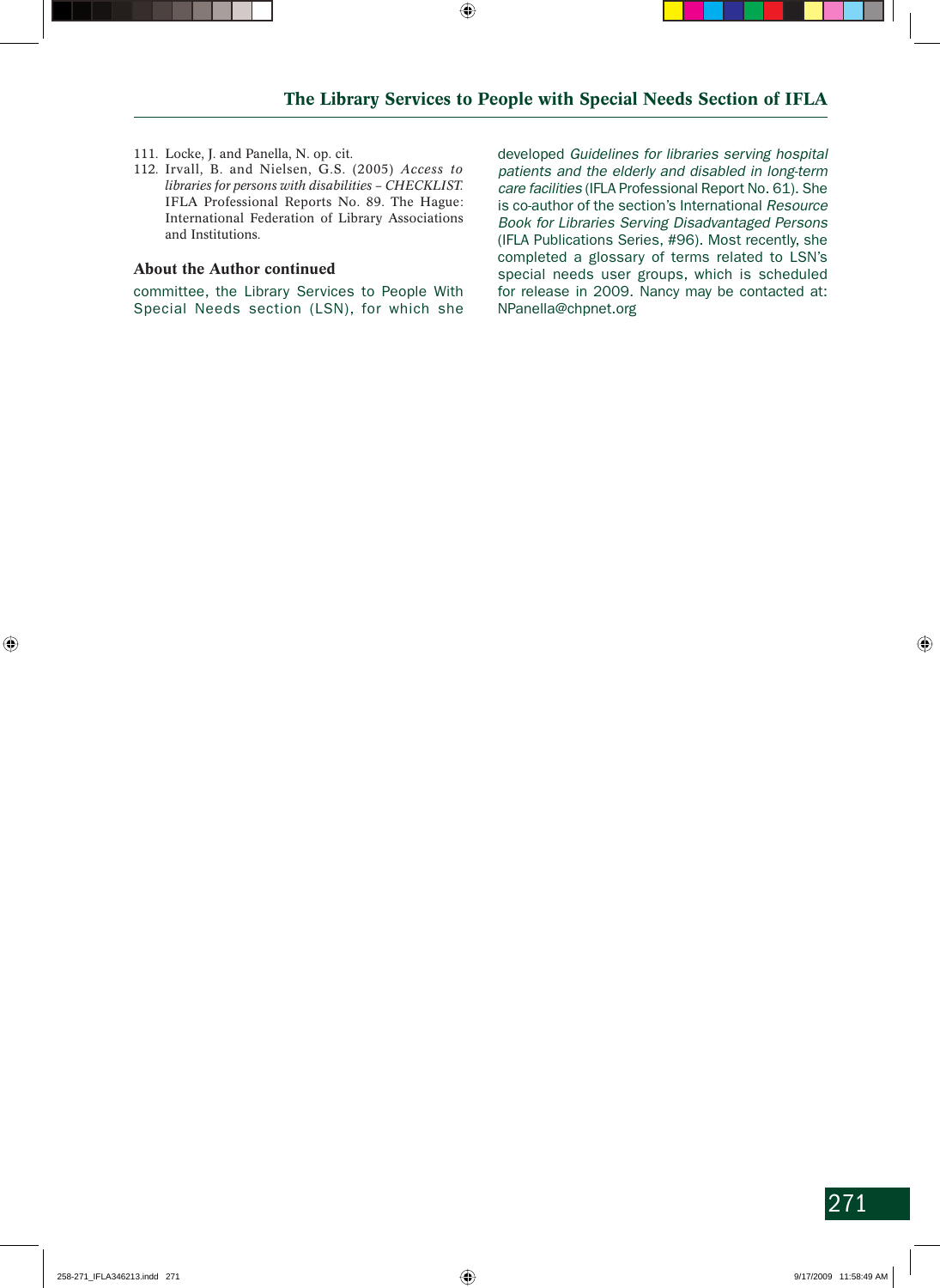111. Locke, J. and Panella, N. op. cit.
112. Irvall, B. and Nielsen, G.S. (2005) *Access to libraries for persons with disabilities – CHECKLIST.* IFLA Professional Reports No. 89. The Hague: International Federation of Library Associations and Institutions.

### About the Author continued

committee, the Library Services to People With Special Needs section (LSN), for which she developed *Guidelines for libraries serving hospital patients and the elderly and disabled in long-term care facilities* (IFLA Professional Report No. 61). She is co-author of the section's International *Resource Book for Libraries Serving Disadvantaged Persons* (IFLA Publications Series, #96). Most recently, she completed a glossary of terms related to LSN's special needs user groups, which is scheduled for release in 2009. Nancy may be contacted at: NPanella@chpnet.org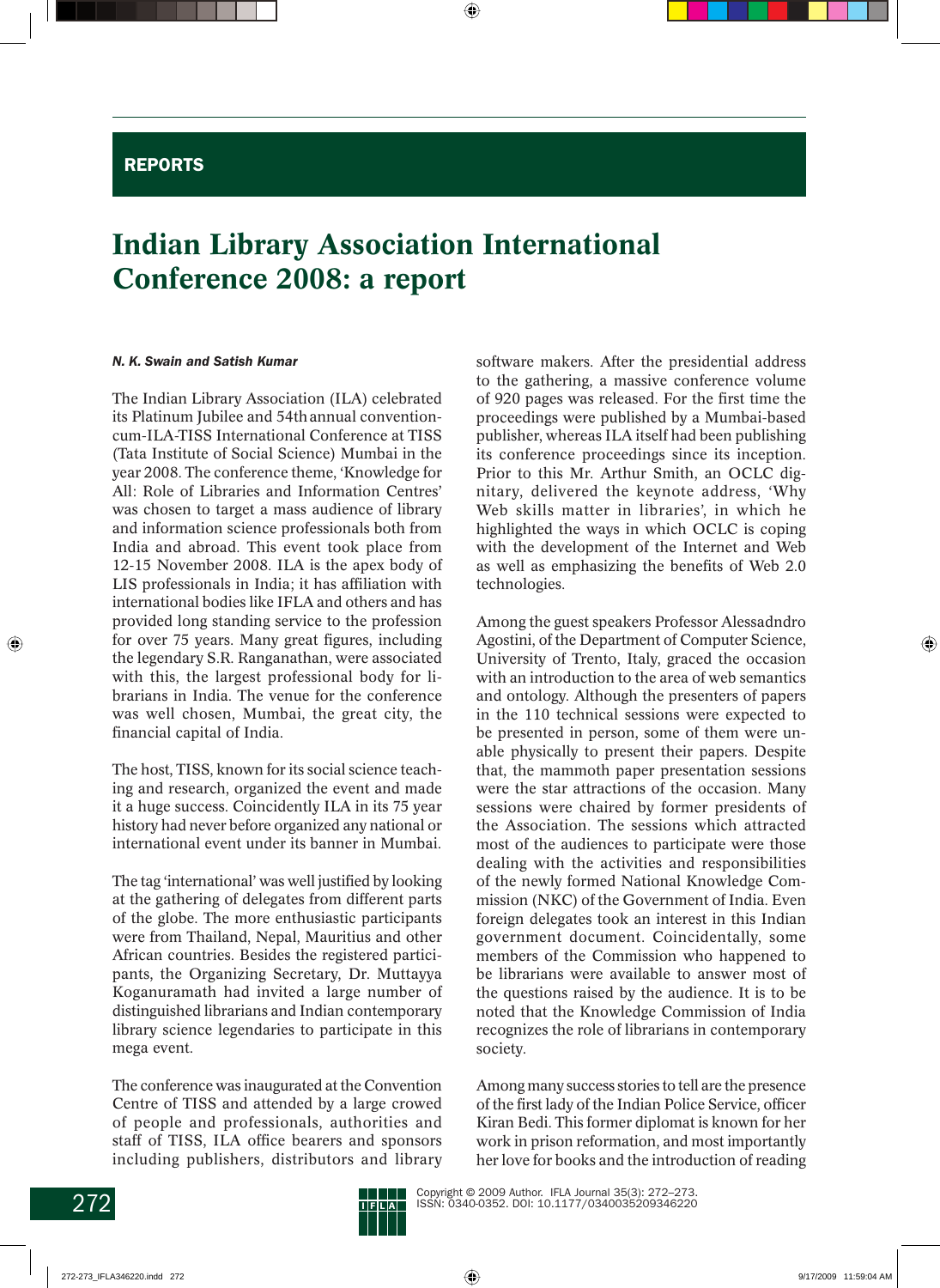REPORTS

# Indian Library Association International Conference 2008: a report

***N. K. Swain and Satish Kumar***

The Indian Library Association (ILA) celebrated its Platinum Jubilee and 54th annual convention-cum-ILA-TISS International Conference at TISS (Tata Institute of Social Science) Mumbai in the year 2008. The conference theme, 'Knowledge for All: Role of Libraries and Information Centres' was chosen to target a mass audience of library and information science professionals both from India and abroad. This event took place from 12-15 November 2008. ILA is the apex body of LIS professionals in India; it has affiliation with international bodies like IFLA and others and has provided long standing service to the profession for over 75 years. Many great figures, including the legendary S.R. Ranganathan, were associated with this, the largest professional body for librarians in India. The venue for the conference was well chosen, Mumbai, the great city, the financial capital of India.

The host, TISS, known for its social science teaching and research, organized the event and made it a huge success. Coincidently ILA in its 75 year history had never before organized any national or international event under its banner in Mumbai.

The tag 'international' was well justified by looking at the gathering of delegates from different parts of the globe. The more enthusiastic participants were from Thailand, Nepal, Mauritius and other African countries. Besides the registered participants, the Organizing Secretary, Dr. Muttayya Koganuramath had invited a large number of distinguished librarians and Indian contemporary library science legendaries to participate in this mega event.

The conference was inaugurated at the Convention Centre of TISS and attended by a large crowed of people and professionals, authorities and staff of TISS, ILA office bearers and sponsors including publishers, distributors and library software makers. After the presidential address to the gathering, a massive conference volume of 920 pages was released. For the first time the proceedings were published by a Mumbai-based publisher, whereas ILA itself had been publishing its conference proceedings since its inception. Prior to this Mr. Arthur Smith, an OCLC dignitary, delivered the keynote address, 'Why Web skills matter in libraries', in which he highlighted the ways in which OCLC is coping with the development of the Internet and Web as well as emphasizing the benefits of Web 2.0 technologies.

Among the guest speakers Professor Alessadndro Agostini, of the Department of Computer Science, University of Trento, Italy, graced the occasion with an introduction to the area of web semantics and ontology. Although the presenters of papers in the 110 technical sessions were expected to be presented in person, some of them were unable physically to present their papers. Despite that, the mammoth paper presentation sessions were the star attractions of the occasion. Many sessions were chaired by former presidents of the Association. The sessions which attracted most of the audiences to participate were those dealing with the activities and responsibilities of the newly formed National Knowledge Commission (NKC) of the Government of India. Even foreign delegates took an interest in this Indian government document. Coincidentally, some members of the Commission who happened to be librarians were available to answer most of the questions raised by the audience. It is to be noted that the Knowledge Commission of India recognizes the role of librarians in contemporary society.

Among many success stories to tell are the presence of the first lady of the Indian Police Service, officer Kiran Bedi. This former diplomat is known for her work in prison reformation, and most importantly her love for books and the introduction of reading

Copyright © 2009 Author. IFLA Journal 35(3): 272–273. ISSN: 0340-0352. DOI: 10.1177/0340035209346220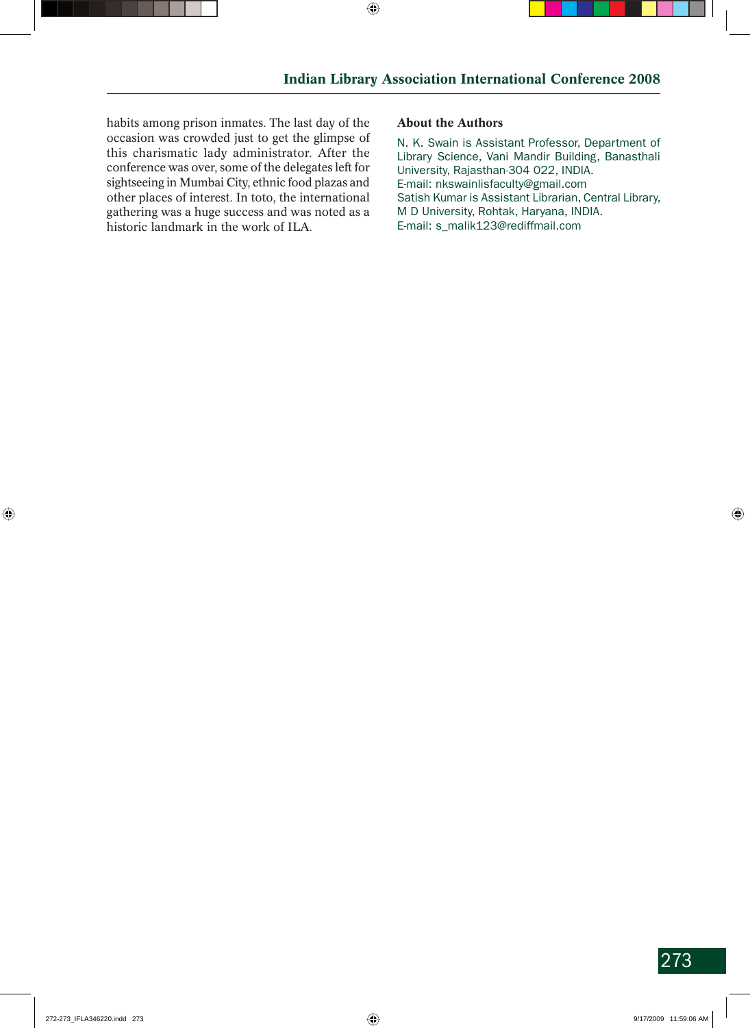habits among prison inmates. The last day of the occasion was crowded just to get the glimpse of this charismatic lady administrator. After the conference was over, some of the delegates left for sightseeing in Mumbai City, ethnic food plazas and other places of interest. In toto, the international gathering was a huge success and was noted as a historic landmark in the work of ILA.

## About the Authors

N. K. Swain is Assistant Professor, Department of Library Science, Vani Mandir Building, Banasthali University, Rajasthan-304 022, INDIA.
E-mail: nkswainlisfaculty@gmail.com

Satish Kumar is Assistant Librarian, Central Library, M D University, Rohtak, Haryana, INDIA.
E-mail: s_malik123@rediffmail.com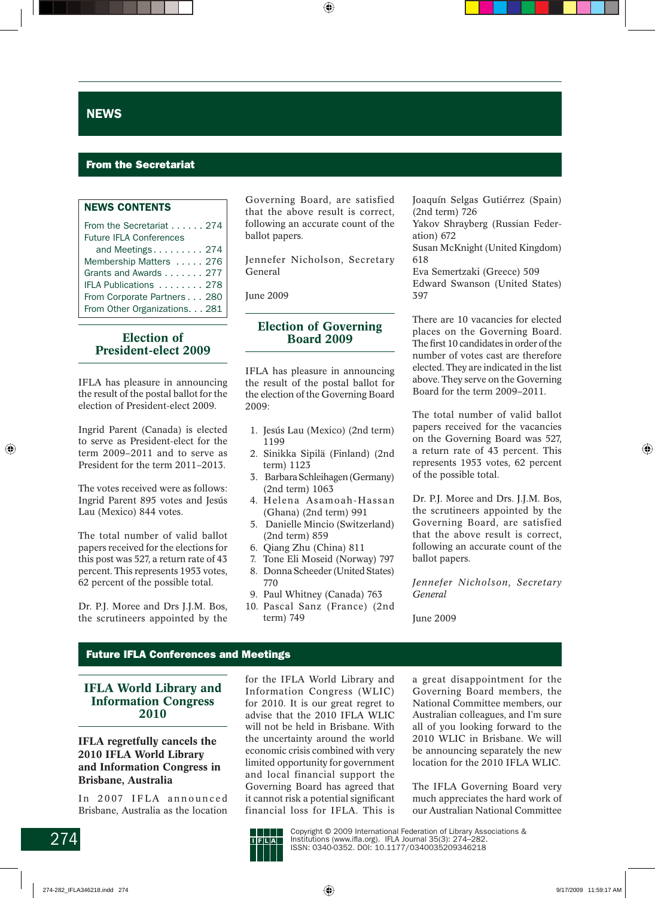# NEWS

## From the Secretariat

**NEWS CONTENTS**

- From the Secretariat . . . . . . 274
- Future IFLA Conferences and Meetings . . . . . . . . . 274
- Membership Matters . . . . . 276
- Grants and Awards . . . . . . . 277
- IFLA Publications . . . . . . . . 278
- From Corporate Partners . . . 280
- From Other Organizations. . . 281

### Election of President-elect 2009

IFLA has pleasure in announcing the result of the postal ballot for the election of President-elect 2009.

Ingrid Parent (Canada) is elected to serve as President-elect for the term 2009–2011 and to serve as President for the term 2011–2013.

The votes received were as follows: Ingrid Parent 895 votes and Jesús Lau (Mexico) 844 votes.

The total number of valid ballot papers received for the elections for this post was 527, a return rate of 43 percent. This represents 1953 votes, 62 percent of the possible total.

Dr. P.J. Moree and Drs J.J.M. Bos, the scrutineers appointed by the Governing Board, are satisfied that the above result is correct, following an accurate count of the ballot papers.

Jennefer Nicholson, Secretary General

June 2009

### Election of Governing Board 2009

IFLA has pleasure in announcing the result of the postal ballot for the election of the Governing Board 2009:

1. Jesús Lau (Mexico) (2nd term) 1199
2. Sinikka Sipilä (Finland) (2nd term) 1123
3. Barbara Schleihagen (Germany) (2nd term) 1063
4. Helena Asamoah-Hassan (Ghana) (2nd term) 991
5. Danielle Mincio (Switzerland) (2nd term) 859
6. Qiang Zhu (China) 811
7. Tone Eli Moseid (Norway) 797
8. Donna Scheeder (United States) 770
9. Paul Whitney (Canada) 763
10. Pascal Sanz (France) (2nd term) 749

Joaquín Selgas Gutiérrez (Spain) (2nd term) 726
Yakov Shrayberg (Russian Federation) 672
Susan McKnight (United Kingdom) 618
Eva Semertzaki (Greece) 509
Edward Swanson (United States) 397

There are 10 vacancies for elected places on the Governing Board. The first 10 candidates in order of the number of votes cast are therefore elected. They are indicated in the list above. They serve on the Governing Board for the term 2009–2011.

The total number of valid ballot papers received for the vacancies on the Governing Board was 527, a return rate of 43 percent. This represents 1953 votes, 62 percent of the possible total.

Dr. P.J. Moree and Drs. J.J.M. Bos, the scrutineers appointed by the Governing Board, are satisfied that the above result is correct, following an accurate count of the ballot papers.

*Jennefer Nicholson, Secretary General*

June 2009

## Future IFLA Conferences and Meetings

### IFLA World Library and Information Congress 2010

**IFLA regretfully cancels the 2010 IFLA World Library and Information Congress in Brisbane, Australia**

In 2007 IFLA announced Brisbane, Australia as the location for the IFLA World Library and Information Congress (WLIC) for 2010. It is our great regret to advise that the 2010 IFLA WLIC will not be held in Brisbane. With the uncertainty around the world economic crisis combined with very limited opportunity for government and local financial support the Governing Board has agreed that it cannot risk a potential significant financial loss for IFLA. This is a great disappointment for the Governing Board members, the National Committee members, our Australian colleagues, and I'm sure all of you looking forward to the 2010 WLIC in Brisbane. We will be announcing separately the new location for the 2010 IFLA WLIC.

The IFLA Governing Board very much appreciates the hard work of our Australian National Committee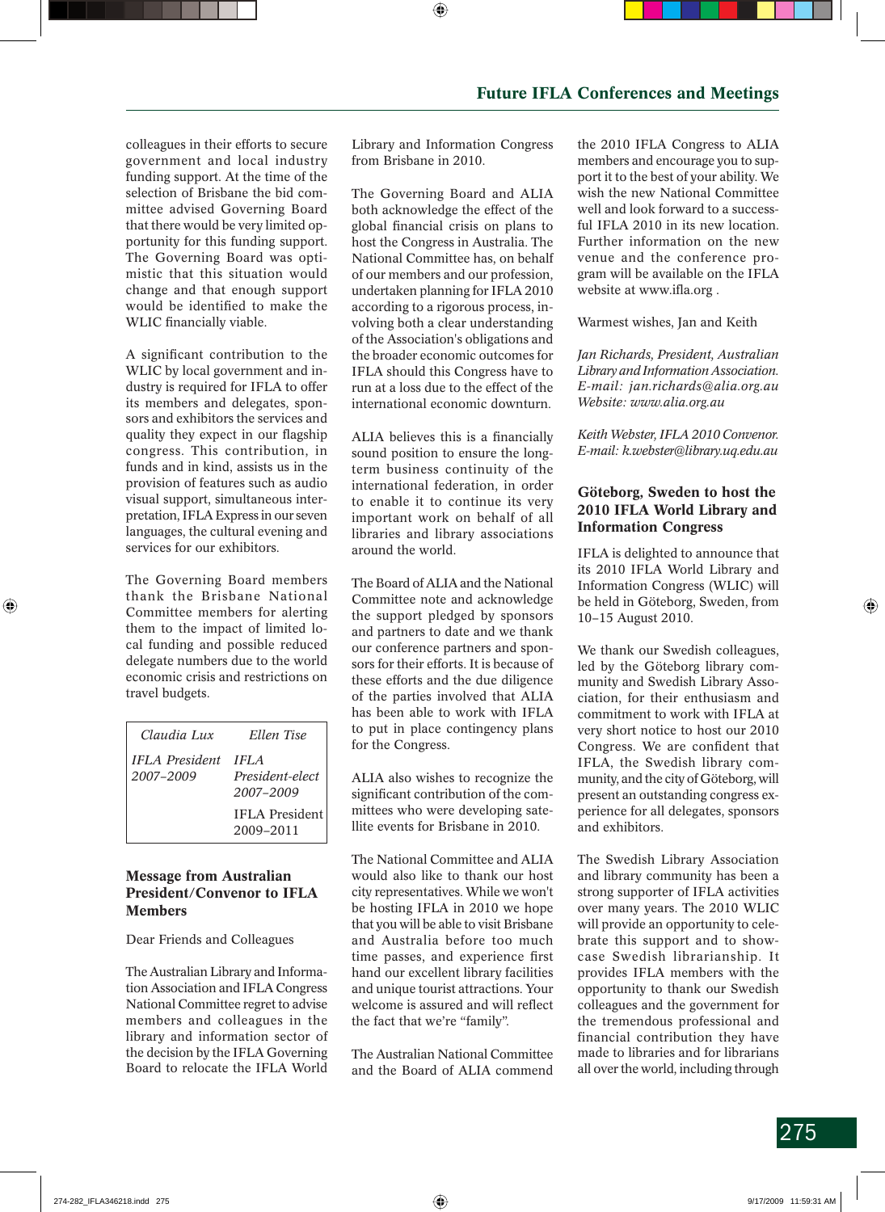colleagues in their efforts to secure government and local industry funding support. At the time of the selection of Brisbane the bid committee advised Governing Board that there would be very limited opportunity for this funding support. The Governing Board was optimistic that this situation would change and that enough support would be identified to make the WLIC financially viable.

A significant contribution to the WLIC by local government and industry is required for IFLA to offer its members and delegates, sponsors and exhibitors the services and quality they expect in our flagship congress. This contribution, in funds and in kind, assists us in the provision of features such as audio visual support, simultaneous interpretation, IFLA Express in our seven languages, the cultural evening and services for our exhibitors.

The Governing Board members thank the Brisbane National Committee members for alerting them to the impact of limited local funding and possible reduced delegate numbers due to the world economic crisis and restrictions on travel budgets.

| | |
|---|---|
| *Claudia Lux* | *Ellen Tise* |
| *IFLA President 2007–2009* | *IFLA President-elect 2007–2009* |
| | IFLA President 2009–2011 |

## Message from Australian President/Convenor to IFLA Members

Dear Friends and Colleagues

The Australian Library and Information Association and IFLA Congress National Committee regret to advise members and colleagues in the library and information sector of the decision by the IFLA Governing Board to relocate the IFLA World Library and Information Congress from Brisbane in 2010.

The Governing Board and ALIA both acknowledge the effect of the global financial crisis on plans to host the Congress in Australia. The National Committee has, on behalf of our members and our profession, undertaken planning for IFLA 2010 according to a rigorous process, involving both a clear understanding of the Association's obligations and the broader economic outcomes for IFLA should this Congress have to run at a loss due to the effect of the international economic downturn.

ALIA believes this is a financially sound position to ensure the long-term business continuity of the international federation, in order to enable it to continue its very important work on behalf of all libraries and library associations around the world.

The Board of ALIA and the National Committee note and acknowledge the support pledged by sponsors and partners to date and we thank our conference partners and sponsors for their efforts. It is because of these efforts and the due diligence of the parties involved that ALIA has been able to work with IFLA to put in place contingency plans for the Congress.

ALIA also wishes to recognize the significant contribution of the committees who were developing satellite events for Brisbane in 2010.

The National Committee and ALIA would also like to thank our host city representatives. While we won't be hosting IFLA in 2010 we hope that you will be able to visit Brisbane and Australia before too much time passes, and experience first hand our excellent library facilities and unique tourist attractions. Your welcome is assured and will reflect the fact that we're "family".

The Australian National Committee and the Board of ALIA commend the 2010 IFLA Congress to ALIA members and encourage you to support it to the best of your ability. We wish the new National Committee well and look forward to a successful IFLA 2010 in its new location. Further information on the new venue and the conference program will be available on the IFLA website at www.ifla.org .

Warmest wishes, Jan and Keith

*Jan Richards, President, Australian Library and Information Association. E-mail: jan.richards@alia.org.au Website: www.alia.org.au*

*Keith Webster, IFLA 2010 Convenor. E-mail: k.webster@library.uq.edu.au*

## Göteborg, Sweden to host the 2010 IFLA World Library and Information Congress

IFLA is delighted to announce that its 2010 IFLA World Library and Information Congress (WLIC) will be held in Göteborg, Sweden, from 10–15 August 2010.

We thank our Swedish colleagues, led by the Göteborg library community and Swedish Library Association, for their enthusiasm and commitment to work with IFLA at very short notice to host our 2010 Congress. We are confident that IFLA, the Swedish library community, and the city of Göteborg, will present an outstanding congress experience for all delegates, sponsors and exhibitors.

The Swedish Library Association and library community has been a strong supporter of IFLA activities over many years. The 2010 WLIC will provide an opportunity to celebrate this support and to showcase Swedish librarianship. It provides IFLA members with the opportunity to thank our Swedish colleagues and the government for the tremendous professional and financial contribution they have made to libraries and for librarians all over the world, including through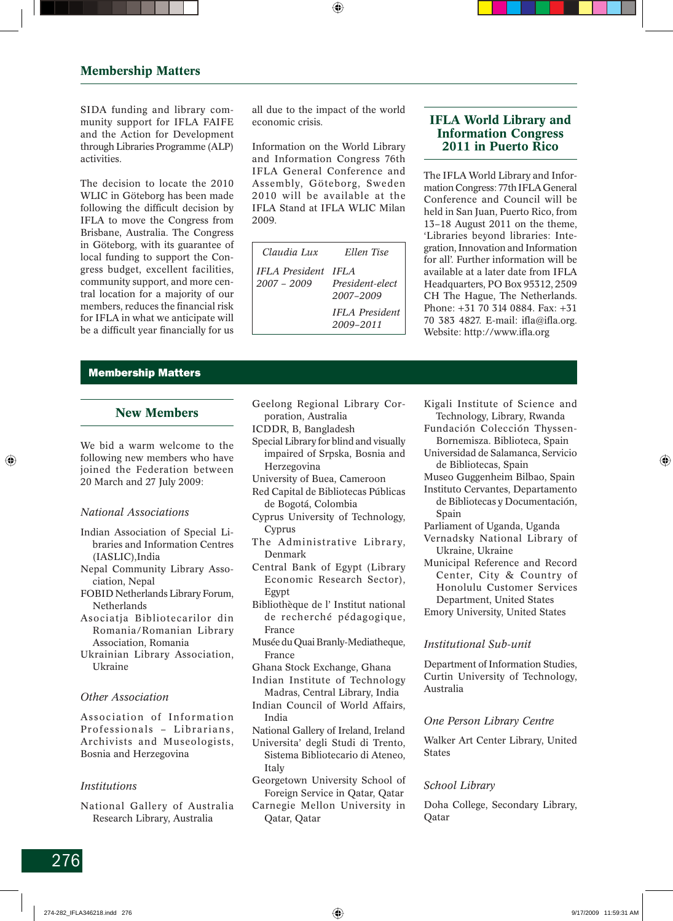## Membership Matters

SIDA funding and library community support for IFLA FAIFE and the Action for Development through Libraries Programme (ALP) activities.

The decision to locate the 2010 WLIC in Göteborg has been made following the difficult decision by IFLA to move the Congress from Brisbane, Australia. The Congress in Göteborg, with its guarantee of local funding to support the Congress budget, excellent facilities, community support, and more central location for a majority of our members, reduces the financial risk for IFLA in what we anticipate will be a difficult year financially for us all due to the impact of the world economic crisis.

Information on the World Library and Information Congress 76th IFLA General Conference and Assembly, Göteborg, Sweden 2010 will be available at the IFLA Stand at IFLA WLIC Milan 2009.

| | |
|---|---|
| *Claudia Lux* | *Ellen Tise* |
| *IFLA President 2007 – 2009* | *IFLA President-elect 2007–2009* |
| | *IFLA President 2009–2011* |

### IFLA World Library and Information Congress 2011 in Puerto Rico

The IFLA World Library and Information Congress: 77th IFLA General Conference and Council will be held in San Juan, Puerto Rico, from 13–18 August 2011 on the theme, 'Libraries beyond libraries: Integration, Innovation and Information for all'. Further information will be available at a later date from IFLA Headquarters, PO Box 95312, 2509 CH The Hague, The Netherlands. Phone: +31 70 314 0884. Fax: +31 70 383 4827. E-mail: ifla@ifla.org. Website: http://www.ifla.org

## Membership Matters

### New Members

We bid a warm welcome to the following new members who have joined the Federation between 20 March and 27 July 2009:

*National Associations*

Indian Association of Special Libraries and Information Centres (IASLIC),India
Nepal Community Library Association, Nepal
FOBID Netherlands Library Forum, Netherlands
Asociatja Bibliotecarilor din Romania/Romanian Library Association, Romania
Ukrainian Library Association, Ukraine

*Other Association*

Association of Information Professionals – Librarians, Archivists and Museologists, Bosnia and Herzegovina

*Institutions*

National Gallery of Australia Research Library, Australia
Geelong Regional Library Corporation, Australia
ICDDR, B, Bangladesh
Special Library for blind and visually impaired of Srpska, Bosnia and Herzegovina
University of Buea, Cameroon
Red Capital de Bibliotecas Públicas de Bogotá, Colombia
Cyprus University of Technology, Cyprus
The Administrative Library, Denmark
Central Bank of Egypt (Library Economic Research Sector), Egypt
Bibliothèque de l' Institut national de recherché pédagogique, France
Musée du Quai Branly-Mediatheque, France
Ghana Stock Exchange, Ghana
Indian Institute of Technology Madras, Central Library, India
Indian Council of World Affairs, India
National Gallery of Ireland, Ireland
Università' degli Studi di Trento, Sistema Bibliotecario di Ateneo, Italy
Georgetown University School of Foreign Service in Qatar, Qatar
Carnegie Mellon University in Qatar, Qatar
Kigali Institute of Science and Technology, Library, Rwanda
Fundación Colección Thyssen-Bornemisza. Biblioteca, Spain
Universidad de Salamanca, Servicio de Bibliotecas, Spain
Museo Guggenheim Bilbao, Spain
Instituto Cervantes, Departamento de Bibliotecas y Documentación, Spain
Parliament of Uganda, Uganda
Vernadsky National Library of Ukraine, Ukraine
Municipal Reference and Record Center, City & Country of Honolulu Customer Services Department, United States
Emory University, United States

*Institutional Sub-unit*

Department of Information Studies, Curtin University of Technology, Australia

*One Person Library Centre*

Walker Art Center Library, United States

*School Library*

Doha College, Secondary Library, Qatar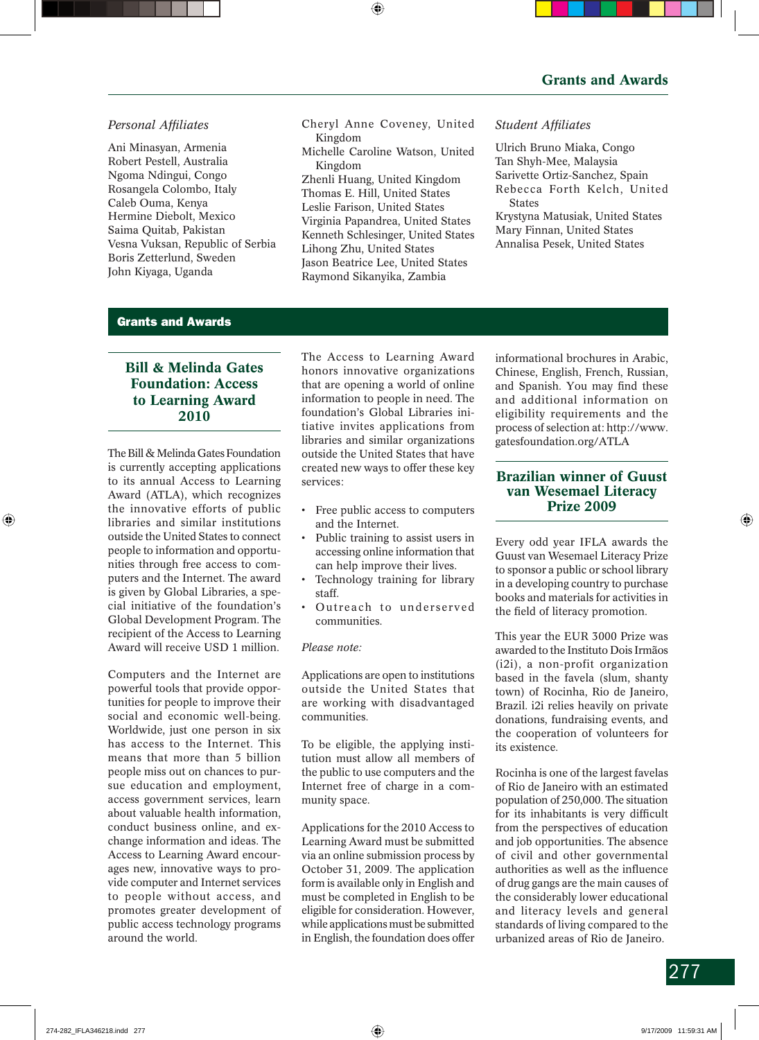*Personal Affiliates*

Ani Minasyan, Armenia
Robert Pestell, Australia
Ngoma Ndingui, Congo
Rosangela Colombo, Italy
Caleb Ouma, Kenya
Hermine Diebolt, Mexico
Saima Quitab, Pakistan
Vesna Vuksan, Republic of Serbia
Boris Zetterlund, Sweden
John Kiyaga, Uganda
Cheryl Anne Coveney, United Kingdom
Michelle Caroline Watson, United Kingdom
Zhenli Huang, United Kingdom
Thomas E. Hill, United States
Leslie Farison, United States
Virginia Papandrea, United States
Kenneth Schlesinger, United States
Lihong Zhu, United States
Jason Beatrice Lee, United States
Raymond Sikanyika, Zambia

*Student Affiliates*

Ulrich Bruno Miaka, Congo
Tan Shyh-Mee, Malaysia
Sarivette Ortiz-Sanchez, Spain
Rebecca Forth Kelch, United States
Krystyna Matusiak, United States
Mary Finnan, United States
Annalisa Pesek, United States

## Grants and Awards

### Bill & Melinda Gates Foundation: Access to Learning Award 2010

The Bill & Melinda Gates Foundation is currently accepting applications to its annual Access to Learning Award (ATLA), which recognizes the innovative efforts of public libraries and similar institutions outside the United States to connect people to information and opportunities through free access to computers and the Internet. The award is given by Global Libraries, a special initiative of the foundation's Global Development Program. The recipient of the Access to Learning Award will receive USD 1 million.

Computers and the Internet are powerful tools that provide opportunities for people to improve their social and economic well-being. Worldwide, just one person in six has access to the Internet. This means that more than 5 billion people miss out on chances to pursue education and employment, access government services, learn about valuable health information, conduct business online, and exchange information and ideas. The Access to Learning Award encourages new, innovative ways to provide computer and Internet services to people without access, and promotes greater development of public access technology programs around the world.

The Access to Learning Award honors innovative organizations that are opening a world of online information to people in need. The foundation's Global Libraries initiative invites applications from libraries and similar organizations outside the United States that have created new ways to offer these key services:

- Free public access to computers and the Internet.
- Public training to assist users in accessing online information that can help improve their lives.
- Technology training for library staff.
- Outreach to underserved communities.

*Please note:*

Applications are open to institutions outside the United States that are working with disadvantaged communities.

To be eligible, the applying institution must allow all members of the public to use computers and the Internet free of charge in a community space.

Applications for the 2010 Access to Learning Award must be submitted via an online submission process by October 31, 2009. The application form is available only in English and must be completed in English to be eligible for consideration. However, while applications must be submitted in English, the foundation does offer informational brochures in Arabic, Chinese, English, French, Russian, and Spanish. You may find these and additional information on eligibility requirements and the process of selection at: http://www.gatesfoundation.org/ATLA

### Brazilian winner of Guust van Wesemael Literacy Prize 2009

Every odd year IFLA awards the Guust van Wesemael Literacy Prize to sponsor a public or school library in a developing country to purchase books and materials for activities in the field of literacy promotion.

This year the EUR 3000 Prize was awarded to the Instituto Dois Irmãos (i2i), a non-profit organization based in the favela (slum, shanty town) of Rocinha, Rio de Janeiro, Brazil. i2i relies heavily on private donations, fundraising events, and the cooperation of volunteers for its existence.

Rocinha is one of the largest favelas of Rio de Janeiro with an estimated population of 250,000. The situation for its inhabitants is very difficult from the perspectives of education and job opportunities. The absence of civil and other governmental authorities as well as the influence of drug gangs are the main causes of the considerably lower educational and literacy levels and general standards of living compared to the urbanized areas of Rio de Janeiro.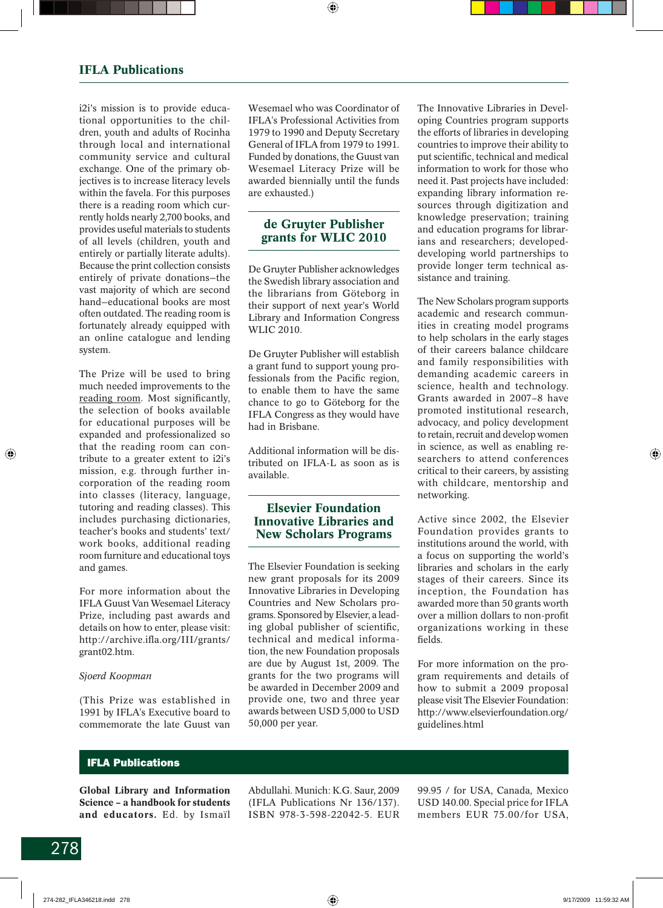i2i's mission is to provide educational opportunities to the children, youth and adults of Rocinha through local and international community service and cultural exchange. One of the primary objectives is to increase literacy levels within the favela. For this purposes there is a reading room which currently holds nearly 2,700 books, and provides useful materials to students of all levels (children, youth and entirely or partially literate adults). Because the print collection consists entirely of private donations–the vast majority of which are second hand–educational books are most often outdated. The reading room is fortunately already equipped with an online catalogue and lending system.

The Prize will be used to bring much needed improvements to the reading room. Most significantly, the selection of books available for educational purposes will be expanded and professionalized so that the reading room can contribute to a greater extent to i2i's mission, e.g. through further incorporation of the reading room into classes (literacy, language, tutoring and reading classes). This includes purchasing dictionaries, teacher's books and students' text/work books, additional reading room furniture and educational toys and games.

For more information about the IFLA Guust Van Wesemael Literacy Prize, including past awards and details on how to enter, please visit: http://archive.ifla.org/III/grants/grant02.htm.

*Sjoerd Koopman*

(This Prize was established in 1991 by IFLA's Executive board to commemorate the late Guust van Wesemael who was Coordinator of IFLA's Professional Activities from 1979 to 1990 and Deputy Secretary General of IFLA from 1979 to 1991. Funded by donations, the Guust van Wesemael Literacy Prize will be awarded biennially until the funds are exhausted.)

## de Gruyter Publisher grants for WLIC 2010

De Gruyter Publisher acknowledges the Swedish library association and the librarians from Göteborg in their support of next year's World Library and Information Congress WLIC 2010.

De Gruyter Publisher will establish a grant fund to support young professionals from the Pacific region, to enable them to have the same chance to go to Göteborg for the IFLA Congress as they would have had in Brisbane.

Additional information will be distributed on IFLA-L as soon as is available.

## Elsevier Foundation Innovative Libraries and New Scholars Programs

The Elsevier Foundation is seeking new grant proposals for its 2009 Innovative Libraries in Developing Countries and New Scholars programs. Sponsored by Elsevier, a leading global publisher of scientific, technical and medical information, the new Foundation proposals are due by August 1st, 2009. The grants for the two programs will be awarded in December 2009 and provide one, two and three year awards between USD 5,000 to USD 50,000 per year.

The Innovative Libraries in Developing Countries program supports the efforts of libraries in developing countries to improve their ability to put scientific, technical and medical information to work for those who need it. Past projects have included: expanding library information resources through digitization and knowledge preservation; training and education programs for librarians and researchers; developed-developing world partnerships to provide longer term technical assistance and training.

The New Scholars program supports academic and research communities in creating model programs to help scholars in the early stages of their careers balance childcare and family responsibilities with demanding academic careers in science, health and technology. Grants awarded in 2007–8 have promoted institutional research, advocacy, and policy development to retain, recruit and develop women in science, as well as enabling researchers to attend conferences critical to their careers, by assisting with childcare, mentorship and networking.

Active since 2002, the Elsevier Foundation provides grants to institutions around the world, with a focus on supporting the world's libraries and scholars in the early stages of their careers. Since its inception, the Foundation has awarded more than 50 grants worth over a million dollars to non-profit organizations working in these fields.

For more information on the program requirements and details of how to submit a 2009 proposal please visit The Elsevier Foundation: http://www.elsevierfoundation.org/guidelines.html

# IFLA Publications

**Global Library and Information Science – a handbook for students and educators.** Ed. by Ismaïl Abdullahi. Munich: K.G. Saur, 2009 (IFLA Publications Nr 136/137). ISBN 978-3-598-22042-5. EUR 99.95 / for USA, Canada, Mexico USD 140.00. Special price for IFLA members EUR 75.00/for USA,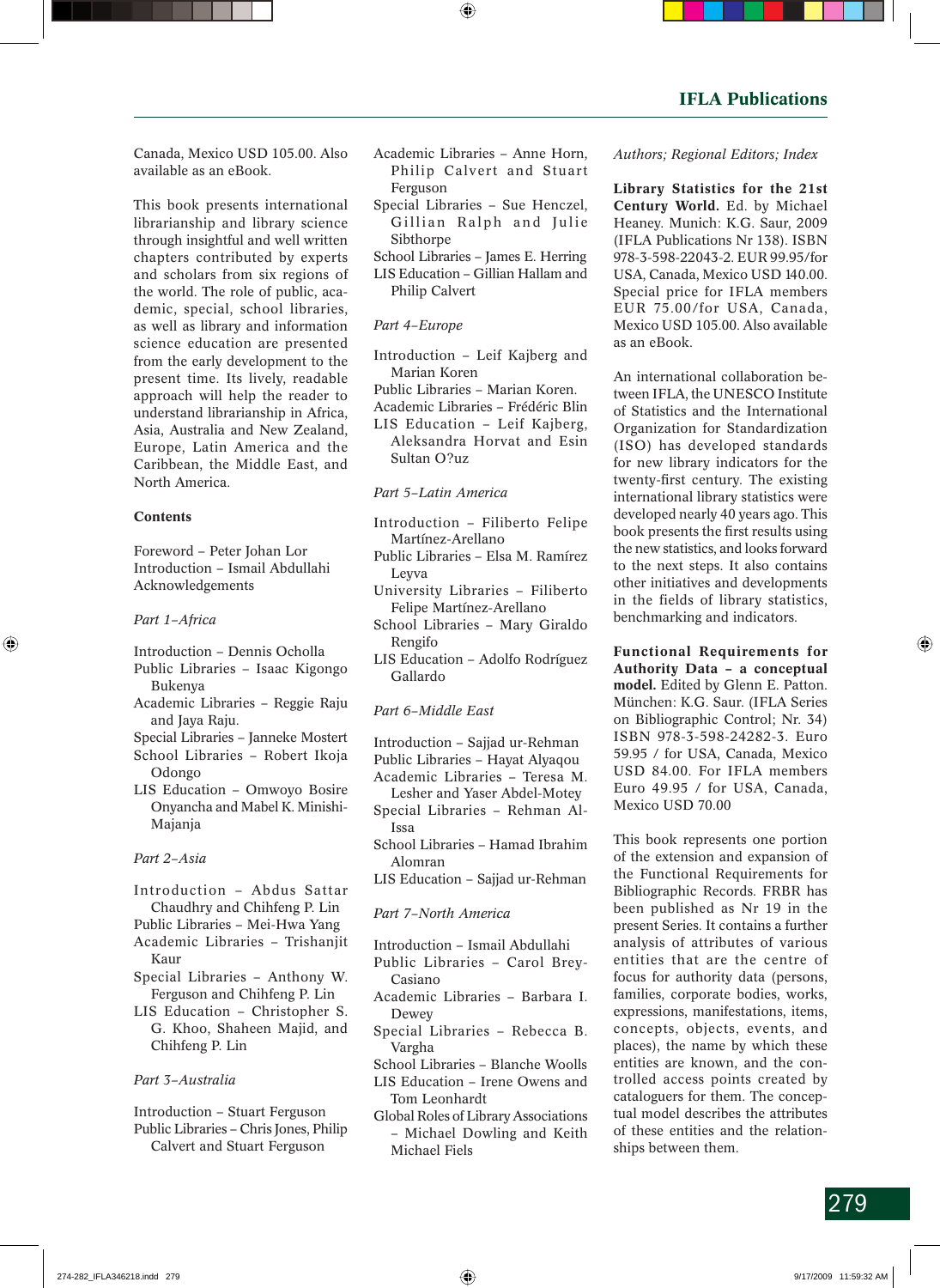Canada, Mexico USD 105.00. Also available as an eBook.

This book presents international librarianship and library science through insightful and well written chapters contributed by experts and scholars from six regions of the world. The role of public, academic, special, school libraries, as well as library and information science education are presented from the early development to the present time. Its lively, readable approach will help the reader to understand librarianship in Africa, Asia, Australia and New Zealand, Europe, Latin America and the Caribbean, the Middle East, and North America.

**Contents**

Foreword – Peter Johan Lor
Introduction – Ismail Abdullahi
Acknowledgements

*Part 1–Africa*

Introduction – Dennis Ocholla
Public Libraries – Isaac Kigongo Bukenya
Academic Libraries – Reggie Raju and Jaya Raju.
Special Libraries – Janneke Mostert
School Libraries – Robert Ikoja Odongo
LIS Education – Omwoyo Bosire Onyancha and Mabel K. Minishi-Majanja

*Part 2–Asia*

Introduction – Abdus Sattar Chaudhry and Chihfeng P. Lin
Public Libraries – Mei-Hwa Yang
Academic Libraries – Trishanjit Kaur
Special Libraries – Anthony W. Ferguson and Chihfeng P. Lin
LIS Education – Christopher S. G. Khoo, Shaheen Majid, and Chihfeng P. Lin

*Part 3–Australia*

Introduction – Stuart Ferguson
Public Libraries – Chris Jones, Philip Calvert and Stuart Ferguson
Academic Libraries – Anne Horn, Philip Calvert and Stuart Ferguson
Special Libraries – Sue Henczel, Gillian Ralph and Julie Sibthorpe
School Libraries – James E. Herring
LIS Education – Gillian Hallam and Philip Calvert

*Part 4–Europe*

Introduction – Leif Kajberg and Marian Koren
Public Libraries – Marian Koren.
Academic Libraries – Frédéric Blin
LIS Education – Leif Kajberg, Aleksandra Horvat and Esin Sultan O?uz

*Part 5–Latin America*

Introduction – Filiberto Felipe Martínez-Arellano
Public Libraries – Elsa M. Ramírez Leyva
University Libraries – Filiberto Felipe Martínez-Arellano
School Libraries – Mary Giraldo Rengifo
LIS Education – Adolfo Rodríguez Gallardo

*Part 6–Middle East*

Introduction – Sajjad ur-Rehman
Public Libraries – Hayat Alyaqou
Academic Libraries – Teresa M. Lesher and Yaser Abdel-Motey
Special Libraries – Rehman Al-Issa
School Libraries – Hamad Ibrahim Alomran
LIS Education – Sajjad ur-Rehman

*Part 7–North America*

Introduction – Ismail Abdullahi
Public Libraries – Carol Brey-Casiano
Academic Libraries – Barbara I. Dewey
Special Libraries – Rebecca B. Vargha
School Libraries – Blanche Woolls
LIS Education – Irene Owens and Tom Leonhardt
Global Roles of Library Associations – Michael Dowling and Keith Michael Fiels

*Authors; Regional Editors; Index*

**Library Statistics for the 21st Century World.** Ed. by Michael Heaney. Munich: K.G. Saur, 2009 (IFLA Publications Nr 138). ISBN 978-3-598-22043-2. EUR 99.95/for USA, Canada, Mexico USD 140.00. Special price for IFLA members EUR 75.00/for USA, Canada, Mexico USD 105.00. Also available as an eBook.

An international collaboration between IFLA, the UNESCO Institute of Statistics and the International Organization for Standardization (ISO) has developed standards for new library indicators for the twenty-first century. The existing international library statistics were developed nearly 40 years ago. This book presents the first results using the new statistics, and looks forward to the next steps. It also contains other initiatives and developments in the fields of library statistics, benchmarking and indicators.

**Functional Requirements for Authority Data – a conceptual model.** Edited by Glenn E. Patton. München: K.G. Saur. (IFLA Series on Bibliographic Control; Nr. 34) ISBN 978-3-598-24282-3. Euro 59.95 / for USA, Canada, Mexico USD 84.00. For IFLA members Euro 49.95 / for USA, Canada, Mexico USD 70.00

This book represents one portion of the extension and expansion of the Functional Requirements for Bibliographic Records. FRBR has been published as Nr 19 in the present Series. It contains a further analysis of attributes of various entities that are the centre of focus for authority data (persons, families, corporate bodies, works, expressions, manifestations, items, concepts, objects, events, and places), the name by which these entities are known, and the controlled access points created by cataloguers for them. The conceptual model describes the attributes of these entities and the relationships between them.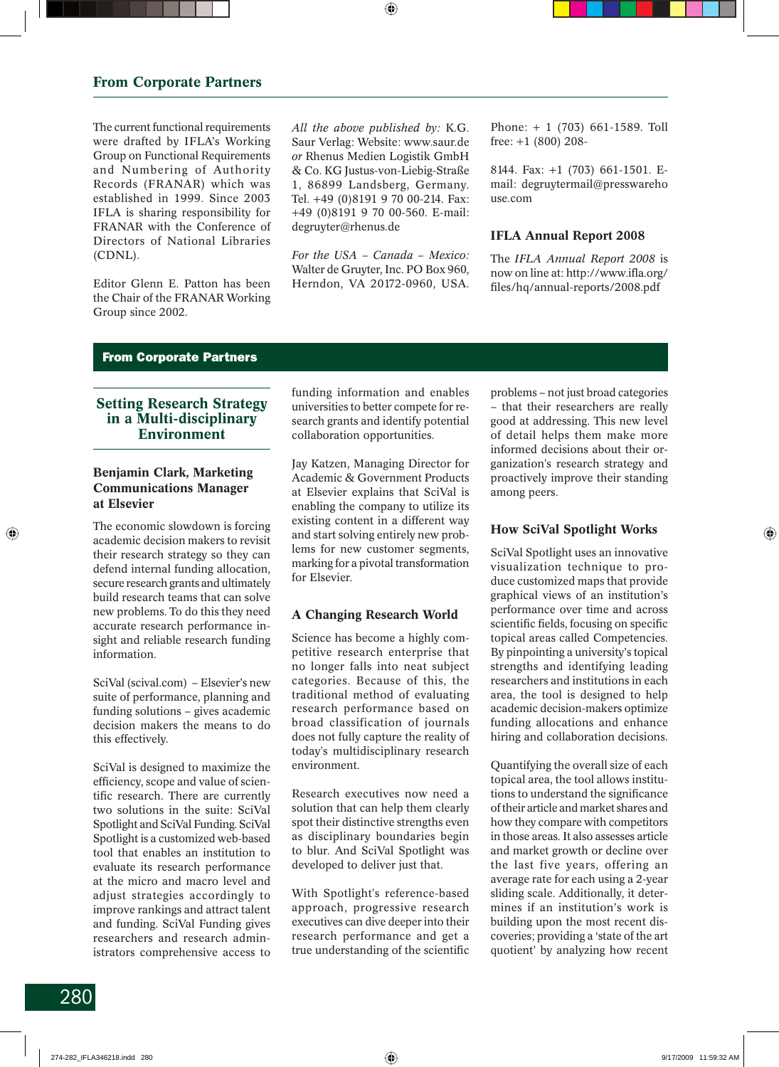## From Corporate Partners

The current functional requirements were drafted by IFLA's Working Group on Functional Requirements and Numbering of Authority Records (FRANAR) which was established in 1999. Since 2003 IFLA is sharing responsibility for FRANAR with the Conference of Directors of National Libraries (CDNL).

Editor Glenn E. Patton has been the Chair of the FRANAR Working Group since 2002.

*All the above published by:* K.G. Saur Verlag: Website: www.saur.de *or* Rhenus Medien Logistik GmbH & Co. KG Justus-von-Liebig-Straße 1, 86899 Landsberg, Germany. Tel. +49 (0)8191 9 70 00-214. Fax: +49 (0)8191 9 70 00-560. E-mail: degruyter@rhenus.de

*For the USA – Canada – Mexico:* Walter de Gruyter, Inc. PO Box 960, Herndon, VA 20172-0960, USA. Phone: + 1 (703) 661-1589. Toll free: +1 (800) 208-8144. Fax: +1 (703) 661-1501. E-mail: degruytermail@presswarehouse.com

### IFLA Annual Report 2008

The *IFLA Annual Report 2008* is now on line at: http://www.ifla.org/files/hq/annual-reports/2008.pdf

## From Corporate Partners

### Setting Research Strategy in a Multi-disciplinary Environment

**Benjamin Clark, Marketing Communications Manager at Elsevier**

The economic slowdown is forcing academic decision makers to revisit their research strategy so they can defend internal funding allocation, secure research grants and ultimately build research teams that can solve new problems. To do this they need accurate research performance insight and reliable research funding information.

SciVal (scival.com) – Elsevier's new suite of performance, planning and funding solutions – gives academic decision makers the means to do this effectively.

SciVal is designed to maximize the efficiency, scope and value of scientific research. There are currently two solutions in the suite: SciVal Spotlight and SciVal Funding. SciVal Spotlight is a customized web-based tool that enables an institution to evaluate its research performance at the micro and macro level and adjust strategies accordingly to improve rankings and attract talent and funding. SciVal Funding gives researchers and research administrators comprehensive access to funding information and enables universities to better compete for research grants and identify potential collaboration opportunities.

Jay Katzen, Managing Director for Academic & Government Products at Elsevier explains that SciVal is enabling the company to utilize its existing content in a different way and start solving entirely new problems for new customer segments, marking for a pivotal transformation for Elsevier.

### A Changing Research World

Science has become a highly competitive research enterprise that no longer falls into neat subject categories. Because of this, the traditional method of evaluating research performance based on broad classification of journals does not fully capture the reality of today's multidisciplinary research environment.

Research executives now need a solution that can help them clearly spot their distinctive strengths even as disciplinary boundaries begin to blur. And SciVal Spotlight was developed to deliver just that.

With Spotlight's reference-based approach, progressive research executives can dive deeper into their research performance and get a true understanding of the scientific problems – not just broad categories – that their researchers are really good at addressing. This new level of detail helps them make more informed decisions about their organization's research strategy and proactively improve their standing among peers.

### How SciVal Spotlight Works

SciVal Spotlight uses an innovative visualization technique to produce customized maps that provide graphical views of an institution's performance over time and across scientific fields, focusing on specific topical areas called Competencies. By pinpointing a university's topical strengths and identifying leading researchers and institutions in each area, the tool is designed to help academic decision-makers optimize funding allocations and enhance hiring and collaboration decisions.

Quantifying the overall size of each topical area, the tool allows institutions to understand the significance of their article and market shares and how they compare with competitors in those areas. It also assesses article and market growth or decline over the last five years, offering an average rate for each using a 2-year sliding scale. Additionally, it determines if an institution's work is building upon the most recent discoveries; providing a 'state of the art quotient' by analyzing how recent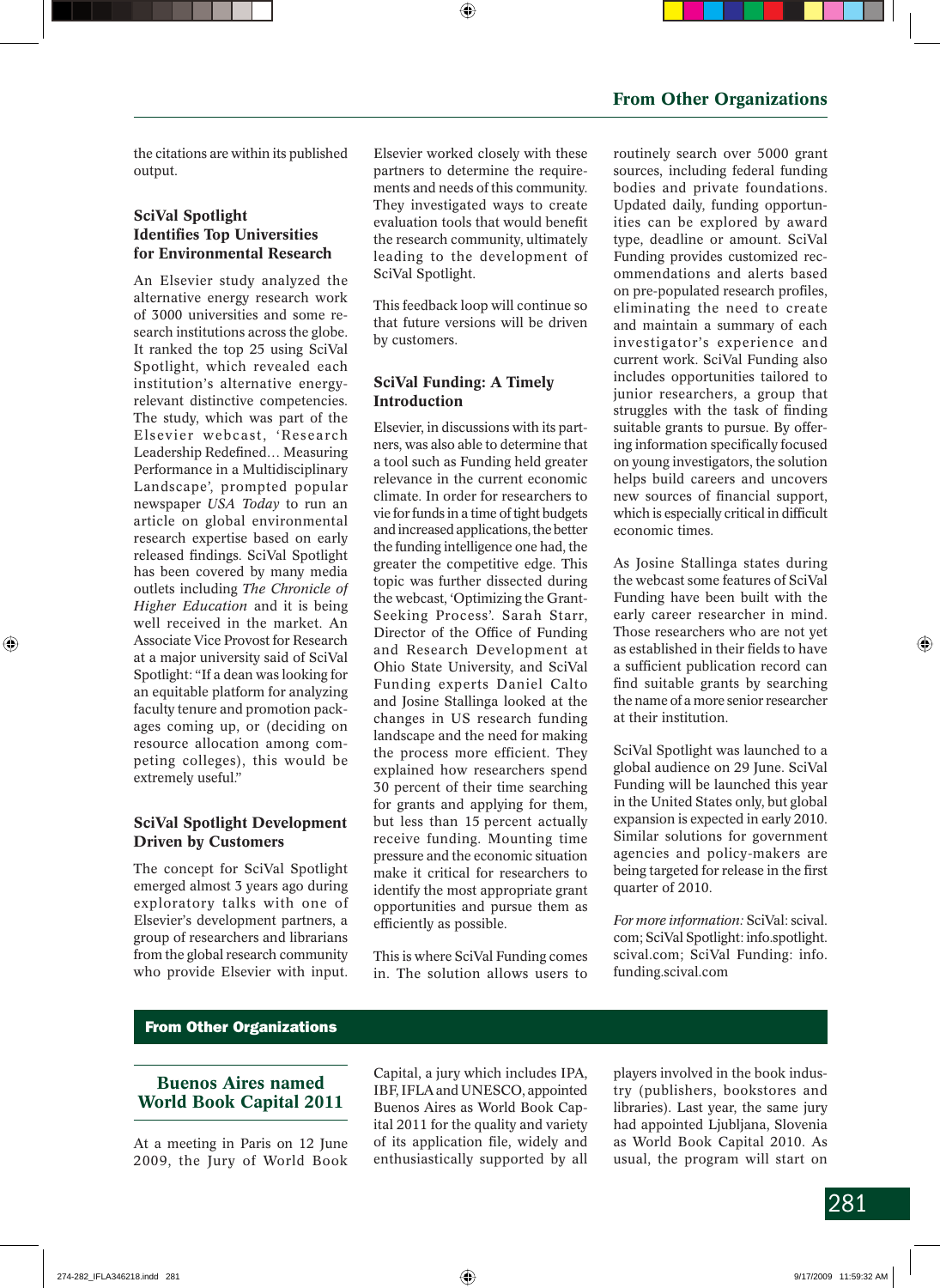the citations are within its published output.

### SciVal Spotlight Identifies Top Universities for Environmental Research

An Elsevier study analyzed the alternative energy research work of 3000 universities and some research institutions across the globe. It ranked the top 25 using SciVal Spotlight, which revealed each institution's alternative energy-relevant distinctive competencies. The study, which was part of the Elsevier webcast, 'Research Leadership Redefined… Measuring Performance in a Multidisciplinary Landscape', prompted popular newspaper *USA Today* to run an article on global environmental research expertise based on early released findings. SciVal Spotlight has been covered by many media outlets including *The Chronicle of Higher Education* and it is being well received in the market. An Associate Vice Provost for Research at a major university said of SciVal Spotlight: "If a dean was looking for an equitable platform for analyzing faculty tenure and promotion packages coming up, or (deciding on resource allocation among competing colleges), this would be extremely useful."

### SciVal Spotlight Development Driven by Customers

The concept for SciVal Spotlight emerged almost 3 years ago during exploratory talks with one of Elsevier's development partners, a group of researchers and librarians from the global research community who provide Elsevier with input. Elsevier worked closely with these partners to determine the requirements and needs of this community. They investigated ways to create evaluation tools that would benefit the research community, ultimately leading to the development of SciVal Spotlight.

This feedback loop will continue so that future versions will be driven by customers.

### SciVal Funding: A Timely Introduction

Elsevier, in discussions with its partners, was also able to determine that a tool such as Funding held greater relevance in the current economic climate. In order for researchers to vie for funds in a time of tight budgets and increased applications, the better the funding intelligence one had, the greater the competitive edge. This topic was further dissected during the webcast, 'Optimizing the Grant-Seeking Process'. Sarah Starr, Director of the Office of Funding and Research Development at Ohio State University, and SciVal Funding experts Daniel Calto and Josine Stallinga looked at the changes in US research funding landscape and the need for making the process more efficient. They explained how researchers spend 30 percent of their time searching for grants and applying for them, but less than 15 percent actually receive funding. Mounting time pressure and the economic situation make it critical for researchers to identify the most appropriate grant opportunities and pursue them as efficiently as possible.

This is where SciVal Funding comes in. The solution allows users to routinely search over 5000 grant sources, including federal funding bodies and private foundations. Updated daily, funding opportunities can be explored by award type, deadline or amount. SciVal Funding provides customized recommendations and alerts based on pre-populated research profiles, eliminating the need to create and maintain a summary of each investigator's experience and current work. SciVal Funding also includes opportunities tailored to junior researchers, a group that struggles with the task of finding suitable grants to pursue. By offering information specifically focused on young investigators, the solution helps build careers and uncovers new sources of financial support, which is especially critical in difficult economic times.

As Josine Stallinga states during the webcast some features of SciVal Funding have been built with the early career researcher in mind. Those researchers who are not yet as established in their fields to have a sufficient publication record can find suitable grants by searching the name of a more senior researcher at their institution.

SciVal Spotlight was launched to a global audience on 29 June. SciVal Funding will be launched this year in the United States only, but global expansion is expected in early 2010. Similar solutions for government agencies and policy-makers are being targeted for release in the first quarter of 2010.

*For more information:* SciVal: scival.com; SciVal Spotlight: info.spotlight.scival.com; SciVal Funding: info.funding.scival.com

## From Other Organizations

### Buenos Aires named World Book Capital 2011

At a meeting in Paris on 12 June 2009, the Jury of World Book Capital, a jury which includes IPA, IBF, IFLA and UNESCO, appointed Buenos Aires as World Book Capital 2011 for the quality and variety of its application file, widely and enthusiastically supported by all players involved in the book industry (publishers, bookstores and libraries). Last year, the same jury had appointed Ljubljana, Slovenia as World Book Capital 2010. As usual, the program will start on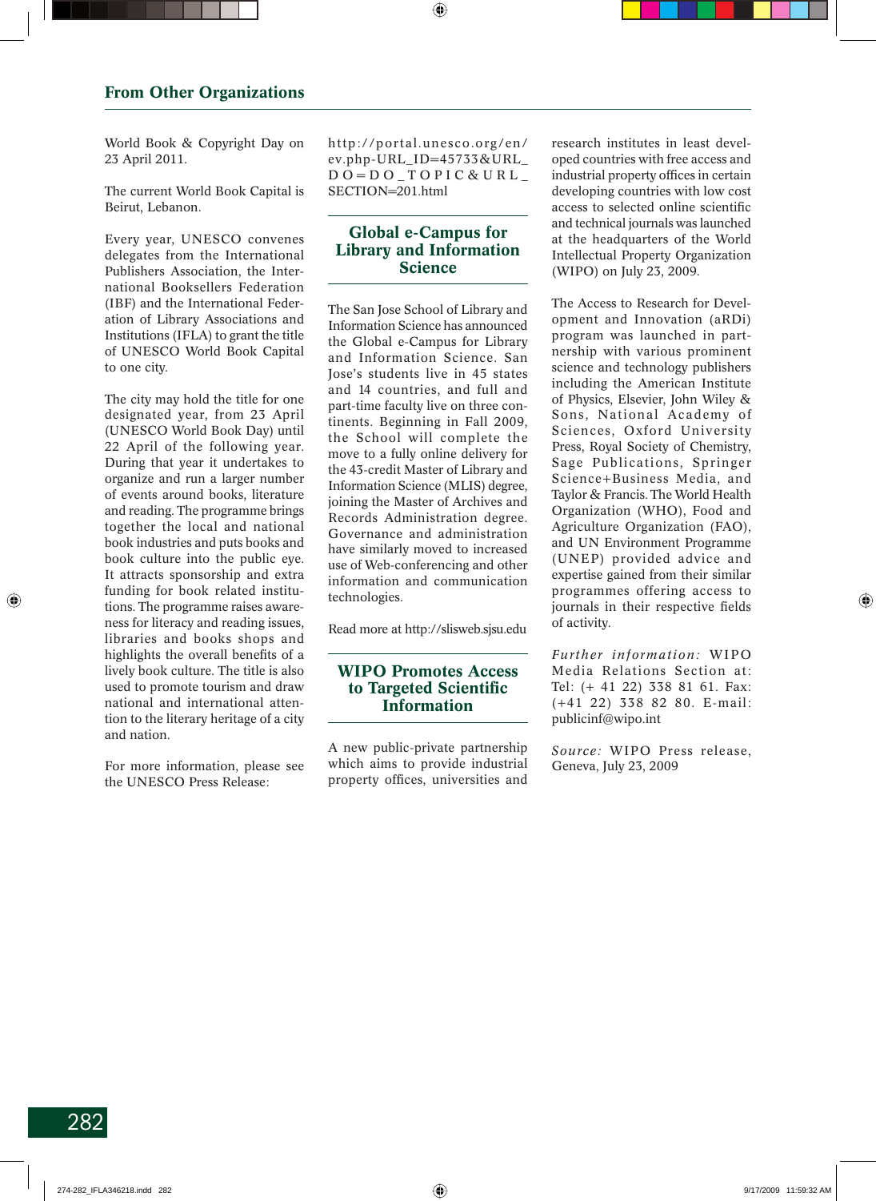World Book & Copyright Day on 23 April 2011.

The current World Book Capital is Beirut, Lebanon.

Every year, UNESCO convenes delegates from the International Publishers Association, the International Booksellers Federation (IBF) and the International Federation of Library Associations and Institutions (IFLA) to grant the title of UNESCO World Book Capital to one city.

The city may hold the title for one designated year, from 23 April (UNESCO World Book Day) until 22 April of the following year. During that year it undertakes to organize and run a larger number of events around books, literature and reading. The programme brings together the local and national book industries and puts books and book culture into the public eye. It attracts sponsorship and extra funding for book related institutions. The programme raises awareness for literacy and reading issues, libraries and books shops and highlights the overall benefits of a lively book culture. The title is also used to promote tourism and draw national and international attention to the literary heritage of a city and nation.

For more information, please see the UNESCO Press Release: http://portal.unesco.org/en/ev.php-URL_ID=45733&URL_DO=DO_TOPIC&URL_SECTION=201.html

## Global e-Campus for Library and Information Science

The San Jose School of Library and Information Science has announced the Global e-Campus for Library and Information Science. San Jose's students live in 45 states and 14 countries, and full and part-time faculty live on three continents. Beginning in Fall 2009, the School will complete the move to a fully online delivery for the 43-credit Master of Library and Information Science (MLIS) degree, joining the Master of Archives and Records Administration degree. Governance and administration have similarly moved to increased use of Web-conferencing and other information and communication technologies.

Read more at http://slisweb.sjsu.edu

## WIPO Promotes Access to Targeted Scientific Information

A new public-private partnership which aims to provide industrial property offices, universities and research institutes in least developed countries with free access and industrial property offices in certain developing countries with low cost access to selected online scientific and technical journals was launched at the headquarters of the World Intellectual Property Organization (WIPO) on July 23, 2009.

The Access to Research for Development and Innovation (aRDi) program was launched in partnership with various prominent science and technology publishers including the American Institute of Physics, Elsevier, John Wiley & Sons, National Academy of Sciences, Oxford University Press, Royal Society of Chemistry, Sage Publications, Springer Science+Business Media, and Taylor & Francis. The World Health Organization (WHO), Food and Agriculture Organization (FAO), and UN Environment Programme (UNEP) provided advice and expertise gained from their similar programmes offering access to journals in their respective fields of activity.

*Further information:* WIPO Media Relations Section at: Tel: (+ 41 22) 338 81 61. Fax: (+41 22) 338 82 80. E-mail: publicinf@wipo.int

*Source:* WIPO Press release, Geneva, July 23, 2009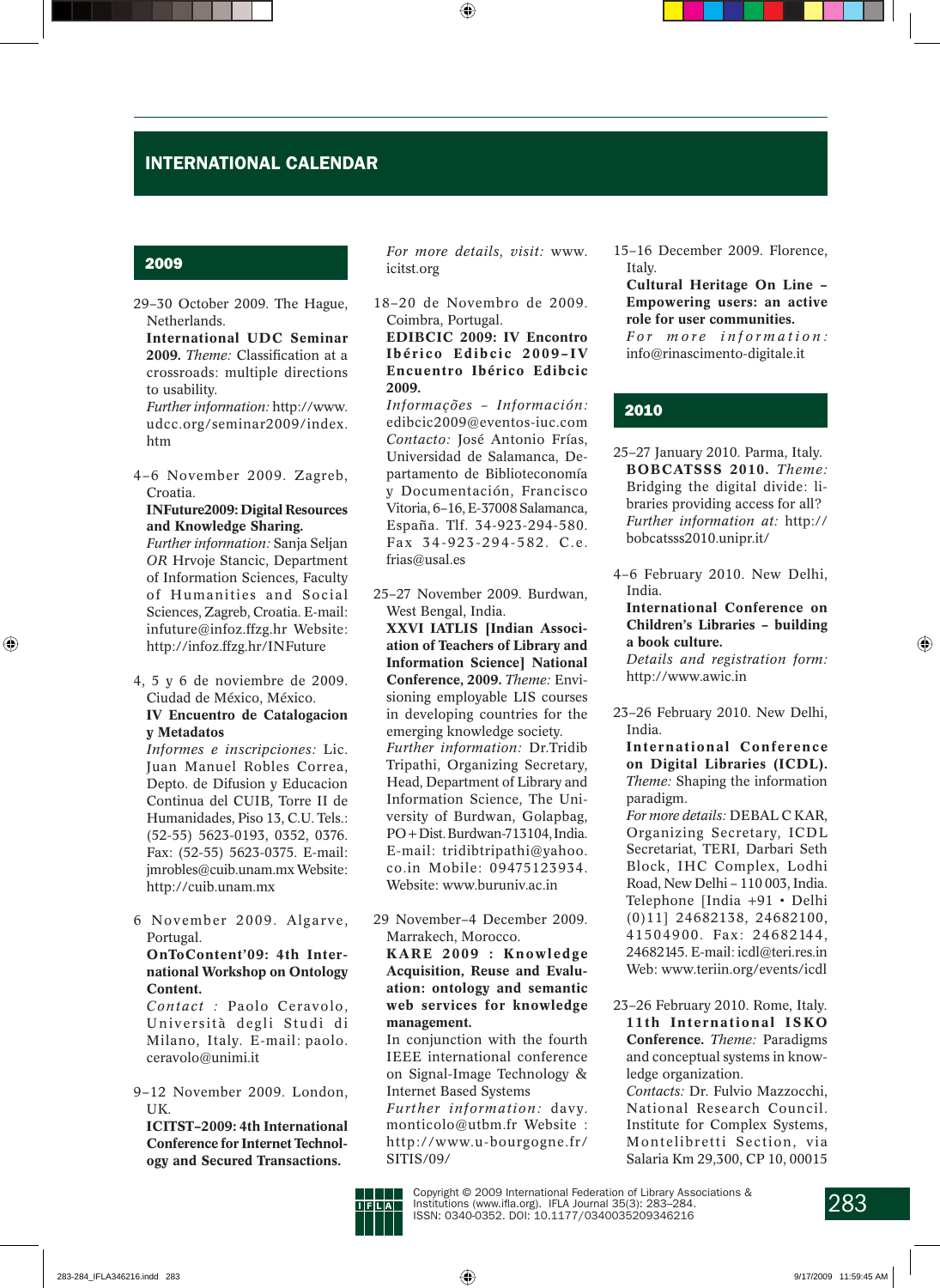# INTERNATIONAL CALENDAR

## 2009

29–30 October 2009. The Hague, Netherlands.
**International UDC Seminar 2009.** *Theme:* Classification at a crossroads: multiple directions to usability.
*Further information:* http://www.udcc.org/seminar2009/index.htm

4–6 November 2009. Zagreb, Croatia.
**INFuture2009: Digital Resources and Knowledge Sharing.**
*Further information:* Sanja Seljan *OR* Hrvoje Stancic, Department of Information Sciences, Faculty of Humanities and Social Sciences, Zagreb, Croatia. E-mail: infuture@infoz.ffzg.hr Website: http://infoz.ffzg.hr/INFuture

4, 5 y 6 de noviembre de 2009. Ciudad de México, México.
**IV Encuentro de Catalogacion y Metadatos**
*Informes e inscripciones:* Lic. Juan Manuel Robles Correa, Depto. de Difusion y Educacion Continua del CUIB, Torre II de Humanidades, Piso 13, C.U. Tels.: (52-55) 5623-0193, 0352, 0376. Fax: (52-55) 5623-0375. E-mail: jmrobles@cuib.unam.mx Website: http://cuib.unam.mx

6 November 2009. Algarve, Portugal.
**OnToContent'09: 4th International Workshop on Ontology Content.**
*Contact :* Paolo Ceravolo, Università degli Studi di Milano, Italy. E-mail: paolo.ceravolo@unimi.it

9–12 November 2009. London, UK.
**ICITST–2009: 4th International Conference for Internet Technology and Secured Transactions.**
*For more details, visit:* www.icitst.org

18–20 de Novembro de 2009. Coimbra, Portugal.
**EDIBCIC 2009: IV Encontro Ibérico Edibcic 2009–IV Encuentro Ibérico Edibcic 2009.**
*Informações – Información:* edibcic2009@eventos-iuc.com
*Contacto:* José Antonio Frías, Universidad de Salamanca, Departamento de Biblioteconomía y Documentación, Francisco Vitoria, 6–16, E-37008 Salamanca, España. Tlf. 34-923-294-580. Fax 34-923-294-582. C.e. frias@usal.es

25–27 November 2009. Burdwan, West Bengal, India.
**XXVI IATLIS [Indian Association of Teachers of Library and Information Science] National Conference, 2009.** *Theme:* Envisioning employable LIS courses in developing countries for the emerging knowledge society.
*Further information:* Dr.Tridib Tripathi, Organizing Secretary, Head, Department of Library and Information Science, The University of Burdwan, Golapbag, PO + Dist. Burdwan-713104, India. E-mail: tridibtripathi@yahoo.co.in Mobile: 09475123934. Website: www.buruniv.ac.in

29 November–4 December 2009. Marrakech, Morocco.
**KARE 2009 : Knowledge Acquisition, Reuse and Evaluation: ontology and semantic web services for knowledge management.**
In conjunction with the fourth IEEE international conference on Signal-Image Technology & Internet Based Systems
*Further information:* davy.monticolo@utbm.fr Website : http://www.u-bourgogne.fr/SITIS/09/

15–16 December 2009. Florence, Italy.
**Cultural Heritage On Line – Empowering users: an active role for user communities.**
*For more information:* info@rinascimento-digitale.it

## 2010

25–27 January 2010. Parma, Italy.
**BOBCATSSS 2010.** *Theme:* Bridging the digital divide: libraries providing access for all?
*Further information at:* http://bobcatsss2010.unipr.it/

4–6 February 2010. New Delhi, India.
**International Conference on Children's Libraries – building a book culture.**
*Details and registration form:* http://www.awic.in

23–26 February 2010. New Delhi, India.
**International Conference on Digital Libraries (ICDL).** *Theme:* Shaping the information paradigm.
*For more details:* DEBAL C KAR, Organizing Secretary, ICDL Secretariat, TERI, Darbari Seth Block, IHC Complex, Lodhi Road, New Delhi – 110 003, India. Telephone [India +91 • Delhi (0)11] 24682138, 24682100, 41504900. Fax: 24682144, 24682145. E-mail: icdl@teri.res.in Web: www.teriin.org/events/icdl

23–26 February 2010. Rome, Italy.
**11th International ISKO Conference.** *Theme:* Paradigms and conceptual systems in knowledge organization.
*Contacts:* Dr. Fulvio Mazzocchi, National Research Council. Institute for Complex Systems, Montelibretti Section, via Salaria Km 29,300, CP 10, 00015

Copyright © 2009 International Federation of Library Associations & Institutions (www.ifla.org). IFLA Journal 35(3): 283–284. ISSN: 0340-0352. DOI: 10.1177/0340035209346216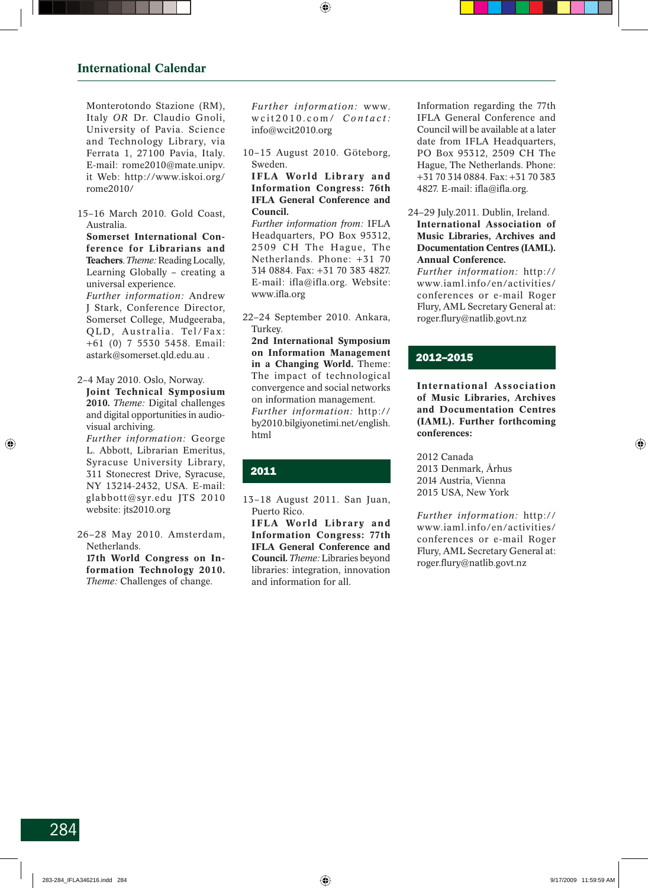## International Calendar

Monterotondo Stazione (RM), Italy *OR* Dr. Claudio Gnoli, University of Pavia. Science and Technology Library, via Ferrata 1, 27100 Pavia, Italy. E-mail: rome2010@mate.unipv.it Web: http://www.iskoi.org/rome2010/

15–16 March 2010. Gold Coast, Australia.
**Somerset International Conference for Librarians and Teachers**. *Theme:* Reading Locally, Learning Globally – creating a universal experience.
*Further information:* Andrew J Stark, Conference Director, Somerset College, Mudgeeraba, QLD, Australia. Tel/Fax: +61 (0) 7 5530 5458. Email: astark@somerset.qld.edu.au .

2–4 May 2010. Oslo, Norway.
**Joint Technical Symposium 2010.** *Theme:* Digital challenges and digital opportunities in audio-visual archiving.
*Further information:* George L. Abbott, Librarian Emeritus, Syracuse University Library, 311 Stonecrest Drive, Syracuse, NY 13214-2432, USA. E-mail: glabbott@syr.edu JTS 2010 website: jts2010.org

26–28 May 2010. Amsterdam, Netherlands.
**17th World Congress on Information Technology 2010.** *Theme:* Challenges of change.
*Further information:* www.wcit2010.com/ *Contact:* info@wcit2010.org

10–15 August 2010. Göteborg, Sweden.
**IFLA World Library and Information Congress: 76th IFLA General Conference and Council.**
*Further information from:* IFLA Headquarters, PO Box 95312, 2509 CH The Hague, The Netherlands. Phone: +31 70 314 0884. Fax: +31 70 383 4827. E-mail: ifla@ifla.org. Website: www.ifla.org

22–24 September 2010. Ankara, Turkey.
**2nd International Symposium on Information Management in a Changing World.** Theme: The impact of technological convergence and social networks on information management.
*Further information:* http://by2010.bilgiyonetimi.net/english.html

### 2011

13–18 August 2011. San Juan, Puerto Rico.
**IFLA World Library and Information Congress: 77th IFLA General Conference and Council.** *Theme:* Libraries beyond libraries: integration, innovation and information for all.
Information regarding the 77th IFLA General Conference and Council will be available at a later date from IFLA Headquarters, PO Box 95312, 2509 CH The Hague, The Netherlands. Phone: +31 70 314 0884. Fax: +31 70 383 4827. E-mail: ifla@ifla.org.

24–29 July.2011. Dublin, Ireland.
**International Association of Music Libraries, Archives and Documentation Centres (IAML). Annual Conference.**
*Further information:* http://www.iaml.info/en/activities/conferences or e-mail Roger Flury, AML Secretary General at: roger.flury@natlib.govt.nz

### 2012–2015

**International Association of Music Libraries, Archives and Documentation Centres (IAML). Further forthcoming conferences:**

2012 Canada
2013 Denmark, Århus
2014 Austria, Vienna
2015 USA, New York

*Further information:* http://www.iaml.info/en/activities/conferences or e-mail Roger Flury, AML Secretary General at: roger.flury@natlib.govt.nz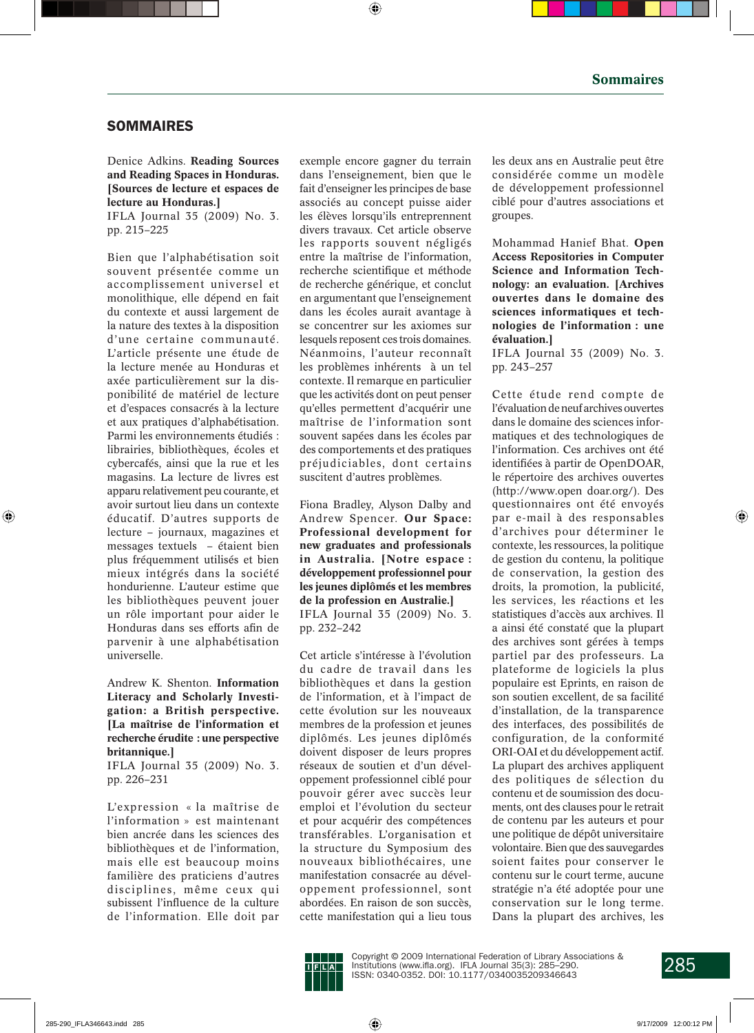# SOMMAIRES

Denice Adkins. **Reading Sources and Reading Spaces in Honduras. [Sources de lecture et espaces de lecture au Honduras.]**
IFLA Journal 35 (2009) No. 3. pp. 215–225

Bien que l'alphabétisation soit souvent présentée comme un accomplissement universel et monolithique, elle dépend en fait du contexte et aussi largement de la nature des textes à la disposition d'une certaine communauté. L'article présente une étude de la lecture menée au Honduras et axée particulièrement sur la disponibilité de matériel de lecture et d'espaces consacrés à la lecture et aux pratiques d'alphabétisation. Parmi les environnements étudiés : librairies, bibliothèques, écoles et cybercafés, ainsi que la rue et les magasins. La lecture de livres est apparu relativement peu courante, et avoir surtout lieu dans un contexte éducatif. D'autres supports de lecture – journaux, magazines et messages textuels – étaient bien plus fréquemment utilisés et bien mieux intégrés dans la société hondurienne. L'auteur estime que les bibliothèques peuvent jouer un rôle important pour aider le Honduras dans ses efforts afin de parvenir à une alphabétisation universelle.

Andrew K. Shenton. **Information Literacy and Scholarly Investigation: a British perspective. [La maîtrise de l'information et recherche érudite : une perspective britannique.]**
IFLA Journal 35 (2009) No. 3. pp. 226–231

L'expression « la maîtrise de l'information » est maintenant bien ancrée dans les sciences des bibliothèques et de l'information, mais elle est beaucoup moins familière des praticiens d'autres disciplines, même ceux qui subissent l'influence de la culture de l'information. Elle doit par exemple encore gagner du terrain dans l'enseignement, bien que le fait d'enseigner les principes de base associés au concept puisse aider les élèves lorsqu'ils entreprennent divers travaux. Cet article observe les rapports souvent négligés entre la maîtrise de l'information, recherche scientifique et méthode de recherche générique, et conclut en argumentant que l'enseignement dans les écoles aurait avantage à se concentrer sur les axiomes sur lesquels reposent ces trois domaines. Néanmoins, l'auteur reconnaît les problèmes inhérents à un tel contexte. Il remarque en particulier que les activités dont on peut penser qu'elles permettent d'acquérir une maîtrise de l'information sont souvent sapées dans les écoles par des comportements et des pratiques préjudiciables, dont certains suscitent d'autres problèmes.

Fiona Bradley, Alyson Dalby and Andrew Spencer. **Our Space: Professional development for new graduates and professionals in Australia. [Notre espace : développement professionnel pour les jeunes diplômés et les membres de la profession en Australie.]**
IFLA Journal 35 (2009) No. 3. pp. 232–242

Cet article s'intéresse à l'évolution du cadre de travail dans les bibliothèques et dans la gestion de l'information, et à l'impact de cette évolution sur les nouveaux membres de la profession et jeunes diplômés. Les jeunes diplômés doivent disposer de leurs propres réseaux de soutien et d'un développement professionnel ciblé pour pouvoir gérer avec succès leur emploi et l'évolution du secteur et pour acquérir des compétences transférables. L'organisation et la structure du Symposium des nouveaux bibliothécaires, une manifestation consacrée au développement professionnel, sont abordées. En raison de son succès, cette manifestation qui a lieu tous les deux ans en Australie peut être considérée comme un modèle de développement professionnel ciblé pour d'autres associations et groupes.

Mohammad Hanief Bhat. **Open Access Repositories in Computer Science and Information Technology: an evaluation. [Archives ouvertes dans le domaine des sciences informatiques et des technologies de l'information : une évaluation.]**
IFLA Journal 35 (2009) No. 3. pp. 243–257

Cette étude rend compte de l'évaluation de neuf archives ouvertes dans le domaine des sciences informatiques et des technologiques de l'information. Ces archives ont été identifiées à partir de OpenDOAR, le répertoire des archives ouvertes (http://www.open doar.org/). Des questionnaires ont été envoyés par e-mail à des responsables d'archives pour déterminer le contexte, les ressources, la politique de gestion du contenu, la politique de conservation, la gestion des droits, la promotion, la publicité, les services, les réactions et les statistiques d'accès aux archives. Il a ainsi été constaté que la plupart des archives sont gérées à temps partiel par des professeurs. La plateforme de logiciels la plus populaire est Eprints, en raison de son soutien excellent, de sa facilité d'installation, de la transparence des interfaces, des possibilités de configuration, de la conformité ORI-OAI et du développement actif. La plupart des archives appliquent des politiques de sélection du contenu et de soumission des documents, ont des clauses pour le retrait de contenu par les auteurs et pour une politique de dépôt universitaire volontaire. Bien que des sauvegardes soient faites pour conserver le contenu sur le court terme, aucune stratégie n'a été adoptée pour une conservation sur le long terme. Dans la plupart des archives, les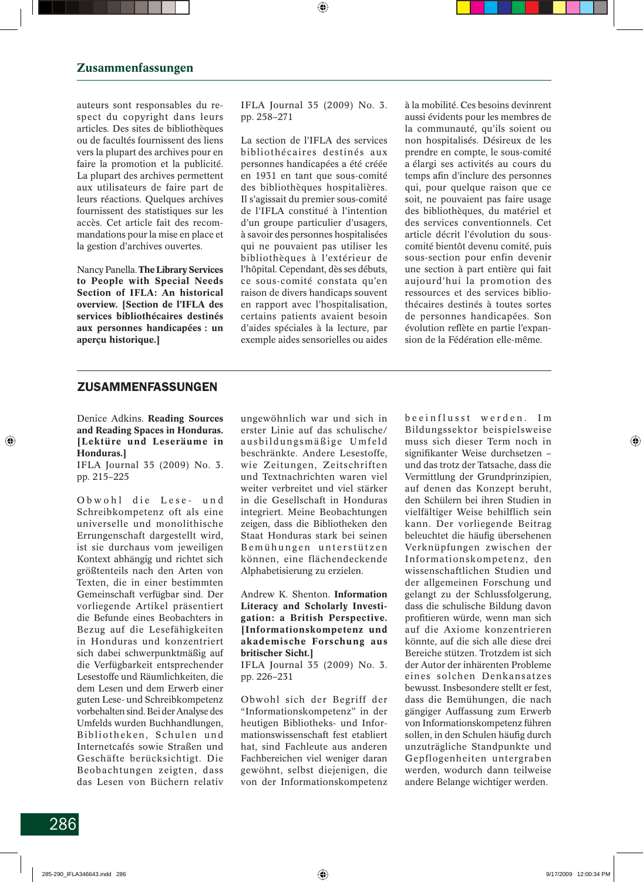auteurs sont responsables du respect du copyright dans leurs articles. Des sites de bibliothèques ou de facultés fournissent des liens vers la plupart des archives pour en faire la promotion et la publicité. La plupart des archives permettent aux utilisateurs de faire part de leurs réactions. Quelques archives fournissent des statistiques sur les accès. Cet article fait des recommandations pour la mise en place et la gestion d'archives ouvertes.

Nancy Panella. **The Library Services to People with Special Needs Section of IFLA: An historical overview. [Section de l'IFLA des services bibliothécaires destinés aux personnes handicapées : un aperçu historique.]**
IFLA Journal 35 (2009) No. 3. pp. 258–271

La section de l'IFLA des services bibliothécaires destinés aux personnes handicapées a été créée en 1931 en tant que sous-comité des bibliothèques hospitalières. Il s'agissait du premier sous-comité de l'IFLA constitué à l'intention d'un groupe particulier d'usagers, à savoir des personnes hospitalisées qui ne pouvaient pas utiliser les bibliothèques à l'extérieur de l'hôpital. Cependant, dès ses débuts, ce sous-comité constata qu'en raison de divers handicaps souvent en rapport avec l'hospitalisation, certains patients avaient besoin d'aides spéciales à la lecture, par exemple aides sensorielles ou aides à la mobilité. Ces besoins devinrent aussi évidents pour les membres de la communauté, qu'ils soient ou non hospitalisés. Désireux de les prendre en compte, le sous-comité a élargi ses activités au cours du temps afin d'inclure des personnes qui, pour quelque raison que ce soit, ne pouvaient pas faire usage des bibliothèques, du matériel et des services conventionnels. Cet article décrit l'évolution du sous-comité bientôt devenu comité, puis sous-section pour enfin devenir une section à part entière qui fait aujourd'hui la promotion des ressources et des services bibliothécaires destinés à toutes sortes de personnes handicapées. Son évolution reflète en partie l'expansion de la Fédération elle-même.

## ZUSAMMENFASSUNGEN

Denice Adkins. **Reading Sources and Reading Spaces in Honduras. [Lektüre und Leseräume in Honduras.]**
IFLA Journal 35 (2009) No. 3. pp. 215–225

Obwohl die Lese- und Schreibkompetenz oft als eine universelle und monolithische Errungenschaft dargestellt wird, ist sie durchaus vom jeweiligen Kontext abhängig und richtet sich größtenteils nach den Arten von Texten, die in einer bestimmten Gemeinschaft verfügbar sind. Der vorliegende Artikel präsentiert die Befunde eines Beobachters in Bezug auf die Lesefähigkeiten in Honduras und konzentriert sich dabei schwerpunktmäßig auf die Verfügbarkeit entsprechender Lesestoffe und Räumlichkeiten, die dem Lesen und dem Erwerb einer guten Lese- und Schreibkompetenz vorbehalten sind. Bei der Analyse des Umfelds wurden Buchhandlungen, Bibliotheken, Schulen und Internetcafés sowie Straßen und Geschäfte berücksichtigt. Die Beobachtungen zeigten, dass das Lesen von Büchern relativ ungewöhnlich war und sich in erster Linie auf das schulische/ausbildungsmäßige Umfeld beschränkte. Andere Lesestoffe, wie Zeitungen, Zeitschriften und Textnachrichten waren viel weiter verbreitet und viel stärker in die Gesellschaft in Honduras integriert. Meine Beobachtungen zeigen, dass die Bibliotheken den Staat Honduras stark bei seinen Bemühungen unterstützen können, eine flächendeckende Alphabetisierung zu erzielen.

Andrew K. Shenton. **Information Literacy and Scholarly Investigation: a British Perspective. [Informationskompetenz und akademische Forschung aus britischer Sicht.]**
IFLA Journal 35 (2009) No. 3. pp. 226–231

Obwohl sich der Begriff der "Informationskompetenz" in der heutigen Bibliotheks- und Informationswissenschaft fest etabliert hat, sind Fachleute aus anderen Fachbereichen viel weniger daran gewöhnt, selbst diejenigen, die von der Informationskompetenz beeinflusst werden. Im Bildungssektor beispielsweise muss sich dieser Term noch in signifikanter Weise durchsetzen – und das trotz der Tatsache, dass die Vermittlung der Grundprinzipien, auf denen das Konzept beruht, den Schülern bei ihren Studien in vielfältiger Weise behilflich sein kann. Der vorliegende Beitrag beleuchtet die häufig übersehenen Verknüpfungen zwischen der Informationskompetenz, den wissenschaftlichen Studien und der allgemeinen Forschung und gelangt zu der Schlussfolgerung, dass die schulische Bildung davon profitieren würde, wenn man sich auf die Axiome konzentrieren könnte, auf die sich alle diese drei Bereiche stützen. Trotzdem ist sich der Autor der inhärenten Probleme eines solchen Denkansatzes bewusst. Insbesondere stellt er fest, dass die Bemühungen, die nach gängiger Auffassung zum Erwerb von Informationskompetenz führen sollen, in den Schulen häufig durch unzuträgliche Standpunkte und Gepflogenheiten untergraben werden, wodurch dann teilweise andere Belange wichtiger werden.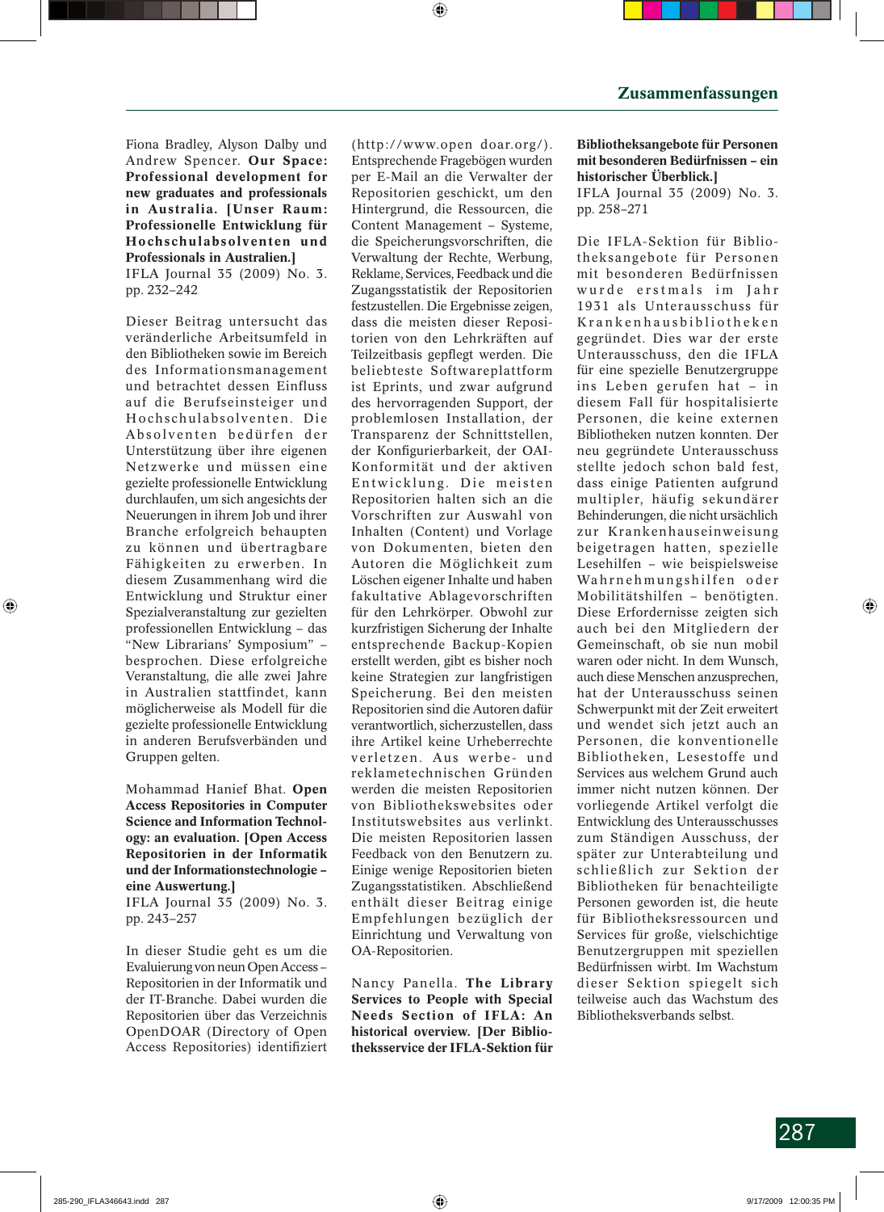## Zusammenfassungen

Fiona Bradley, Alyson Dalby und Andrew Spencer. **Our Space: Professional development for new graduates and professionals in Australia. [Unser Raum: Professionelle Entwicklung für Hochschulabsolventen und Professionals in Australien.]**
IFLA Journal 35 (2009) No. 3. pp. 232–242

Dieser Beitrag untersucht das veränderliche Arbeitsumfeld in den Bibliotheken sowie im Bereich des Informationsmanagement und betrachtet dessen Einfluss auf die Berufseinsteiger und Hochschulabsolventen. Die Absolventen bedürfen der Unterstützung über ihre eigenen Netzwerke und müssen eine gezielte professionelle Entwicklung durchlaufen, um sich angesichts der Neuerungen in ihrem Job und ihrer Branche erfolgreich behaupten zu können und übertragbare Fähigkeiten zu erwerben. In diesem Zusammenhang wird die Entwicklung und Struktur einer Spezialveranstaltung zur gezielten professionellen Entwicklung – das "New Librarians' Symposium" – besprochen. Diese erfolgreiche Veranstaltung, die alle zwei Jahre in Australien stattfindet, kann möglicherweise als Modell für die gezielte professionelle Entwicklung in anderen Berufsverbänden und Gruppen gelten.

Mohammad Hanief Bhat. **Open Access Repositories in Computer Science and Information Technology: an evaluation. [Open Access Repositorien in der Informatik und der Informationstechnologie – eine Auswertung.]**
IFLA Journal 35 (2009) No. 3. pp. 243–257

In dieser Studie geht es um die Evaluierung von neun Open Access – Repositorien in der Informatik und der IT-Branche. Dabei wurden die Repositorien über das Verzeichnis OpenDOAR (Directory of Open Access Repositories) identifiziert (http://www.open doar.org/). Entsprechende Fragebögen wurden per E-Mail an die Verwalter der Repositorien geschickt, um den Hintergrund, die Ressourcen, die Content Management – Systeme, die Speicherungsvorschriften, die Verwaltung der Rechte, Werbung, Reklame, Services, Feedback und die Zugangsstatistik der Repositorien festzustellen. Die Ergebnisse zeigen, dass die meisten dieser Repositorien von den Lehrkräften auf Teilzeitbasis gepflegt werden. Die beliebteste Softwareplattform ist Eprints, und zwar aufgrund des hervorragenden Support, der problemlosen Installation, der Transparenz der Schnittstellen, der Konfigurierbarkeit, der OAI-Konformität und der aktiven Entwicklung. Die meisten Repositorien halten sich an die Vorschriften zur Auswahl von Inhalten (Content) und Vorlage von Dokumenten, bieten den Autoren die Möglichkeit zum Löschen eigener Inhalte und haben fakultative Ablagevorschriften für den Lehrkörper. Obwohl zur kurzfristigen Sicherung der Inhalte entsprechende Backup-Kopien erstellt werden, gibt es bisher noch keine Strategien zur langfristigen Speicherung. Bei den meisten Repositorien sind die Autoren dafür verantwortlich, sicherzustellen, dass ihre Artikel keine Urheberrechte verletzen. Aus werbe- und reklametechnischen Gründen werden die meisten Repositorien von Bibliothekswebsites oder Institutswebsites aus verlinkt. Die meisten Repositorien lassen Feedback von den Benutzern zu. Einige wenige Repositorien bieten Zugangsstatistiken. Abschließend enthält dieser Beitrag einige Empfehlungen bezüglich der Einrichtung und Verwaltung von OA-Repositorien.

Nancy Panella. **The Library Services to People with Special Needs Section of IFLA: An historical overview. [Der Bibliotheksservice der IFLA-Sektion für Bibliotheksangebote für Personen mit besonderen Bedürfnissen – ein historischer Überblick.]**
IFLA Journal 35 (2009) No. 3. pp. 258–271

Die IFLA-Sektion für Bibliotheksangebote für Personen mit besonderen Bedürfnissen wurde erstmals im Jahr 1931 als Unterausschuss für Krankenhausbibliotheken gegründet. Dies war der erste Unterausschuss, den die IFLA für eine spezielle Benutzergruppe ins Leben gerufen hat – in diesem Fall für hospitalisierte Personen, die keine externen Bibliotheken nutzen konnten. Der neu gegründete Unterausschuss stellte jedoch schon bald fest, dass einige Patienten aufgrund multipler, häufig sekundärer Behinderungen, die nicht ursächlich zur Krankenhauseinweisung beigetragen hatten, spezielle Lesehilfen – wie beispielsweise Wahrnehmungshilfen oder Mobilitätshilfen – benötigten. Diese Erfordernisse zeigten sich auch bei den Mitgliedern der Gemeinschaft, ob sie nun mobil waren oder nicht. In dem Wunsch, auch diese Menschen anzusprechen, hat der Unterausschuss seinen Schwerpunkt mit der Zeit erweitert und wendet sich jetzt auch an Personen, die konventionelle Bibliotheken, Lesestoffe und Services aus welchem Grund auch immer nicht nutzen können. Der vorliegende Artikel verfolgt die Entwicklung des Unterausschusses zum Ständigen Ausschuss, der später zur Unterabteilung und schließlich zur Sektion der Bibliotheken für benachteiligte Personen geworden ist, die heute für Bibliotheksressourcen und Services für große, vielschichtige Benutzergruppen mit speziellen Bedürfnissen wirbt. Im Wachstum dieser Sektion spiegelt sich teilweise auch das Wachstum des Bibliotheksverbands selbst.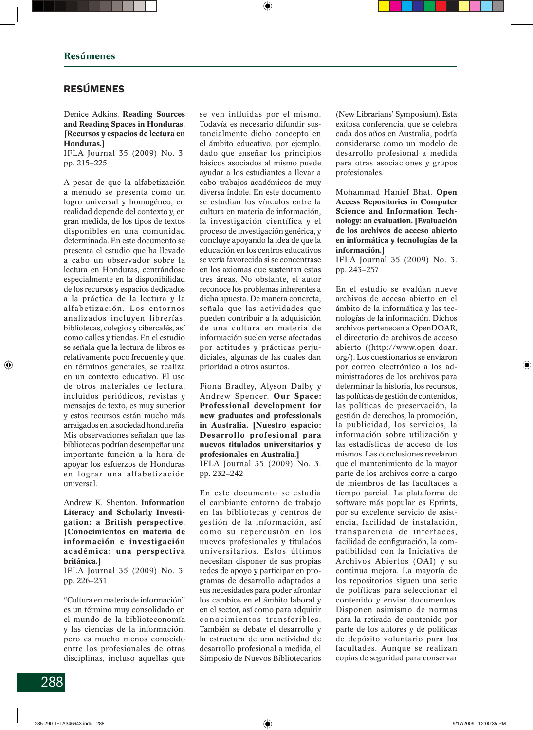## RESÚMENES

Denice Adkins. **Reading Sources and Reading Spaces in Honduras. [Recursos y espacios de lectura en Honduras.]**
IFLA Journal 35 (2009) No. 3. pp. 215–225

A pesar de que la alfabetización a menudo se presenta como un logro universal y homogéneo, en realidad depende del contexto y, en gran medida, de los tipos de textos disponibles en una comunidad determinada. En este documento se presenta el estudio que ha llevado a cabo un observador sobre la lectura en Honduras, centrándose especialmente en la disponibilidad de los recursos y espacios dedicados a la práctica de la lectura y la alfabetización. Los entornos analizados incluyen librerías, bibliotecas, colegios y cibercafés, así como calles y tiendas. En el estudio se señala que la lectura de libros es relativamente poco frecuente y que, en términos generales, se realiza en un contexto educativo. El uso de otros materiales de lectura, incluidos periódicos, revistas y mensajes de texto, es muy superior y estos recursos están mucho más arraigados en la sociedad hondureña. Mis observaciones señalan que las bibliotecas podrían desempeñar una importante función a la hora de apoyar los esfuerzos de Honduras en lograr una alfabetización universal.

Andrew K. Shenton. **Information Literacy and Scholarly Investigation: a British perspective. [Conocimientos en materia de información e investigación académica: una perspectiva británica.]**
IFLA Journal 35 (2009) No. 3. pp. 226–231

"Cultura en materia de información" es un término muy consolidado en el mundo de la biblioteconomía y las ciencias de la información, pero es mucho menos conocido entre los profesionales de otras disciplinas, incluso aquellas que se ven influidas por el mismo. Todavía es necesario difundir sustancialmente dicho concepto en el ámbito educativo, por ejemplo, dado que enseñar los principios básicos asociados al mismo puede ayudar a los estudiantes a llevar a cabo trabajos académicos de muy diversa índole. En este documento se estudian los vínculos entre la cultura en materia de información, la investigación científica y el proceso de investigación genérica, y concluye apoyando la idea de que la educación en los centros educativos se vería favorecida si se concentrase en los axiomas que sustentan estas tres áreas. No obstante, el autor reconoce los problemas inherentes a dicha apuesta. De manera concreta, señala que las actividades que pueden contribuir a la adquisición de una cultura en materia de información suelen verse afectadas por actitudes y prácticas perjudiciales, algunas de las cuales dan prioridad a otros asuntos.

Fiona Bradley, Alyson Dalby y Andrew Spencer. **Our Space: Professional development for new graduates and professionals in Australia. [Nuestro espacio: Desarrollo profesional para nuevos titulados universitarios y profesionales en Australia.]**
IFLA Journal 35 (2009) No. 3. pp. 232–242

En este documento se estudia el cambiante entorno de trabajo en las bibliotecas y centros de gestión de la información, así como su repercusión en los nuevos profesionales y titulados universitarios. Estos últimos necesitan disponer de sus propias redes de apoyo y participar en programas de desarrollo adaptados a sus necesidades para poder afrontar los cambios en el ámbito laboral y en el sector, así como para adquirir conocimientos transferibles. También se debate el desarrollo y la estructura de una actividad de desarrollo profesional a medida, el Simposio de Nuevos Bibliotecarios (New Librarians' Symposium). Esta exitosa conferencia, que se celebra cada dos años en Australia, podría considerarse como un modelo de desarrollo profesional a medida para otras asociaciones y grupos profesionales.

Mohammad Hanief Bhat. **Open Access Repositories in Computer Science and Information Technology: an evaluation. [Evaluación de los archivos de acceso abierto en informática y tecnologías de la información.]**
IFLA Journal 35 (2009) No. 3. pp. 243–257

En el estudio se evalúan nueve archivos de acceso abierto en el ámbito de la informática y las tecnologías de la información. Dichos archivos pertenecen a OpenDOAR, el directorio de archivos de acceso abierto ((http://www.open doar.org/). Los cuestionarios se enviaron por correo electrónico a los administradores de los archivos para determinar la historia, los recursos, las políticas de gestión de contenidos, las políticas de preservación, la gestión de derechos, la promoción, la publicidad, los servicios, la información sobre utilización y las estadísticas de acceso de los mismos. Las conclusiones revelaron que el mantenimiento de la mayor parte de los archivos corre a cargo de miembros de las facultades a tiempo parcial. La plataforma de software más popular es Eprints, por su excelente servicio de asistencia, facilidad de instalación, transparencia de interfaces, facilidad de configuración, la compatibilidad con la Iniciativa de Archivos Abiertos (OAI) y su continua mejora. La mayoría de los repositorios siguen una serie de políticas para seleccionar el contenido y enviar documentos. Disponen asimismo de normas para la retirada de contenido por parte de los autores y de políticas de depósito voluntario para las facultades. Aunque se realizan copias de seguridad para conservar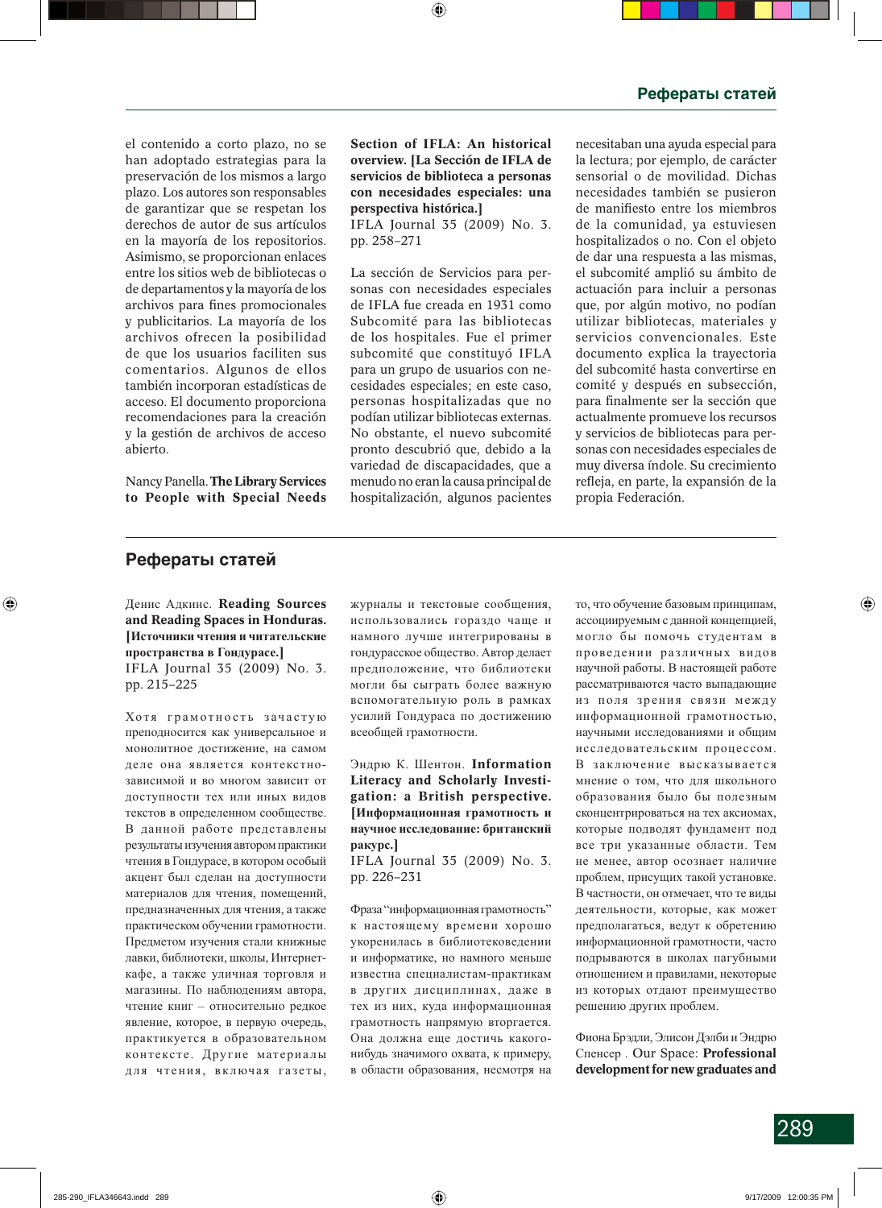el contenido a corto plazo, no se han adoptado estrategias para la preservación de los mismos a largo plazo. Los autores son responsables de garantizar que se respetan los derechos de autor de sus artículos en la mayoría de los repositorios. Asimismo, se proporcionan enlaces entre los sitios web de bibliotecas o de departamentos y la mayoría de los archivos para fines promocionales y publicitarios. La mayoría de los archivos ofrecen la posibilidad de que los usuarios faciliten sus comentarios. Algunos de ellos también incorporan estadísticas de acceso. El documento proporciona recomendaciones para la creación y la gestión de archivos de acceso abierto.

Nancy Panella. **The Library Services to People with Special Needs Section of IFLA: An historical overview. [La Sección de IFLA de servicios de biblioteca a personas con necesidades especiales: una perspectiva histórica.]**
IFLA Journal 35 (2009) No. 3. pp. 258–271

La sección de Servicios para personas con necesidades especiales de IFLA fue creada en 1931 como Subcomité para las bibliotecas de los hospitales. Fue el primer subcomité que constituyó IFLA para un grupo de usuarios con necesidades especiales; en este caso, personas hospitalizadas que no podían utilizar bibliotecas externas. No obstante, el nuevo subcomité pronto descubrió que, debido a la variedad de discapacidades, que a menudo no eran la causa principal de hospitalización, algunos pacientes necesitaban una ayuda especial para la lectura; por ejemplo, de carácter sensorial o de movilidad. Dichas necesidades también se pusieron de manifiesto entre los miembros de la comunidad, ya estuviesen hospitalizados o no. Con el objeto de dar una respuesta a las mismas, el subcomité amplió su ámbito de actuación para incluir a personas que, por algún motivo, no podían utilizar bibliotecas, materiales y servicios convencionales. Este documento explica la trayectoria del subcomité hasta convertirse en comité y después en subsección, para finalmente ser la sección que actualmente promueve los recursos y servicios de bibliotecas para personas con necesidades especiales de muy diversa índole. Su crecimiento refleja, en parte, la expansión de la propia Federación.

## Рефераты статей

Денис Адкинс. **Reading Sources and Reading Spaces in Honduras. [Источники чтения и читательские пространства в Гондурасе.]**
IFLA Journal 35 (2009) No. 3. pp. 215–225

Хотя грамотность зачастую преподносится как универсальное и монолитное достижение, на самом деле она является контекстно-зависимой и во многом зависит от доступности тех или иных видов текстов в определенном сообществе. В данной работе представлены результаты изучения автором практики чтения в Гондурасе, в котором особый акцент был сделан на доступности материалов для чтения, помещений, предназначенных для чтения, а также практическом обучении грамотности. Предметом изучения стали книжные лавки, библиотеки, школы, Интернет-кафе, а также уличная торговля и магазины. По наблюдениям автора, чтение книг – относительно редкое явление, которое, в первую очередь, практикуется в образовательном контексте. Другие материалы для чтения, включая газеты, журналы и текстовые сообщения, использовались гораздо чаще и намного лучше интегрированы в гондурасское общество. Автор делает предположение, что библиотеки могли бы сыграть более важную вспомогательную роль в рамках усилий Гондураса по достижению всеобщей грамотности.

Эндрю К. Шентон. **Information Literacy and Scholarly Investigation: a British perspective. [Информационная грамотность и научное исследование: британский ракурс.]**
IFLA Journal 35 (2009) No. 3. pp. 226–231

Фраза "информационная грамотность" к настоящему времени хорошо укоренилась в библиотековедении и информатике, но намного меньше известна специалистам-практикам в других дисциплинах, даже в тех из них, куда информационная грамотность напрямую вторгается. Она должна еще достичь какого-нибудь значимого охвата, к примеру, в области образования, несмотря на то, что обучение базовым принципам, ассоциируемым с данной концепцией, могло бы помочь студентам в проведении различных видов научной работы. В настоящей работе рассматриваются часто выпадающие из поля зрения связи между информационной грамотностью, научными исследованиями и общим исследовательским процессом. В заключение высказывается мнение о том, что для школьного образования было бы полезным сконцентрироваться на тех аксиомах, которые подводят фундамент под все три указанные области. Тем не менее, автор осознает наличие проблем, присущих такой установке. В частности, он отмечает, что те виды деятельности, которые, как может предполагаться, ведут к обретению информационной грамотности, часто подрываются в школах пагубными отношением и правилами, некоторые из которых отдают преимущество решению других проблем.

Фиона Брэдли, Элисон Дэлби и Эндрю Спенсер . Our Space: **Professional development for new graduates and**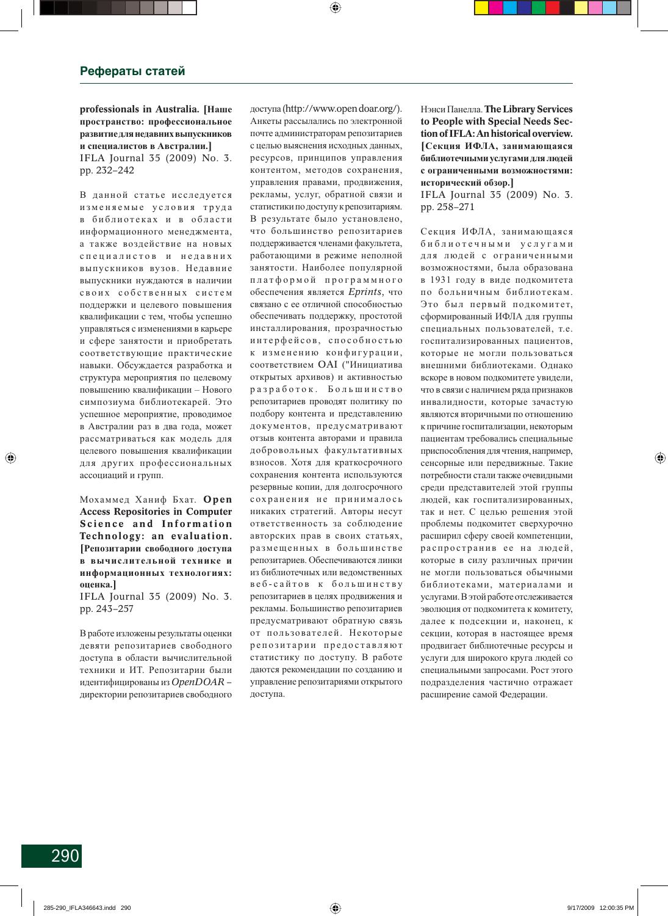## Рефераты статей

**professionals in Australia. [Наше пространство: профессиональное развитие для недавних выпускников и специалистов в Австралии.]**
IFLA Journal 35 (2009) No. 3. pp. 232–242

В данной статье исследуется изменяемые условия труда в библиотеках и в области информационного менеджмента, а также воздействие на новых специалистов и недавних выпускников вузов. Недавние выпускники нуждаются в наличии своих собственных систем поддержки и целевого повышения квалификации с тем, чтобы успешно управляться с изменениями в карьере и сфере занятости и приобретать соответствующие практические навыки. Обсуждается разработка и структура мероприятия по целевому повышению квалификации – Нового симпозиума библиотекарей. Это успешное мероприятие, проводимое в Австралии раз в два года, может рассматриваться как модель для целевого повышения квалификации для других профессиональных ассоциаций и групп.

Мохаммед Ханиф Бхат. **Open Access Repositories in Computer Science and Information Technology: an evaluation. [Репозитарии свободного доступа в вычислительной технике и информационных технологиях: оценка.]**
IFLA Journal 35 (2009) No. 3. pp. 243–257

В работе изложены результаты оценки девяти репозитариев свободного доступа в области вычислительной техники и ИТ. Репозитарии были идентифицированы из *OpenDOAR* – директории репозитариев свободного доступа (http://www.opendoar.org/). Анкеты рассылались по электронной почте администраторам репозитариев с целью выяснения исходных данных, ресурсов, принципов управления контентом, методов сохранения, управления правами, продвижения, рекламы, услуг, обратной связи и статистики по доступу к репозитариям. В результате было установлено, что большинство репозитариев поддерживается членами факультета, работающими в режиме неполной занятости. Наиболее популярной платформой программного обеспечения является *Eprints*, что связано с ее отличной способностью обеспечивать поддержку, простотой инсталлирования, прозрачностью интерфейсов, способностью к изменению конфигурации, соответствием OAI ("Инициатива открытых архивов) и активностью разработок. Большинство репозитариев проводят политику по подбору контента и представлению документов, предусматривают отзыв контента авторами и правила добровольных факультативных взносов. Хотя для краткосрочного сохранения контента используются резервные копии, для долгосрочного сохранения не принималось никаких стратегий. Авторы несут ответственность за соблюдение авторских прав в своих статьях, размещенных в большинстве репозитариев. Обеспечиваются линки из библиотечных или ведомственных веб-сайтов к большинству репозитариев в целях продвижения и рекламы. Большинство репозитариев предусматривают обратную связь от пользователей. Некоторые репозитарии предоставляют статистику по доступу. В работе даются рекомендации по созданию и управление репозитариями открытого доступа.

Нэнси Панелла. **The Library Services to People with Special Needs Section of IFLA: An historical overview. [Секция ИФЛА, занимающаяся библиотечными услугами для людей с ограниченными возможностями: исторический обзор.]**
IFLA Journal 35 (2009) No. 3. pp. 258–271

Секция ИФЛА, занимающаяся библиотечными услугами для людей с ограниченными возможностями, была образована в 1931 году в виде подкомитета по больничным библиотекам. Это был первый подкомитет, сформированный ИФЛА для группы специальных пользователей, т.е. госпитализированных пациентов, которые не могли пользоваться внешними библиотеками. Однако вскоре в новом подкомитете увидели, что в связи с наличием ряда признаков инвалидности, которые зачастую являются вторичными по отношению к причине госпитализации, некоторым пациентам требовались специальные приспособления для чтения, например, сенсорные или передвижные. Такие потребности стали также очевидными среди представителей этой группы людей, как госпитализированных, так и нет. С целью решения этой проблемы подкомитет сверхсрочно расширил сферу своей компетенции, распространив ее на людей, которые в силу различных причин не могли пользоваться обычными библиотеками, материалами и услугами. В этой работе отслеживается эволюция от подкомитета к комитету, далее к подсекции и, наконец, к секции, которая в настоящее время продвигает библиотечные ресурсы и услуги для широкого круга людей со специальными запросами. Рост этого подразделения частично отражает расширение самой Федерации.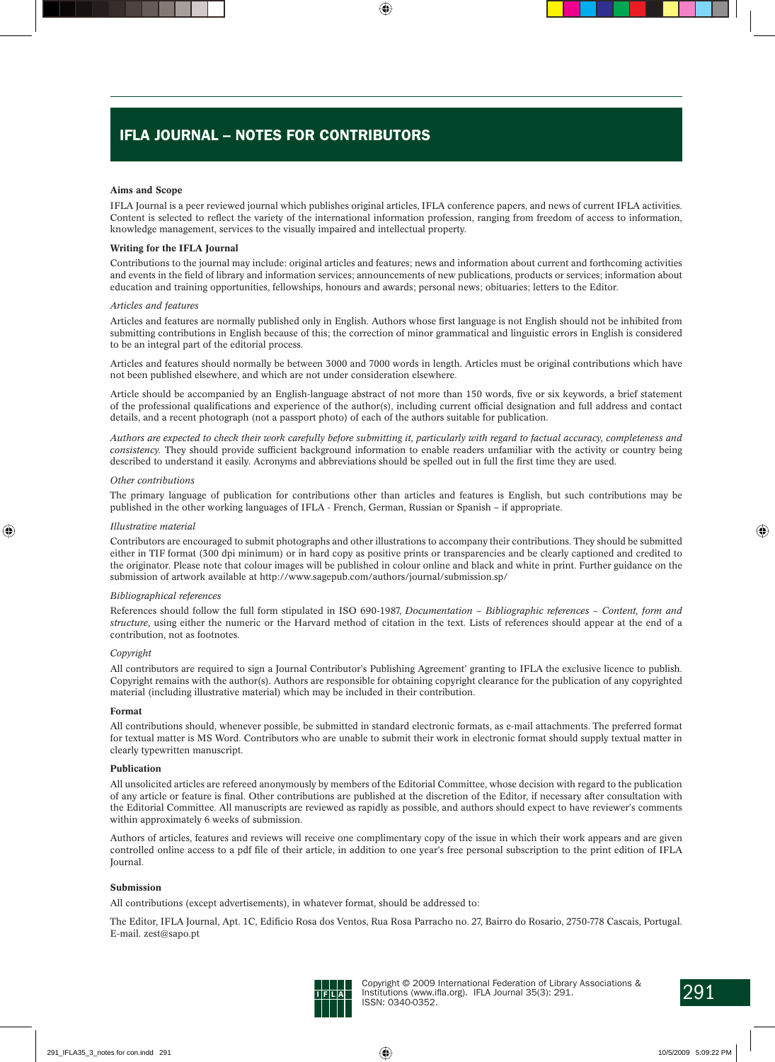# IFLA JOURNAL – NOTES FOR CONTRIBUTORS

**Aims and Scope**

IFLA Journal is a peer reviewed journal which publishes original articles, IFLA conference papers, and news of current IFLA activities. Content is selected to reflect the variety of the international information profession, ranging from freedom of access to information, knowledge management, services to the visually impaired and intellectual property.

**Writing for the IFLA Journal**

Contributions to the journal may include: original articles and features; news and information about current and forthcoming activities and events in the field of library and information services; announcements of new publications, products or services; information about education and training opportunities, fellowships, honours and awards; personal news; obituaries; letters to the Editor.

*Articles and features*

Articles and features are normally published only in English. Authors whose first language is not English should not be inhibited from submitting contributions in English because of this; the correction of minor grammatical and linguistic errors in English is considered to be an integral part of the editorial process.

Articles and features should normally be between 3000 and 7000 words in length. Articles must be original contributions which have not been published elsewhere, and which are not under consideration elsewhere.

Article should be accompanied by an English-language abstract of not more than 150 words, five or six keywords, a brief statement of the professional qualifications and experience of the author(s), including current official designation and full address and contact details, and a recent photograph (not a passport photo) of each of the authors suitable for publication.

*Authors are expected to check their work carefully before submitting it, particularly with regard to factual accuracy, completeness and consistency.* They should provide sufficient background information to enable readers unfamiliar with the activity or country being described to understand it easily. Acronyms and abbreviations should be spelled out in full the first time they are used.

*Other contributions*

The primary language of publication for contributions other than articles and features is English, but such contributions may be published in the other working languages of IFLA - French, German, Russian or Spanish – if appropriate.

*Illustrative material*

Contributors are encouraged to submit photographs and other illustrations to accompany their contributions. They should be submitted either in TIF format (300 dpi minimum) or in hard copy as positive prints or transparencies and be clearly captioned and credited to the originator. Please note that colour images will be published in colour online and black and white in print. Further guidance on the submission of artwork available at http://www.sagepub.com/authors/journal/submission.sp/

*Bibliographical references*

References should follow the full form stipulated in ISO 690-1987, *Documentation – Bibliographic references – Content, form and structure*, using either the numeric or the Harvard method of citation in the text. Lists of references should appear at the end of a contribution, not as footnotes.

*Copyright*

All contributors are required to sign a Journal Contributor's Publishing Agreement' granting to IFLA the exclusive licence to publish. Copyright remains with the author(s). Authors are responsible for obtaining copyright clearance for the publication of any copyrighted material (including illustrative material) which may be included in their contribution.

**Format**

All contributions should, whenever possible, be submitted in standard electronic formats, as e-mail attachments. The preferred format for textual matter is MS Word. Contributors who are unable to submit their work in electronic format should supply textual matter in clearly typewritten manuscript.

**Publication**

All unsolicited articles are refereed anonymously by members of the Editorial Committee, whose decision with regard to the publication of any article or feature is final. Other contributions are published at the discretion of the Editor, if necessary after consultation with the Editorial Committee. All manuscripts are reviewed as rapidly as possible, and authors should expect to have reviewer's comments within approximately 6 weeks of submission.

Authors of articles, features and reviews will receive one complimentary copy of the issue in which their work appears and are given controlled online access to a pdf file of their article, in addition to one year's free personal subscription to the print edition of IFLA Journal.

**Submission**

All contributions (except advertisements), in whatever format, should be addressed to:

The Editor, IFLA Journal, Apt. 1C, Edificio Rosa dos Ventos, Rua Rosa Parracho no. 27, Bairro do Rosario, 2750-778 Cascais, Portugal. E-mail. zest@sapo.pt

Copyright © 2009 International Federation of Library Associations & Institutions (www.ifla.org). IFLA Journal 35(3): 291. ISSN: 0340-0352.